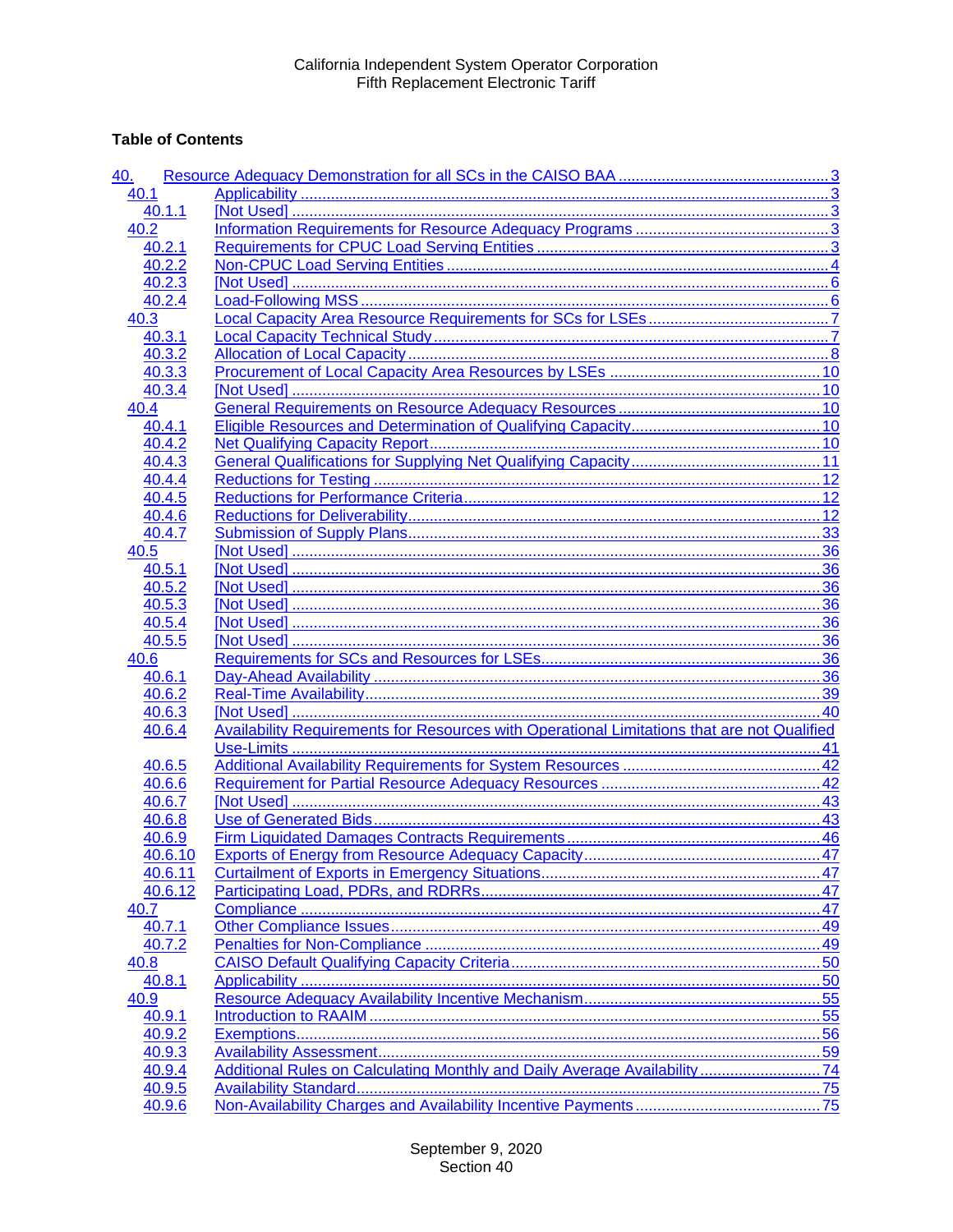California Independent System Operator Corporation
Fifth Replacement Electronic Tariff

**Table of Contents**

40. Resource Adequacy Demonstration for all SCs in the CAISO BAA ..... 3
- 40.1 Applicability ..... 3
  - 40.1.1 [Not Used] ..... 3
- 40.2 Information Requirements for Resource Adequacy Programs ..... 3
  - 40.2.1 Requirements for CPUC Load Serving Entities ..... 3
  - 40.2.2 Non-CPUC Load Serving Entities ..... 4
  - 40.2.3 [Not Used] ..... 6
  - 40.2.4 Load-Following MSS ..... 6
- 40.3 Local Capacity Area Resource Requirements for SCs for LSEs ..... 7
  - 40.3.1 Local Capacity Technical Study ..... 7
  - 40.3.2 Allocation of Local Capacity ..... 8
  - 40.3.3 Procurement of Local Capacity Area Resources by LSEs ..... 10
  - 40.3.4 [Not Used] ..... 10
- 40.4 General Requirements on Resource Adequacy Resources ..... 10
  - 40.4.1 Eligible Resources and Determination of Qualifying Capacity ..... 10
  - 40.4.2 Net Qualifying Capacity Report ..... 10
  - 40.4.3 General Qualifications for Supplying Net Qualifying Capacity ..... 11
  - 40.4.4 Reductions for Testing ..... 12
  - 40.4.5 Reductions for Performance Criteria ..... 12
  - 40.4.6 Reductions for Deliverability ..... 12
  - 40.4.7 Submission of Supply Plans ..... 33
- 40.5 [Not Used] ..... 36
  - 40.5.1 [Not Used] ..... 36
  - 40.5.2 [Not Used] ..... 36
  - 40.5.3 [Not Used] ..... 36
  - 40.5.4 [Not Used] ..... 36
  - 40.5.5 [Not Used] ..... 36
- 40.6 Requirements for SCs and Resources for LSEs ..... 36
  - 40.6.1 Day-Ahead Availability ..... 36
  - 40.6.2 Real-Time Availability ..... 39
  - 40.6.3 [Not Used] ..... 40
  - 40.6.4 Availability Requirements for Resources with Operational Limitations that are not Qualified Use-Limits ..... 41
  - 40.6.5 Additional Availability Requirements for System Resources ..... 42
  - 40.6.6 Requirement for Partial Resource Adequacy Resources ..... 42
  - 40.6.7 [Not Used] ..... 43
  - 40.6.8 Use of Generated Bids ..... 43
  - 40.6.9 Firm Liquidated Damages Contracts Requirements ..... 46
  - 40.6.10 Exports of Energy from Resource Adequacy Capacity ..... 47
  - 40.6.11 Curtailment of Exports in Emergency Situations ..... 47
  - 40.6.12 Participating Load, PDRs, and RDRRs ..... 47
- 40.7 Compliance ..... 47
  - 40.7.1 Other Compliance Issues ..... 49
  - 40.7.2 Penalties for Non-Compliance ..... 49
- 40.8 CAISO Default Qualifying Capacity Criteria ..... 50
  - 40.8.1 Applicability ..... 50
- 40.9 Resource Adequacy Availability Incentive Mechanism ..... 55
  - 40.9.1 Introduction to RAAIM ..... 55
  - 40.9.2 Exemptions ..... 56
  - 40.9.3 Availability Assessment ..... 59
  - 40.9.4 Additional Rules on Calculating Monthly and Daily Average Availability ..... 74
  - 40.9.5 Availability Standard ..... 75
  - 40.9.6 Non-Availability Charges and Availability Incentive Payments ..... 75

September 9, 2020
Section 40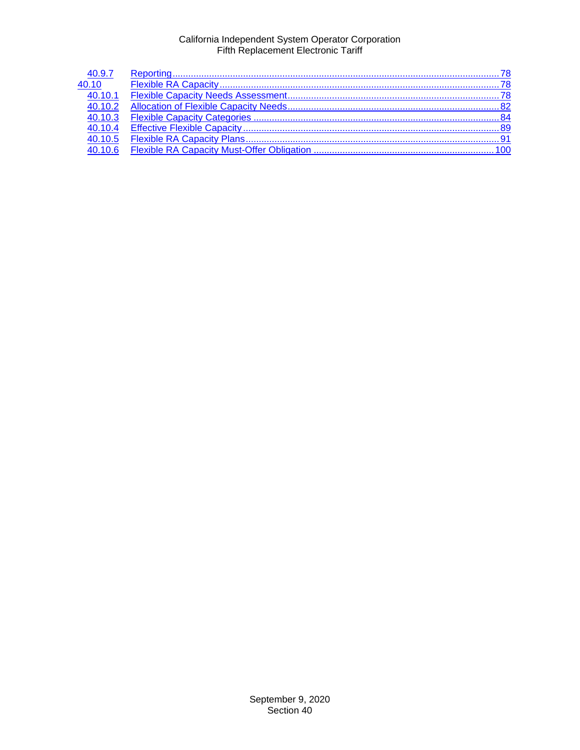| | | |
|---|---|---|
| 40.9.7 | Reporting | 78 |
| 40.10 | Flexible RA Capacity | 78 |
| 40.10.1 | Flexible Capacity Needs Assessment | 78 |
| 40.10.2 | Allocation of Flexible Capacity Needs | 82 |
| 40.10.3 | Flexible Capacity Categories | 84 |
| 40.10.4 | Effective Flexible Capacity | 89 |
| 40.10.5 | Flexible RA Capacity Plans | 91 |
| 40.10.6 | Flexible RA Capacity Must-Offer Obligation | 100 |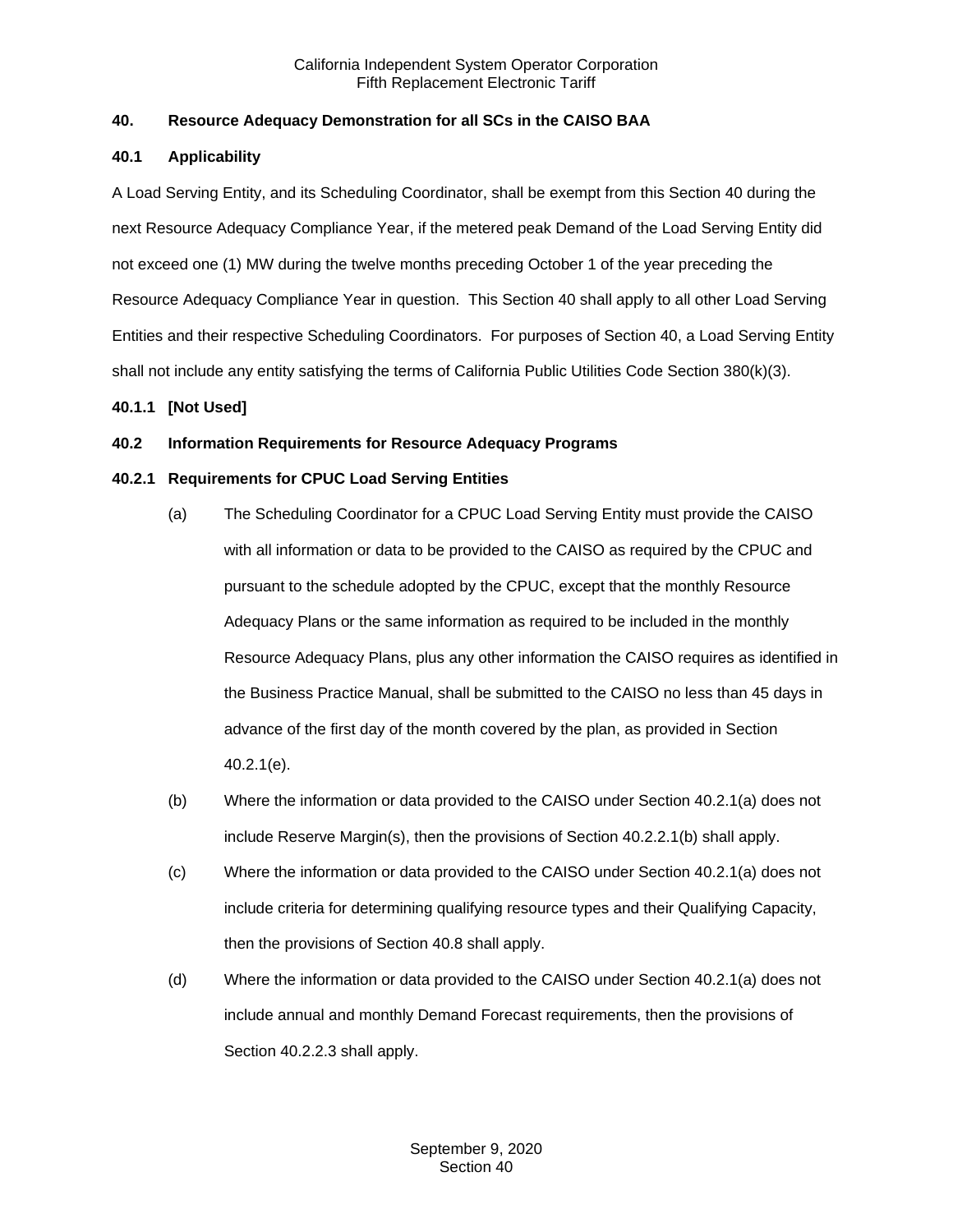## 40. Resource Adequacy Demonstration for all SCs in the CAISO BAA

### 40.1 Applicability

A Load Serving Entity, and its Scheduling Coordinator, shall be exempt from this Section 40 during the next Resource Adequacy Compliance Year, if the metered peak Demand of the Load Serving Entity did not exceed one (1) MW during the twelve months preceding October 1 of the year preceding the Resource Adequacy Compliance Year in question. This Section 40 shall apply to all other Load Serving Entities and their respective Scheduling Coordinators. For purposes of Section 40, a Load Serving Entity shall not include any entity satisfying the terms of California Public Utilities Code Section 380(k)(3).

#### 40.1.1 [Not Used]

### 40.2 Information Requirements for Resource Adequacy Programs

#### 40.2.1 Requirements for CPUC Load Serving Entities

(a) The Scheduling Coordinator for a CPUC Load Serving Entity must provide the CAISO with all information or data to be provided to the CAISO as required by the CPUC and pursuant to the schedule adopted by the CPUC, except that the monthly Resource Adequacy Plans or the same information as required to be included in the monthly Resource Adequacy Plans, plus any other information the CAISO requires as identified in the Business Practice Manual, shall be submitted to the CAISO no less than 45 days in advance of the first day of the month covered by the plan, as provided in Section 40.2.1(e).

(b) Where the information or data provided to the CAISO under Section 40.2.1(a) does not include Reserve Margin(s), then the provisions of Section 40.2.2.1(b) shall apply.

(c) Where the information or data provided to the CAISO under Section 40.2.1(a) does not include criteria for determining qualifying resource types and their Qualifying Capacity, then the provisions of Section 40.8 shall apply.

(d) Where the information or data provided to the CAISO under Section 40.2.1(a) does not include annual and monthly Demand Forecast requirements, then the provisions of Section 40.2.2.3 shall apply.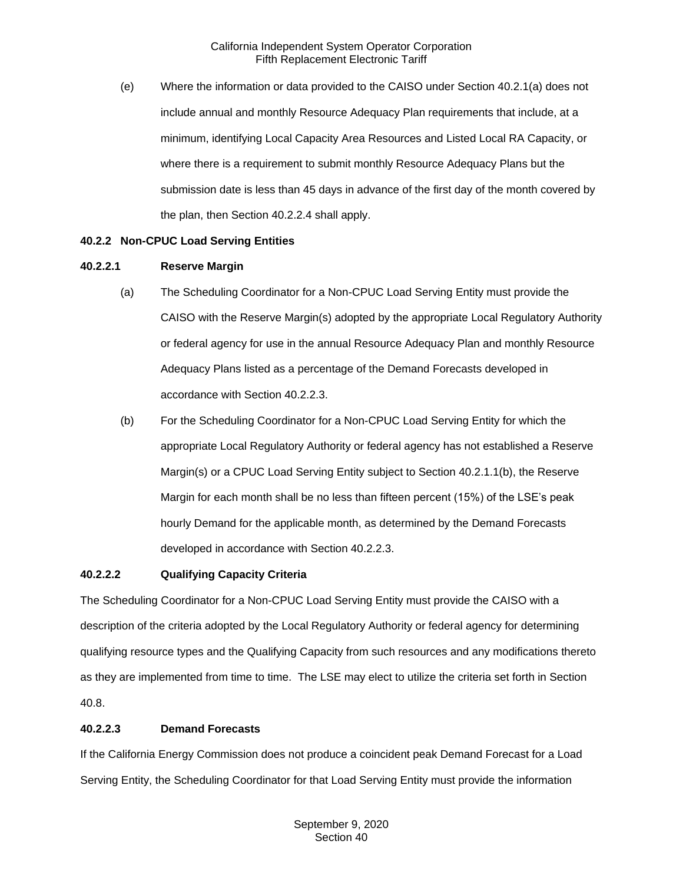(e) Where the information or data provided to the CAISO under Section 40.2.1(a) does not include annual and monthly Resource Adequacy Plan requirements that include, at a minimum, identifying Local Capacity Area Resources and Listed Local RA Capacity, or where there is a requirement to submit monthly Resource Adequacy Plans but the submission date is less than 45 days in advance of the first day of the month covered by the plan, then Section 40.2.2.4 shall apply.

### 40.2.2 Non-CPUC Load Serving Entities

#### 40.2.2.1 Reserve Margin

(a) The Scheduling Coordinator for a Non-CPUC Load Serving Entity must provide the CAISO with the Reserve Margin(s) adopted by the appropriate Local Regulatory Authority or federal agency for use in the annual Resource Adequacy Plan and monthly Resource Adequacy Plans listed as a percentage of the Demand Forecasts developed in accordance with Section 40.2.2.3.

(b) For the Scheduling Coordinator for a Non-CPUC Load Serving Entity for which the appropriate Local Regulatory Authority or federal agency has not established a Reserve Margin(s) or a CPUC Load Serving Entity subject to Section 40.2.1.1(b), the Reserve Margin for each month shall be no less than fifteen percent (15%) of the LSE's peak hourly Demand for the applicable month, as determined by the Demand Forecasts developed in accordance with Section 40.2.2.3.

#### 40.2.2.2 Qualifying Capacity Criteria

The Scheduling Coordinator for a Non-CPUC Load Serving Entity must provide the CAISO with a description of the criteria adopted by the Local Regulatory Authority or federal agency for determining qualifying resource types and the Qualifying Capacity from such resources and any modifications thereto as they are implemented from time to time. The LSE may elect to utilize the criteria set forth in Section 40.8.

#### 40.2.2.3 Demand Forecasts

If the California Energy Commission does not produce a coincident peak Demand Forecast for a Load Serving Entity, the Scheduling Coordinator for that Load Serving Entity must provide the information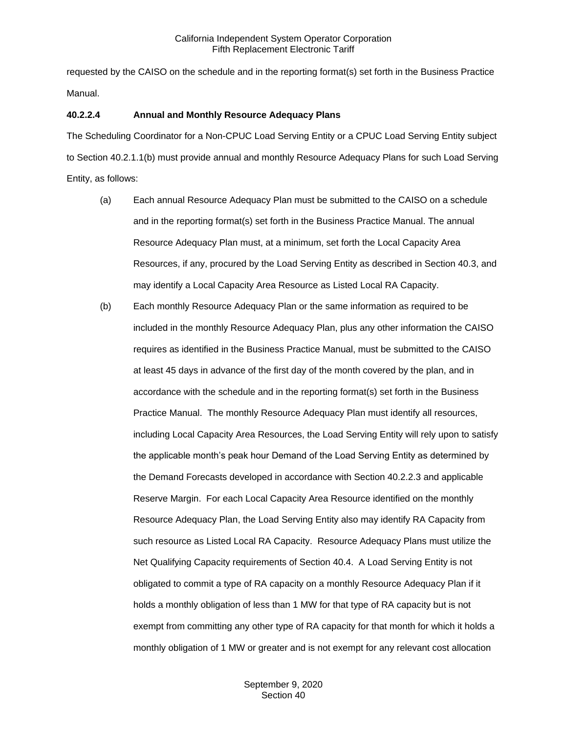requested by the CAISO on the schedule and in the reporting format(s) set forth in the Business Practice Manual.

**40.2.2.4 Annual and Monthly Resource Adequacy Plans**

The Scheduling Coordinator for a Non-CPUC Load Serving Entity or a CPUC Load Serving Entity subject to Section 40.2.1.1(b) must provide annual and monthly Resource Adequacy Plans for such Load Serving Entity, as follows:

(a) Each annual Resource Adequacy Plan must be submitted to the CAISO on a schedule and in the reporting format(s) set forth in the Business Practice Manual. The annual Resource Adequacy Plan must, at a minimum, set forth the Local Capacity Area Resources, if any, procured by the Load Serving Entity as described in Section 40.3, and may identify a Local Capacity Area Resource as Listed Local RA Capacity.

(b) Each monthly Resource Adequacy Plan or the same information as required to be included in the monthly Resource Adequacy Plan, plus any other information the CAISO requires as identified in the Business Practice Manual, must be submitted to the CAISO at least 45 days in advance of the first day of the month covered by the plan, and in accordance with the schedule and in the reporting format(s) set forth in the Business Practice Manual. The monthly Resource Adequacy Plan must identify all resources, including Local Capacity Area Resources, the Load Serving Entity will rely upon to satisfy the applicable month's peak hour Demand of the Load Serving Entity as determined by the Demand Forecasts developed in accordance with Section 40.2.2.3 and applicable Reserve Margin. For each Local Capacity Area Resource identified on the monthly Resource Adequacy Plan, the Load Serving Entity also may identify RA Capacity from such resource as Listed Local RA Capacity. Resource Adequacy Plans must utilize the Net Qualifying Capacity requirements of Section 40.4. A Load Serving Entity is not obligated to commit a type of RA capacity on a monthly Resource Adequacy Plan if it holds a monthly obligation of less than 1 MW for that type of RA capacity but is not exempt from committing any other type of RA capacity for that month for which it holds a monthly obligation of 1 MW or greater and is not exempt for any relevant cost allocation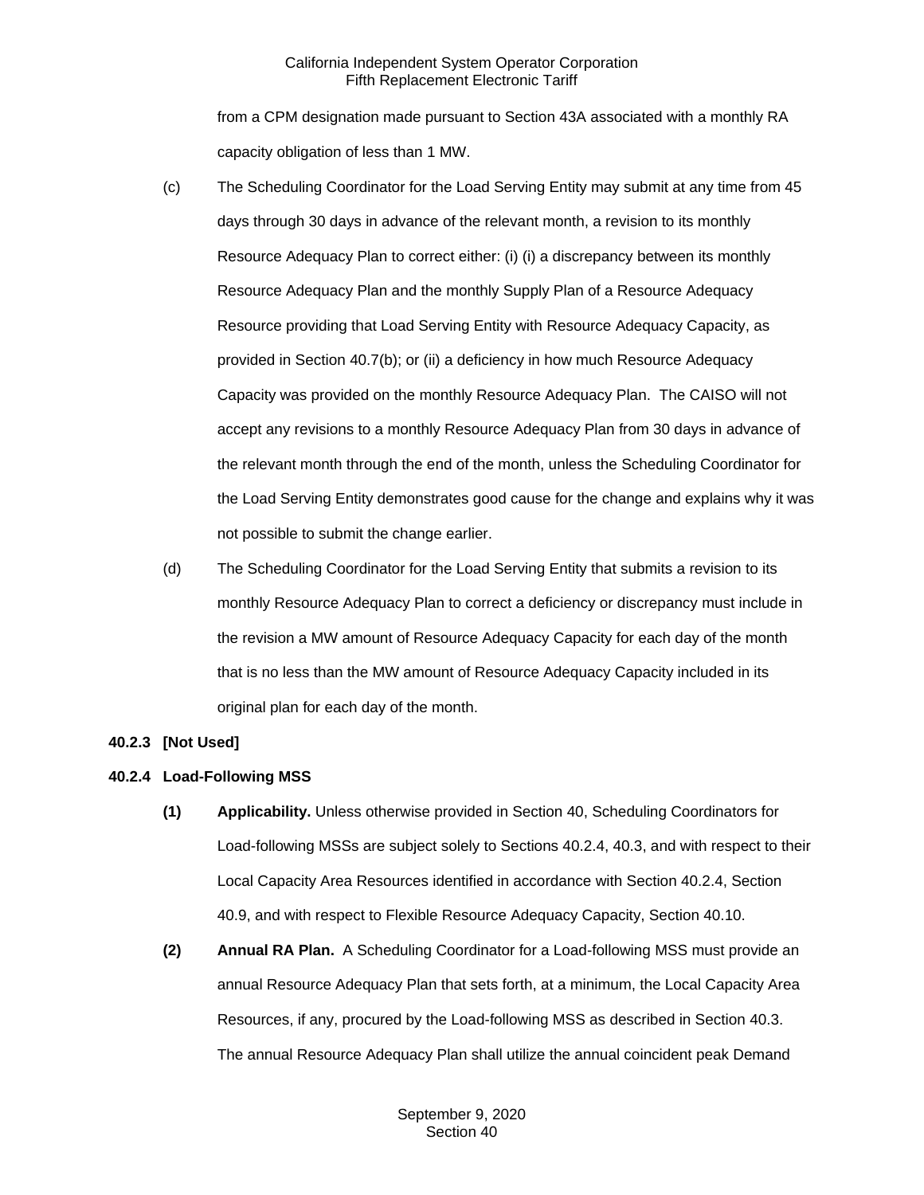from a CPM designation made pursuant to Section 43A associated with a monthly RA capacity obligation of less than 1 MW.

(c) The Scheduling Coordinator for the Load Serving Entity may submit at any time from 45 days through 30 days in advance of the relevant month, a revision to its monthly Resource Adequacy Plan to correct either: (i) (i) a discrepancy between its monthly Resource Adequacy Plan and the monthly Supply Plan of a Resource Adequacy Resource providing that Load Serving Entity with Resource Adequacy Capacity, as provided in Section 40.7(b); or (ii) a deficiency in how much Resource Adequacy Capacity was provided on the monthly Resource Adequacy Plan. The CAISO will not accept any revisions to a monthly Resource Adequacy Plan from 30 days in advance of the relevant month through the end of the month, unless the Scheduling Coordinator for the Load Serving Entity demonstrates good cause for the change and explains why it was not possible to submit the change earlier.

(d) The Scheduling Coordinator for the Load Serving Entity that submits a revision to its monthly Resource Adequacy Plan to correct a deficiency or discrepancy must include in the revision a MW amount of Resource Adequacy Capacity for each day of the month that is no less than the MW amount of Resource Adequacy Capacity included in its original plan for each day of the month.

**40.2.3 [Not Used]**

**40.2.4 Load-Following MSS**

**(1) Applicability.** Unless otherwise provided in Section 40, Scheduling Coordinators for Load-following MSSs are subject solely to Sections 40.2.4, 40.3, and with respect to their Local Capacity Area Resources identified in accordance with Section 40.2.4, Section 40.9, and with respect to Flexible Resource Adequacy Capacity, Section 40.10.

**(2) Annual RA Plan.** A Scheduling Coordinator for a Load-following MSS must provide an annual Resource Adequacy Plan that sets forth, at a minimum, the Local Capacity Area Resources, if any, procured by the Load-following MSS as described in Section 40.3. The annual Resource Adequacy Plan shall utilize the annual coincident peak Demand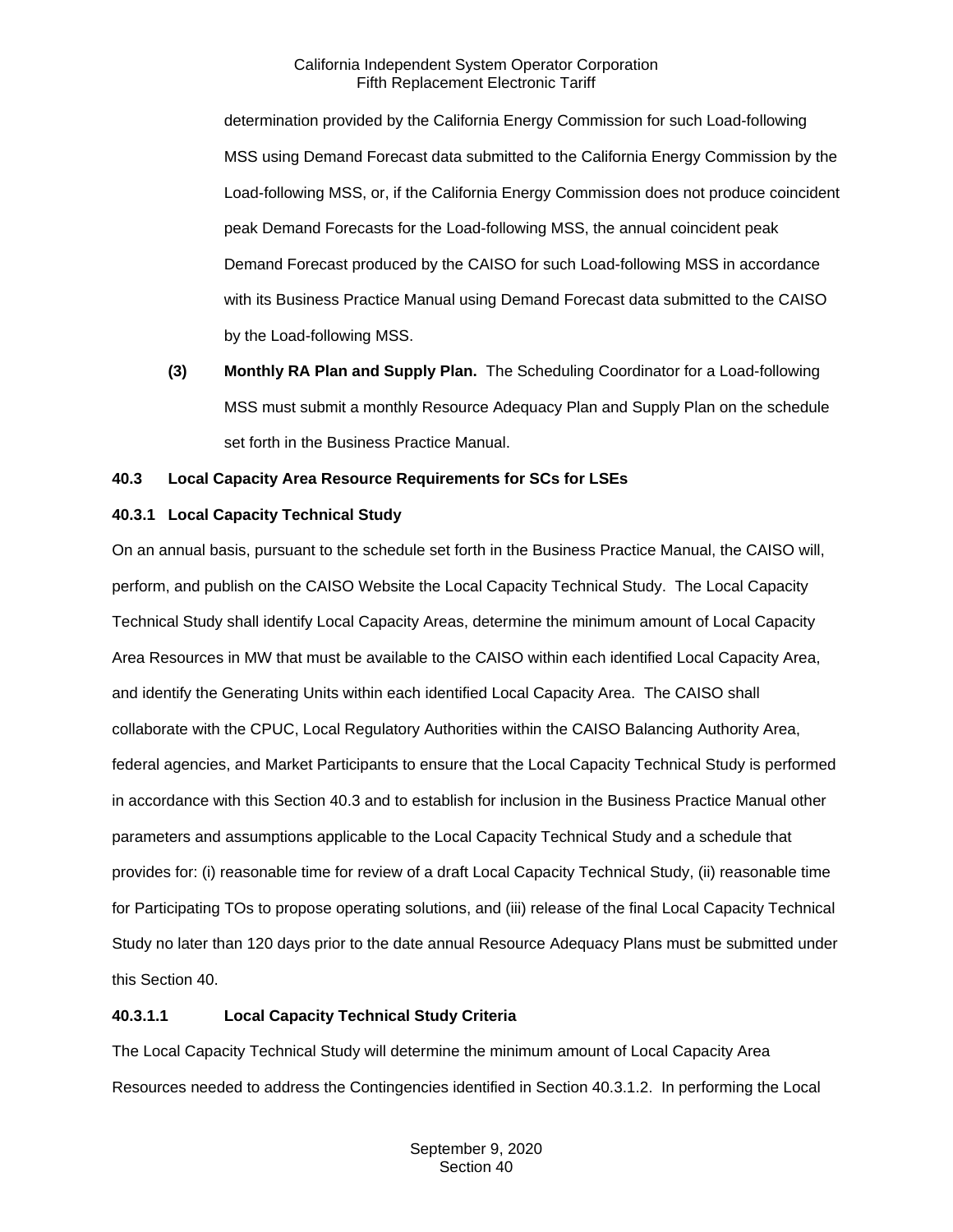determination provided by the California Energy Commission for such Load-following MSS using Demand Forecast data submitted to the California Energy Commission by the Load-following MSS, or, if the California Energy Commission does not produce coincident peak Demand Forecasts for the Load-following MSS, the annual coincident peak Demand Forecast produced by the CAISO for such Load-following MSS in accordance with its Business Practice Manual using Demand Forecast data submitted to the CAISO by the Load-following MSS.

**(3) Monthly RA Plan and Supply Plan.** The Scheduling Coordinator for a Load-following MSS must submit a monthly Resource Adequacy Plan and Supply Plan on the schedule set forth in the Business Practice Manual.

### 40.3 Local Capacity Area Resource Requirements for SCs for LSEs

#### 40.3.1 Local Capacity Technical Study

On an annual basis, pursuant to the schedule set forth in the Business Practice Manual, the CAISO will, perform, and publish on the CAISO Website the Local Capacity Technical Study. The Local Capacity Technical Study shall identify Local Capacity Areas, determine the minimum amount of Local Capacity Area Resources in MW that must be available to the CAISO within each identified Local Capacity Area, and identify the Generating Units within each identified Local Capacity Area. The CAISO shall collaborate with the CPUC, Local Regulatory Authorities within the CAISO Balancing Authority Area, federal agencies, and Market Participants to ensure that the Local Capacity Technical Study is performed in accordance with this Section 40.3 and to establish for inclusion in the Business Practice Manual other parameters and assumptions applicable to the Local Capacity Technical Study and a schedule that provides for: (i) reasonable time for review of a draft Local Capacity Technical Study, (ii) reasonable time for Participating TOs to propose operating solutions, and (iii) release of the final Local Capacity Technical Study no later than 120 days prior to the date annual Resource Adequacy Plans must be submitted under this Section 40.

##### 40.3.1.1 Local Capacity Technical Study Criteria

The Local Capacity Technical Study will determine the minimum amount of Local Capacity Area Resources needed to address the Contingencies identified in Section 40.3.1.2. In performing the Local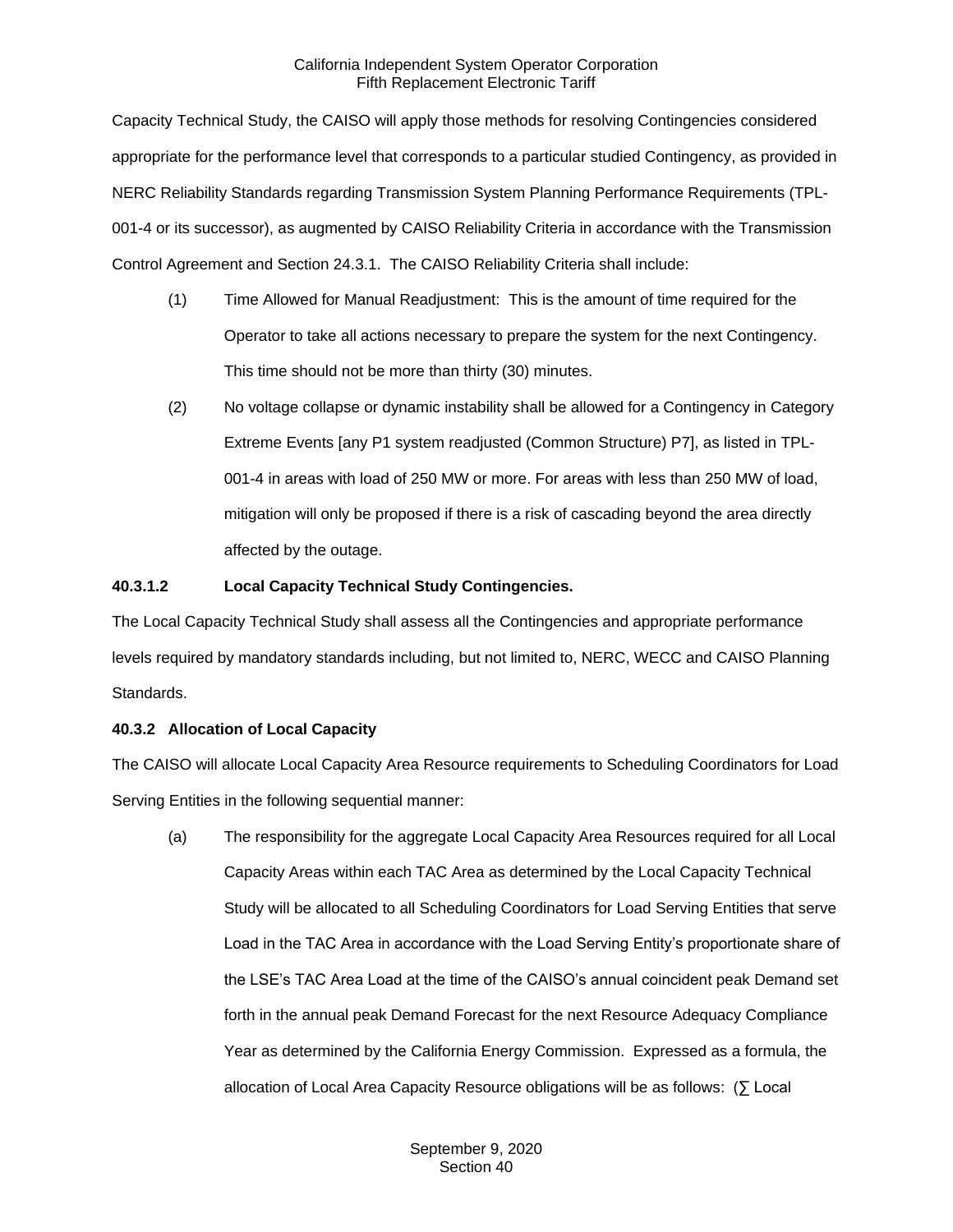Capacity Technical Study, the CAISO will apply those methods for resolving Contingencies considered appropriate for the performance level that corresponds to a particular studied Contingency, as provided in NERC Reliability Standards regarding Transmission System Planning Performance Requirements (TPL-001-4 or its successor), as augmented by CAISO Reliability Criteria in accordance with the Transmission Control Agreement and Section 24.3.1. The CAISO Reliability Criteria shall include:

(1) Time Allowed for Manual Readjustment: This is the amount of time required for the Operator to take all actions necessary to prepare the system for the next Contingency. This time should not be more than thirty (30) minutes.

(2) No voltage collapse or dynamic instability shall be allowed for a Contingency in Category Extreme Events [any P1 system readjusted (Common Structure) P7], as listed in TPL-001-4 in areas with load of 250 MW or more. For areas with less than 250 MW of load, mitigation will only be proposed if there is a risk of cascading beyond the area directly affected by the outage.

**40.3.1.2 Local Capacity Technical Study Contingencies.**

The Local Capacity Technical Study shall assess all the Contingencies and appropriate performance levels required by mandatory standards including, but not limited to, NERC, WECC and CAISO Planning Standards.

**40.3.2 Allocation of Local Capacity**

The CAISO will allocate Local Capacity Area Resource requirements to Scheduling Coordinators for Load Serving Entities in the following sequential manner:

(a) The responsibility for the aggregate Local Capacity Area Resources required for all Local Capacity Areas within each TAC Area as determined by the Local Capacity Technical Study will be allocated to all Scheduling Coordinators for Load Serving Entities that serve Load in the TAC Area in accordance with the Load Serving Entity's proportionate share of the LSE's TAC Area Load at the time of the CAISO's annual coincident peak Demand set forth in the annual peak Demand Forecast for the next Resource Adequacy Compliance Year as determined by the California Energy Commission. Expressed as a formula, the allocation of Local Area Capacity Resource obligations will be as follows: (∑ Local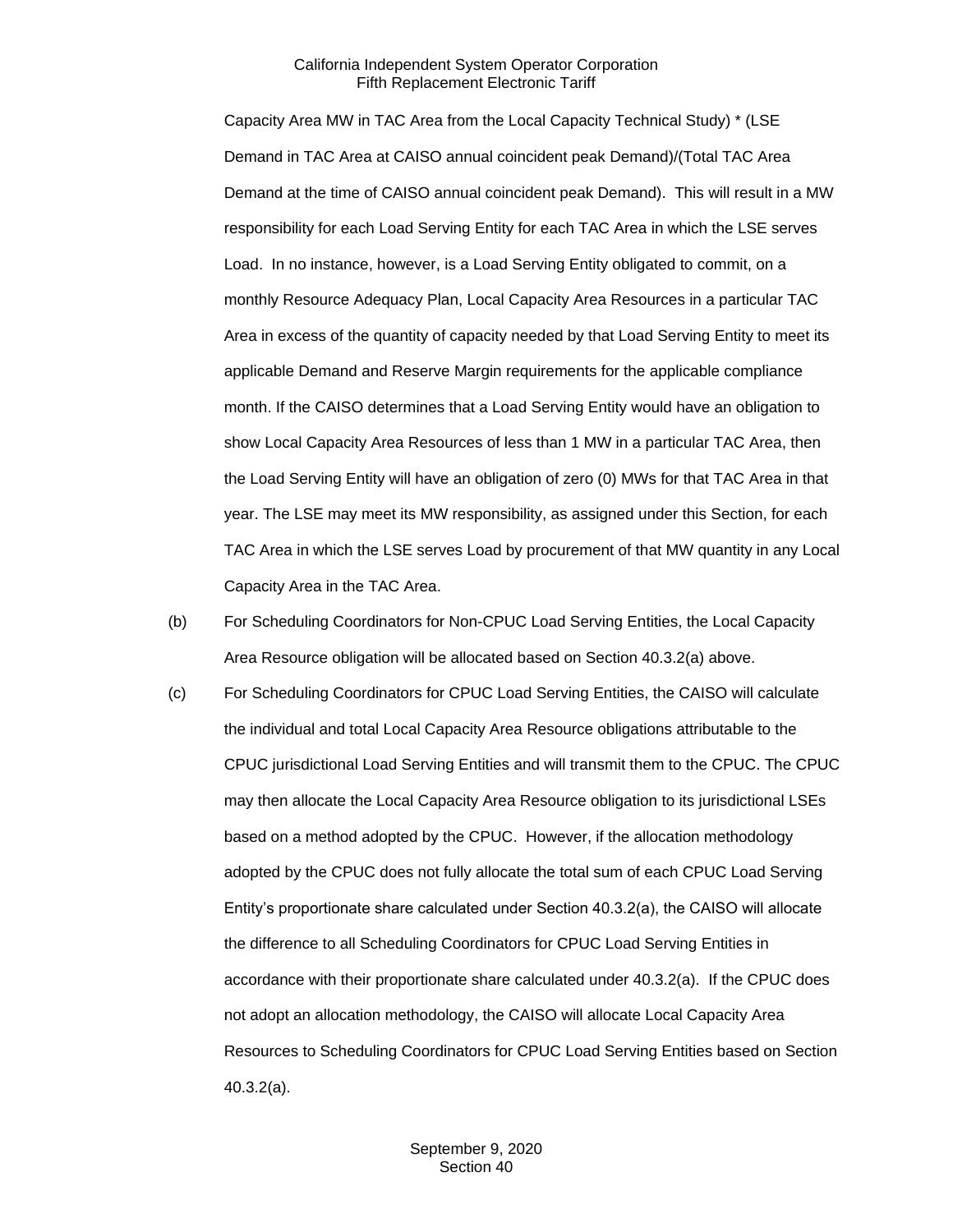Capacity Area MW in TAC Area from the Local Capacity Technical Study) * (LSE Demand in TAC Area at CAISO annual coincident peak Demand)/(Total TAC Area Demand at the time of CAISO annual coincident peak Demand). This will result in a MW responsibility for each Load Serving Entity for each TAC Area in which the LSE serves Load. In no instance, however, is a Load Serving Entity obligated to commit, on a monthly Resource Adequacy Plan, Local Capacity Area Resources in a particular TAC Area in excess of the quantity of capacity needed by that Load Serving Entity to meet its applicable Demand and Reserve Margin requirements for the applicable compliance month. If the CAISO determines that a Load Serving Entity would have an obligation to show Local Capacity Area Resources of less than 1 MW in a particular TAC Area, then the Load Serving Entity will have an obligation of zero (0) MWs for that TAC Area in that year. The LSE may meet its MW responsibility, as assigned under this Section, for each TAC Area in which the LSE serves Load by procurement of that MW quantity in any Local Capacity Area in the TAC Area.

(b) For Scheduling Coordinators for Non-CPUC Load Serving Entities, the Local Capacity Area Resource obligation will be allocated based on Section 40.3.2(a) above.

(c) For Scheduling Coordinators for CPUC Load Serving Entities, the CAISO will calculate the individual and total Local Capacity Area Resource obligations attributable to the CPUC jurisdictional Load Serving Entities and will transmit them to the CPUC. The CPUC may then allocate the Local Capacity Area Resource obligation to its jurisdictional LSEs based on a method adopted by the CPUC. However, if the allocation methodology adopted by the CPUC does not fully allocate the total sum of each CPUC Load Serving Entity's proportionate share calculated under Section 40.3.2(a), the CAISO will allocate the difference to all Scheduling Coordinators for CPUC Load Serving Entities in accordance with their proportionate share calculated under 40.3.2(a). If the CPUC does not adopt an allocation methodology, the CAISO will allocate Local Capacity Area Resources to Scheduling Coordinators for CPUC Load Serving Entities based on Section 40.3.2(a).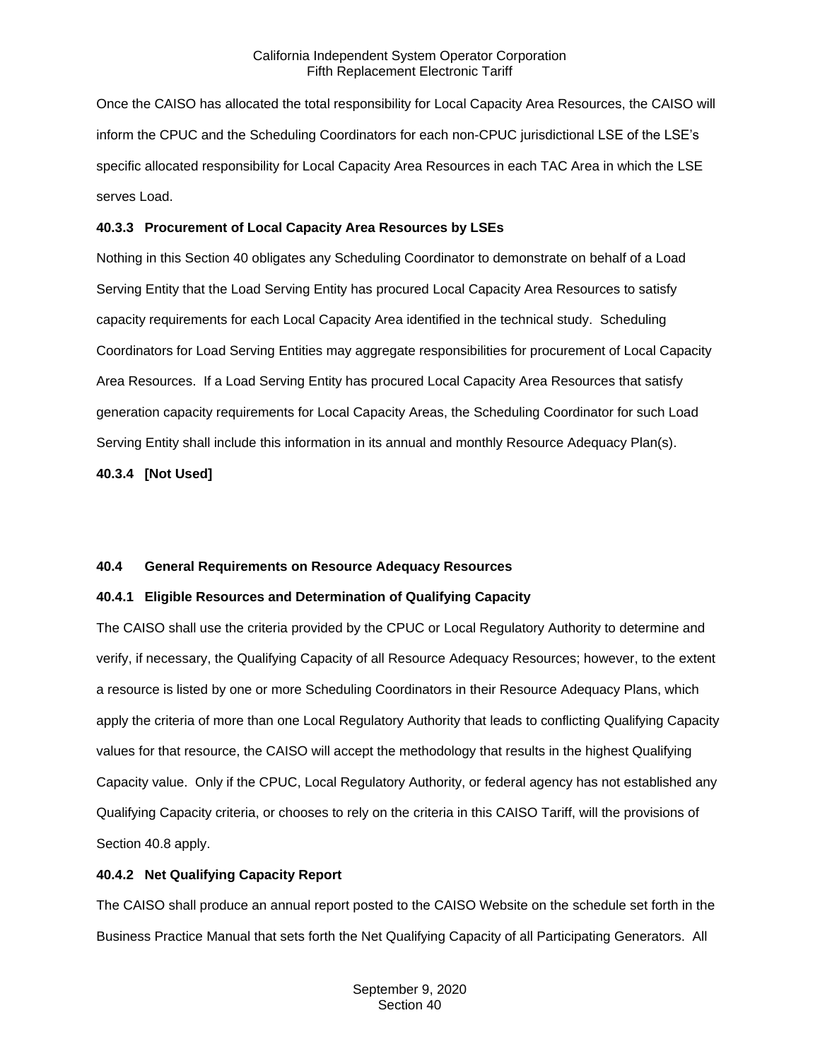Once the CAISO has allocated the total responsibility for Local Capacity Area Resources, the CAISO will inform the CPUC and the Scheduling Coordinators for each non-CPUC jurisdictional LSE of the LSE's specific allocated responsibility for Local Capacity Area Resources in each TAC Area in which the LSE serves Load.

### 40.3.3 Procurement of Local Capacity Area Resources by LSEs

Nothing in this Section 40 obligates any Scheduling Coordinator to demonstrate on behalf of a Load Serving Entity that the Load Serving Entity has procured Local Capacity Area Resources to satisfy capacity requirements for each Local Capacity Area identified in the technical study. Scheduling Coordinators for Load Serving Entities may aggregate responsibilities for procurement of Local Capacity Area Resources. If a Load Serving Entity has procured Local Capacity Area Resources that satisfy generation capacity requirements for Local Capacity Areas, the Scheduling Coordinator for such Load Serving Entity shall include this information in its annual and monthly Resource Adequacy Plan(s).

### 40.3.4 [Not Used]

## 40.4 General Requirements on Resource Adequacy Resources

### 40.4.1 Eligible Resources and Determination of Qualifying Capacity

The CAISO shall use the criteria provided by the CPUC or Local Regulatory Authority to determine and verify, if necessary, the Qualifying Capacity of all Resource Adequacy Resources; however, to the extent a resource is listed by one or more Scheduling Coordinators in their Resource Adequacy Plans, which apply the criteria of more than one Local Regulatory Authority that leads to conflicting Qualifying Capacity values for that resource, the CAISO will accept the methodology that results in the highest Qualifying Capacity value. Only if the CPUC, Local Regulatory Authority, or federal agency has not established any Qualifying Capacity criteria, or chooses to rely on the criteria in this CAISO Tariff, will the provisions of Section 40.8 apply.

### 40.4.2 Net Qualifying Capacity Report

The CAISO shall produce an annual report posted to the CAISO Website on the schedule set forth in the Business Practice Manual that sets forth the Net Qualifying Capacity of all Participating Generators. All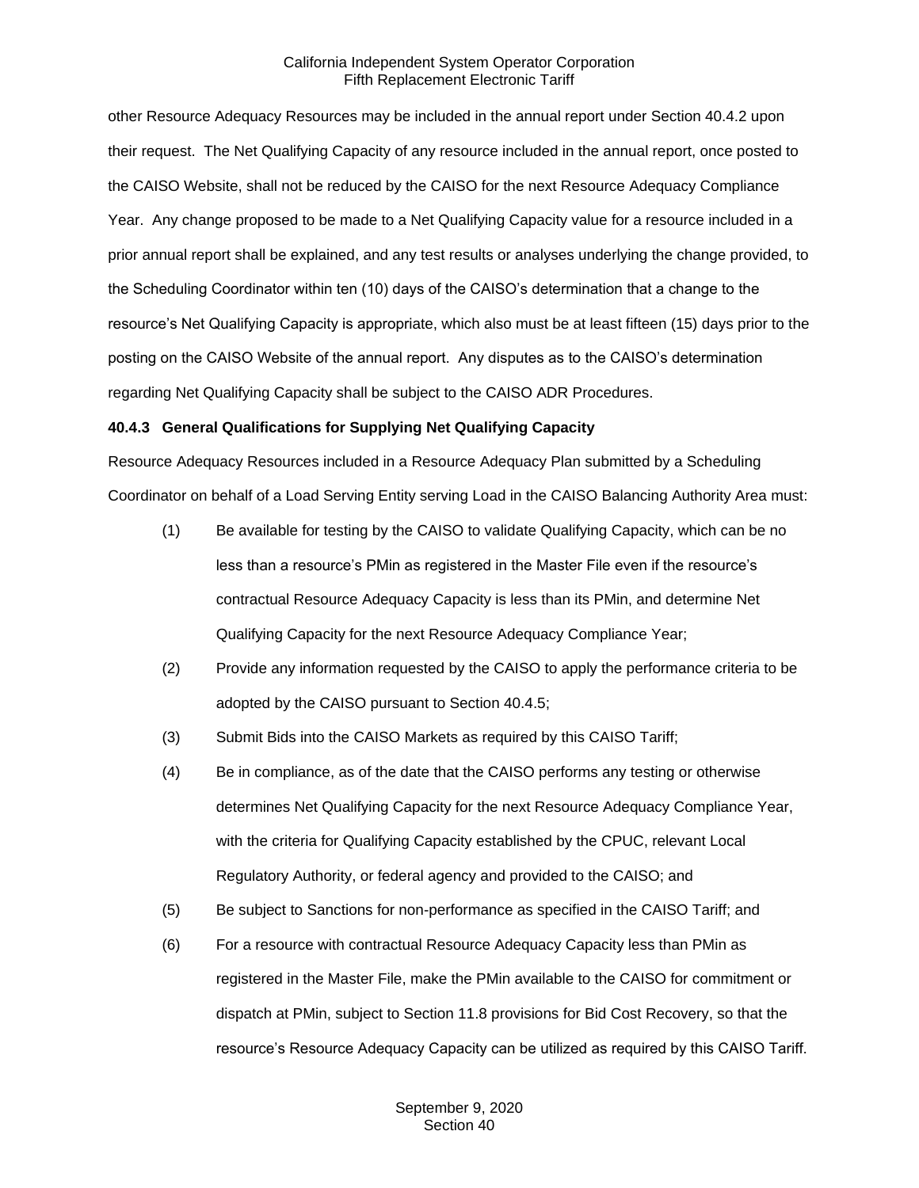other Resource Adequacy Resources may be included in the annual report under Section 40.4.2 upon their request. The Net Qualifying Capacity of any resource included in the annual report, once posted to the CAISO Website, shall not be reduced by the CAISO for the next Resource Adequacy Compliance Year. Any change proposed to be made to a Net Qualifying Capacity value for a resource included in a prior annual report shall be explained, and any test results or analyses underlying the change provided, to the Scheduling Coordinator within ten (10) days of the CAISO's determination that a change to the resource's Net Qualifying Capacity is appropriate, which also must be at least fifteen (15) days prior to the posting on the CAISO Website of the annual report. Any disputes as to the CAISO's determination regarding Net Qualifying Capacity shall be subject to the CAISO ADR Procedures.

**40.4.3 General Qualifications for Supplying Net Qualifying Capacity**

Resource Adequacy Resources included in a Resource Adequacy Plan submitted by a Scheduling Coordinator on behalf of a Load Serving Entity serving Load in the CAISO Balancing Authority Area must:

(1) Be available for testing by the CAISO to validate Qualifying Capacity, which can be no less than a resource's PMin as registered in the Master File even if the resource's contractual Resource Adequacy Capacity is less than its PMin, and determine Net Qualifying Capacity for the next Resource Adequacy Compliance Year;

(2) Provide any information requested by the CAISO to apply the performance criteria to be adopted by the CAISO pursuant to Section 40.4.5;

(3) Submit Bids into the CAISO Markets as required by this CAISO Tariff;

(4) Be in compliance, as of the date that the CAISO performs any testing or otherwise determines Net Qualifying Capacity for the next Resource Adequacy Compliance Year, with the criteria for Qualifying Capacity established by the CPUC, relevant Local Regulatory Authority, or federal agency and provided to the CAISO; and

(5) Be subject to Sanctions for non-performance as specified in the CAISO Tariff; and

(6) For a resource with contractual Resource Adequacy Capacity less than PMin as registered in the Master File, make the PMin available to the CAISO for commitment or dispatch at PMin, subject to Section 11.8 provisions for Bid Cost Recovery, so that the resource's Resource Adequacy Capacity can be utilized as required by this CAISO Tariff.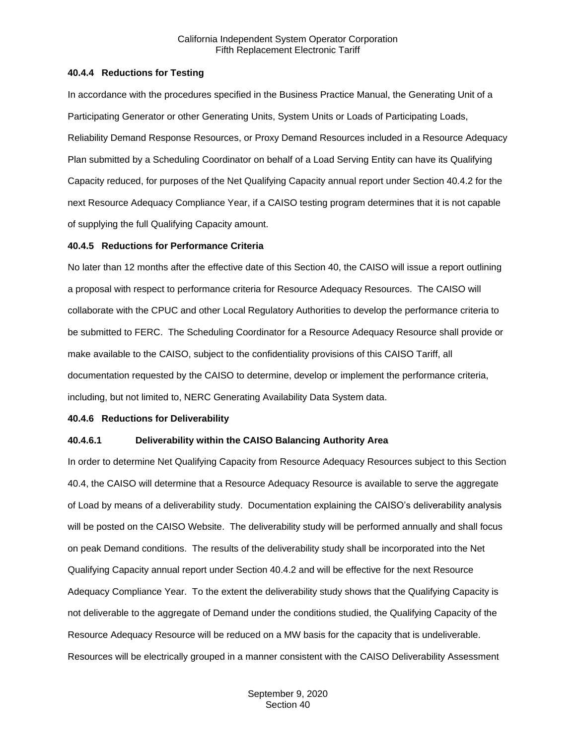#### 40.4.4 Reductions for Testing

In accordance with the procedures specified in the Business Practice Manual, the Generating Unit of a Participating Generator or other Generating Units, System Units or Loads of Participating Loads, Reliability Demand Response Resources, or Proxy Demand Resources included in a Resource Adequacy Plan submitted by a Scheduling Coordinator on behalf of a Load Serving Entity can have its Qualifying Capacity reduced, for purposes of the Net Qualifying Capacity annual report under Section 40.4.2 for the next Resource Adequacy Compliance Year, if a CAISO testing program determines that it is not capable of supplying the full Qualifying Capacity amount.

#### 40.4.5 Reductions for Performance Criteria

No later than 12 months after the effective date of this Section 40, the CAISO will issue a report outlining a proposal with respect to performance criteria for Resource Adequacy Resources. The CAISO will collaborate with the CPUC and other Local Regulatory Authorities to develop the performance criteria to be submitted to FERC. The Scheduling Coordinator for a Resource Adequacy Resource shall provide or make available to the CAISO, subject to the confidentiality provisions of this CAISO Tariff, all documentation requested by the CAISO to determine, develop or implement the performance criteria, including, but not limited to, NERC Generating Availability Data System data.

#### 40.4.6 Reductions for Deliverability

##### 40.4.6.1 Deliverability within the CAISO Balancing Authority Area

In order to determine Net Qualifying Capacity from Resource Adequacy Resources subject to this Section 40.4, the CAISO will determine that a Resource Adequacy Resource is available to serve the aggregate of Load by means of a deliverability study. Documentation explaining the CAISO's deliverability analysis will be posted on the CAISO Website. The deliverability study will be performed annually and shall focus on peak Demand conditions. The results of the deliverability study shall be incorporated into the Net Qualifying Capacity annual report under Section 40.4.2 and will be effective for the next Resource Adequacy Compliance Year. To the extent the deliverability study shows that the Qualifying Capacity is not deliverable to the aggregate of Demand under the conditions studied, the Qualifying Capacity of the Resource Adequacy Resource will be reduced on a MW basis for the capacity that is undeliverable. Resources will be electrically grouped in a manner consistent with the CAISO Deliverability Assessment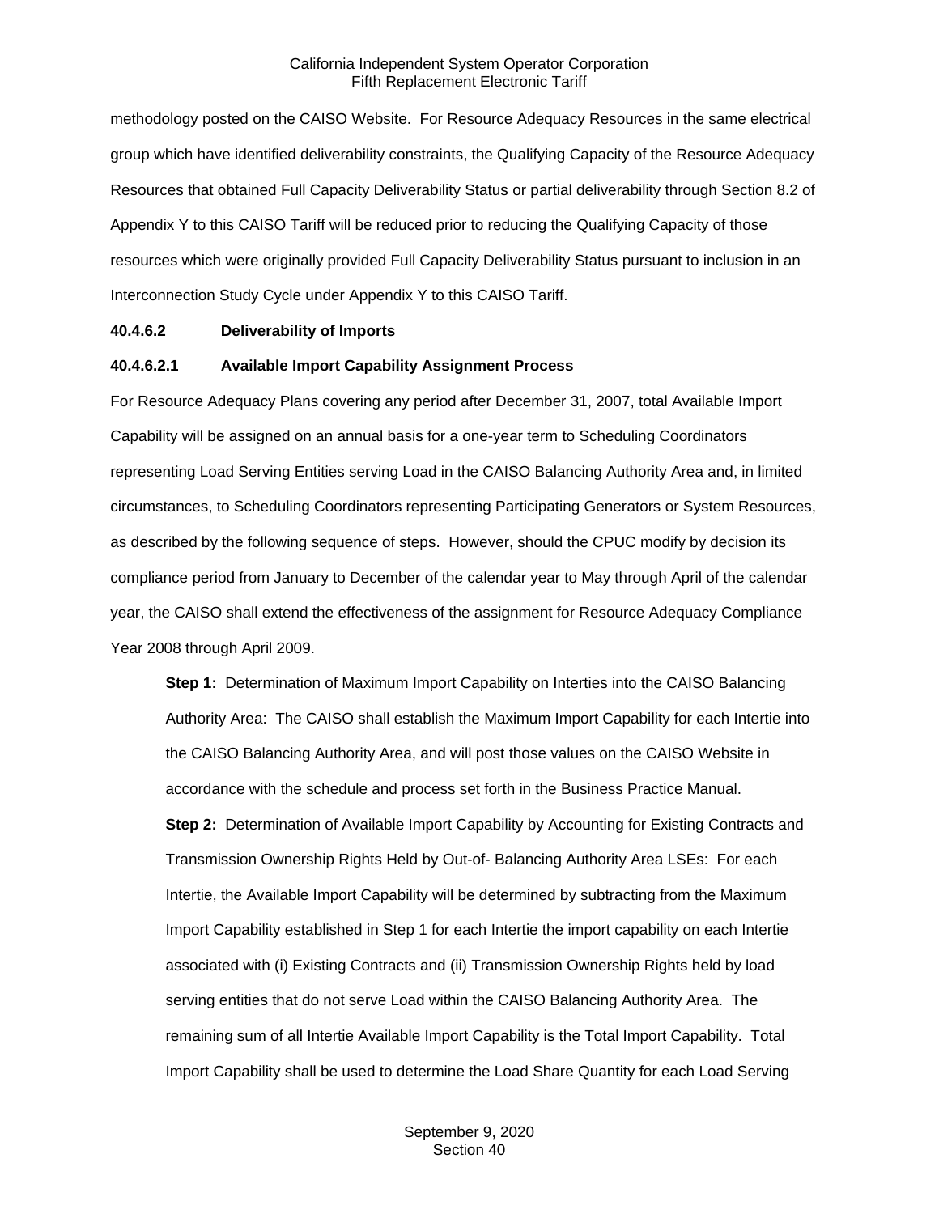methodology posted on the CAISO Website. For Resource Adequacy Resources in the same electrical group which have identified deliverability constraints, the Qualifying Capacity of the Resource Adequacy Resources that obtained Full Capacity Deliverability Status or partial deliverability through Section 8.2 of Appendix Y to this CAISO Tariff will be reduced prior to reducing the Qualifying Capacity of those resources which were originally provided Full Capacity Deliverability Status pursuant to inclusion in an Interconnection Study Cycle under Appendix Y to this CAISO Tariff.

**40.4.6.2 Deliverability of Imports**

**40.4.6.2.1 Available Import Capability Assignment Process**

For Resource Adequacy Plans covering any period after December 31, 2007, total Available Import Capability will be assigned on an annual basis for a one-year term to Scheduling Coordinators representing Load Serving Entities serving Load in the CAISO Balancing Authority Area and, in limited circumstances, to Scheduling Coordinators representing Participating Generators or System Resources, as described by the following sequence of steps. However, should the CPUC modify by decision its compliance period from January to December of the calendar year to May through April of the calendar year, the CAISO shall extend the effectiveness of the assignment for Resource Adequacy Compliance Year 2008 through April 2009.

**Step 1:** Determination of Maximum Import Capability on Interties into the CAISO Balancing Authority Area: The CAISO shall establish the Maximum Import Capability for each Intertie into the CAISO Balancing Authority Area, and will post those values on the CAISO Website in accordance with the schedule and process set forth in the Business Practice Manual.

**Step 2:** Determination of Available Import Capability by Accounting for Existing Contracts and Transmission Ownership Rights Held by Out-of- Balancing Authority Area LSEs: For each Intertie, the Available Import Capability will be determined by subtracting from the Maximum Import Capability established in Step 1 for each Intertie the import capability on each Intertie associated with (i) Existing Contracts and (ii) Transmission Ownership Rights held by load serving entities that do not serve Load within the CAISO Balancing Authority Area. The remaining sum of all Intertie Available Import Capability is the Total Import Capability. Total Import Capability shall be used to determine the Load Share Quantity for each Load Serving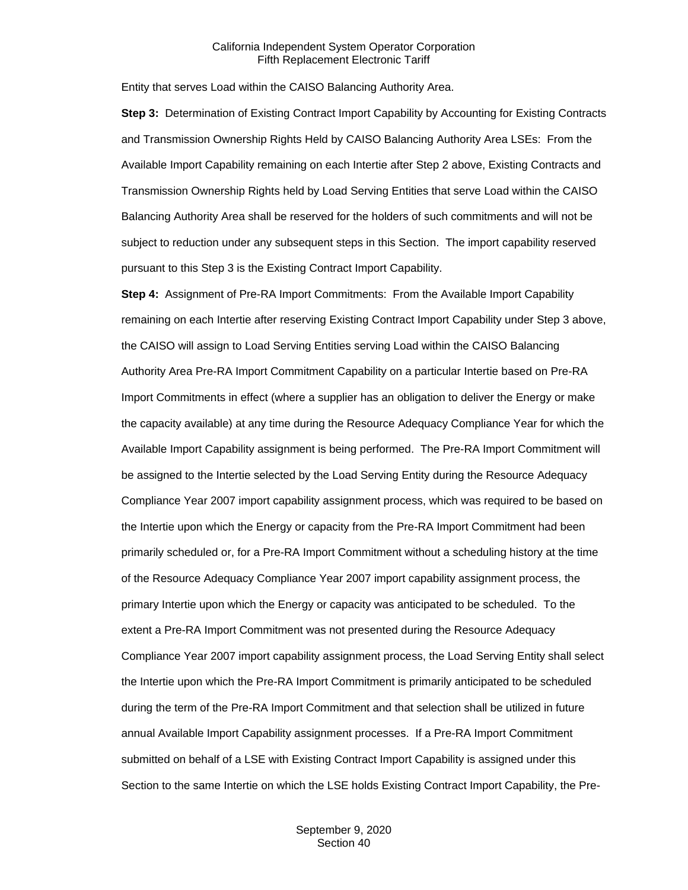Entity that serves Load within the CAISO Balancing Authority Area.

**Step 3:** Determination of Existing Contract Import Capability by Accounting for Existing Contracts and Transmission Ownership Rights Held by CAISO Balancing Authority Area LSEs: From the Available Import Capability remaining on each Intertie after Step 2 above, Existing Contracts and Transmission Ownership Rights held by Load Serving Entities that serve Load within the CAISO Balancing Authority Area shall be reserved for the holders of such commitments and will not be subject to reduction under any subsequent steps in this Section. The import capability reserved pursuant to this Step 3 is the Existing Contract Import Capability.

**Step 4:** Assignment of Pre-RA Import Commitments: From the Available Import Capability remaining on each Intertie after reserving Existing Contract Import Capability under Step 3 above, the CAISO will assign to Load Serving Entities serving Load within the CAISO Balancing Authority Area Pre-RA Import Commitment Capability on a particular Intertie based on Pre-RA Import Commitments in effect (where a supplier has an obligation to deliver the Energy or make the capacity available) at any time during the Resource Adequacy Compliance Year for which the Available Import Capability assignment is being performed. The Pre-RA Import Commitment will be assigned to the Intertie selected by the Load Serving Entity during the Resource Adequacy Compliance Year 2007 import capability assignment process, which was required to be based on the Intertie upon which the Energy or capacity from the Pre-RA Import Commitment had been primarily scheduled or, for a Pre-RA Import Commitment without a scheduling history at the time of the Resource Adequacy Compliance Year 2007 import capability assignment process, the primary Intertie upon which the Energy or capacity was anticipated to be scheduled. To the extent a Pre-RA Import Commitment was not presented during the Resource Adequacy Compliance Year 2007 import capability assignment process, the Load Serving Entity shall select the Intertie upon which the Pre-RA Import Commitment is primarily anticipated to be scheduled during the term of the Pre-RA Import Commitment and that selection shall be utilized in future annual Available Import Capability assignment processes. If a Pre-RA Import Commitment submitted on behalf of a LSE with Existing Contract Import Capability is assigned under this Section to the same Intertie on which the LSE holds Existing Contract Import Capability, the Pre-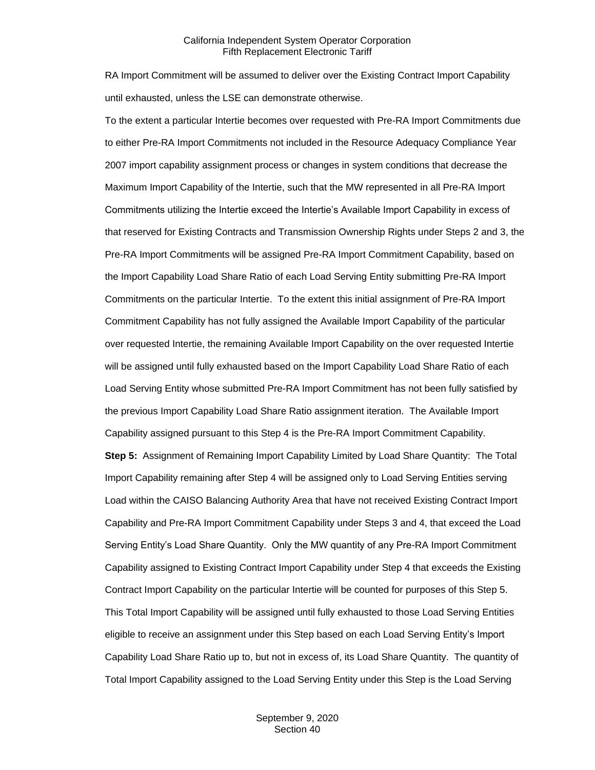RA Import Commitment will be assumed to deliver over the Existing Contract Import Capability until exhausted, unless the LSE can demonstrate otherwise.

To the extent a particular Intertie becomes over requested with Pre-RA Import Commitments due to either Pre-RA Import Commitments not included in the Resource Adequacy Compliance Year 2007 import capability assignment process or changes in system conditions that decrease the Maximum Import Capability of the Intertie, such that the MW represented in all Pre-RA Import Commitments utilizing the Intertie exceed the Intertie's Available Import Capability in excess of that reserved for Existing Contracts and Transmission Ownership Rights under Steps 2 and 3, the Pre-RA Import Commitments will be assigned Pre-RA Import Commitment Capability, based on the Import Capability Load Share Ratio of each Load Serving Entity submitting Pre-RA Import Commitments on the particular Intertie. To the extent this initial assignment of Pre-RA Import Commitment Capability has not fully assigned the Available Import Capability of the particular over requested Intertie, the remaining Available Import Capability on the over requested Intertie will be assigned until fully exhausted based on the Import Capability Load Share Ratio of each Load Serving Entity whose submitted Pre-RA Import Commitment has not been fully satisfied by the previous Import Capability Load Share Ratio assignment iteration. The Available Import Capability assigned pursuant to this Step 4 is the Pre-RA Import Commitment Capability.

**Step 5:** Assignment of Remaining Import Capability Limited by Load Share Quantity: The Total Import Capability remaining after Step 4 will be assigned only to Load Serving Entities serving Load within the CAISO Balancing Authority Area that have not received Existing Contract Import Capability and Pre-RA Import Commitment Capability under Steps 3 and 4, that exceed the Load Serving Entity's Load Share Quantity. Only the MW quantity of any Pre-RA Import Commitment Capability assigned to Existing Contract Import Capability under Step 4 that exceeds the Existing Contract Import Capability on the particular Intertie will be counted for purposes of this Step 5. This Total Import Capability will be assigned until fully exhausted to those Load Serving Entities eligible to receive an assignment under this Step based on each Load Serving Entity's Import Capability Load Share Ratio up to, but not in excess of, its Load Share Quantity. The quantity of Total Import Capability assigned to the Load Serving Entity under this Step is the Load Serving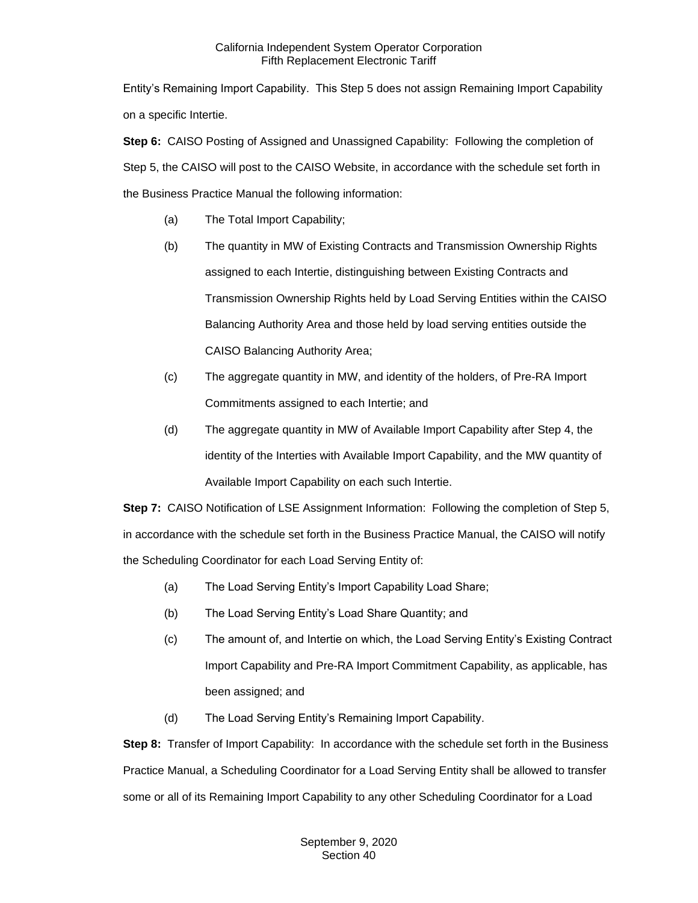Entity's Remaining Import Capability. This Step 5 does not assign Remaining Import Capability on a specific Intertie.

**Step 6:** CAISO Posting of Assigned and Unassigned Capability: Following the completion of Step 5, the CAISO will post to the CAISO Website, in accordance with the schedule set forth in the Business Practice Manual the following information:

(a) The Total Import Capability;

(b) The quantity in MW of Existing Contracts and Transmission Ownership Rights assigned to each Intertie, distinguishing between Existing Contracts and Transmission Ownership Rights held by Load Serving Entities within the CAISO Balancing Authority Area and those held by load serving entities outside the CAISO Balancing Authority Area;

(c) The aggregate quantity in MW, and identity of the holders, of Pre-RA Import Commitments assigned to each Intertie; and

(d) The aggregate quantity in MW of Available Import Capability after Step 4, the identity of the Interties with Available Import Capability, and the MW quantity of Available Import Capability on each such Intertie.

**Step 7:** CAISO Notification of LSE Assignment Information: Following the completion of Step 5, in accordance with the schedule set forth in the Business Practice Manual, the CAISO will notify the Scheduling Coordinator for each Load Serving Entity of:

(a) The Load Serving Entity's Import Capability Load Share;

(b) The Load Serving Entity's Load Share Quantity; and

(c) The amount of, and Intertie on which, the Load Serving Entity's Existing Contract Import Capability and Pre-RA Import Commitment Capability, as applicable, has been assigned; and

(d) The Load Serving Entity's Remaining Import Capability.

**Step 8:** Transfer of Import Capability: In accordance with the schedule set forth in the Business Practice Manual, a Scheduling Coordinator for a Load Serving Entity shall be allowed to transfer some or all of its Remaining Import Capability to any other Scheduling Coordinator for a Load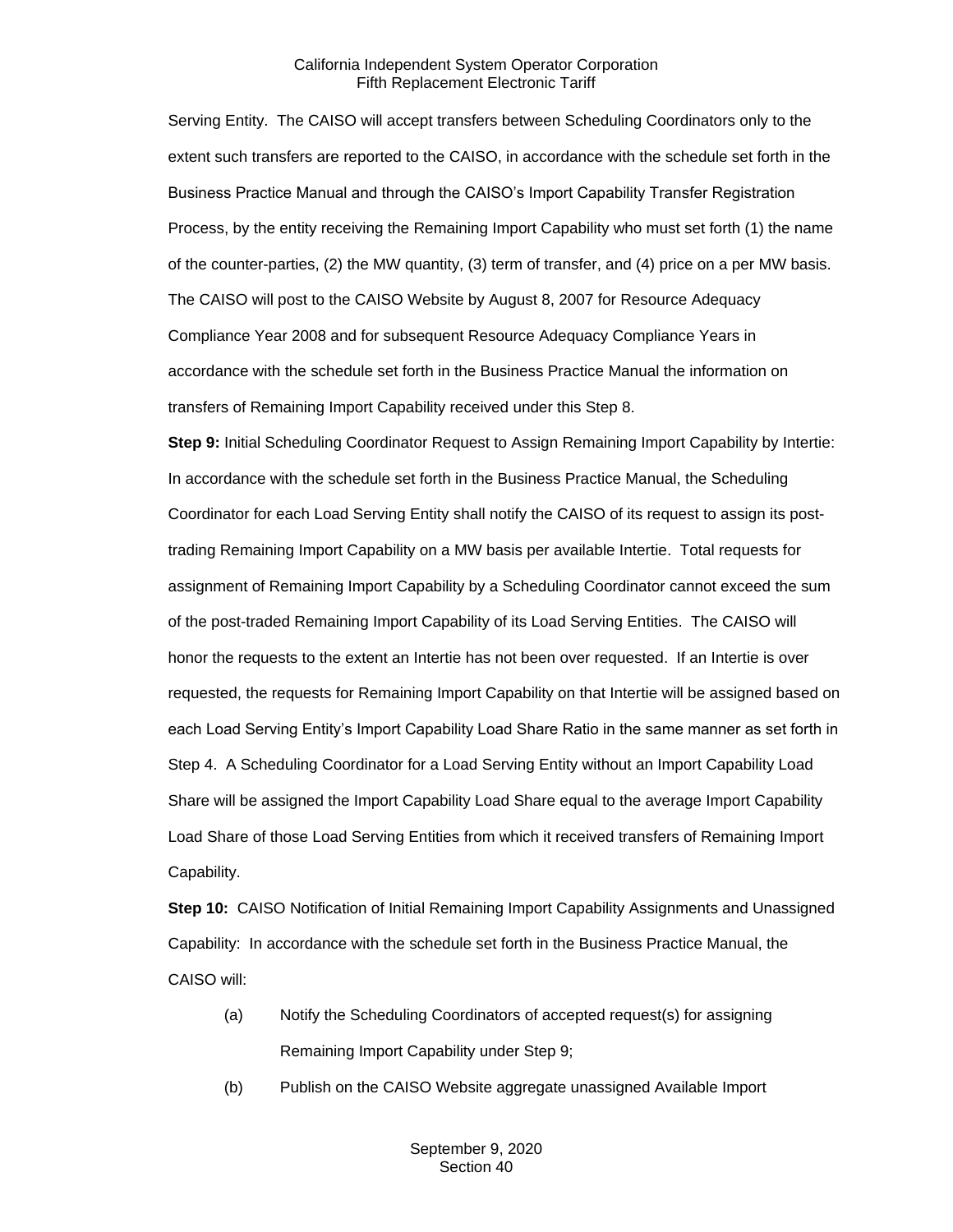Serving Entity. The CAISO will accept transfers between Scheduling Coordinators only to the extent such transfers are reported to the CAISO, in accordance with the schedule set forth in the Business Practice Manual and through the CAISO's Import Capability Transfer Registration Process, by the entity receiving the Remaining Import Capability who must set forth (1) the name of the counter-parties, (2) the MW quantity, (3) term of transfer, and (4) price on a per MW basis. The CAISO will post to the CAISO Website by August 8, 2007 for Resource Adequacy Compliance Year 2008 and for subsequent Resource Adequacy Compliance Years in accordance with the schedule set forth in the Business Practice Manual the information on transfers of Remaining Import Capability received under this Step 8.

**Step 9:** Initial Scheduling Coordinator Request to Assign Remaining Import Capability by Intertie: In accordance with the schedule set forth in the Business Practice Manual, the Scheduling Coordinator for each Load Serving Entity shall notify the CAISO of its request to assign its post-trading Remaining Import Capability on a MW basis per available Intertie. Total requests for assignment of Remaining Import Capability by a Scheduling Coordinator cannot exceed the sum of the post-traded Remaining Import Capability of its Load Serving Entities. The CAISO will honor the requests to the extent an Intertie has not been over requested. If an Intertie is over requested, the requests for Remaining Import Capability on that Intertie will be assigned based on each Load Serving Entity's Import Capability Load Share Ratio in the same manner as set forth in Step 4. A Scheduling Coordinator for a Load Serving Entity without an Import Capability Load Share will be assigned the Import Capability Load Share equal to the average Import Capability Load Share of those Load Serving Entities from which it received transfers of Remaining Import Capability.

**Step 10:** CAISO Notification of Initial Remaining Import Capability Assignments and Unassigned Capability: In accordance with the schedule set forth in the Business Practice Manual, the CAISO will:

(a) Notify the Scheduling Coordinators of accepted request(s) for assigning Remaining Import Capability under Step 9;

(b) Publish on the CAISO Website aggregate unassigned Available Import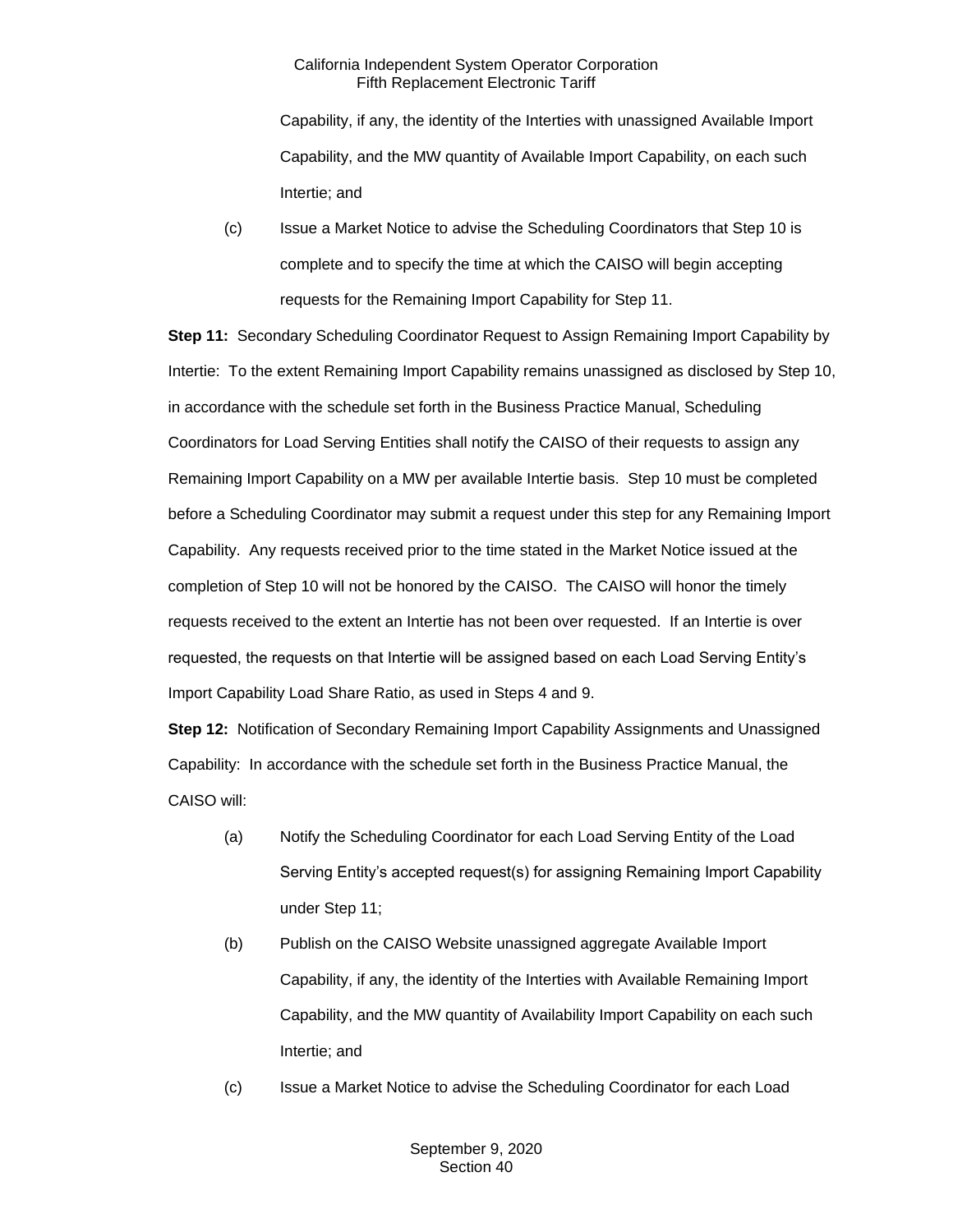Capability, if any, the identity of the Interties with unassigned Available Import Capability, and the MW quantity of Available Import Capability, on each such Intertie; and

(c) Issue a Market Notice to advise the Scheduling Coordinators that Step 10 is complete and to specify the time at which the CAISO will begin accepting requests for the Remaining Import Capability for Step 11.

**Step 11:** Secondary Scheduling Coordinator Request to Assign Remaining Import Capability by Intertie: To the extent Remaining Import Capability remains unassigned as disclosed by Step 10, in accordance with the schedule set forth in the Business Practice Manual, Scheduling Coordinators for Load Serving Entities shall notify the CAISO of their requests to assign any Remaining Import Capability on a MW per available Intertie basis. Step 10 must be completed before a Scheduling Coordinator may submit a request under this step for any Remaining Import Capability. Any requests received prior to the time stated in the Market Notice issued at the completion of Step 10 will not be honored by the CAISO. The CAISO will honor the timely requests received to the extent an Intertie has not been over requested. If an Intertie is over requested, the requests on that Intertie will be assigned based on each Load Serving Entity's Import Capability Load Share Ratio, as used in Steps 4 and 9.

**Step 12:** Notification of Secondary Remaining Import Capability Assignments and Unassigned Capability: In accordance with the schedule set forth in the Business Practice Manual, the CAISO will:

(a) Notify the Scheduling Coordinator for each Load Serving Entity of the Load Serving Entity's accepted request(s) for assigning Remaining Import Capability under Step 11;

(b) Publish on the CAISO Website unassigned aggregate Available Import Capability, if any, the identity of the Interties with Available Remaining Import Capability, and the MW quantity of Availability Import Capability on each such Intertie; and

(c) Issue a Market Notice to advise the Scheduling Coordinator for each Load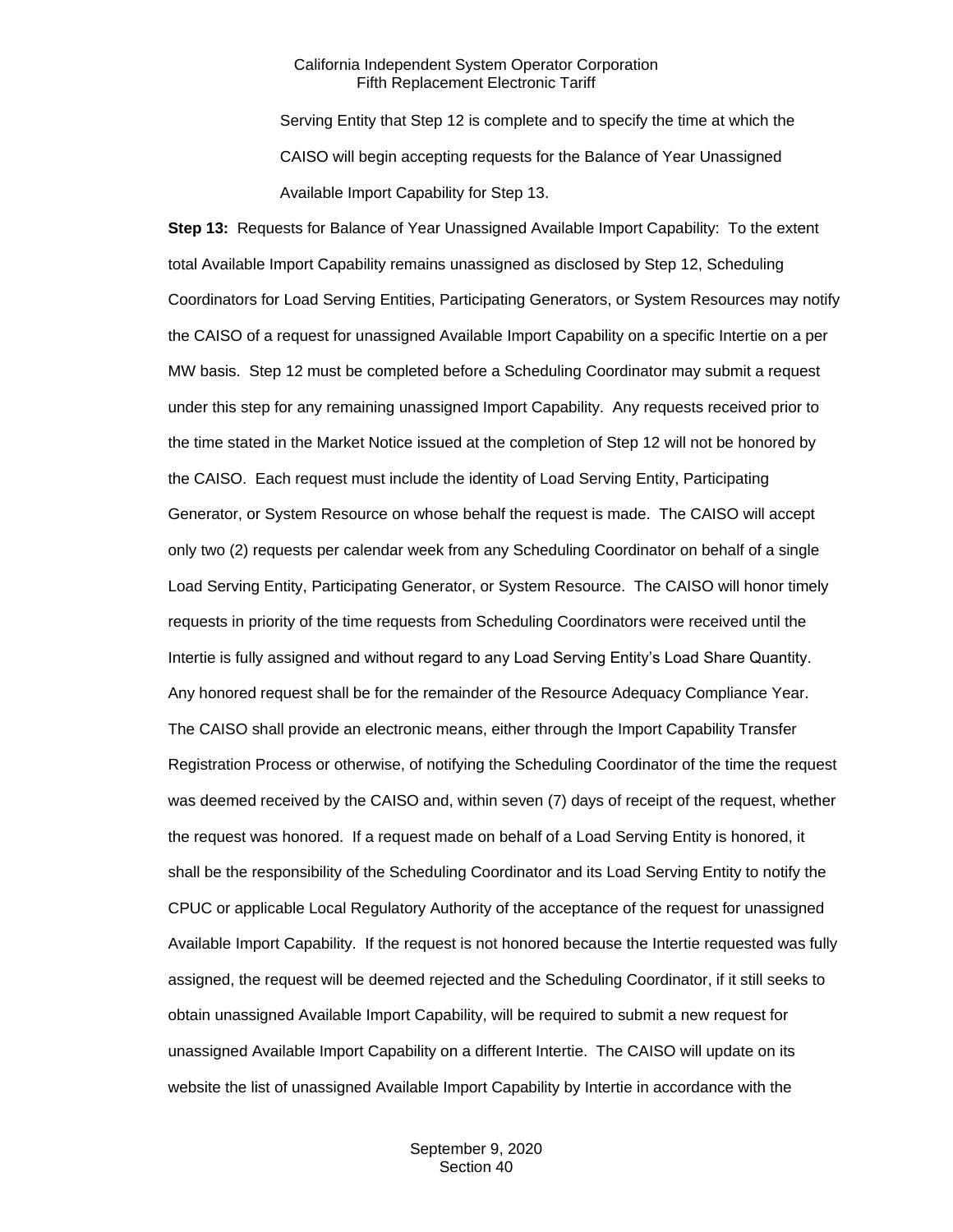Serving Entity that Step 12 is complete and to specify the time at which the CAISO will begin accepting requests for the Balance of Year Unassigned Available Import Capability for Step 13.

**Step 13:** Requests for Balance of Year Unassigned Available Import Capability: To the extent total Available Import Capability remains unassigned as disclosed by Step 12, Scheduling Coordinators for Load Serving Entities, Participating Generators, or System Resources may notify the CAISO of a request for unassigned Available Import Capability on a specific Intertie on a per MW basis. Step 12 must be completed before a Scheduling Coordinator may submit a request under this step for any remaining unassigned Import Capability. Any requests received prior to the time stated in the Market Notice issued at the completion of Step 12 will not be honored by the CAISO. Each request must include the identity of Load Serving Entity, Participating Generator, or System Resource on whose behalf the request is made. The CAISO will accept only two (2) requests per calendar week from any Scheduling Coordinator on behalf of a single Load Serving Entity, Participating Generator, or System Resource. The CAISO will honor timely requests in priority of the time requests from Scheduling Coordinators were received until the Intertie is fully assigned and without regard to any Load Serving Entity's Load Share Quantity. Any honored request shall be for the remainder of the Resource Adequacy Compliance Year. The CAISO shall provide an electronic means, either through the Import Capability Transfer Registration Process or otherwise, of notifying the Scheduling Coordinator of the time the request was deemed received by the CAISO and, within seven (7) days of receipt of the request, whether the request was honored. If a request made on behalf of a Load Serving Entity is honored, it shall be the responsibility of the Scheduling Coordinator and its Load Serving Entity to notify the CPUC or applicable Local Regulatory Authority of the acceptance of the request for unassigned Available Import Capability. If the request is not honored because the Intertie requested was fully assigned, the request will be deemed rejected and the Scheduling Coordinator, if it still seeks to obtain unassigned Available Import Capability, will be required to submit a new request for unassigned Available Import Capability on a different Intertie. The CAISO will update on its website the list of unassigned Available Import Capability by Intertie in accordance with the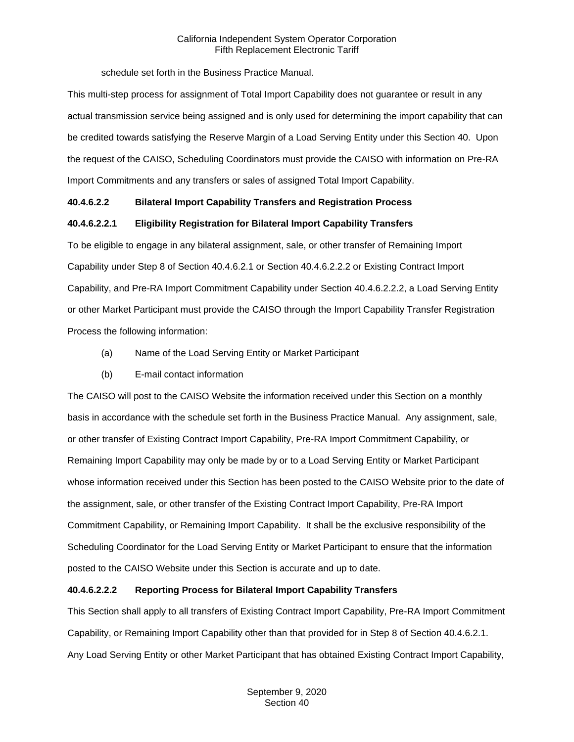schedule set forth in the Business Practice Manual.

This multi-step process for assignment of Total Import Capability does not guarantee or result in any actual transmission service being assigned and is only used for determining the import capability that can be credited towards satisfying the Reserve Margin of a Load Serving Entity under this Section 40. Upon the request of the CAISO, Scheduling Coordinators must provide the CAISO with information on Pre-RA Import Commitments and any transfers or sales of assigned Total Import Capability.

**40.4.6.2.2 Bilateral Import Capability Transfers and Registration Process**

**40.4.6.2.2.1 Eligibility Registration for Bilateral Import Capability Transfers**

To be eligible to engage in any bilateral assignment, sale, or other transfer of Remaining Import Capability under Step 8 of Section 40.4.6.2.1 or Section 40.4.6.2.2.2 or Existing Contract Import Capability, and Pre-RA Import Commitment Capability under Section 40.4.6.2.2.2, a Load Serving Entity or other Market Participant must provide the CAISO through the Import Capability Transfer Registration Process the following information:

(a) Name of the Load Serving Entity or Market Participant

(b) E-mail contact information

The CAISO will post to the CAISO Website the information received under this Section on a monthly basis in accordance with the schedule set forth in the Business Practice Manual. Any assignment, sale, or other transfer of Existing Contract Import Capability, Pre-RA Import Commitment Capability, or Remaining Import Capability may only be made by or to a Load Serving Entity or Market Participant whose information received under this Section has been posted to the CAISO Website prior to the date of the assignment, sale, or other transfer of the Existing Contract Import Capability, Pre-RA Import Commitment Capability, or Remaining Import Capability. It shall be the exclusive responsibility of the Scheduling Coordinator for the Load Serving Entity or Market Participant to ensure that the information posted to the CAISO Website under this Section is accurate and up to date.

**40.4.6.2.2.2 Reporting Process for Bilateral Import Capability Transfers**

This Section shall apply to all transfers of Existing Contract Import Capability, Pre-RA Import Commitment Capability, or Remaining Import Capability other than that provided for in Step 8 of Section 40.4.6.2.1. Any Load Serving Entity or other Market Participant that has obtained Existing Contract Import Capability,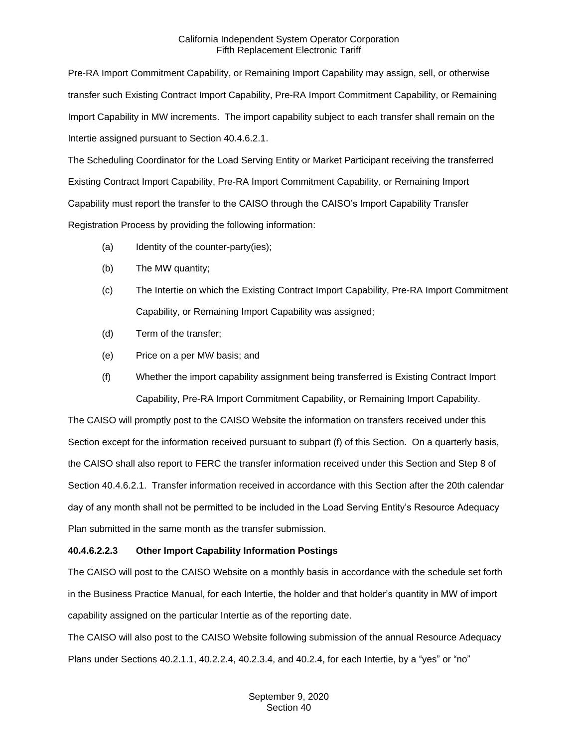Pre-RA Import Commitment Capability, or Remaining Import Capability may assign, sell, or otherwise transfer such Existing Contract Import Capability, Pre-RA Import Commitment Capability, or Remaining Import Capability in MW increments. The import capability subject to each transfer shall remain on the Intertie assigned pursuant to Section 40.4.6.2.1.

The Scheduling Coordinator for the Load Serving Entity or Market Participant receiving the transferred Existing Contract Import Capability, Pre-RA Import Commitment Capability, or Remaining Import Capability must report the transfer to the CAISO through the CAISO's Import Capability Transfer Registration Process by providing the following information:

- (a) Identity of the counter-party(ies);
- (b) The MW quantity;
- (c) The Intertie on which the Existing Contract Import Capability, Pre-RA Import Commitment Capability, or Remaining Import Capability was assigned;
- (d) Term of the transfer;
- (e) Price on a per MW basis; and
- (f) Whether the import capability assignment being transferred is Existing Contract Import Capability, Pre-RA Import Commitment Capability, or Remaining Import Capability.

The CAISO will promptly post to the CAISO Website the information on transfers received under this Section except for the information received pursuant to subpart (f) of this Section. On a quarterly basis, the CAISO shall also report to FERC the transfer information received under this Section and Step 8 of Section 40.4.6.2.1. Transfer information received in accordance with this Section after the 20th calendar day of any month shall not be permitted to be included in the Load Serving Entity's Resource Adequacy Plan submitted in the same month as the transfer submission.

**40.4.6.2.2.3 Other Import Capability Information Postings**

The CAISO will post to the CAISO Website on a monthly basis in accordance with the schedule set forth in the Business Practice Manual, for each Intertie, the holder and that holder's quantity in MW of import capability assigned on the particular Intertie as of the reporting date.

The CAISO will also post to the CAISO Website following submission of the annual Resource Adequacy Plans under Sections 40.2.1.1, 40.2.2.4, 40.2.3.4, and 40.2.4, for each Intertie, by a "yes" or "no"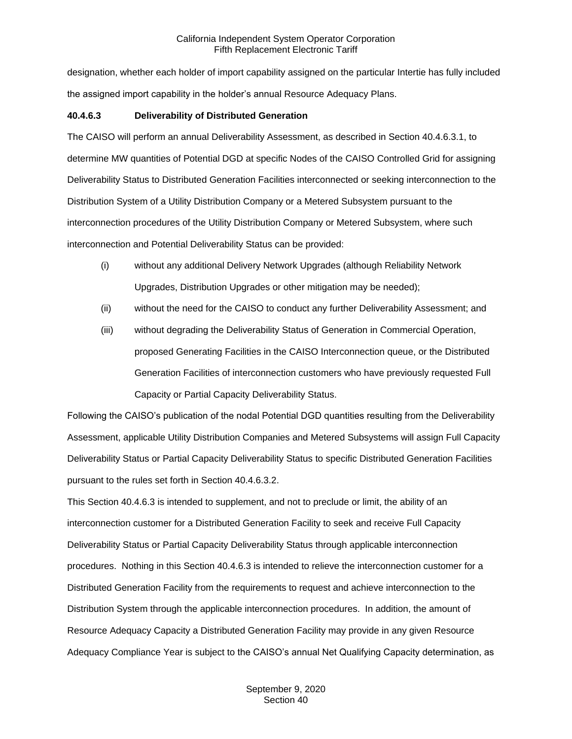designation, whether each holder of import capability assigned on the particular Intertie has fully included the assigned import capability in the holder's annual Resource Adequacy Plans.

### 40.4.6.3 Deliverability of Distributed Generation

The CAISO will perform an annual Deliverability Assessment, as described in Section 40.4.6.3.1, to determine MW quantities of Potential DGD at specific Nodes of the CAISO Controlled Grid for assigning Deliverability Status to Distributed Generation Facilities interconnected or seeking interconnection to the Distribution System of a Utility Distribution Company or a Metered Subsystem pursuant to the interconnection procedures of the Utility Distribution Company or Metered Subsystem, where such interconnection and Potential Deliverability Status can be provided:

(i) without any additional Delivery Network Upgrades (although Reliability Network Upgrades, Distribution Upgrades or other mitigation may be needed);

(ii) without the need for the CAISO to conduct any further Deliverability Assessment; and

(iii) without degrading the Deliverability Status of Generation in Commercial Operation, proposed Generating Facilities in the CAISO Interconnection queue, or the Distributed Generation Facilities of interconnection customers who have previously requested Full Capacity or Partial Capacity Deliverability Status.

Following the CAISO's publication of the nodal Potential DGD quantities resulting from the Deliverability Assessment, applicable Utility Distribution Companies and Metered Subsystems will assign Full Capacity Deliverability Status or Partial Capacity Deliverability Status to specific Distributed Generation Facilities pursuant to the rules set forth in Section 40.4.6.3.2.

This Section 40.4.6.3 is intended to supplement, and not to preclude or limit, the ability of an interconnection customer for a Distributed Generation Facility to seek and receive Full Capacity Deliverability Status or Partial Capacity Deliverability Status through applicable interconnection procedures. Nothing in this Section 40.4.6.3 is intended to relieve the interconnection customer for a Distributed Generation Facility from the requirements to request and achieve interconnection to the Distribution System through the applicable interconnection procedures. In addition, the amount of Resource Adequacy Capacity a Distributed Generation Facility may provide in any given Resource Adequacy Compliance Year is subject to the CAISO's annual Net Qualifying Capacity determination, as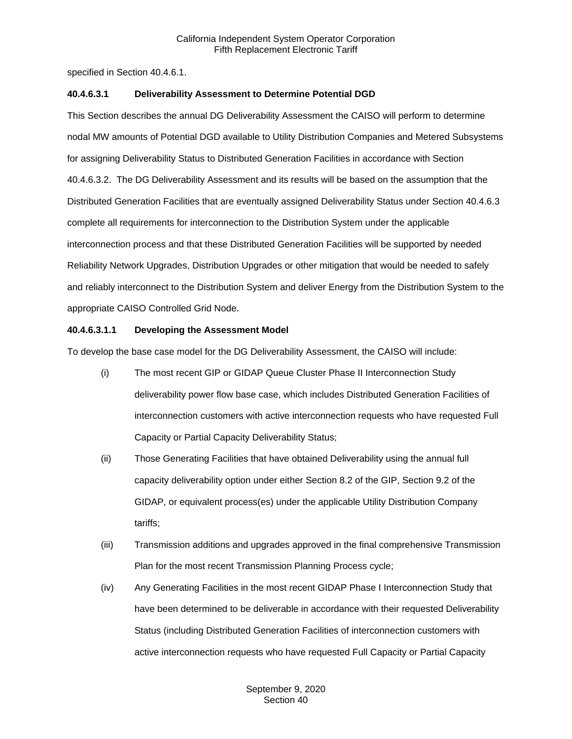specified in Section 40.4.6.1.

**40.4.6.3.1 Deliverability Assessment to Determine Potential DGD**

This Section describes the annual DG Deliverability Assessment the CAISO will perform to determine nodal MW amounts of Potential DGD available to Utility Distribution Companies and Metered Subsystems for assigning Deliverability Status to Distributed Generation Facilities in accordance with Section 40.4.6.3.2. The DG Deliverability Assessment and its results will be based on the assumption that the Distributed Generation Facilities that are eventually assigned Deliverability Status under Section 40.4.6.3 complete all requirements for interconnection to the Distribution System under the applicable interconnection process and that these Distributed Generation Facilities will be supported by needed Reliability Network Upgrades, Distribution Upgrades or other mitigation that would be needed to safely and reliably interconnect to the Distribution System and deliver Energy from the Distribution System to the appropriate CAISO Controlled Grid Node.

**40.4.6.3.1.1 Developing the Assessment Model**

To develop the base case model for the DG Deliverability Assessment, the CAISO will include:

(i) The most recent GIP or GIDAP Queue Cluster Phase II Interconnection Study deliverability power flow base case, which includes Distributed Generation Facilities of interconnection customers with active interconnection requests who have requested Full Capacity or Partial Capacity Deliverability Status;

(ii) Those Generating Facilities that have obtained Deliverability using the annual full capacity deliverability option under either Section 8.2 of the GIP, Section 9.2 of the GIDAP, or equivalent process(es) under the applicable Utility Distribution Company tariffs;

(iii) Transmission additions and upgrades approved in the final comprehensive Transmission Plan for the most recent Transmission Planning Process cycle;

(iv) Any Generating Facilities in the most recent GIDAP Phase I Interconnection Study that have been determined to be deliverable in accordance with their requested Deliverability Status (including Distributed Generation Facilities of interconnection customers with active interconnection requests who have requested Full Capacity or Partial Capacity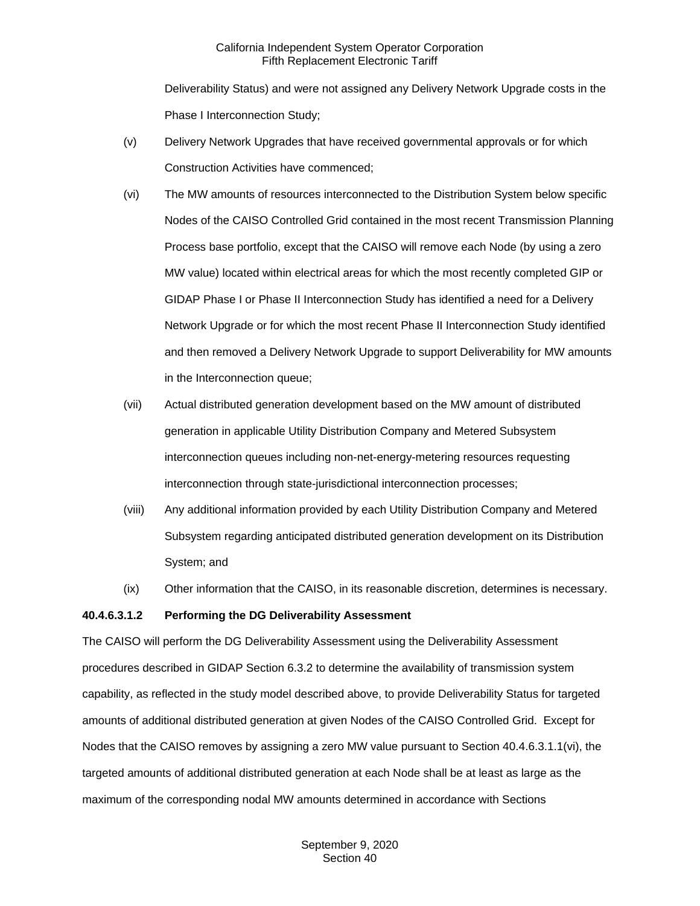Deliverability Status) and were not assigned any Delivery Network Upgrade costs in the Phase I Interconnection Study;

(v) Delivery Network Upgrades that have received governmental approvals or for which Construction Activities have commenced;

(vi) The MW amounts of resources interconnected to the Distribution System below specific Nodes of the CAISO Controlled Grid contained in the most recent Transmission Planning Process base portfolio, except that the CAISO will remove each Node (by using a zero MW value) located within electrical areas for which the most recently completed GIP or GIDAP Phase I or Phase II Interconnection Study has identified a need for a Delivery Network Upgrade or for which the most recent Phase II Interconnection Study identified and then removed a Delivery Network Upgrade to support Deliverability for MW amounts in the Interconnection queue;

(vii) Actual distributed generation development based on the MW amount of distributed generation in applicable Utility Distribution Company and Metered Subsystem interconnection queues including non-net-energy-metering resources requesting interconnection through state-jurisdictional interconnection processes;

(viii) Any additional information provided by each Utility Distribution Company and Metered Subsystem regarding anticipated distributed generation development on its Distribution System; and

(ix) Other information that the CAISO, in its reasonable discretion, determines is necessary.

**40.4.6.3.1.2 Performing the DG Deliverability Assessment**

The CAISO will perform the DG Deliverability Assessment using the Deliverability Assessment procedures described in GIDAP Section 6.3.2 to determine the availability of transmission system capability, as reflected in the study model described above, to provide Deliverability Status for targeted amounts of additional distributed generation at given Nodes of the CAISO Controlled Grid. Except for Nodes that the CAISO removes by assigning a zero MW value pursuant to Section 40.4.6.3.1.1(vi), the targeted amounts of additional distributed generation at each Node shall be at least as large as the maximum of the corresponding nodal MW amounts determined in accordance with Sections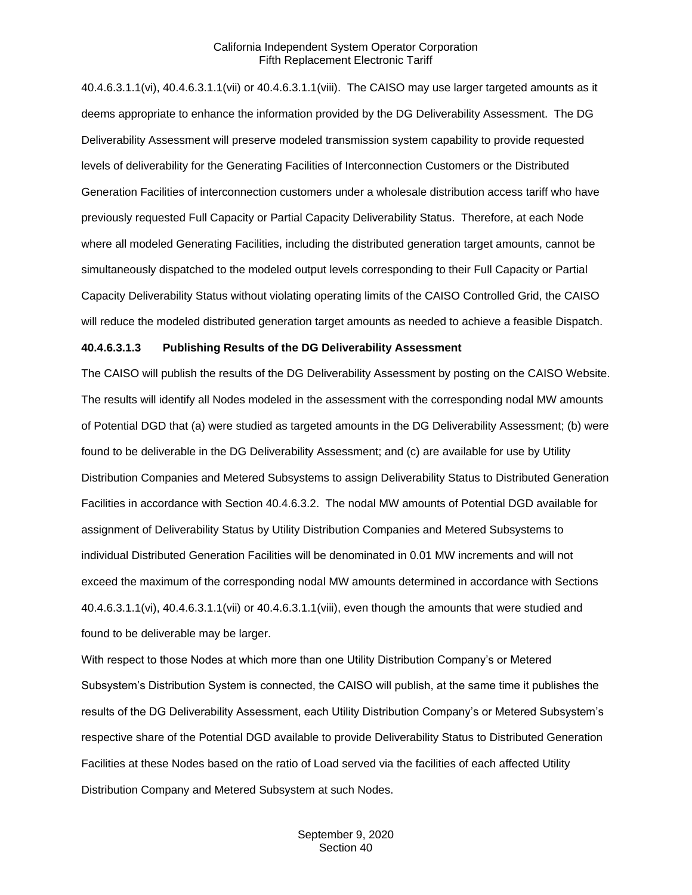40.4.6.3.1.1(vi), 40.4.6.3.1.1(vii) or 40.4.6.3.1.1(viii). The CAISO may use larger targeted amounts as it deems appropriate to enhance the information provided by the DG Deliverability Assessment. The DG Deliverability Assessment will preserve modeled transmission system capability to provide requested levels of deliverability for the Generating Facilities of Interconnection Customers or the Distributed Generation Facilities of interconnection customers under a wholesale distribution access tariff who have previously requested Full Capacity or Partial Capacity Deliverability Status. Therefore, at each Node where all modeled Generating Facilities, including the distributed generation target amounts, cannot be simultaneously dispatched to the modeled output levels corresponding to their Full Capacity or Partial Capacity Deliverability Status without violating operating limits of the CAISO Controlled Grid, the CAISO will reduce the modeled distributed generation target amounts as needed to achieve a feasible Dispatch.

**40.4.6.3.1.3 Publishing Results of the DG Deliverability Assessment**

The CAISO will publish the results of the DG Deliverability Assessment by posting on the CAISO Website. The results will identify all Nodes modeled in the assessment with the corresponding nodal MW amounts of Potential DGD that (a) were studied as targeted amounts in the DG Deliverability Assessment; (b) were found to be deliverable in the DG Deliverability Assessment; and (c) are available for use by Utility Distribution Companies and Metered Subsystems to assign Deliverability Status to Distributed Generation Facilities in accordance with Section 40.4.6.3.2. The nodal MW amounts of Potential DGD available for assignment of Deliverability Status by Utility Distribution Companies and Metered Subsystems to individual Distributed Generation Facilities will be denominated in 0.01 MW increments and will not exceed the maximum of the corresponding nodal MW amounts determined in accordance with Sections 40.4.6.3.1.1(vi), 40.4.6.3.1.1(vii) or 40.4.6.3.1.1(viii), even though the amounts that were studied and found to be deliverable may be larger.

With respect to those Nodes at which more than one Utility Distribution Company's or Metered Subsystem's Distribution System is connected, the CAISO will publish, at the same time it publishes the results of the DG Deliverability Assessment, each Utility Distribution Company's or Metered Subsystem's respective share of the Potential DGD available to provide Deliverability Status to Distributed Generation Facilities at these Nodes based on the ratio of Load served via the facilities of each affected Utility Distribution Company and Metered Subsystem at such Nodes.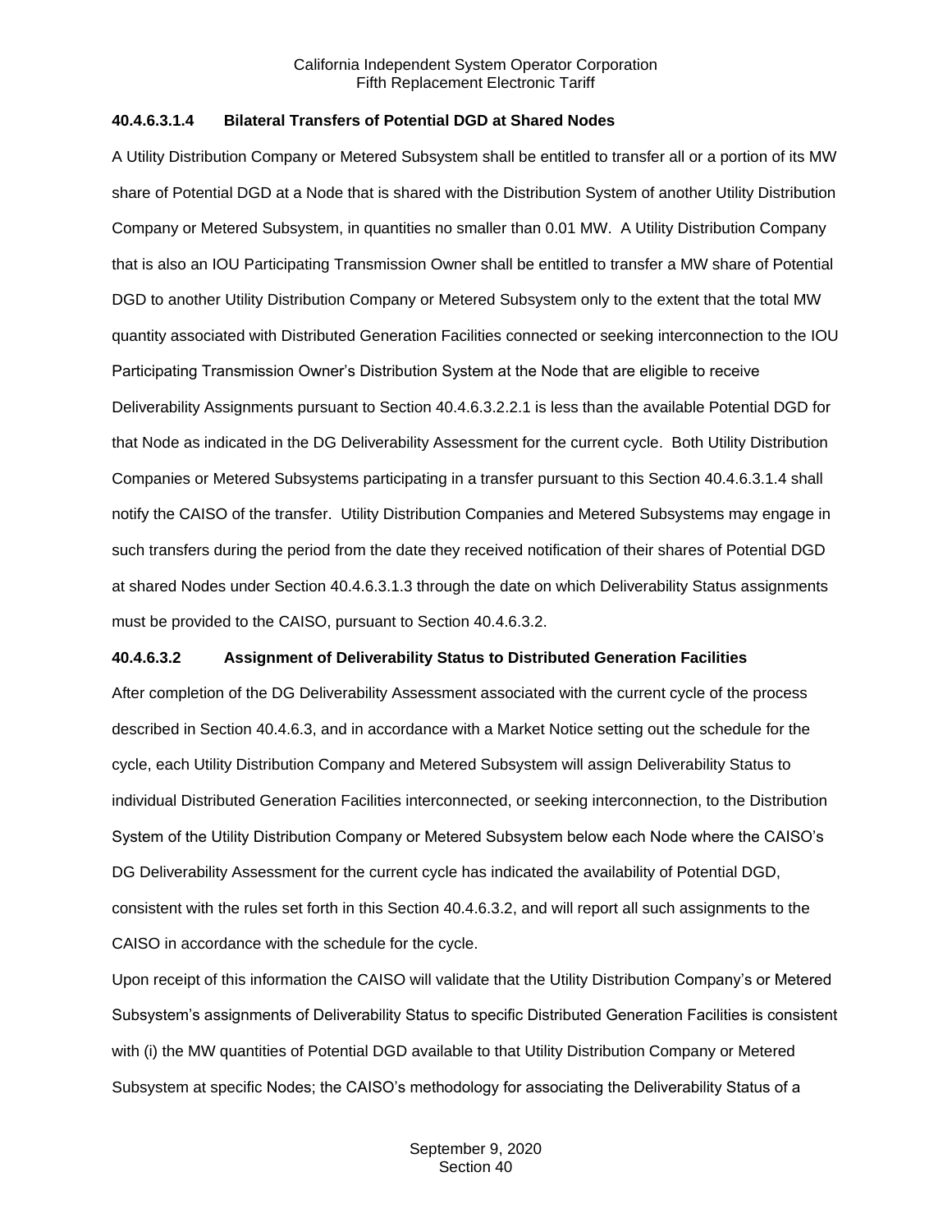#### 40.4.6.3.1.4 Bilateral Transfers of Potential DGD at Shared Nodes

A Utility Distribution Company or Metered Subsystem shall be entitled to transfer all or a portion of its MW share of Potential DGD at a Node that is shared with the Distribution System of another Utility Distribution Company or Metered Subsystem, in quantities no smaller than 0.01 MW. A Utility Distribution Company that is also an IOU Participating Transmission Owner shall be entitled to transfer a MW share of Potential DGD to another Utility Distribution Company or Metered Subsystem only to the extent that the total MW quantity associated with Distributed Generation Facilities connected or seeking interconnection to the IOU Participating Transmission Owner's Distribution System at the Node that are eligible to receive Deliverability Assignments pursuant to Section 40.4.6.3.2.2.1 is less than the available Potential DGD for that Node as indicated in the DG Deliverability Assessment for the current cycle. Both Utility Distribution Companies or Metered Subsystems participating in a transfer pursuant to this Section 40.4.6.3.1.4 shall notify the CAISO of the transfer. Utility Distribution Companies and Metered Subsystems may engage in such transfers during the period from the date they received notification of their shares of Potential DGD at shared Nodes under Section 40.4.6.3.1.3 through the date on which Deliverability Status assignments must be provided to the CAISO, pursuant to Section 40.4.6.3.2.

#### 40.4.6.3.2 Assignment of Deliverability Status to Distributed Generation Facilities

After completion of the DG Deliverability Assessment associated with the current cycle of the process described in Section 40.4.6.3, and in accordance with a Market Notice setting out the schedule for the cycle, each Utility Distribution Company and Metered Subsystem will assign Deliverability Status to individual Distributed Generation Facilities interconnected, or seeking interconnection, to the Distribution System of the Utility Distribution Company or Metered Subsystem below each Node where the CAISO's DG Deliverability Assessment for the current cycle has indicated the availability of Potential DGD, consistent with the rules set forth in this Section 40.4.6.3.2, and will report all such assignments to the CAISO in accordance with the schedule for the cycle.

Upon receipt of this information the CAISO will validate that the Utility Distribution Company's or Metered Subsystem's assignments of Deliverability Status to specific Distributed Generation Facilities is consistent with (i) the MW quantities of Potential DGD available to that Utility Distribution Company or Metered Subsystem at specific Nodes; the CAISO's methodology for associating the Deliverability Status of a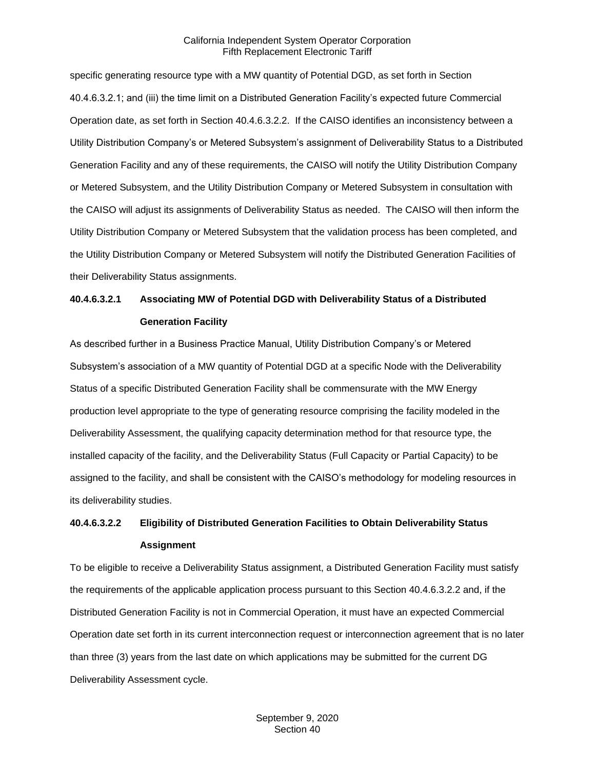specific generating resource type with a MW quantity of Potential DGD, as set forth in Section 40.4.6.3.2.1; and (iii) the time limit on a Distributed Generation Facility's expected future Commercial Operation date, as set forth in Section 40.4.6.3.2.2. If the CAISO identifies an inconsistency between a Utility Distribution Company's or Metered Subsystem's assignment of Deliverability Status to a Distributed Generation Facility and any of these requirements, the CAISO will notify the Utility Distribution Company or Metered Subsystem, and the Utility Distribution Company or Metered Subsystem in consultation with the CAISO will adjust its assignments of Deliverability Status as needed. The CAISO will then inform the Utility Distribution Company or Metered Subsystem that the validation process has been completed, and the Utility Distribution Company or Metered Subsystem will notify the Distributed Generation Facilities of their Deliverability Status assignments.

**40.4.6.3.2.1 Associating MW of Potential DGD with Deliverability Status of a Distributed Generation Facility**

As described further in a Business Practice Manual, Utility Distribution Company's or Metered Subsystem's association of a MW quantity of Potential DGD at a specific Node with the Deliverability Status of a specific Distributed Generation Facility shall be commensurate with the MW Energy production level appropriate to the type of generating resource comprising the facility modeled in the Deliverability Assessment, the qualifying capacity determination method for that resource type, the installed capacity of the facility, and the Deliverability Status (Full Capacity or Partial Capacity) to be assigned to the facility, and shall be consistent with the CAISO's methodology for modeling resources in its deliverability studies.

**40.4.6.3.2.2 Eligibility of Distributed Generation Facilities to Obtain Deliverability Status Assignment**

To be eligible to receive a Deliverability Status assignment, a Distributed Generation Facility must satisfy the requirements of the applicable application process pursuant to this Section 40.4.6.3.2.2 and, if the Distributed Generation Facility is not in Commercial Operation, it must have an expected Commercial Operation date set forth in its current interconnection request or interconnection agreement that is no later than three (3) years from the last date on which applications may be submitted for the current DG Deliverability Assessment cycle.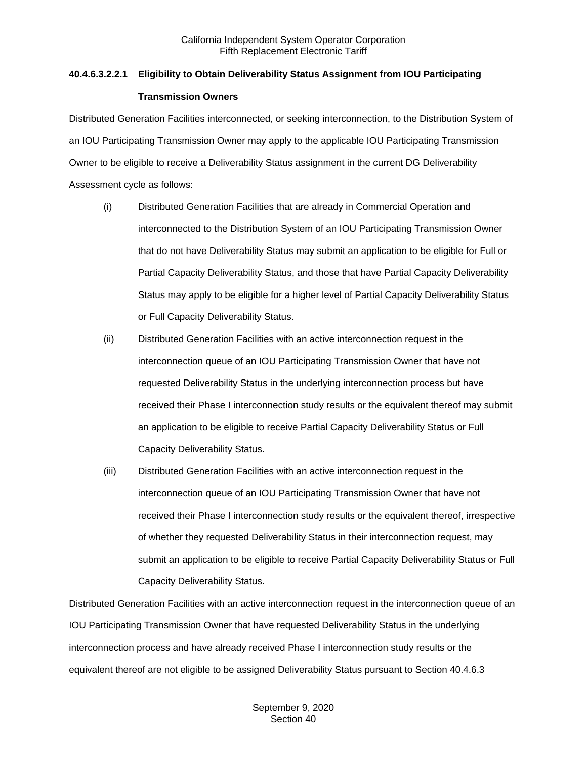**40.4.6.3.2.2.1 Eligibility to Obtain Deliverability Status Assignment from IOU Participating Transmission Owners**

Distributed Generation Facilities interconnected, or seeking interconnection, to the Distribution System of an IOU Participating Transmission Owner may apply to the applicable IOU Participating Transmission Owner to be eligible to receive a Deliverability Status assignment in the current DG Deliverability Assessment cycle as follows:

(i) Distributed Generation Facilities that are already in Commercial Operation and interconnected to the Distribution System of an IOU Participating Transmission Owner that do not have Deliverability Status may submit an application to be eligible for Full or Partial Capacity Deliverability Status, and those that have Partial Capacity Deliverability Status may apply to be eligible for a higher level of Partial Capacity Deliverability Status or Full Capacity Deliverability Status.

(ii) Distributed Generation Facilities with an active interconnection request in the interconnection queue of an IOU Participating Transmission Owner that have not requested Deliverability Status in the underlying interconnection process but have received their Phase I interconnection study results or the equivalent thereof may submit an application to be eligible to receive Partial Capacity Deliverability Status or Full Capacity Deliverability Status.

(iii) Distributed Generation Facilities with an active interconnection request in the interconnection queue of an IOU Participating Transmission Owner that have not received their Phase I interconnection study results or the equivalent thereof, irrespective of whether they requested Deliverability Status in their interconnection request, may submit an application to be eligible to receive Partial Capacity Deliverability Status or Full Capacity Deliverability Status.

Distributed Generation Facilities with an active interconnection request in the interconnection queue of an IOU Participating Transmission Owner that have requested Deliverability Status in the underlying interconnection process and have already received Phase I interconnection study results or the equivalent thereof are not eligible to be assigned Deliverability Status pursuant to Section 40.4.6.3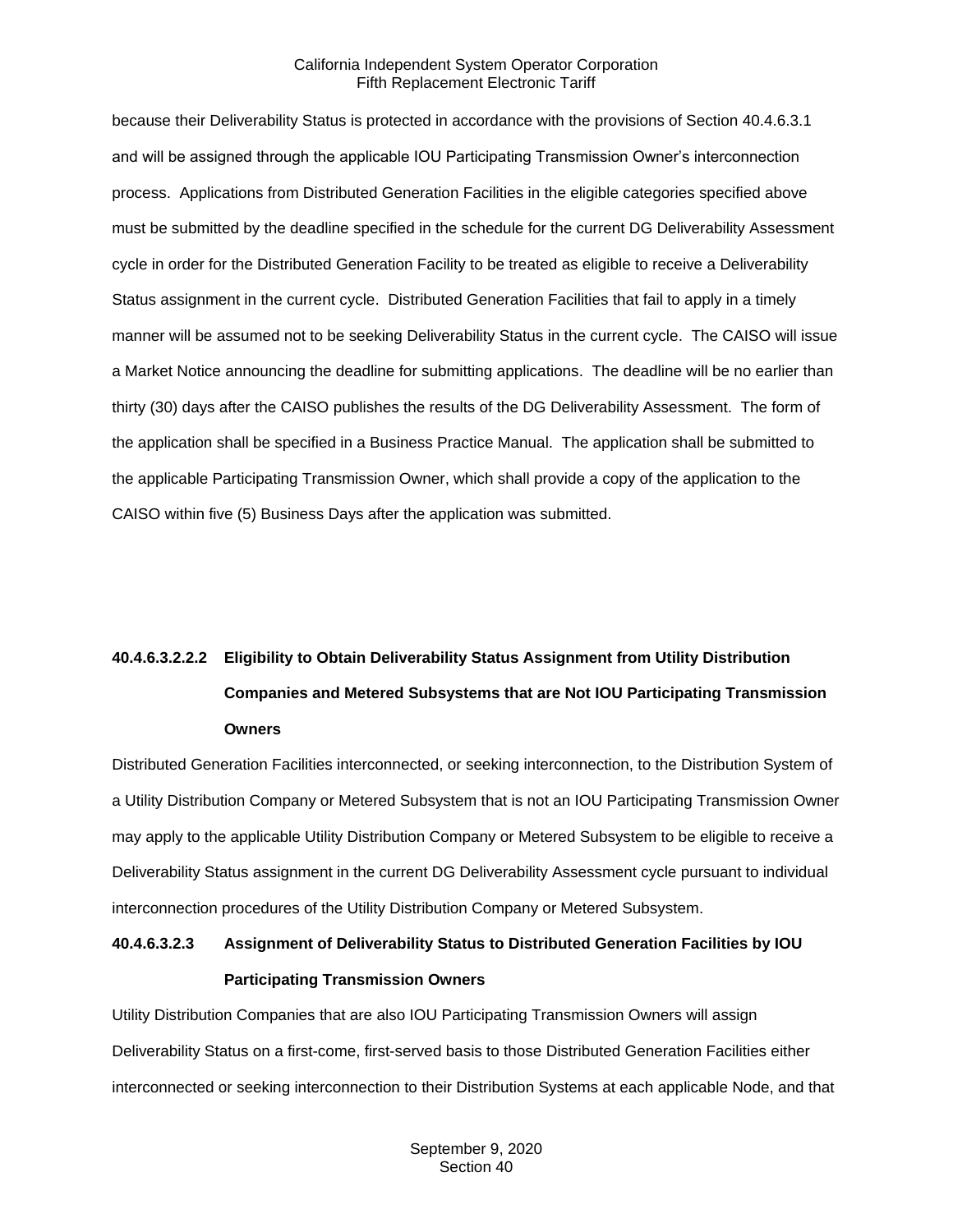because their Deliverability Status is protected in accordance with the provisions of Section 40.4.6.3.1 and will be assigned through the applicable IOU Participating Transmission Owner's interconnection process. Applications from Distributed Generation Facilities in the eligible categories specified above must be submitted by the deadline specified in the schedule for the current DG Deliverability Assessment cycle in order for the Distributed Generation Facility to be treated as eligible to receive a Deliverability Status assignment in the current cycle. Distributed Generation Facilities that fail to apply in a timely manner will be assumed not to be seeking Deliverability Status in the current cycle. The CAISO will issue a Market Notice announcing the deadline for submitting applications. The deadline will be no earlier than thirty (30) days after the CAISO publishes the results of the DG Deliverability Assessment. The form of the application shall be specified in a Business Practice Manual. The application shall be submitted to the applicable Participating Transmission Owner, which shall provide a copy of the application to the CAISO within five (5) Business Days after the application was submitted.

**40.4.6.3.2.2.2 Eligibility to Obtain Deliverability Status Assignment from Utility Distribution Companies and Metered Subsystems that are Not IOU Participating Transmission Owners**

Distributed Generation Facilities interconnected, or seeking interconnection, to the Distribution System of a Utility Distribution Company or Metered Subsystem that is not an IOU Participating Transmission Owner may apply to the applicable Utility Distribution Company or Metered Subsystem to be eligible to receive a Deliverability Status assignment in the current DG Deliverability Assessment cycle pursuant to individual interconnection procedures of the Utility Distribution Company or Metered Subsystem.

**40.4.6.3.2.3 Assignment of Deliverability Status to Distributed Generation Facilities by IOU Participating Transmission Owners**

Utility Distribution Companies that are also IOU Participating Transmission Owners will assign Deliverability Status on a first-come, first-served basis to those Distributed Generation Facilities either interconnected or seeking interconnection to their Distribution Systems at each applicable Node, and that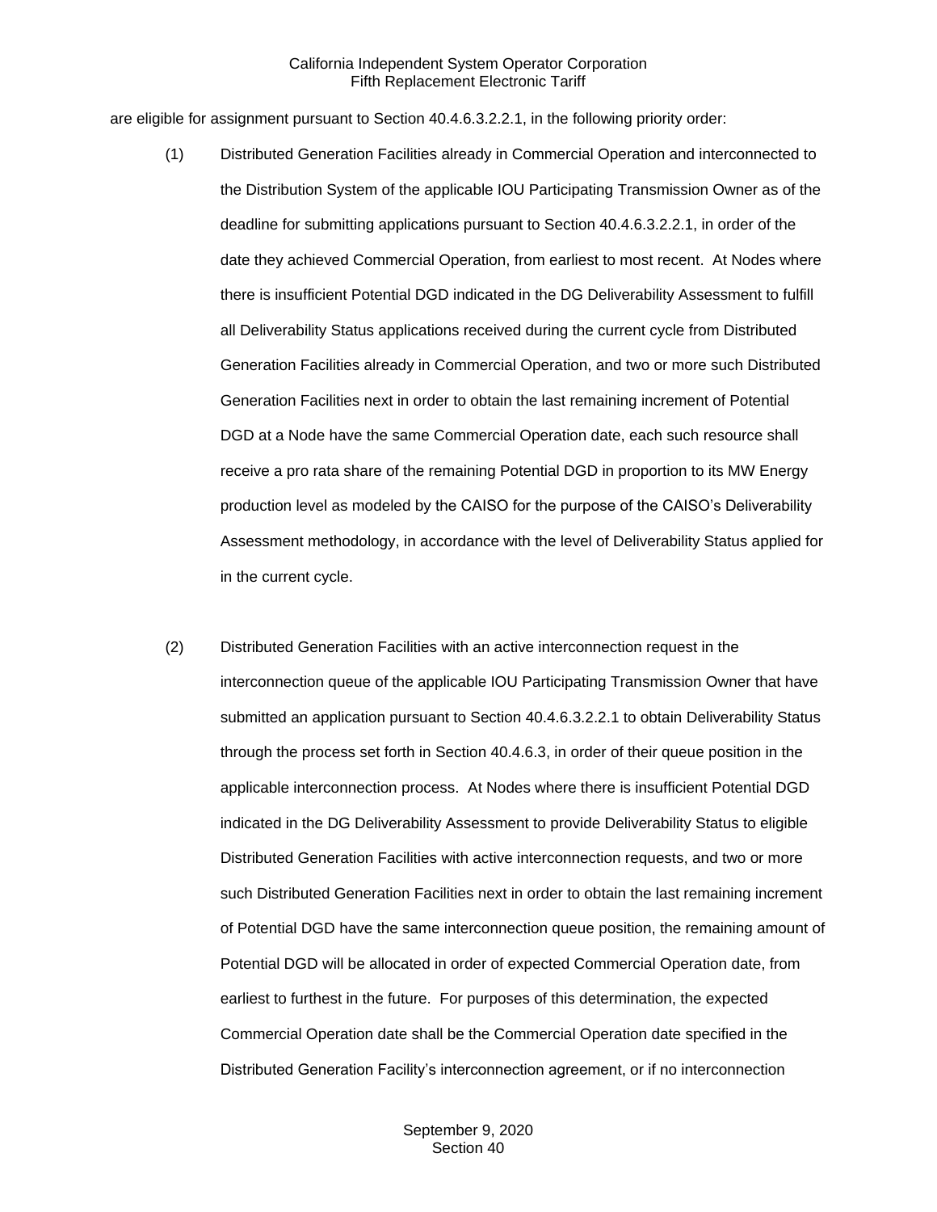are eligible for assignment pursuant to Section 40.4.6.3.2.2.1, in the following priority order:

(1) Distributed Generation Facilities already in Commercial Operation and interconnected to the Distribution System of the applicable IOU Participating Transmission Owner as of the deadline for submitting applications pursuant to Section 40.4.6.3.2.2.1, in order of the date they achieved Commercial Operation, from earliest to most recent. At Nodes where there is insufficient Potential DGD indicated in the DG Deliverability Assessment to fulfill all Deliverability Status applications received during the current cycle from Distributed Generation Facilities already in Commercial Operation, and two or more such Distributed Generation Facilities next in order to obtain the last remaining increment of Potential DGD at a Node have the same Commercial Operation date, each such resource shall receive a pro rata share of the remaining Potential DGD in proportion to its MW Energy production level as modeled by the CAISO for the purpose of the CAISO's Deliverability Assessment methodology, in accordance with the level of Deliverability Status applied for in the current cycle.

(2) Distributed Generation Facilities with an active interconnection request in the interconnection queue of the applicable IOU Participating Transmission Owner that have submitted an application pursuant to Section 40.4.6.3.2.2.1 to obtain Deliverability Status through the process set forth in Section 40.4.6.3, in order of their queue position in the applicable interconnection process. At Nodes where there is insufficient Potential DGD indicated in the DG Deliverability Assessment to provide Deliverability Status to eligible Distributed Generation Facilities with active interconnection requests, and two or more such Distributed Generation Facilities next in order to obtain the last remaining increment of Potential DGD have the same interconnection queue position, the remaining amount of Potential DGD will be allocated in order of expected Commercial Operation date, from earliest to furthest in the future. For purposes of this determination, the expected Commercial Operation date shall be the Commercial Operation date specified in the Distributed Generation Facility's interconnection agreement, or if no interconnection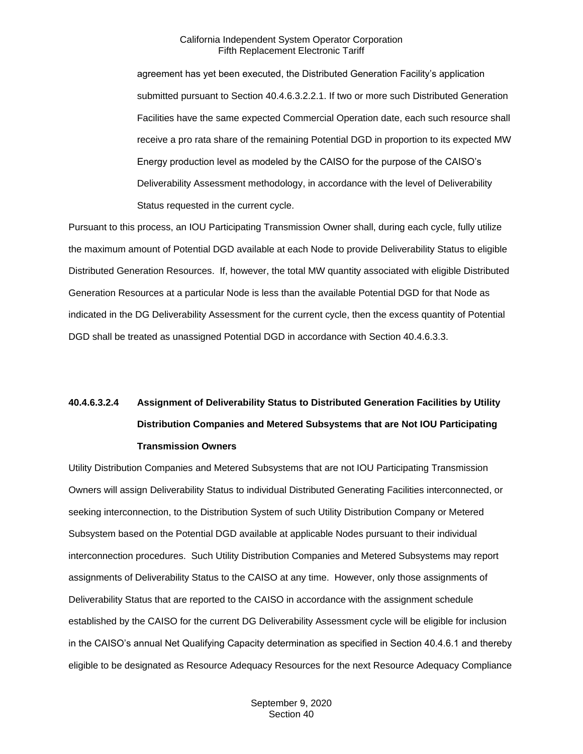agreement has yet been executed, the Distributed Generation Facility's application submitted pursuant to Section 40.4.6.3.2.2.1. If two or more such Distributed Generation Facilities have the same expected Commercial Operation date, each such resource shall receive a pro rata share of the remaining Potential DGD in proportion to its expected MW Energy production level as modeled by the CAISO for the purpose of the CAISO's Deliverability Assessment methodology, in accordance with the level of Deliverability Status requested in the current cycle.

Pursuant to this process, an IOU Participating Transmission Owner shall, during each cycle, fully utilize the maximum amount of Potential DGD available at each Node to provide Deliverability Status to eligible Distributed Generation Resources. If, however, the total MW quantity associated with eligible Distributed Generation Resources at a particular Node is less than the available Potential DGD for that Node as indicated in the DG Deliverability Assessment for the current cycle, then the excess quantity of Potential DGD shall be treated as unassigned Potential DGD in accordance with Section 40.4.6.3.3.

### 40.4.6.3.2.4 Assignment of Deliverability Status to Distributed Generation Facilities by Utility Distribution Companies and Metered Subsystems that are Not IOU Participating Transmission Owners

Utility Distribution Companies and Metered Subsystems that are not IOU Participating Transmission Owners will assign Deliverability Status to individual Distributed Generating Facilities interconnected, or seeking interconnection, to the Distribution System of such Utility Distribution Company or Metered Subsystem based on the Potential DGD available at applicable Nodes pursuant to their individual interconnection procedures. Such Utility Distribution Companies and Metered Subsystems may report assignments of Deliverability Status to the CAISO at any time. However, only those assignments of Deliverability Status that are reported to the CAISO in accordance with the assignment schedule established by the CAISO for the current DG Deliverability Assessment cycle will be eligible for inclusion in the CAISO's annual Net Qualifying Capacity determination as specified in Section 40.4.6.1 and thereby eligible to be designated as Resource Adequacy Resources for the next Resource Adequacy Compliance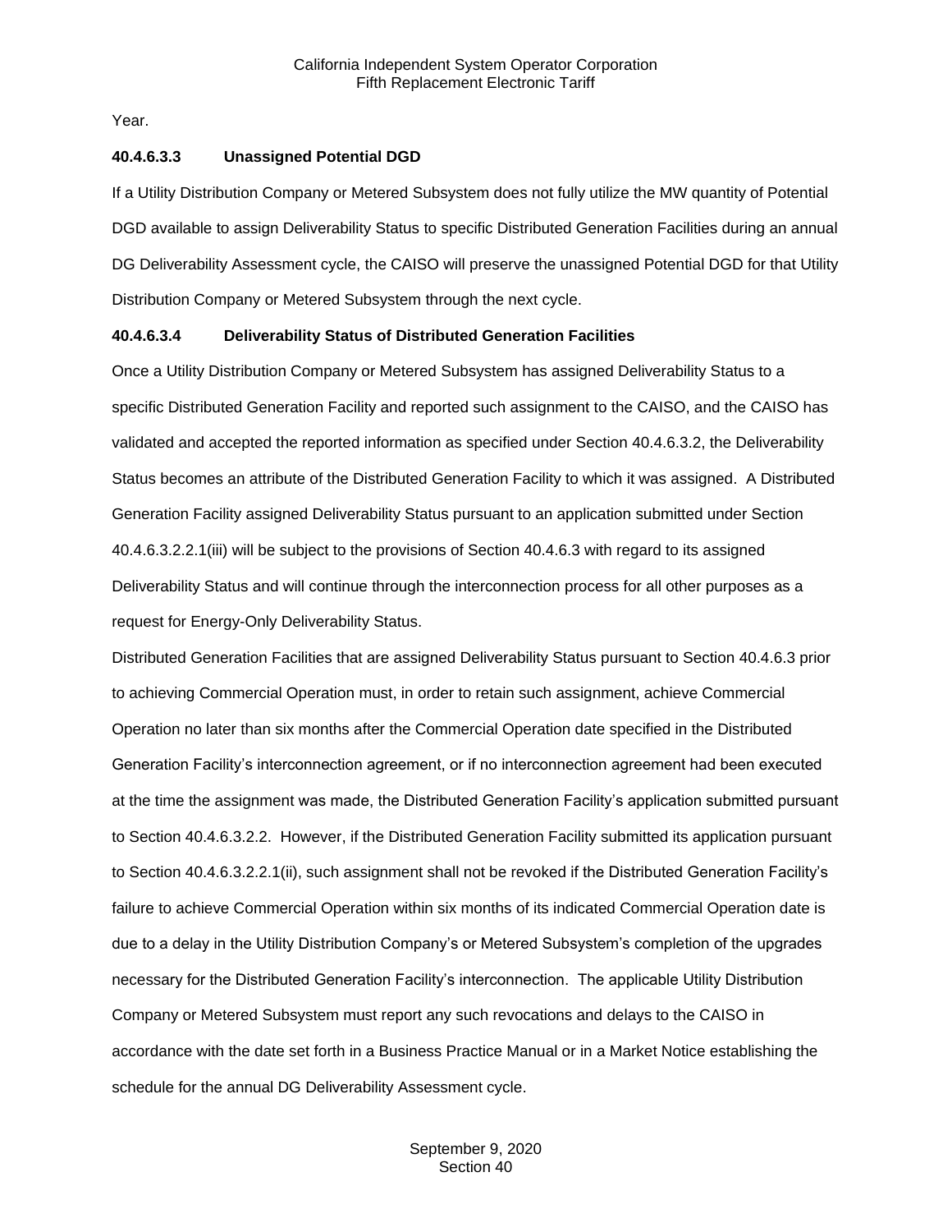Year.

**40.4.6.3.3 Unassigned Potential DGD**

If a Utility Distribution Company or Metered Subsystem does not fully utilize the MW quantity of Potential DGD available to assign Deliverability Status to specific Distributed Generation Facilities during an annual DG Deliverability Assessment cycle, the CAISO will preserve the unassigned Potential DGD for that Utility Distribution Company or Metered Subsystem through the next cycle.

**40.4.6.3.4 Deliverability Status of Distributed Generation Facilities**

Once a Utility Distribution Company or Metered Subsystem has assigned Deliverability Status to a specific Distributed Generation Facility and reported such assignment to the CAISO, and the CAISO has validated and accepted the reported information as specified under Section 40.4.6.3.2, the Deliverability Status becomes an attribute of the Distributed Generation Facility to which it was assigned. A Distributed Generation Facility assigned Deliverability Status pursuant to an application submitted under Section 40.4.6.3.2.2.1(iii) will be subject to the provisions of Section 40.4.6.3 with regard to its assigned Deliverability Status and will continue through the interconnection process for all other purposes as a request for Energy-Only Deliverability Status.

Distributed Generation Facilities that are assigned Deliverability Status pursuant to Section 40.4.6.3 prior to achieving Commercial Operation must, in order to retain such assignment, achieve Commercial Operation no later than six months after the Commercial Operation date specified in the Distributed Generation Facility's interconnection agreement, or if no interconnection agreement had been executed at the time the assignment was made, the Distributed Generation Facility's application submitted pursuant to Section 40.4.6.3.2.2. However, if the Distributed Generation Facility submitted its application pursuant to Section 40.4.6.3.2.2.1(ii), such assignment shall not be revoked if the Distributed Generation Facility's failure to achieve Commercial Operation within six months of its indicated Commercial Operation date is due to a delay in the Utility Distribution Company's or Metered Subsystem's completion of the upgrades necessary for the Distributed Generation Facility's interconnection. The applicable Utility Distribution Company or Metered Subsystem must report any such revocations and delays to the CAISO in accordance with the date set forth in a Business Practice Manual or in a Market Notice establishing the schedule for the annual DG Deliverability Assessment cycle.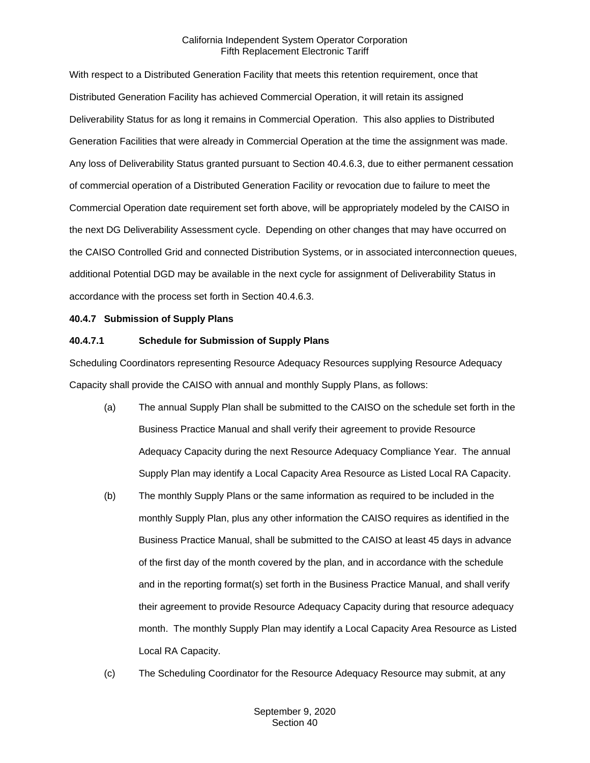With respect to a Distributed Generation Facility that meets this retention requirement, once that Distributed Generation Facility has achieved Commercial Operation, it will retain its assigned Deliverability Status for as long it remains in Commercial Operation. This also applies to Distributed Generation Facilities that were already in Commercial Operation at the time the assignment was made. Any loss of Deliverability Status granted pursuant to Section 40.4.6.3, due to either permanent cessation of commercial operation of a Distributed Generation Facility or revocation due to failure to meet the Commercial Operation date requirement set forth above, will be appropriately modeled by the CAISO in the next DG Deliverability Assessment cycle. Depending on other changes that may have occurred on the CAISO Controlled Grid and connected Distribution Systems, or in associated interconnection queues, additional Potential DGD may be available in the next cycle for assignment of Deliverability Status in accordance with the process set forth in Section 40.4.6.3.

**40.4.7 Submission of Supply Plans**

**40.4.7.1 Schedule for Submission of Supply Plans**

Scheduling Coordinators representing Resource Adequacy Resources supplying Resource Adequacy Capacity shall provide the CAISO with annual and monthly Supply Plans, as follows:

(a) The annual Supply Plan shall be submitted to the CAISO on the schedule set forth in the Business Practice Manual and shall verify their agreement to provide Resource Adequacy Capacity during the next Resource Adequacy Compliance Year. The annual Supply Plan may identify a Local Capacity Area Resource as Listed Local RA Capacity.

(b) The monthly Supply Plans or the same information as required to be included in the monthly Supply Plan, plus any other information the CAISO requires as identified in the Business Practice Manual, shall be submitted to the CAISO at least 45 days in advance of the first day of the month covered by the plan, and in accordance with the schedule and in the reporting format(s) set forth in the Business Practice Manual, and shall verify their agreement to provide Resource Adequacy Capacity during that resource adequacy month. The monthly Supply Plan may identify a Local Capacity Area Resource as Listed Local RA Capacity.

(c) The Scheduling Coordinator for the Resource Adequacy Resource may submit, at any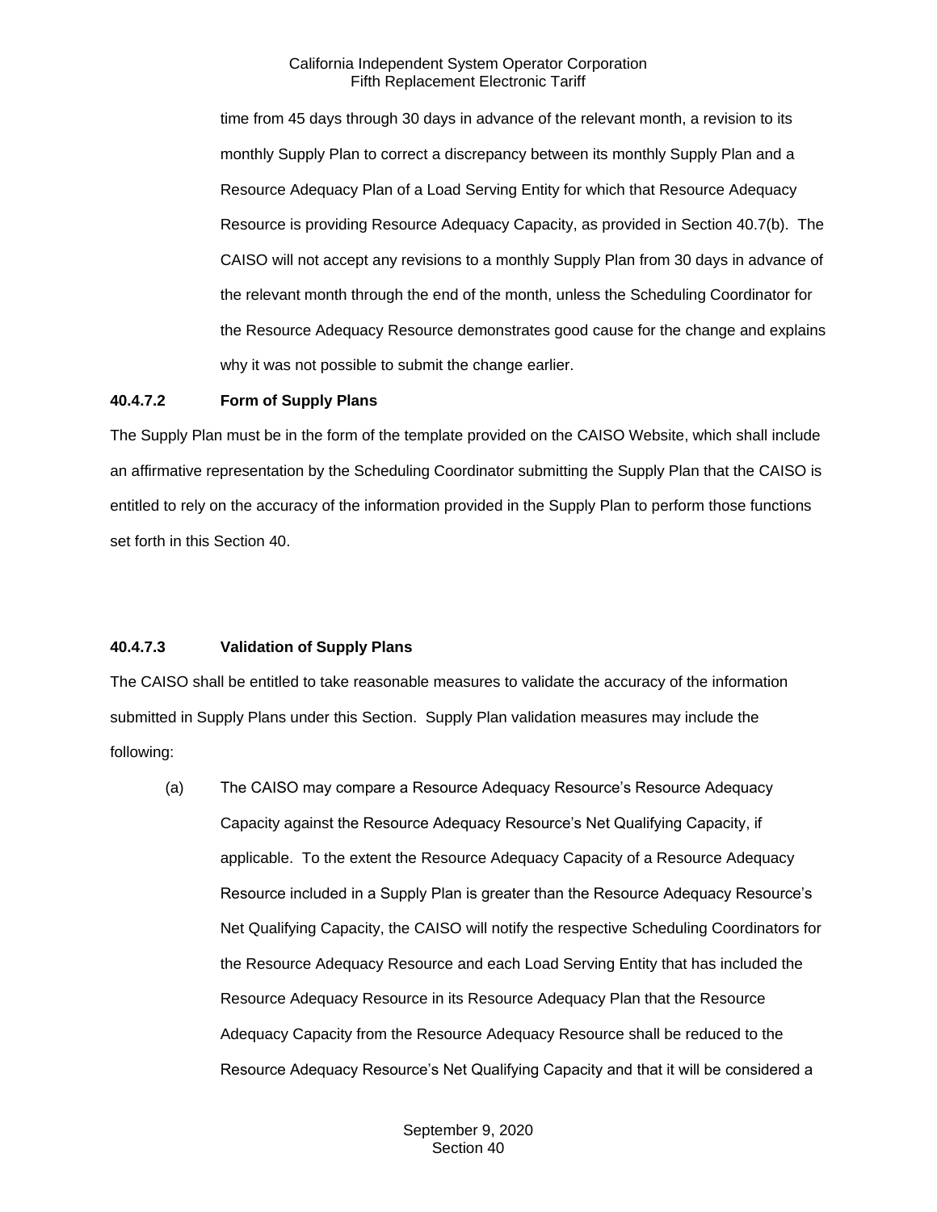time from 45 days through 30 days in advance of the relevant month, a revision to its monthly Supply Plan to correct a discrepancy between its monthly Supply Plan and a Resource Adequacy Plan of a Load Serving Entity for which that Resource Adequacy Resource is providing Resource Adequacy Capacity, as provided in Section 40.7(b). The CAISO will not accept any revisions to a monthly Supply Plan from 30 days in advance of the relevant month through the end of the month, unless the Scheduling Coordinator for the Resource Adequacy Resource demonstrates good cause for the change and explains why it was not possible to submit the change earlier.

**40.4.7.2 Form of Supply Plans**

The Supply Plan must be in the form of the template provided on the CAISO Website, which shall include an affirmative representation by the Scheduling Coordinator submitting the Supply Plan that the CAISO is entitled to rely on the accuracy of the information provided in the Supply Plan to perform those functions set forth in this Section 40.

**40.4.7.3 Validation of Supply Plans**

The CAISO shall be entitled to take reasonable measures to validate the accuracy of the information submitted in Supply Plans under this Section. Supply Plan validation measures may include the following:

(a) The CAISO may compare a Resource Adequacy Resource's Resource Adequacy Capacity against the Resource Adequacy Resource's Net Qualifying Capacity, if applicable. To the extent the Resource Adequacy Capacity of a Resource Adequacy Resource included in a Supply Plan is greater than the Resource Adequacy Resource's Net Qualifying Capacity, the CAISO will notify the respective Scheduling Coordinators for the Resource Adequacy Resource and each Load Serving Entity that has included the Resource Adequacy Resource in its Resource Adequacy Plan that the Resource Adequacy Capacity from the Resource Adequacy Resource shall be reduced to the Resource Adequacy Resource's Net Qualifying Capacity and that it will be considered a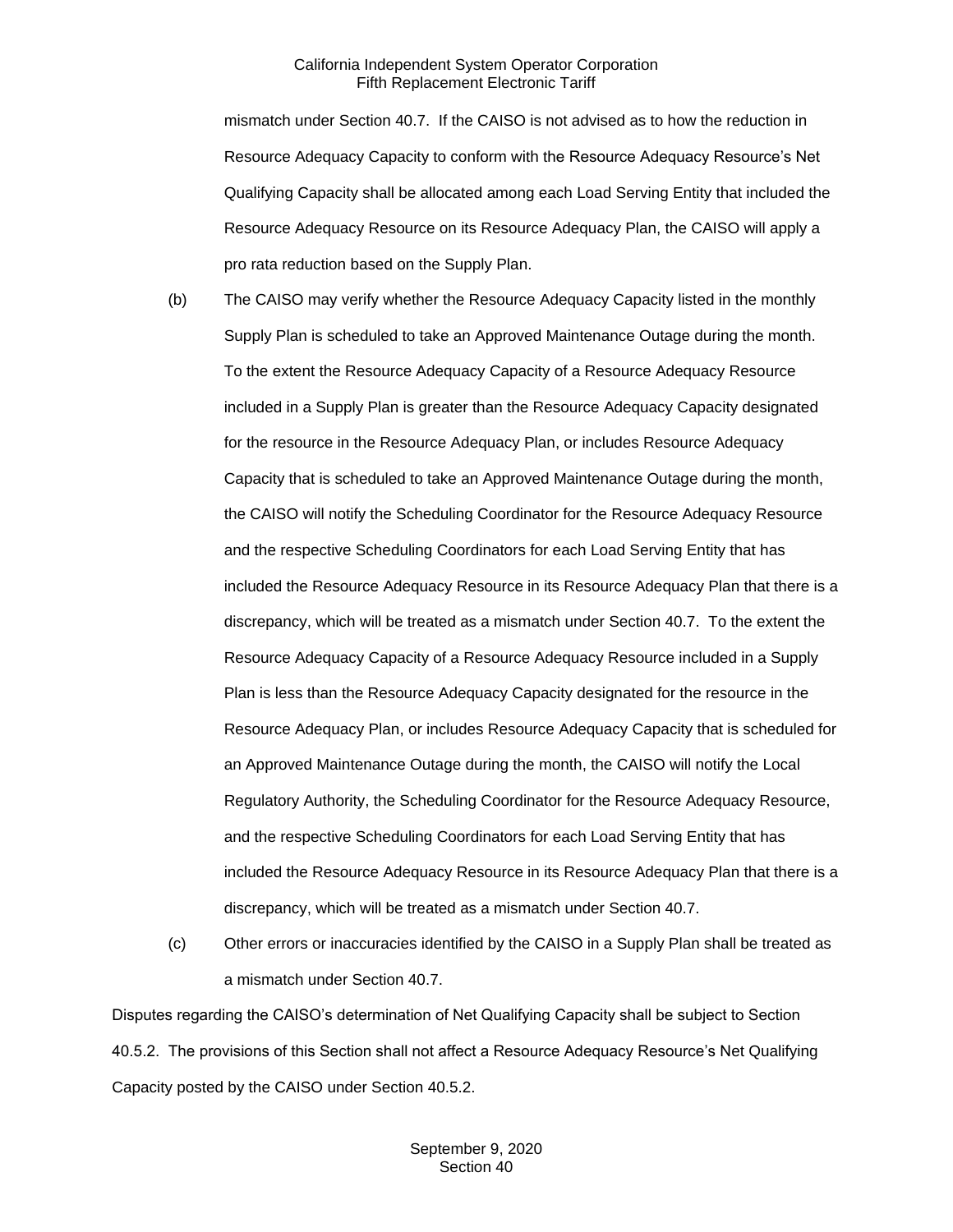mismatch under Section 40.7. If the CAISO is not advised as to how the reduction in Resource Adequacy Capacity to conform with the Resource Adequacy Resource's Net Qualifying Capacity shall be allocated among each Load Serving Entity that included the Resource Adequacy Resource on its Resource Adequacy Plan, the CAISO will apply a pro rata reduction based on the Supply Plan.

(b) The CAISO may verify whether the Resource Adequacy Capacity listed in the monthly Supply Plan is scheduled to take an Approved Maintenance Outage during the month. To the extent the Resource Adequacy Capacity of a Resource Adequacy Resource included in a Supply Plan is greater than the Resource Adequacy Capacity designated for the resource in the Resource Adequacy Plan, or includes Resource Adequacy Capacity that is scheduled to take an Approved Maintenance Outage during the month, the CAISO will notify the Scheduling Coordinator for the Resource Adequacy Resource and the respective Scheduling Coordinators for each Load Serving Entity that has included the Resource Adequacy Resource in its Resource Adequacy Plan that there is a discrepancy, which will be treated as a mismatch under Section 40.7. To the extent the Resource Adequacy Capacity of a Resource Adequacy Resource included in a Supply Plan is less than the Resource Adequacy Capacity designated for the resource in the Resource Adequacy Plan, or includes Resource Adequacy Capacity that is scheduled for an Approved Maintenance Outage during the month, the CAISO will notify the Local Regulatory Authority, the Scheduling Coordinator for the Resource Adequacy Resource, and the respective Scheduling Coordinators for each Load Serving Entity that has included the Resource Adequacy Resource in its Resource Adequacy Plan that there is a discrepancy, which will be treated as a mismatch under Section 40.7.

(c) Other errors or inaccuracies identified by the CAISO in a Supply Plan shall be treated as a mismatch under Section 40.7.

Disputes regarding the CAISO's determination of Net Qualifying Capacity shall be subject to Section 40.5.2. The provisions of this Section shall not affect a Resource Adequacy Resource's Net Qualifying Capacity posted by the CAISO under Section 40.5.2.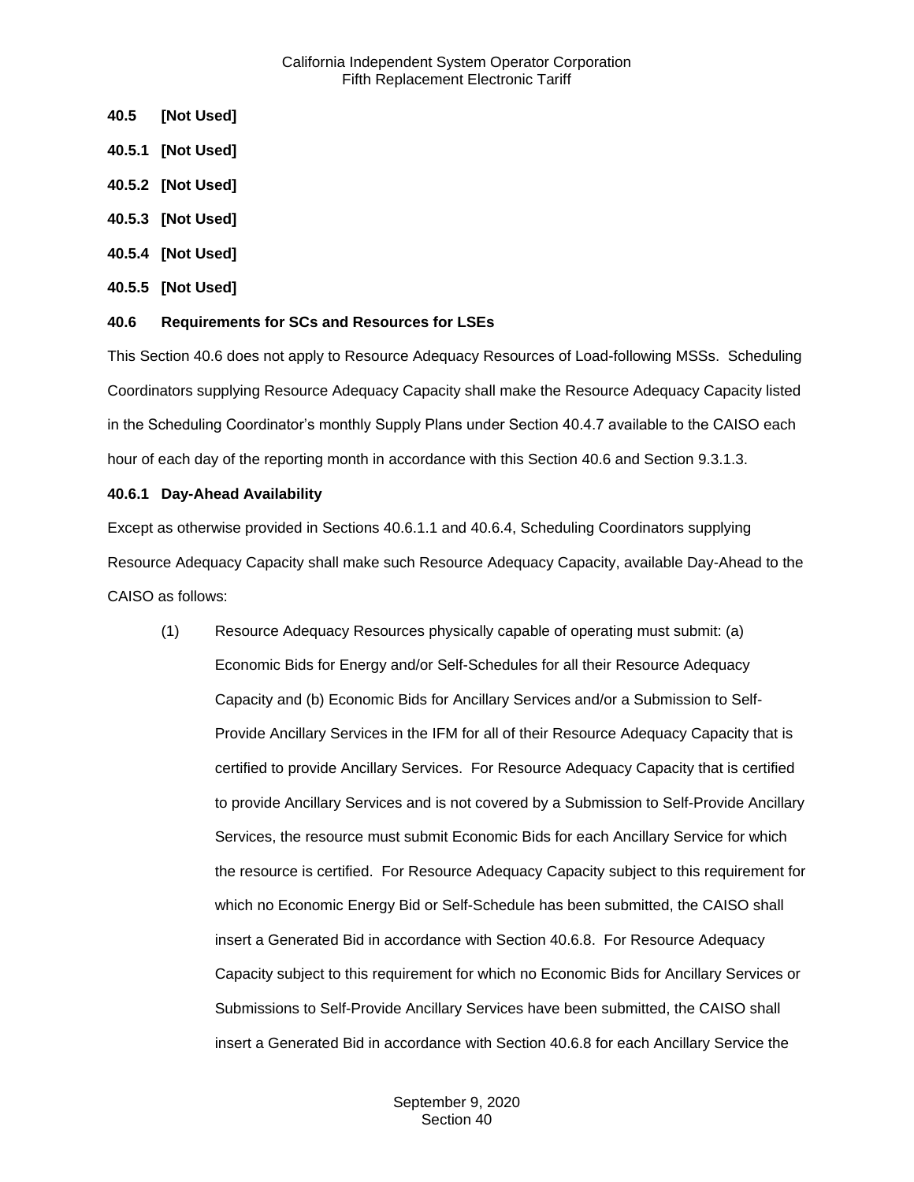**40.5 [Not Used]**

**40.5.1 [Not Used]**

**40.5.2 [Not Used]**

**40.5.3 [Not Used]**

**40.5.4 [Not Used]**

**40.5.5 [Not Used]**

**40.6 Requirements for SCs and Resources for LSEs**

This Section 40.6 does not apply to Resource Adequacy Resources of Load-following MSSs. Scheduling Coordinators supplying Resource Adequacy Capacity shall make the Resource Adequacy Capacity listed in the Scheduling Coordinator's monthly Supply Plans under Section 40.4.7 available to the CAISO each hour of each day of the reporting month in accordance with this Section 40.6 and Section 9.3.1.3.

**40.6.1 Day-Ahead Availability**

Except as otherwise provided in Sections 40.6.1.1 and 40.6.4, Scheduling Coordinators supplying Resource Adequacy Capacity shall make such Resource Adequacy Capacity, available Day-Ahead to the CAISO as follows:

(1) Resource Adequacy Resources physically capable of operating must submit: (a) Economic Bids for Energy and/or Self-Schedules for all their Resource Adequacy Capacity and (b) Economic Bids for Ancillary Services and/or a Submission to Self-Provide Ancillary Services in the IFM for all of their Resource Adequacy Capacity that is certified to provide Ancillary Services. For Resource Adequacy Capacity that is certified to provide Ancillary Services and is not covered by a Submission to Self-Provide Ancillary Services, the resource must submit Economic Bids for each Ancillary Service for which the resource is certified. For Resource Adequacy Capacity subject to this requirement for which no Economic Energy Bid or Self-Schedule has been submitted, the CAISO shall insert a Generated Bid in accordance with Section 40.6.8. For Resource Adequacy Capacity subject to this requirement for which no Economic Bids for Ancillary Services or Submissions to Self-Provide Ancillary Services have been submitted, the CAISO shall insert a Generated Bid in accordance with Section 40.6.8 for each Ancillary Service the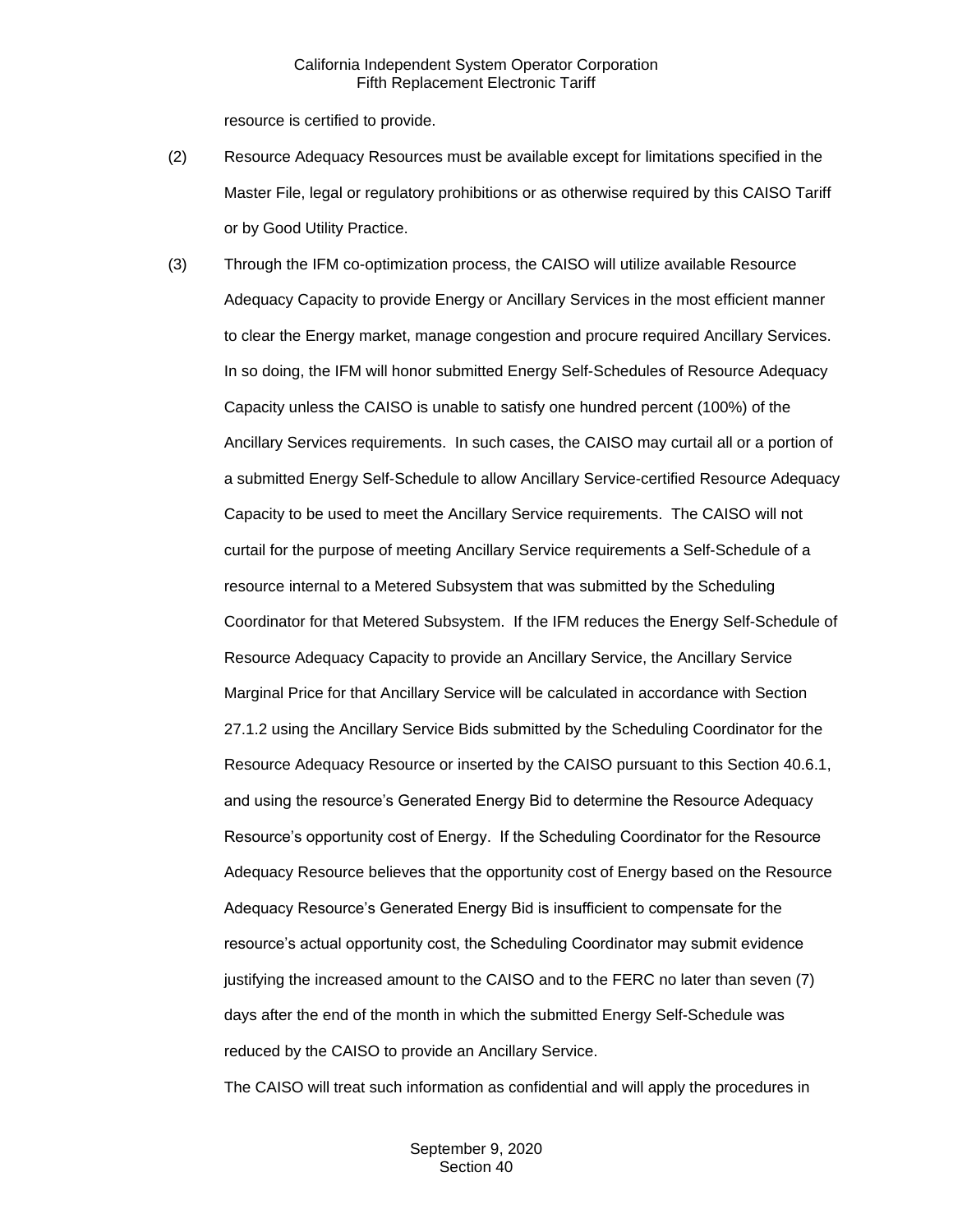resource is certified to provide.

(2) Resource Adequacy Resources must be available except for limitations specified in the Master File, legal or regulatory prohibitions or as otherwise required by this CAISO Tariff or by Good Utility Practice.

(3) Through the IFM co-optimization process, the CAISO will utilize available Resource Adequacy Capacity to provide Energy or Ancillary Services in the most efficient manner to clear the Energy market, manage congestion and procure required Ancillary Services. In so doing, the IFM will honor submitted Energy Self-Schedules of Resource Adequacy Capacity unless the CAISO is unable to satisfy one hundred percent (100%) of the Ancillary Services requirements. In such cases, the CAISO may curtail all or a portion of a submitted Energy Self-Schedule to allow Ancillary Service-certified Resource Adequacy Capacity to be used to meet the Ancillary Service requirements. The CAISO will not curtail for the purpose of meeting Ancillary Service requirements a Self-Schedule of a resource internal to a Metered Subsystem that was submitted by the Scheduling Coordinator for that Metered Subsystem. If the IFM reduces the Energy Self-Schedule of Resource Adequacy Capacity to provide an Ancillary Service, the Ancillary Service Marginal Price for that Ancillary Service will be calculated in accordance with Section 27.1.2 using the Ancillary Service Bids submitted by the Scheduling Coordinator for the Resource Adequacy Resource or inserted by the CAISO pursuant to this Section 40.6.1, and using the resource's Generated Energy Bid to determine the Resource Adequacy Resource's opportunity cost of Energy. If the Scheduling Coordinator for the Resource Adequacy Resource believes that the opportunity cost of Energy based on the Resource Adequacy Resource's Generated Energy Bid is insufficient to compensate for the resource's actual opportunity cost, the Scheduling Coordinator may submit evidence justifying the increased amount to the CAISO and to the FERC no later than seven (7) days after the end of the month in which the submitted Energy Self-Schedule was reduced by the CAISO to provide an Ancillary Service.

The CAISO will treat such information as confidential and will apply the procedures in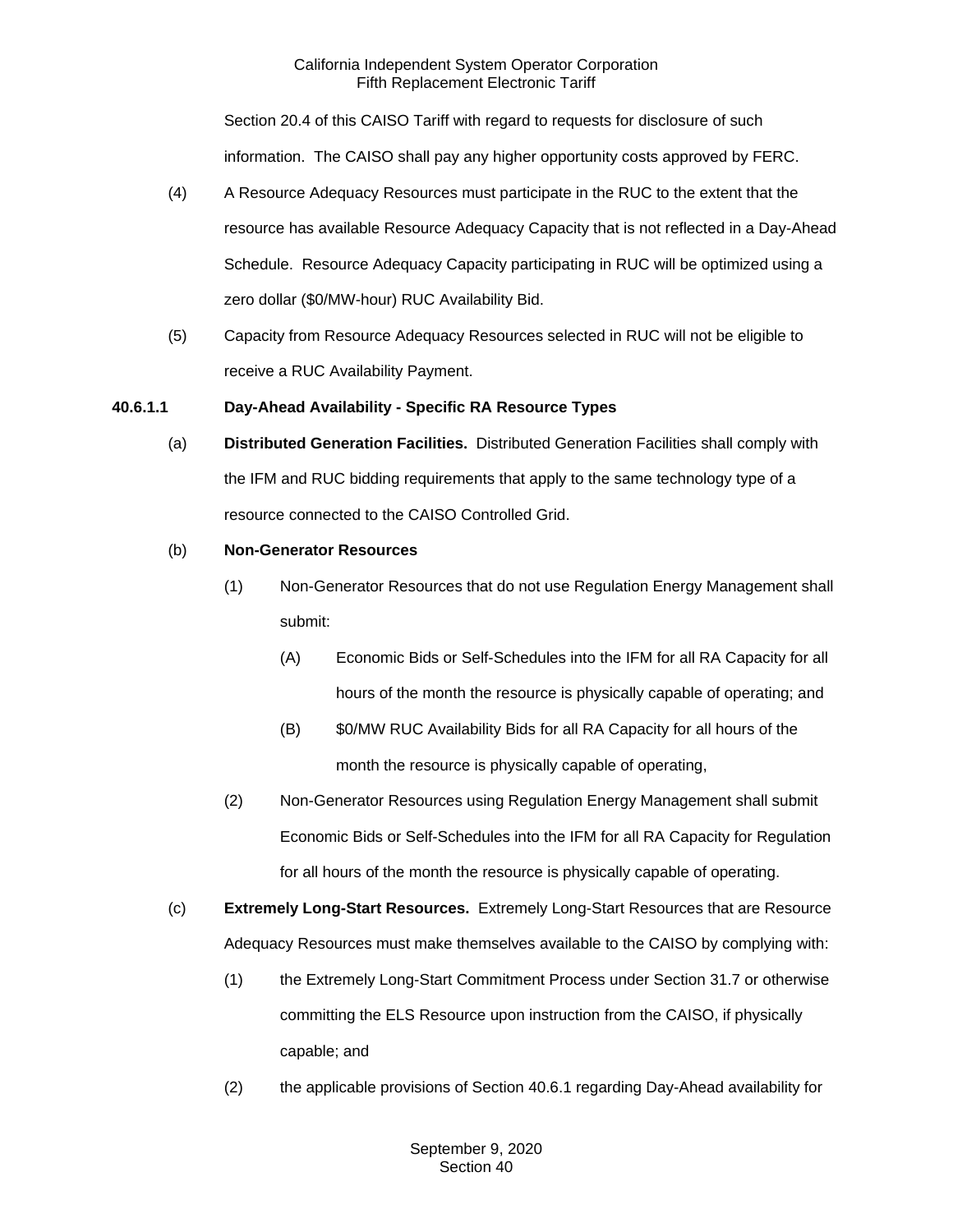Section 20.4 of this CAISO Tariff with regard to requests for disclosure of such information. The CAISO shall pay any higher opportunity costs approved by FERC.

(4) A Resource Adequacy Resources must participate in the RUC to the extent that the resource has available Resource Adequacy Capacity that is not reflected in a Day-Ahead Schedule. Resource Adequacy Capacity participating in RUC will be optimized using a zero dollar ($0/MW-hour) RUC Availability Bid.

(5) Capacity from Resource Adequacy Resources selected in RUC will not be eligible to receive a RUC Availability Payment.

**40.6.1.1 Day-Ahead Availability - Specific RA Resource Types**

(a) **Distributed Generation Facilities.** Distributed Generation Facilities shall comply with the IFM and RUC bidding requirements that apply to the same technology type of a resource connected to the CAISO Controlled Grid.

(b) **Non-Generator Resources**

(1) Non-Generator Resources that do not use Regulation Energy Management shall submit:

(A) Economic Bids or Self-Schedules into the IFM for all RA Capacity for all hours of the month the resource is physically capable of operating; and

(B) $0/MW RUC Availability Bids for all RA Capacity for all hours of the month the resource is physically capable of operating,

(2) Non-Generator Resources using Regulation Energy Management shall submit Economic Bids or Self-Schedules into the IFM for all RA Capacity for Regulation for all hours of the month the resource is physically capable of operating.

(c) **Extremely Long-Start Resources.** Extremely Long-Start Resources that are Resource Adequacy Resources must make themselves available to the CAISO by complying with:

(1) the Extremely Long-Start Commitment Process under Section 31.7 or otherwise committing the ELS Resource upon instruction from the CAISO, if physically capable; and

(2) the applicable provisions of Section 40.6.1 regarding Day-Ahead availability for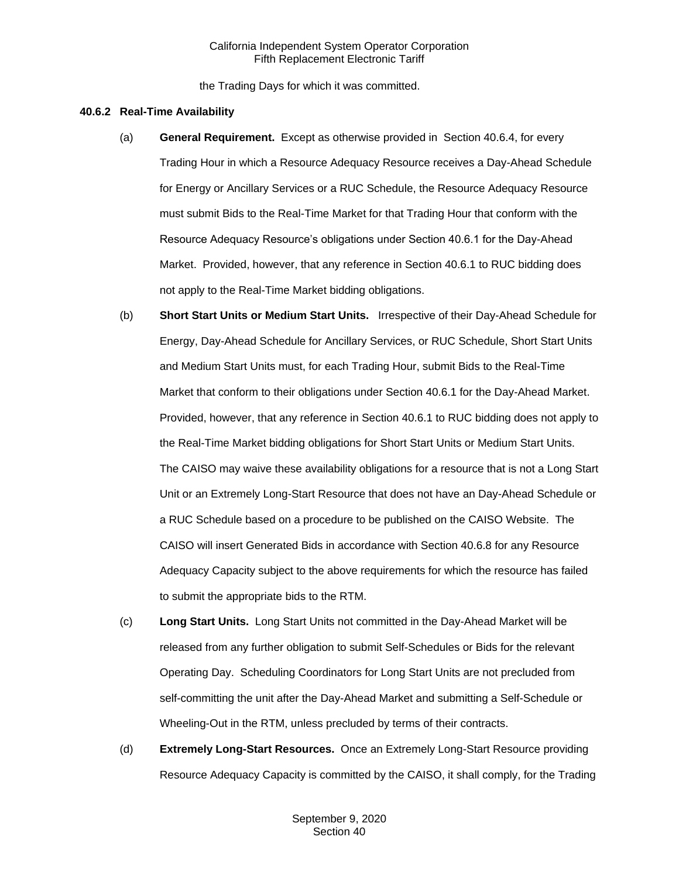the Trading Days for which it was committed.

**40.6.2 Real-Time Availability**

(a) **General Requirement.** Except as otherwise provided in Section 40.6.4, for every Trading Hour in which a Resource Adequacy Resource receives a Day-Ahead Schedule for Energy or Ancillary Services or a RUC Schedule, the Resource Adequacy Resource must submit Bids to the Real-Time Market for that Trading Hour that conform with the Resource Adequacy Resource's obligations under Section 40.6.1 for the Day-Ahead Market. Provided, however, that any reference in Section 40.6.1 to RUC bidding does not apply to the Real-Time Market bidding obligations.

(b) **Short Start Units or Medium Start Units.** Irrespective of their Day-Ahead Schedule for Energy, Day-Ahead Schedule for Ancillary Services, or RUC Schedule, Short Start Units and Medium Start Units must, for each Trading Hour, submit Bids to the Real-Time Market that conform to their obligations under Section 40.6.1 for the Day-Ahead Market. Provided, however, that any reference in Section 40.6.1 to RUC bidding does not apply to the Real-Time Market bidding obligations for Short Start Units or Medium Start Units. The CAISO may waive these availability obligations for a resource that is not a Long Start Unit or an Extremely Long-Start Resource that does not have an Day-Ahead Schedule or a RUC Schedule based on a procedure to be published on the CAISO Website. The CAISO will insert Generated Bids in accordance with Section 40.6.8 for any Resource Adequacy Capacity subject to the above requirements for which the resource has failed to submit the appropriate bids to the RTM.

(c) **Long Start Units.** Long Start Units not committed in the Day-Ahead Market will be released from any further obligation to submit Self-Schedules or Bids for the relevant Operating Day. Scheduling Coordinators for Long Start Units are not precluded from self-committing the unit after the Day-Ahead Market and submitting a Self-Schedule or Wheeling-Out in the RTM, unless precluded by terms of their contracts.

(d) **Extremely Long-Start Resources.** Once an Extremely Long-Start Resource providing Resource Adequacy Capacity is committed by the CAISO, it shall comply, for the Trading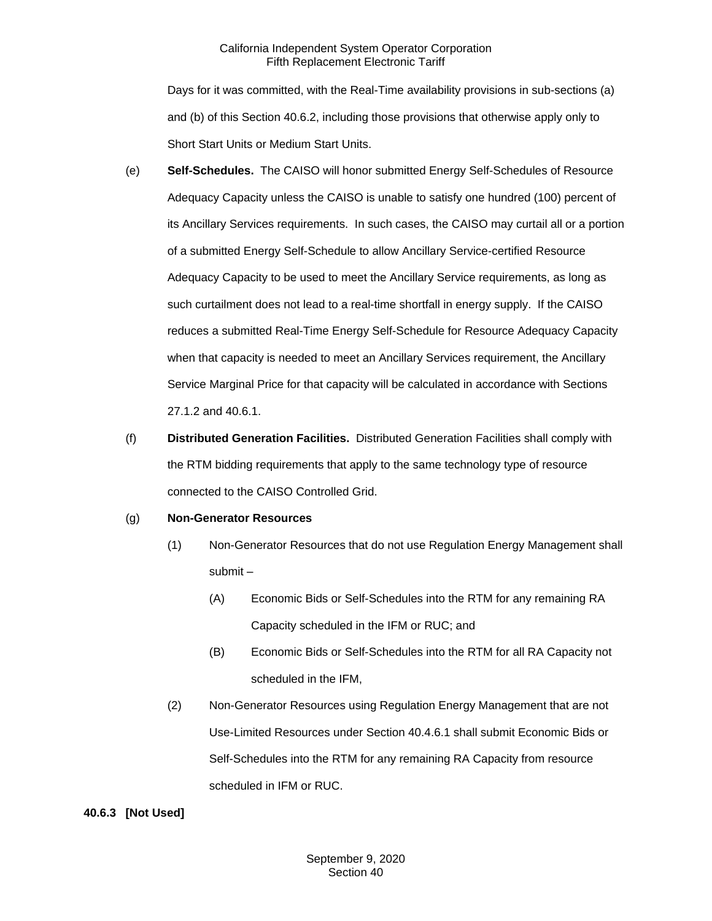Days for it was committed, with the Real-Time availability provisions in sub-sections (a) and (b) of this Section 40.6.2, including those provisions that otherwise apply only to Short Start Units or Medium Start Units.

(e) **Self-Schedules.** The CAISO will honor submitted Energy Self-Schedules of Resource Adequacy Capacity unless the CAISO is unable to satisfy one hundred (100) percent of its Ancillary Services requirements. In such cases, the CAISO may curtail all or a portion of a submitted Energy Self-Schedule to allow Ancillary Service-certified Resource Adequacy Capacity to be used to meet the Ancillary Service requirements, as long as such curtailment does not lead to a real-time shortfall in energy supply. If the CAISO reduces a submitted Real-Time Energy Self-Schedule for Resource Adequacy Capacity when that capacity is needed to meet an Ancillary Services requirement, the Ancillary Service Marginal Price for that capacity will be calculated in accordance with Sections 27.1.2 and 40.6.1.

(f) **Distributed Generation Facilities.** Distributed Generation Facilities shall comply with the RTM bidding requirements that apply to the same technology type of resource connected to the CAISO Controlled Grid.

(g) **Non-Generator Resources**

(1) Non-Generator Resources that do not use Regulation Energy Management shall submit –

(A) Economic Bids or Self-Schedules into the RTM for any remaining RA Capacity scheduled in the IFM or RUC; and

(B) Economic Bids or Self-Schedules into the RTM for all RA Capacity not scheduled in the IFM,

(2) Non-Generator Resources using Regulation Energy Management that are not Use-Limited Resources under Section 40.4.6.1 shall submit Economic Bids or Self-Schedules into the RTM for any remaining RA Capacity from resource scheduled in IFM or RUC.

**40.6.3 [Not Used]**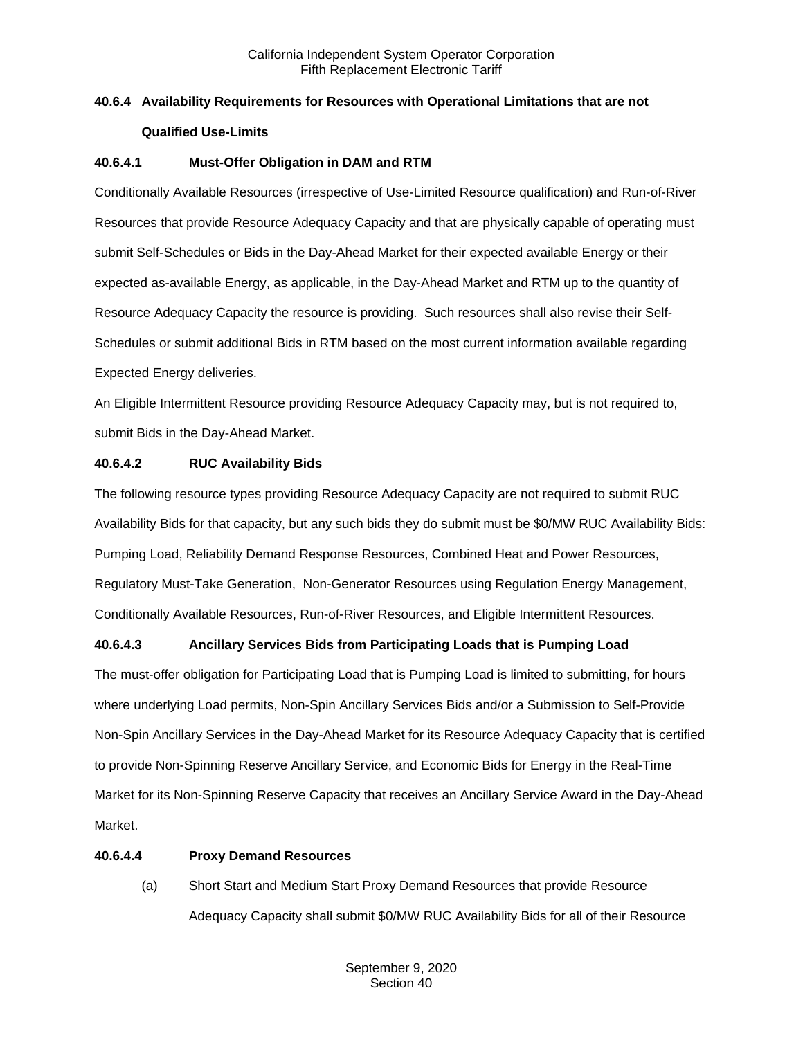### 40.6.4 Availability Requirements for Resources with Operational Limitations that are not Qualified Use-Limits

#### 40.6.4.1 Must-Offer Obligation in DAM and RTM

Conditionally Available Resources (irrespective of Use-Limited Resource qualification) and Run-of-River Resources that provide Resource Adequacy Capacity and that are physically capable of operating must submit Self-Schedules or Bids in the Day-Ahead Market for their expected available Energy or their expected as-available Energy, as applicable, in the Day-Ahead Market and RTM up to the quantity of Resource Adequacy Capacity the resource is providing. Such resources shall also revise their Self-Schedules or submit additional Bids in RTM based on the most current information available regarding Expected Energy deliveries.

An Eligible Intermittent Resource providing Resource Adequacy Capacity may, but is not required to, submit Bids in the Day-Ahead Market.

#### 40.6.4.2 RUC Availability Bids

The following resource types providing Resource Adequacy Capacity are not required to submit RUC Availability Bids for that capacity, but any such bids they do submit must be $0/MW RUC Availability Bids: Pumping Load, Reliability Demand Response Resources, Combined Heat and Power Resources, Regulatory Must-Take Generation, Non-Generator Resources using Regulation Energy Management, Conditionally Available Resources, Run-of-River Resources, and Eligible Intermittent Resources.

#### 40.6.4.3 Ancillary Services Bids from Participating Loads that is Pumping Load

The must-offer obligation for Participating Load that is Pumping Load is limited to submitting, for hours where underlying Load permits, Non-Spin Ancillary Services Bids and/or a Submission to Self-Provide Non-Spin Ancillary Services in the Day-Ahead Market for its Resource Adequacy Capacity that is certified to provide Non-Spinning Reserve Ancillary Service, and Economic Bids for Energy in the Real-Time Market for its Non-Spinning Reserve Capacity that receives an Ancillary Service Award in the Day-Ahead Market.

#### 40.6.4.4 Proxy Demand Resources

(a) Short Start and Medium Start Proxy Demand Resources that provide Resource Adequacy Capacity shall submit $0/MW RUC Availability Bids for all of their Resource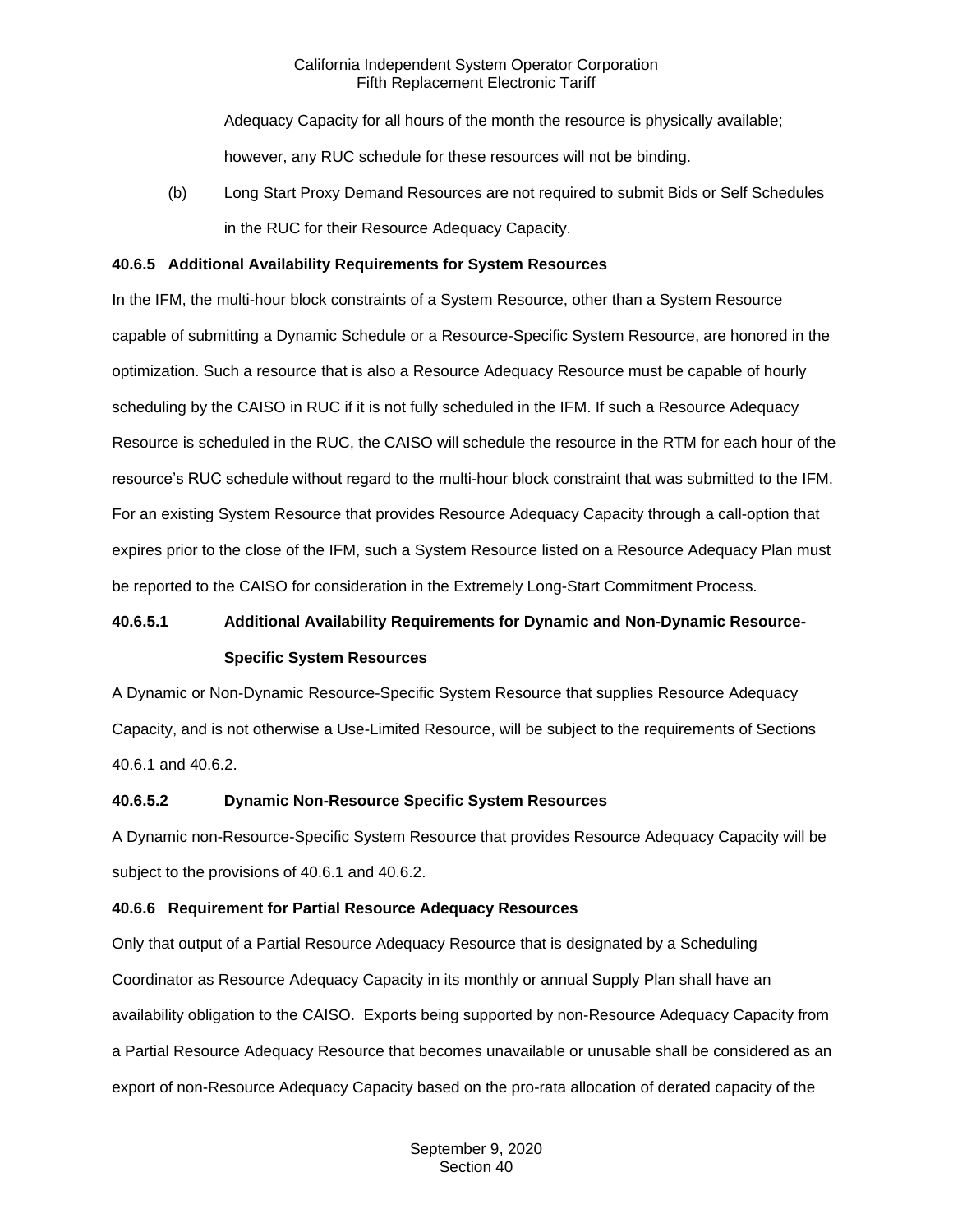Adequacy Capacity for all hours of the month the resource is physically available; however, any RUC schedule for these resources will not be binding.

(b) Long Start Proxy Demand Resources are not required to submit Bids or Self Schedules in the RUC for their Resource Adequacy Capacity.

**40.6.5 Additional Availability Requirements for System Resources**

In the IFM, the multi-hour block constraints of a System Resource, other than a System Resource capable of submitting a Dynamic Schedule or a Resource-Specific System Resource, are honored in the optimization. Such a resource that is also a Resource Adequacy Resource must be capable of hourly scheduling by the CAISO in RUC if it is not fully scheduled in the IFM. If such a Resource Adequacy Resource is scheduled in the RUC, the CAISO will schedule the resource in the RTM for each hour of the resource's RUC schedule without regard to the multi-hour block constraint that was submitted to the IFM. For an existing System Resource that provides Resource Adequacy Capacity through a call-option that expires prior to the close of the IFM, such a System Resource listed on a Resource Adequacy Plan must be reported to the CAISO for consideration in the Extremely Long-Start Commitment Process.

**40.6.5.1 Additional Availability Requirements for Dynamic and Non-Dynamic Resource-Specific System Resources**

A Dynamic or Non-Dynamic Resource-Specific System Resource that supplies Resource Adequacy Capacity, and is not otherwise a Use-Limited Resource, will be subject to the requirements of Sections 40.6.1 and 40.6.2.

**40.6.5.2 Dynamic Non-Resource Specific System Resources**

A Dynamic non-Resource-Specific System Resource that provides Resource Adequacy Capacity will be subject to the provisions of 40.6.1 and 40.6.2.

**40.6.6 Requirement for Partial Resource Adequacy Resources**

Only that output of a Partial Resource Adequacy Resource that is designated by a Scheduling Coordinator as Resource Adequacy Capacity in its monthly or annual Supply Plan shall have an availability obligation to the CAISO. Exports being supported by non-Resource Adequacy Capacity from a Partial Resource Adequacy Resource that becomes unavailable or unusable shall be considered as an export of non-Resource Adequacy Capacity based on the pro-rata allocation of derated capacity of the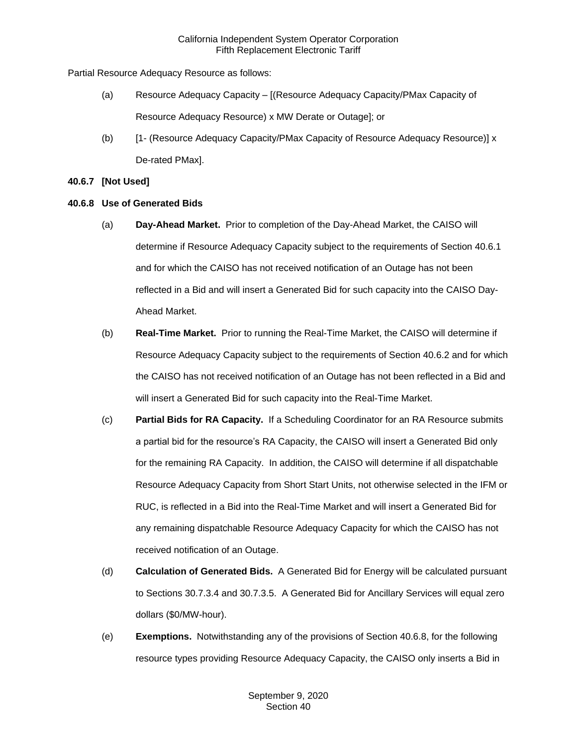Partial Resource Adequacy Resource as follows:

(a) Resource Adequacy Capacity – [(Resource Adequacy Capacity/PMax Capacity of Resource Adequacy Resource) x MW Derate or Outage]; or

(b) [1- (Resource Adequacy Capacity/PMax Capacity of Resource Adequacy Resource)] x De-rated PMax].

**40.6.7 [Not Used]**

**40.6.8 Use of Generated Bids**

(a) **Day-Ahead Market.** Prior to completion of the Day-Ahead Market, the CAISO will determine if Resource Adequacy Capacity subject to the requirements of Section 40.6.1 and for which the CAISO has not received notification of an Outage has not been reflected in a Bid and will insert a Generated Bid for such capacity into the CAISO Day-Ahead Market.

(b) **Real-Time Market.** Prior to running the Real-Time Market, the CAISO will determine if Resource Adequacy Capacity subject to the requirements of Section 40.6.2 and for which the CAISO has not received notification of an Outage has not been reflected in a Bid and will insert a Generated Bid for such capacity into the Real-Time Market.

(c) **Partial Bids for RA Capacity.** If a Scheduling Coordinator for an RA Resource submits a partial bid for the resource's RA Capacity, the CAISO will insert a Generated Bid only for the remaining RA Capacity. In addition, the CAISO will determine if all dispatchable Resource Adequacy Capacity from Short Start Units, not otherwise selected in the IFM or RUC, is reflected in a Bid into the Real-Time Market and will insert a Generated Bid for any remaining dispatchable Resource Adequacy Capacity for which the CAISO has not received notification of an Outage.

(d) **Calculation of Generated Bids.** A Generated Bid for Energy will be calculated pursuant to Sections 30.7.3.4 and 30.7.3.5. A Generated Bid for Ancillary Services will equal zero dollars ($0/MW-hour).

(e) **Exemptions.** Notwithstanding any of the provisions of Section 40.6.8, for the following resource types providing Resource Adequacy Capacity, the CAISO only inserts a Bid in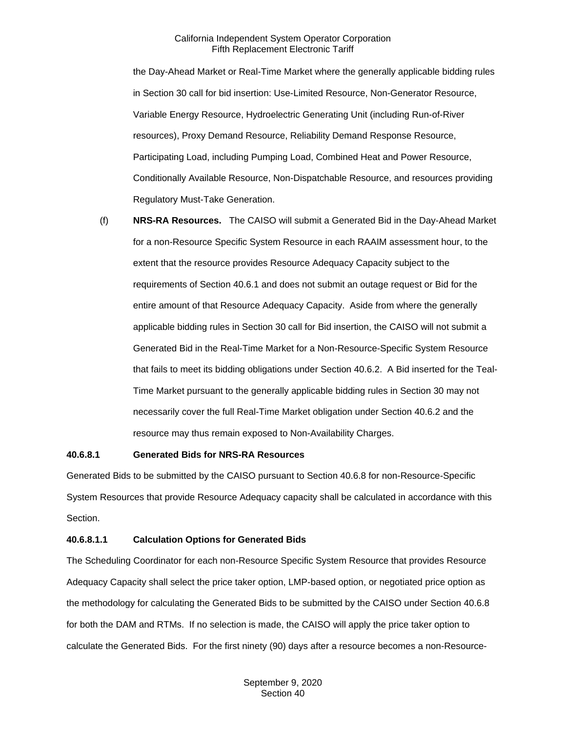the Day-Ahead Market or Real-Time Market where the generally applicable bidding rules in Section 30 call for bid insertion: Use-Limited Resource, Non-Generator Resource, Variable Energy Resource, Hydroelectric Generating Unit (including Run-of-River resources), Proxy Demand Resource, Reliability Demand Response Resource, Participating Load, including Pumping Load, Combined Heat and Power Resource, Conditionally Available Resource, Non-Dispatchable Resource, and resources providing Regulatory Must-Take Generation.

(f) **NRS-RA Resources.** The CAISO will submit a Generated Bid in the Day-Ahead Market for a non-Resource Specific System Resource in each RAAIM assessment hour, to the extent that the resource provides Resource Adequacy Capacity subject to the requirements of Section 40.6.1 and does not submit an outage request or Bid for the entire amount of that Resource Adequacy Capacity. Aside from where the generally applicable bidding rules in Section 30 call for Bid insertion, the CAISO will not submit a Generated Bid in the Real-Time Market for a Non-Resource-Specific System Resource that fails to meet its bidding obligations under Section 40.6.2. A Bid inserted for the Teal-Time Market pursuant to the generally applicable bidding rules in Section 30 may not necessarily cover the full Real-Time Market obligation under Section 40.6.2 and the resource may thus remain exposed to Non-Availability Charges.

**40.6.8.1 Generated Bids for NRS-RA Resources**

Generated Bids to be submitted by the CAISO pursuant to Section 40.6.8 for non-Resource-Specific System Resources that provide Resource Adequacy capacity shall be calculated in accordance with this Section.

**40.6.8.1.1 Calculation Options for Generated Bids**

The Scheduling Coordinator for each non-Resource Specific System Resource that provides Resource Adequacy Capacity shall select the price taker option, LMP-based option, or negotiated price option as the methodology for calculating the Generated Bids to be submitted by the CAISO under Section 40.6.8 for both the DAM and RTMs. If no selection is made, the CAISO will apply the price taker option to calculate the Generated Bids. For the first ninety (90) days after a resource becomes a non-Resource-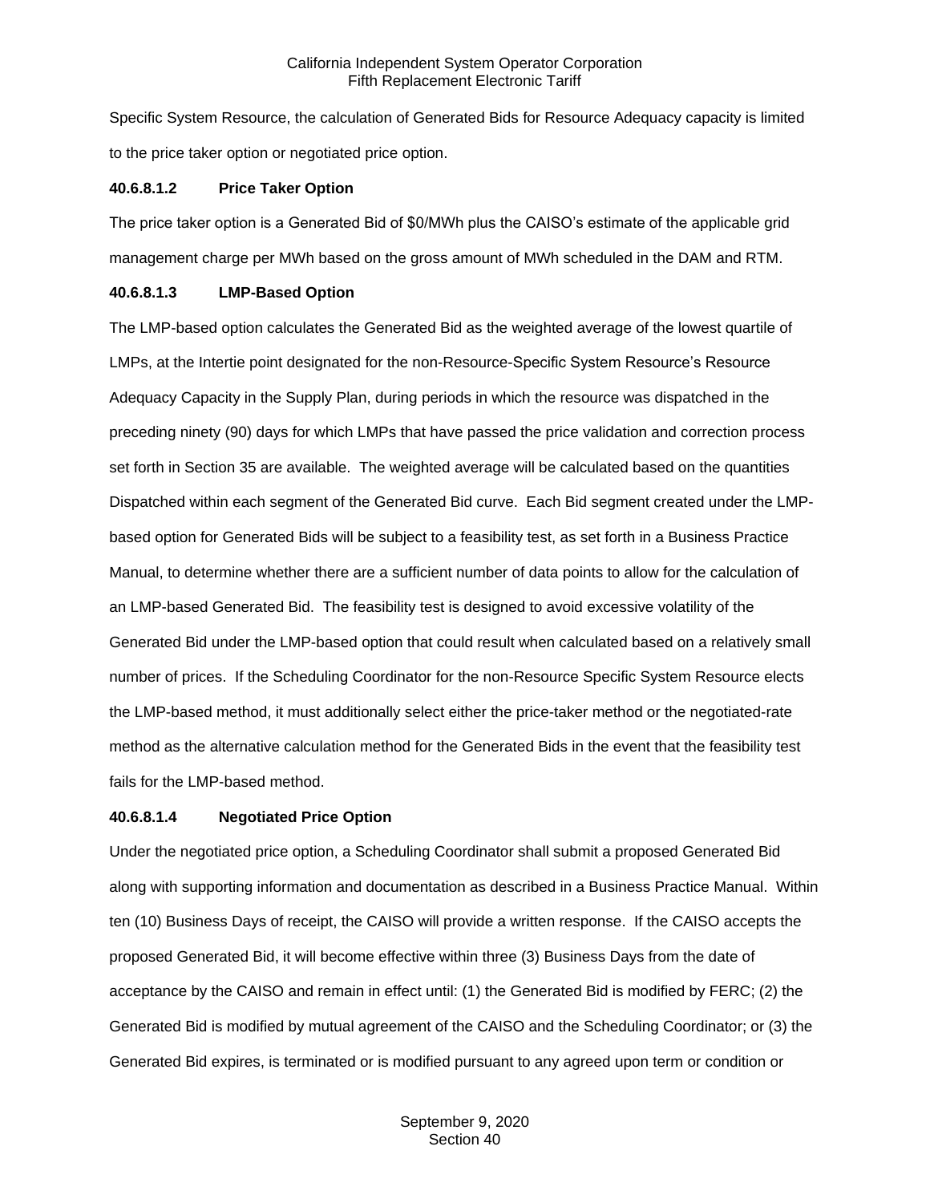Specific System Resource, the calculation of Generated Bids for Resource Adequacy capacity is limited to the price taker option or negotiated price option.

**40.6.8.1.2 Price Taker Option**

The price taker option is a Generated Bid of $0/MWh plus the CAISO's estimate of the applicable grid management charge per MWh based on the gross amount of MWh scheduled in the DAM and RTM.

**40.6.8.1.3 LMP-Based Option**

The LMP-based option calculates the Generated Bid as the weighted average of the lowest quartile of LMPs, at the Intertie point designated for the non-Resource-Specific System Resource's Resource Adequacy Capacity in the Supply Plan, during periods in which the resource was dispatched in the preceding ninety (90) days for which LMPs that have passed the price validation and correction process set forth in Section 35 are available. The weighted average will be calculated based on the quantities Dispatched within each segment of the Generated Bid curve. Each Bid segment created under the LMP-based option for Generated Bids will be subject to a feasibility test, as set forth in a Business Practice Manual, to determine whether there are a sufficient number of data points to allow for the calculation of an LMP-based Generated Bid. The feasibility test is designed to avoid excessive volatility of the Generated Bid under the LMP-based option that could result when calculated based on a relatively small number of prices. If the Scheduling Coordinator for the non-Resource Specific System Resource elects the LMP-based method, it must additionally select either the price-taker method or the negotiated-rate method as the alternative calculation method for the Generated Bids in the event that the feasibility test fails for the LMP-based method.

**40.6.8.1.4 Negotiated Price Option**

Under the negotiated price option, a Scheduling Coordinator shall submit a proposed Generated Bid along with supporting information and documentation as described in a Business Practice Manual. Within ten (10) Business Days of receipt, the CAISO will provide a written response. If the CAISO accepts the proposed Generated Bid, it will become effective within three (3) Business Days from the date of acceptance by the CAISO and remain in effect until: (1) the Generated Bid is modified by FERC; (2) the Generated Bid is modified by mutual agreement of the CAISO and the Scheduling Coordinator; or (3) the Generated Bid expires, is terminated or is modified pursuant to any agreed upon term or condition or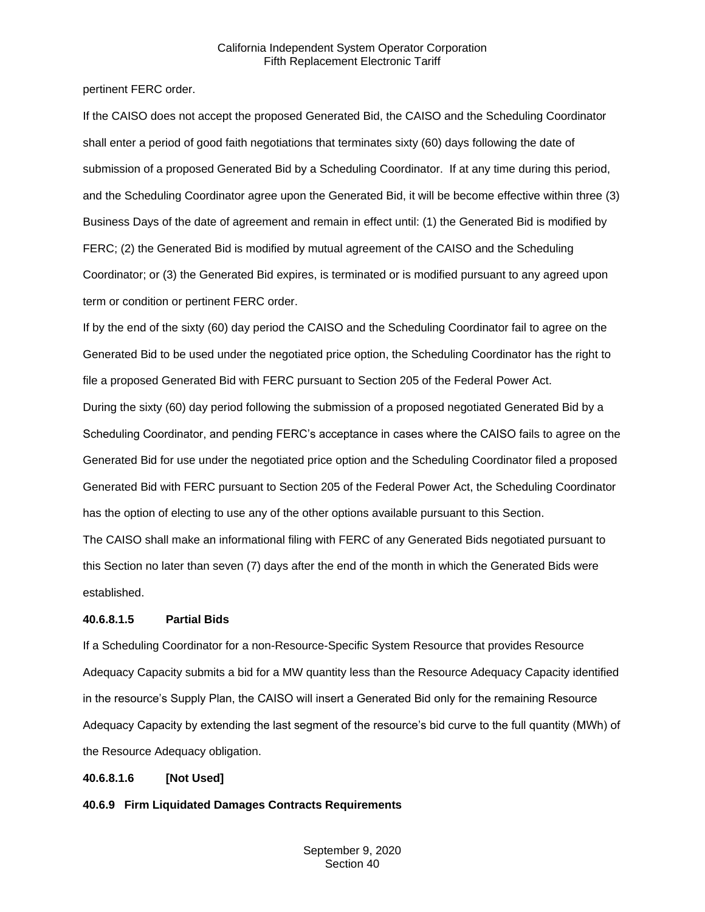pertinent FERC order.

If the CAISO does not accept the proposed Generated Bid, the CAISO and the Scheduling Coordinator shall enter a period of good faith negotiations that terminates sixty (60) days following the date of submission of a proposed Generated Bid by a Scheduling Coordinator. If at any time during this period, and the Scheduling Coordinator agree upon the Generated Bid, it will be become effective within three (3) Business Days of the date of agreement and remain in effect until: (1) the Generated Bid is modified by FERC; (2) the Generated Bid is modified by mutual agreement of the CAISO and the Scheduling Coordinator; or (3) the Generated Bid expires, is terminated or is modified pursuant to any agreed upon term or condition or pertinent FERC order.

If by the end of the sixty (60) day period the CAISO and the Scheduling Coordinator fail to agree on the Generated Bid to be used under the negotiated price option, the Scheduling Coordinator has the right to file a proposed Generated Bid with FERC pursuant to Section 205 of the Federal Power Act.

During the sixty (60) day period following the submission of a proposed negotiated Generated Bid by a Scheduling Coordinator, and pending FERC's acceptance in cases where the CAISO fails to agree on the Generated Bid for use under the negotiated price option and the Scheduling Coordinator filed a proposed Generated Bid with FERC pursuant to Section 205 of the Federal Power Act, the Scheduling Coordinator has the option of electing to use any of the other options available pursuant to this Section.

The CAISO shall make an informational filing with FERC of any Generated Bids negotiated pursuant to this Section no later than seven (7) days after the end of the month in which the Generated Bids were established.

**40.6.8.1.5 Partial Bids**

If a Scheduling Coordinator for a non-Resource-Specific System Resource that provides Resource Adequacy Capacity submits a bid for a MW quantity less than the Resource Adequacy Capacity identified in the resource's Supply Plan, the CAISO will insert a Generated Bid only for the remaining Resource Adequacy Capacity by extending the last segment of the resource's bid curve to the full quantity (MWh) of the Resource Adequacy obligation.

**40.6.8.1.6 [Not Used]**

**40.6.9 Firm Liquidated Damages Contracts Requirements**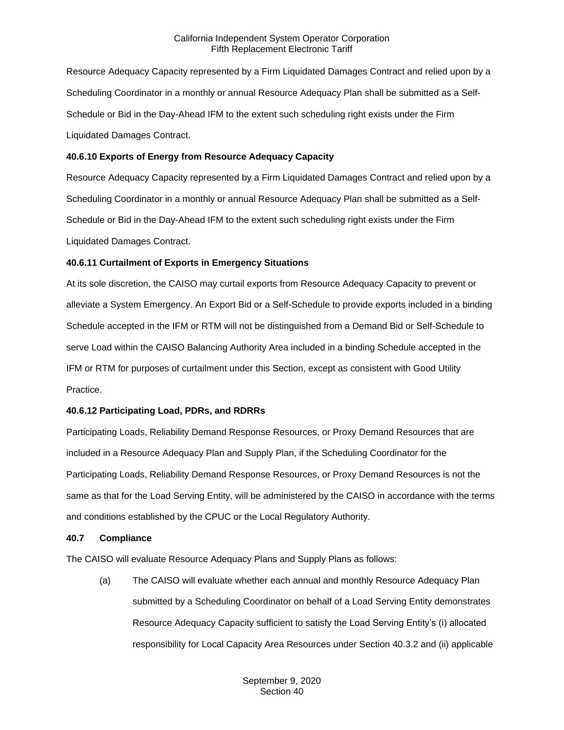Resource Adequacy Capacity represented by a Firm Liquidated Damages Contract and relied upon by a Scheduling Coordinator in a monthly or annual Resource Adequacy Plan shall be submitted as a Self-Schedule or Bid in the Day-Ahead IFM to the extent such scheduling right exists under the Firm Liquidated Damages Contract.

**40.6.10 Exports of Energy from Resource Adequacy Capacity**

Resource Adequacy Capacity represented by a Firm Liquidated Damages Contract and relied upon by a Scheduling Coordinator in a monthly or annual Resource Adequacy Plan shall be submitted as a Self-Schedule or Bid in the Day-Ahead IFM to the extent such scheduling right exists under the Firm Liquidated Damages Contract.

**40.6.11 Curtailment of Exports in Emergency Situations**

At its sole discretion, the CAISO may curtail exports from Resource Adequacy Capacity to prevent or alleviate a System Emergency. An Export Bid or a Self-Schedule to provide exports included in a binding Schedule accepted in the IFM or RTM will not be distinguished from a Demand Bid or Self-Schedule to serve Load within the CAISO Balancing Authority Area included in a binding Schedule accepted in the IFM or RTM for purposes of curtailment under this Section, except as consistent with Good Utility Practice.

**40.6.12 Participating Load, PDRs, and RDRRs**

Participating Loads, Reliability Demand Response Resources, or Proxy Demand Resources that are included in a Resource Adequacy Plan and Supply Plan, if the Scheduling Coordinator for the Participating Loads, Reliability Demand Response Resources, or Proxy Demand Resources is not the same as that for the Load Serving Entity, will be administered by the CAISO in accordance with the terms and conditions established by the CPUC or the Local Regulatory Authority.

**40.7 Compliance**

The CAISO will evaluate Resource Adequacy Plans and Supply Plans as follows:

(a) The CAISO will evaluate whether each annual and monthly Resource Adequacy Plan submitted by a Scheduling Coordinator on behalf of a Load Serving Entity demonstrates Resource Adequacy Capacity sufficient to satisfy the Load Serving Entity's (i) allocated responsibility for Local Capacity Area Resources under Section 40.3.2 and (ii) applicable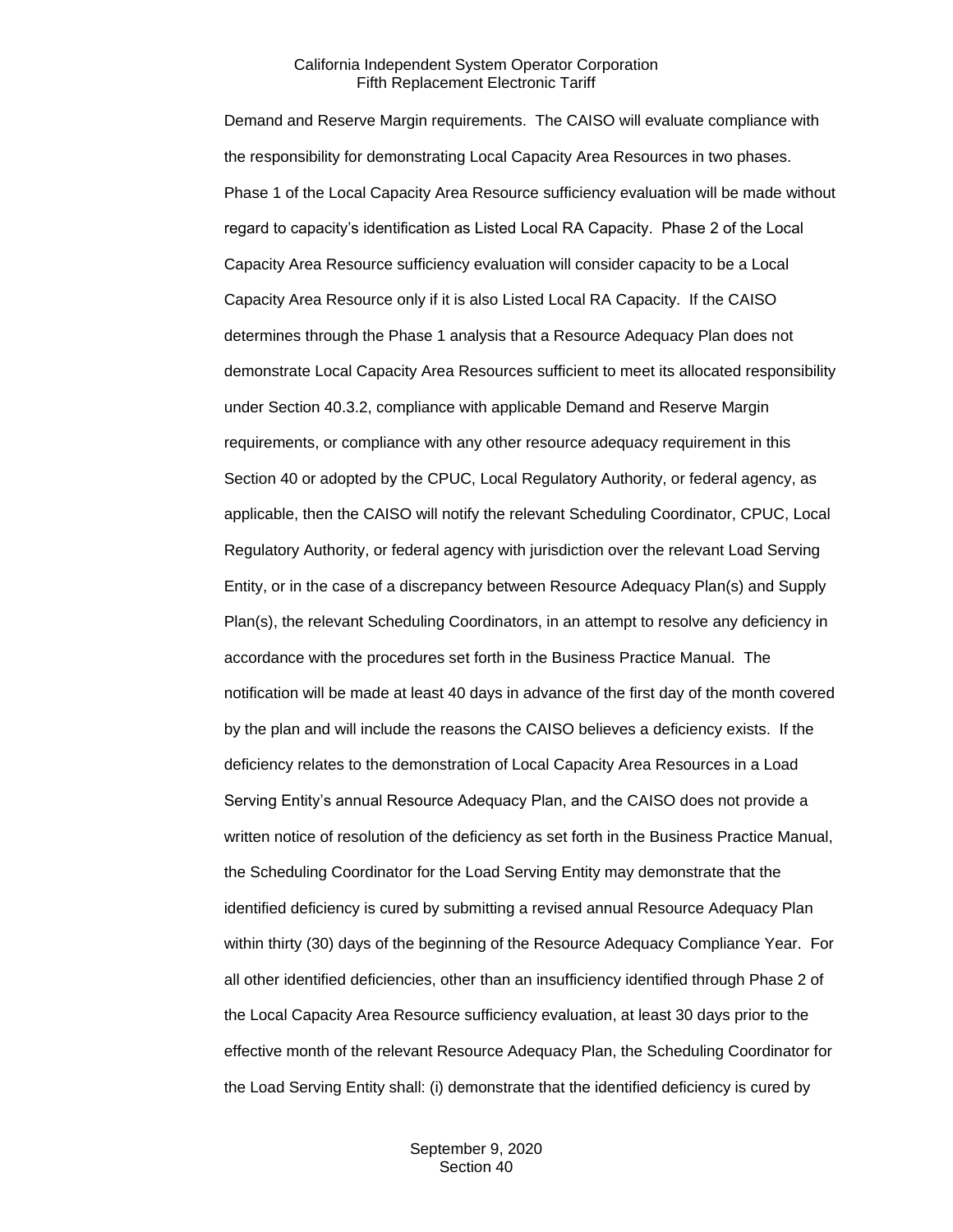Demand and Reserve Margin requirements. The CAISO will evaluate compliance with the responsibility for demonstrating Local Capacity Area Resources in two phases. Phase 1 of the Local Capacity Area Resource sufficiency evaluation will be made without regard to capacity's identification as Listed Local RA Capacity. Phase 2 of the Local Capacity Area Resource sufficiency evaluation will consider capacity to be a Local Capacity Area Resource only if it is also Listed Local RA Capacity. If the CAISO determines through the Phase 1 analysis that a Resource Adequacy Plan does not demonstrate Local Capacity Area Resources sufficient to meet its allocated responsibility under Section 40.3.2, compliance with applicable Demand and Reserve Margin requirements, or compliance with any other resource adequacy requirement in this Section 40 or adopted by the CPUC, Local Regulatory Authority, or federal agency, as applicable, then the CAISO will notify the relevant Scheduling Coordinator, CPUC, Local Regulatory Authority, or federal agency with jurisdiction over the relevant Load Serving Entity, or in the case of a discrepancy between Resource Adequacy Plan(s) and Supply Plan(s), the relevant Scheduling Coordinators, in an attempt to resolve any deficiency in accordance with the procedures set forth in the Business Practice Manual. The notification will be made at least 40 days in advance of the first day of the month covered by the plan and will include the reasons the CAISO believes a deficiency exists. If the deficiency relates to the demonstration of Local Capacity Area Resources in a Load Serving Entity's annual Resource Adequacy Plan, and the CAISO does not provide a written notice of resolution of the deficiency as set forth in the Business Practice Manual, the Scheduling Coordinator for the Load Serving Entity may demonstrate that the identified deficiency is cured by submitting a revised annual Resource Adequacy Plan within thirty (30) days of the beginning of the Resource Adequacy Compliance Year. For all other identified deficiencies, other than an insufficiency identified through Phase 2 of the Local Capacity Area Resource sufficiency evaluation, at least 30 days prior to the effective month of the relevant Resource Adequacy Plan, the Scheduling Coordinator for the Load Serving Entity shall: (i) demonstrate that the identified deficiency is cured by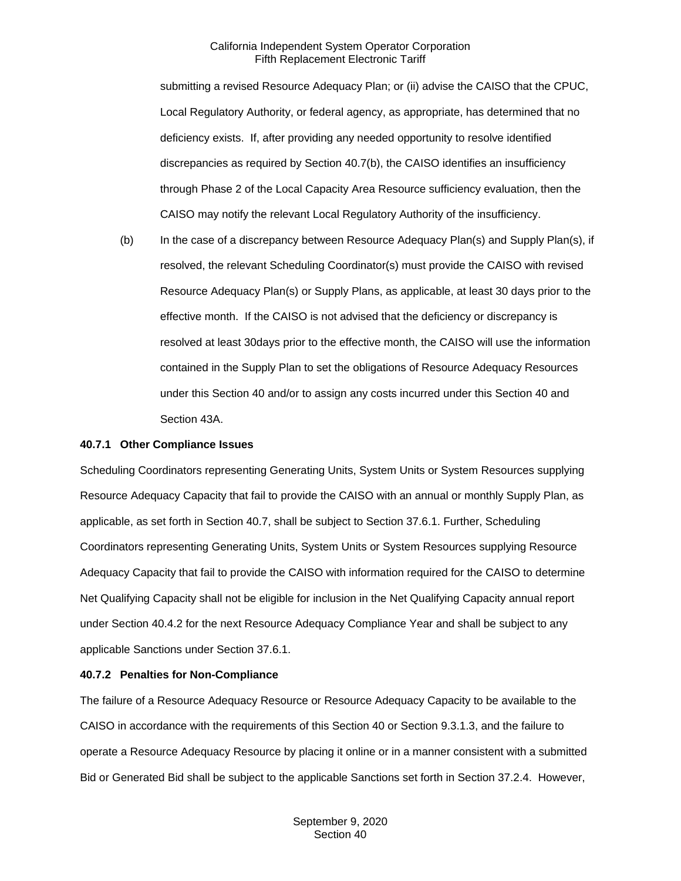submitting a revised Resource Adequacy Plan; or (ii) advise the CAISO that the CPUC, Local Regulatory Authority, or federal agency, as appropriate, has determined that no deficiency exists. If, after providing any needed opportunity to resolve identified discrepancies as required by Section 40.7(b), the CAISO identifies an insufficiency through Phase 2 of the Local Capacity Area Resource sufficiency evaluation, then the CAISO may notify the relevant Local Regulatory Authority of the insufficiency.

(b) In the case of a discrepancy between Resource Adequacy Plan(s) and Supply Plan(s), if resolved, the relevant Scheduling Coordinator(s) must provide the CAISO with revised Resource Adequacy Plan(s) or Supply Plans, as applicable, at least 30 days prior to the effective month. If the CAISO is not advised that the deficiency or discrepancy is resolved at least 30days prior to the effective month, the CAISO will use the information contained in the Supply Plan to set the obligations of Resource Adequacy Resources under this Section 40 and/or to assign any costs incurred under this Section 40 and Section 43A.

**40.7.1 Other Compliance Issues**

Scheduling Coordinators representing Generating Units, System Units or System Resources supplying Resource Adequacy Capacity that fail to provide the CAISO with an annual or monthly Supply Plan, as applicable, as set forth in Section 40.7, shall be subject to Section 37.6.1. Further, Scheduling Coordinators representing Generating Units, System Units or System Resources supplying Resource Adequacy Capacity that fail to provide the CAISO with information required for the CAISO to determine Net Qualifying Capacity shall not be eligible for inclusion in the Net Qualifying Capacity annual report under Section 40.4.2 for the next Resource Adequacy Compliance Year and shall be subject to any applicable Sanctions under Section 37.6.1.

**40.7.2 Penalties for Non-Compliance**

The failure of a Resource Adequacy Resource or Resource Adequacy Capacity to be available to the CAISO in accordance with the requirements of this Section 40 or Section 9.3.1.3, and the failure to operate a Resource Adequacy Resource by placing it online or in a manner consistent with a submitted Bid or Generated Bid shall be subject to the applicable Sanctions set forth in Section 37.2.4. However,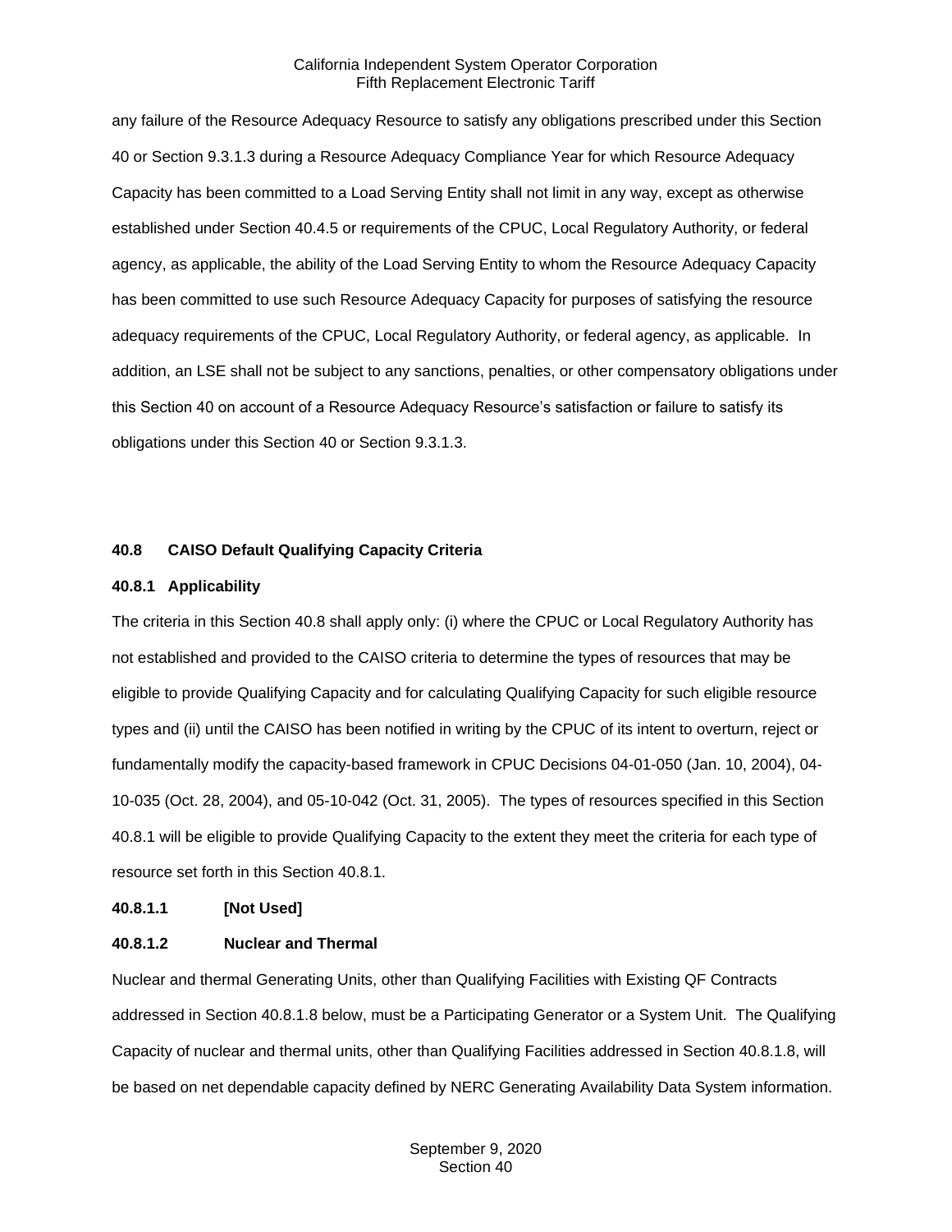any failure of the Resource Adequacy Resource to satisfy any obligations prescribed under this Section 40 or Section 9.3.1.3 during a Resource Adequacy Compliance Year for which Resource Adequacy Capacity has been committed to a Load Serving Entity shall not limit in any way, except as otherwise established under Section 40.4.5 or requirements of the CPUC, Local Regulatory Authority, or federal agency, as applicable, the ability of the Load Serving Entity to whom the Resource Adequacy Capacity has been committed to use such Resource Adequacy Capacity for purposes of satisfying the resource adequacy requirements of the CPUC, Local Regulatory Authority, or federal agency, as applicable. In addition, an LSE shall not be subject to any sanctions, penalties, or other compensatory obligations under this Section 40 on account of a Resource Adequacy Resource's satisfaction or failure to satisfy its obligations under this Section 40 or Section 9.3.1.3.

## 40.8 CAISO Default Qualifying Capacity Criteria

### 40.8.1 Applicability

The criteria in this Section 40.8 shall apply only: (i) where the CPUC or Local Regulatory Authority has not established and provided to the CAISO criteria to determine the types of resources that may be eligible to provide Qualifying Capacity and for calculating Qualifying Capacity for such eligible resource types and (ii) until the CAISO has been notified in writing by the CPUC of its intent to overturn, reject or fundamentally modify the capacity-based framework in CPUC Decisions 04-01-050 (Jan. 10, 2004), 04-10-035 (Oct. 28, 2004), and 05-10-042 (Oct. 31, 2005). The types of resources specified in this Section 40.8.1 will be eligible to provide Qualifying Capacity to the extent they meet the criteria for each type of resource set forth in this Section 40.8.1.

#### 40.8.1.1 [Not Used]

#### 40.8.1.2 Nuclear and Thermal

Nuclear and thermal Generating Units, other than Qualifying Facilities with Existing QF Contracts addressed in Section 40.8.1.8 below, must be a Participating Generator or a System Unit. The Qualifying Capacity of nuclear and thermal units, other than Qualifying Facilities addressed in Section 40.8.1.8, will be based on net dependable capacity defined by NERC Generating Availability Data System information.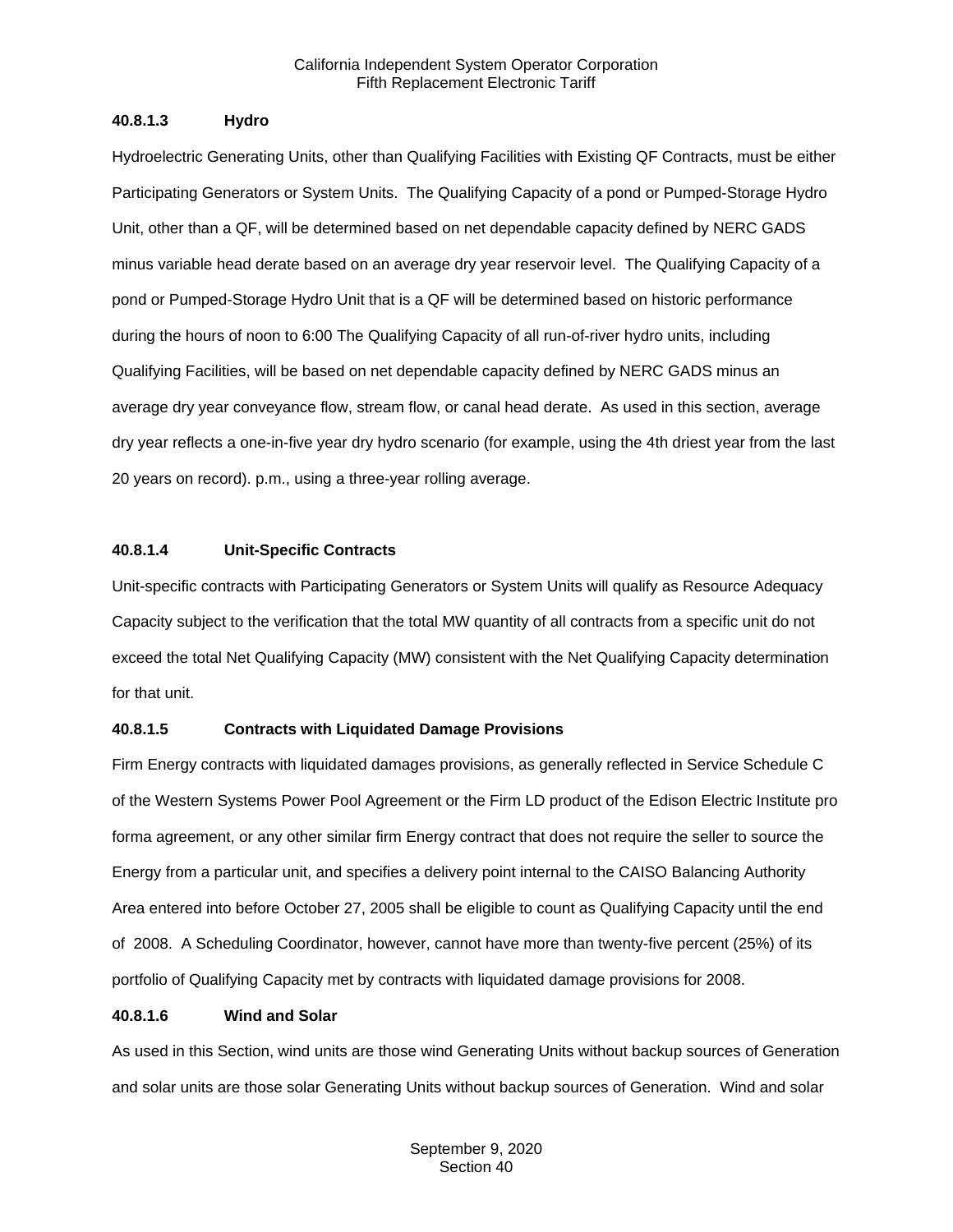#### 40.8.1.3 Hydro

Hydroelectric Generating Units, other than Qualifying Facilities with Existing QF Contracts, must be either Participating Generators or System Units. The Qualifying Capacity of a pond or Pumped-Storage Hydro Unit, other than a QF, will be determined based on net dependable capacity defined by NERC GADS minus variable head derate based on an average dry year reservoir level. The Qualifying Capacity of a pond or Pumped-Storage Hydro Unit that is a QF will be determined based on historic performance during the hours of noon to 6:00 The Qualifying Capacity of all run-of-river hydro units, including Qualifying Facilities, will be based on net dependable capacity defined by NERC GADS minus an average dry year conveyance flow, stream flow, or canal head derate. As used in this section, average dry year reflects a one-in-five year dry hydro scenario (for example, using the 4th driest year from the last 20 years on record). p.m., using a three-year rolling average.

#### 40.8.1.4 Unit-Specific Contracts

Unit-specific contracts with Participating Generators or System Units will qualify as Resource Adequacy Capacity subject to the verification that the total MW quantity of all contracts from a specific unit do not exceed the total Net Qualifying Capacity (MW) consistent with the Net Qualifying Capacity determination for that unit.

#### 40.8.1.5 Contracts with Liquidated Damage Provisions

Firm Energy contracts with liquidated damages provisions, as generally reflected in Service Schedule C of the Western Systems Power Pool Agreement or the Firm LD product of the Edison Electric Institute pro forma agreement, or any other similar firm Energy contract that does not require the seller to source the Energy from a particular unit, and specifies a delivery point internal to the CAISO Balancing Authority Area entered into before October 27, 2005 shall be eligible to count as Qualifying Capacity until the end of 2008. A Scheduling Coordinator, however, cannot have more than twenty-five percent (25%) of its portfolio of Qualifying Capacity met by contracts with liquidated damage provisions for 2008.

#### 40.8.1.6 Wind and Solar

As used in this Section, wind units are those wind Generating Units without backup sources of Generation and solar units are those solar Generating Units without backup sources of Generation. Wind and solar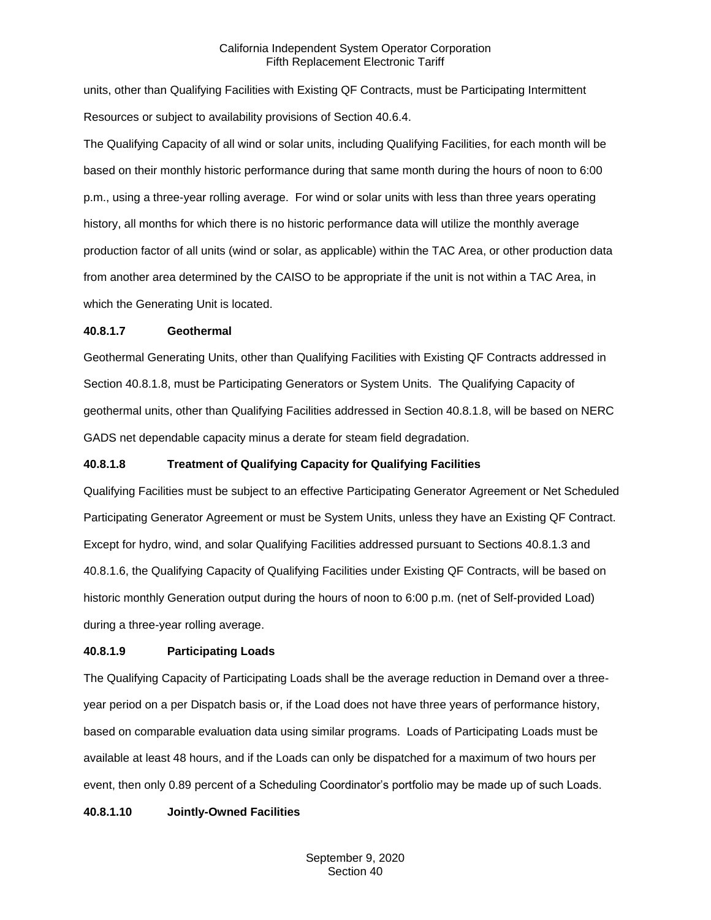units, other than Qualifying Facilities with Existing QF Contracts, must be Participating Intermittent Resources or subject to availability provisions of Section 40.6.4.

The Qualifying Capacity of all wind or solar units, including Qualifying Facilities, for each month will be based on their monthly historic performance during that same month during the hours of noon to 6:00 p.m., using a three-year rolling average. For wind or solar units with less than three years operating history, all months for which there is no historic performance data will utilize the monthly average production factor of all units (wind or solar, as applicable) within the TAC Area, or other production data from another area determined by the CAISO to be appropriate if the unit is not within a TAC Area, in which the Generating Unit is located.

**40.8.1.7 Geothermal**

Geothermal Generating Units, other than Qualifying Facilities with Existing QF Contracts addressed in Section 40.8.1.8, must be Participating Generators or System Units. The Qualifying Capacity of geothermal units, other than Qualifying Facilities addressed in Section 40.8.1.8, will be based on NERC GADS net dependable capacity minus a derate for steam field degradation.

**40.8.1.8 Treatment of Qualifying Capacity for Qualifying Facilities**

Qualifying Facilities must be subject to an effective Participating Generator Agreement or Net Scheduled Participating Generator Agreement or must be System Units, unless they have an Existing QF Contract. Except for hydro, wind, and solar Qualifying Facilities addressed pursuant to Sections 40.8.1.3 and 40.8.1.6, the Qualifying Capacity of Qualifying Facilities under Existing QF Contracts, will be based on historic monthly Generation output during the hours of noon to 6:00 p.m. (net of Self-provided Load) during a three-year rolling average.

**40.8.1.9 Participating Loads**

The Qualifying Capacity of Participating Loads shall be the average reduction in Demand over a three-year period on a per Dispatch basis or, if the Load does not have three years of performance history, based on comparable evaluation data using similar programs. Loads of Participating Loads must be available at least 48 hours, and if the Loads can only be dispatched for a maximum of two hours per event, then only 0.89 percent of a Scheduling Coordinator's portfolio may be made up of such Loads.

**40.8.1.10 Jointly-Owned Facilities**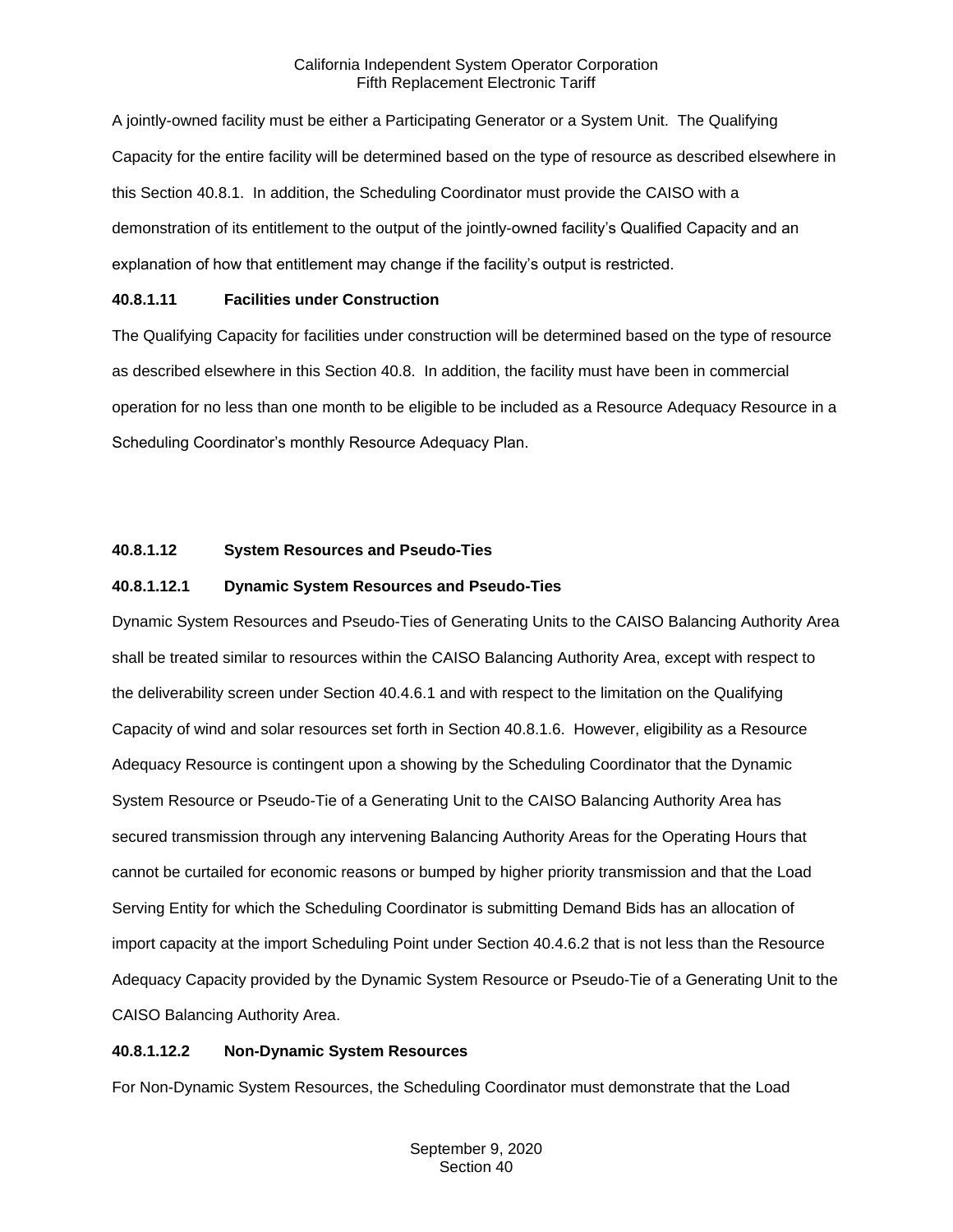A jointly-owned facility must be either a Participating Generator or a System Unit. The Qualifying Capacity for the entire facility will be determined based on the type of resource as described elsewhere in this Section 40.8.1. In addition, the Scheduling Coordinator must provide the CAISO with a demonstration of its entitlement to the output of the jointly-owned facility's Qualified Capacity and an explanation of how that entitlement may change if the facility's output is restricted.

**40.8.1.11 Facilities under Construction**

The Qualifying Capacity for facilities under construction will be determined based on the type of resource as described elsewhere in this Section 40.8. In addition, the facility must have been in commercial operation for no less than one month to be eligible to be included as a Resource Adequacy Resource in a Scheduling Coordinator's monthly Resource Adequacy Plan.

**40.8.1.12 System Resources and Pseudo-Ties**

**40.8.1.12.1 Dynamic System Resources and Pseudo-Ties**

Dynamic System Resources and Pseudo-Ties of Generating Units to the CAISO Balancing Authority Area shall be treated similar to resources within the CAISO Balancing Authority Area, except with respect to the deliverability screen under Section 40.4.6.1 and with respect to the limitation on the Qualifying Capacity of wind and solar resources set forth in Section 40.8.1.6. However, eligibility as a Resource Adequacy Resource is contingent upon a showing by the Scheduling Coordinator that the Dynamic System Resource or Pseudo-Tie of a Generating Unit to the CAISO Balancing Authority Area has secured transmission through any intervening Balancing Authority Areas for the Operating Hours that cannot be curtailed for economic reasons or bumped by higher priority transmission and that the Load Serving Entity for which the Scheduling Coordinator is submitting Demand Bids has an allocation of import capacity at the import Scheduling Point under Section 40.4.6.2 that is not less than the Resource Adequacy Capacity provided by the Dynamic System Resource or Pseudo-Tie of a Generating Unit to the CAISO Balancing Authority Area.

**40.8.1.12.2 Non-Dynamic System Resources**

For Non-Dynamic System Resources, the Scheduling Coordinator must demonstrate that the Load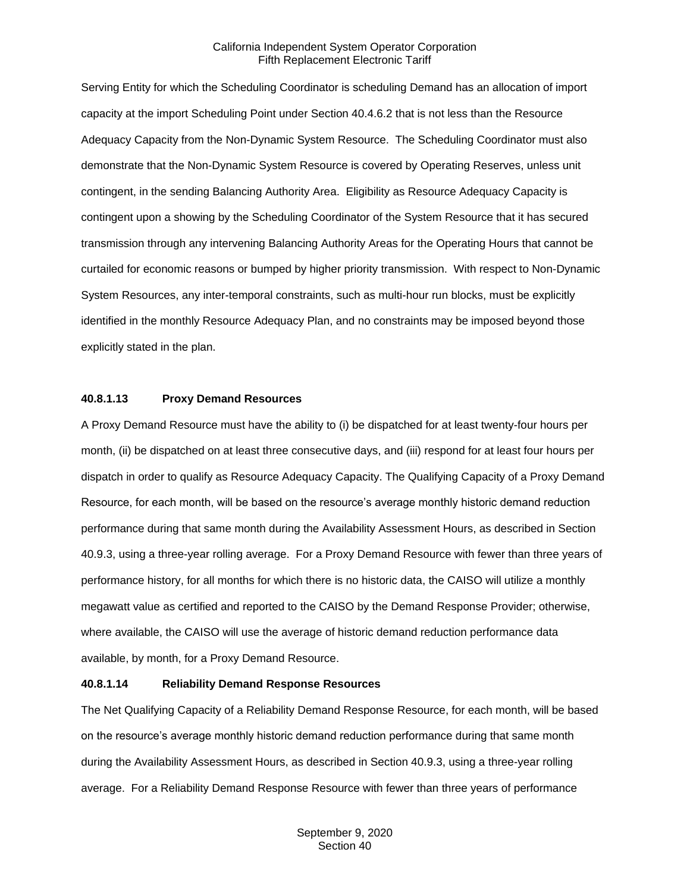Serving Entity for which the Scheduling Coordinator is scheduling Demand has an allocation of import capacity at the import Scheduling Point under Section 40.4.6.2 that is not less than the Resource Adequacy Capacity from the Non-Dynamic System Resource. The Scheduling Coordinator must also demonstrate that the Non-Dynamic System Resource is covered by Operating Reserves, unless unit contingent, in the sending Balancing Authority Area. Eligibility as Resource Adequacy Capacity is contingent upon a showing by the Scheduling Coordinator of the System Resource that it has secured transmission through any intervening Balancing Authority Areas for the Operating Hours that cannot be curtailed for economic reasons or bumped by higher priority transmission. With respect to Non-Dynamic System Resources, any inter-temporal constraints, such as multi-hour run blocks, must be explicitly identified in the monthly Resource Adequacy Plan, and no constraints may be imposed beyond those explicitly stated in the plan.

### 40.8.1.13 Proxy Demand Resources

A Proxy Demand Resource must have the ability to (i) be dispatched for at least twenty-four hours per month, (ii) be dispatched on at least three consecutive days, and (iii) respond for at least four hours per dispatch in order to qualify as Resource Adequacy Capacity. The Qualifying Capacity of a Proxy Demand Resource, for each month, will be based on the resource's average monthly historic demand reduction performance during that same month during the Availability Assessment Hours, as described in Section 40.9.3, using a three-year rolling average. For a Proxy Demand Resource with fewer than three years of performance history, for all months for which there is no historic data, the CAISO will utilize a monthly megawatt value as certified and reported to the CAISO by the Demand Response Provider; otherwise, where available, the CAISO will use the average of historic demand reduction performance data available, by month, for a Proxy Demand Resource.

### 40.8.1.14 Reliability Demand Response Resources

The Net Qualifying Capacity of a Reliability Demand Response Resource, for each month, will be based on the resource's average monthly historic demand reduction performance during that same month during the Availability Assessment Hours, as described in Section 40.9.3, using a three-year rolling average. For a Reliability Demand Response Resource with fewer than three years of performance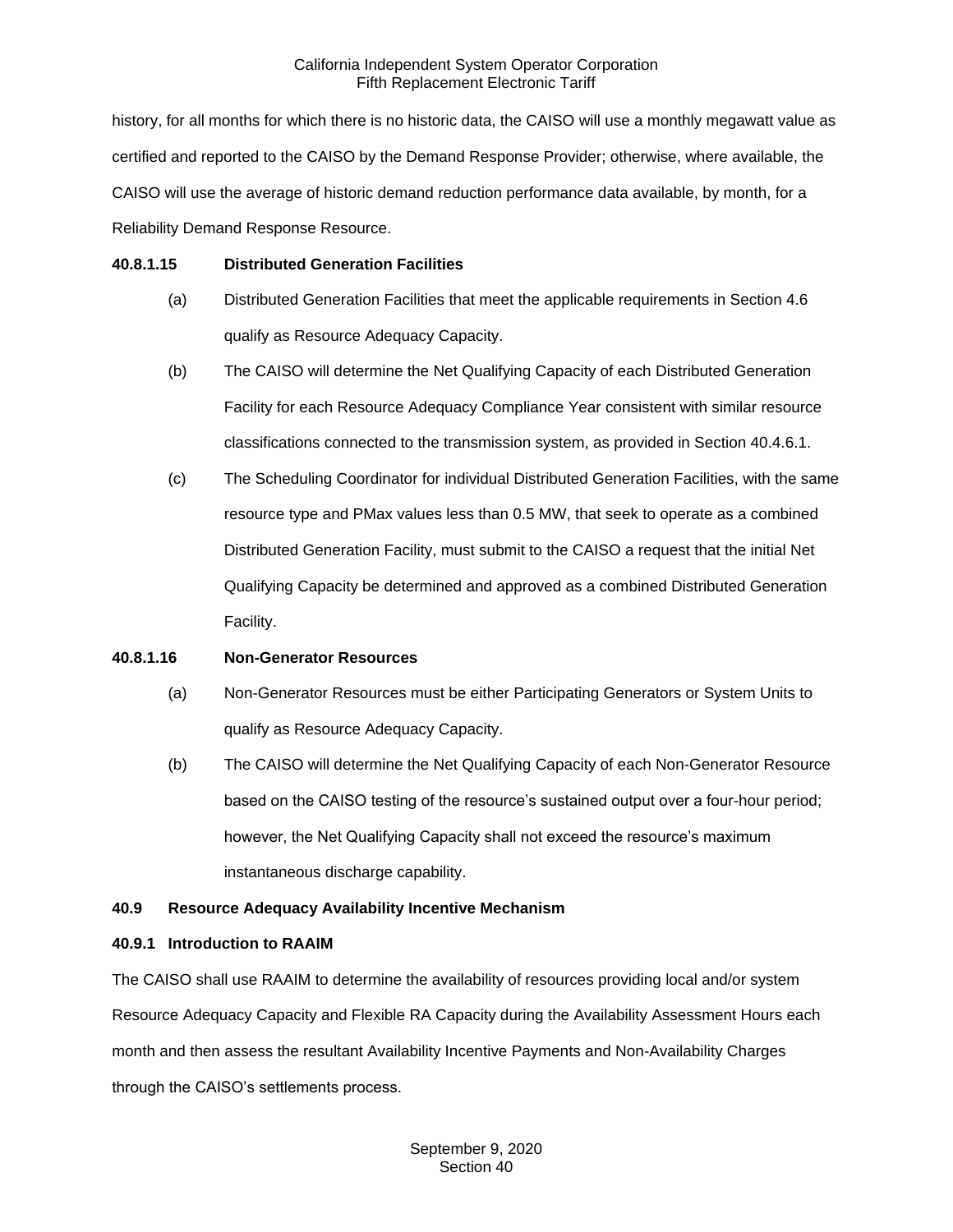history, for all months for which there is no historic data, the CAISO will use a monthly megawatt value as certified and reported to the CAISO by the Demand Response Provider; otherwise, where available, the CAISO will use the average of historic demand reduction performance data available, by month, for a Reliability Demand Response Resource.

**40.8.1.15 Distributed Generation Facilities**

(a) Distributed Generation Facilities that meet the applicable requirements in Section 4.6 qualify as Resource Adequacy Capacity.

(b) The CAISO will determine the Net Qualifying Capacity of each Distributed Generation Facility for each Resource Adequacy Compliance Year consistent with similar resource classifications connected to the transmission system, as provided in Section 40.4.6.1.

(c) The Scheduling Coordinator for individual Distributed Generation Facilities, with the same resource type and PMax values less than 0.5 MW, that seek to operate as a combined Distributed Generation Facility, must submit to the CAISO a request that the initial Net Qualifying Capacity be determined and approved as a combined Distributed Generation Facility.

**40.8.1.16 Non-Generator Resources**

(a) Non-Generator Resources must be either Participating Generators or System Units to qualify as Resource Adequacy Capacity.

(b) The CAISO will determine the Net Qualifying Capacity of each Non-Generator Resource based on the CAISO testing of the resource's sustained output over a four-hour period; however, the Net Qualifying Capacity shall not exceed the resource's maximum instantaneous discharge capability.

## 40.9 Resource Adequacy Availability Incentive Mechanism

### 40.9.1 Introduction to RAAIM

The CAISO shall use RAAIM to determine the availability of resources providing local and/or system Resource Adequacy Capacity and Flexible RA Capacity during the Availability Assessment Hours each month and then assess the resultant Availability Incentive Payments and Non-Availability Charges through the CAISO's settlements process.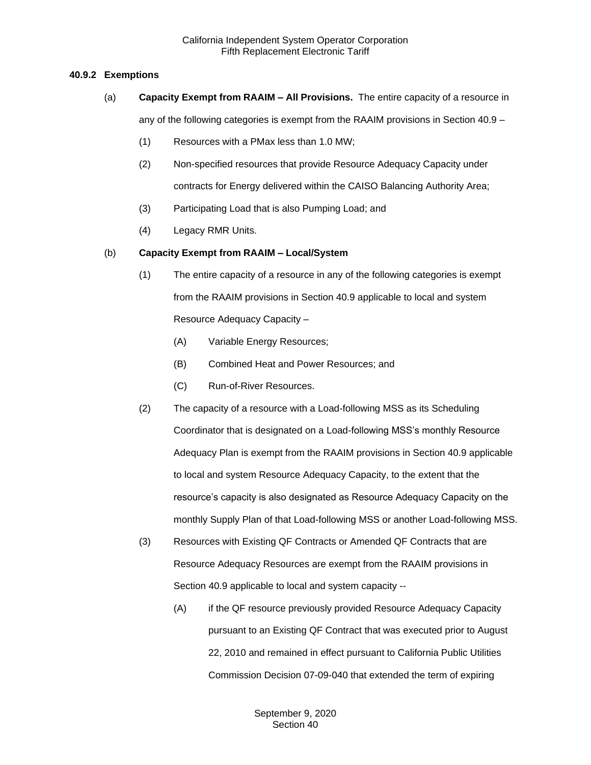### 40.9.2 Exemptions

(a) **Capacity Exempt from RAAIM – All Provisions.** The entire capacity of a resource in any of the following categories is exempt from the RAAIM provisions in Section 40.9 –

(1) Resources with a PMax less than 1.0 MW;

(2) Non-specified resources that provide Resource Adequacy Capacity under contracts for Energy delivered within the CAISO Balancing Authority Area;

(3) Participating Load that is also Pumping Load; and

(4) Legacy RMR Units.

(b) **Capacity Exempt from RAAIM – Local/System**

(1) The entire capacity of a resource in any of the following categories is exempt from the RAAIM provisions in Section 40.9 applicable to local and system Resource Adequacy Capacity –

(A) Variable Energy Resources;

(B) Combined Heat and Power Resources; and

(C) Run-of-River Resources.

(2) The capacity of a resource with a Load-following MSS as its Scheduling Coordinator that is designated on a Load-following MSS's monthly Resource Adequacy Plan is exempt from the RAAIM provisions in Section 40.9 applicable to local and system Resource Adequacy Capacity, to the extent that the resource's capacity is also designated as Resource Adequacy Capacity on the monthly Supply Plan of that Load-following MSS or another Load-following MSS.

(3) Resources with Existing QF Contracts or Amended QF Contracts that are Resource Adequacy Resources are exempt from the RAAIM provisions in Section 40.9 applicable to local and system capacity --

(A) if the QF resource previously provided Resource Adequacy Capacity pursuant to an Existing QF Contract that was executed prior to August 22, 2010 and remained in effect pursuant to California Public Utilities Commission Decision 07-09-040 that extended the term of expiring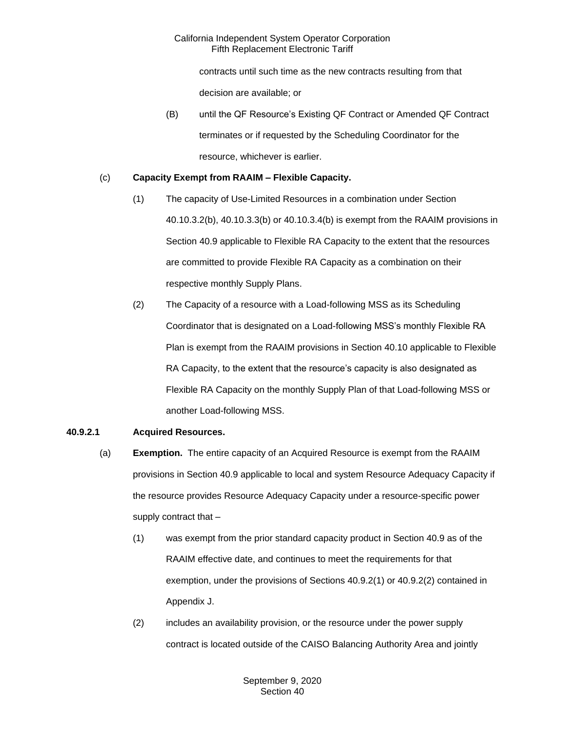contracts until such time as the new contracts resulting from that decision are available; or

(B) until the QF Resource's Existing QF Contract or Amended QF Contract terminates or if requested by the Scheduling Coordinator for the resource, whichever is earlier.

(c) **Capacity Exempt from RAAIM – Flexible Capacity.**

(1) The capacity of Use-Limited Resources in a combination under Section 40.10.3.2(b), 40.10.3.3(b) or 40.10.3.4(b) is exempt from the RAAIM provisions in Section 40.9 applicable to Flexible RA Capacity to the extent that the resources are committed to provide Flexible RA Capacity as a combination on their respective monthly Supply Plans.

(2) The Capacity of a resource with a Load-following MSS as its Scheduling Coordinator that is designated on a Load-following MSS's monthly Flexible RA Plan is exempt from the RAAIM provisions in Section 40.10 applicable to Flexible RA Capacity, to the extent that the resource's capacity is also designated as Flexible RA Capacity on the monthly Supply Plan of that Load-following MSS or another Load-following MSS.

**40.9.2.1 Acquired Resources.**

(a) **Exemption.** The entire capacity of an Acquired Resource is exempt from the RAAIM provisions in Section 40.9 applicable to local and system Resource Adequacy Capacity if the resource provides Resource Adequacy Capacity under a resource-specific power supply contract that –

(1) was exempt from the prior standard capacity product in Section 40.9 as of the RAAIM effective date, and continues to meet the requirements for that exemption, under the provisions of Sections 40.9.2(1) or 40.9.2(2) contained in Appendix J.

(2) includes an availability provision, or the resource under the power supply contract is located outside of the CAISO Balancing Authority Area and jointly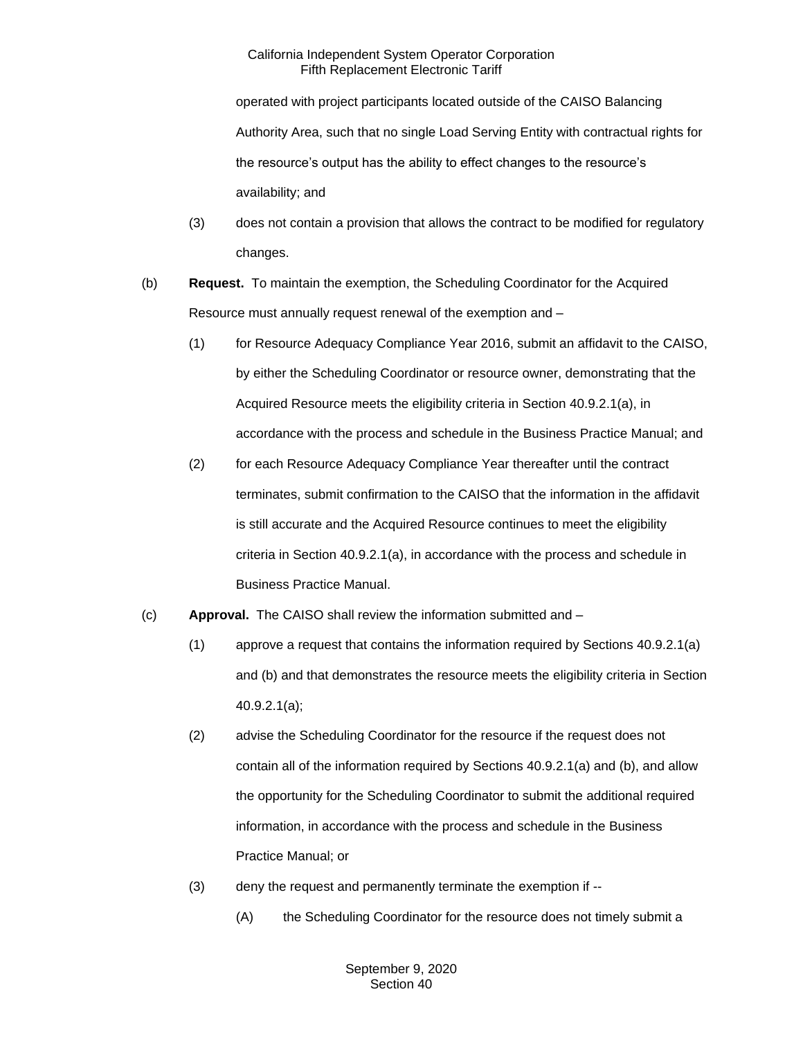operated with project participants located outside of the CAISO Balancing Authority Area, such that no single Load Serving Entity with contractual rights for the resource's output has the ability to effect changes to the resource's availability; and

(3) does not contain a provision that allows the contract to be modified for regulatory changes.

(b) **Request.** To maintain the exemption, the Scheduling Coordinator for the Acquired Resource must annually request renewal of the exemption and –

(1) for Resource Adequacy Compliance Year 2016, submit an affidavit to the CAISO, by either the Scheduling Coordinator or resource owner, demonstrating that the Acquired Resource meets the eligibility criteria in Section 40.9.2.1(a), in accordance with the process and schedule in the Business Practice Manual; and

(2) for each Resource Adequacy Compliance Year thereafter until the contract terminates, submit confirmation to the CAISO that the information in the affidavit is still accurate and the Acquired Resource continues to meet the eligibility criteria in Section 40.9.2.1(a), in accordance with the process and schedule in Business Practice Manual.

(c) **Approval.** The CAISO shall review the information submitted and –

(1) approve a request that contains the information required by Sections 40.9.2.1(a) and (b) and that demonstrates the resource meets the eligibility criteria in Section 40.9.2.1(a);

(2) advise the Scheduling Coordinator for the resource if the request does not contain all of the information required by Sections 40.9.2.1(a) and (b), and allow the opportunity for the Scheduling Coordinator to submit the additional required information, in accordance with the process and schedule in the Business Practice Manual; or

(3) deny the request and permanently terminate the exemption if --

(A) the Scheduling Coordinator for the resource does not timely submit a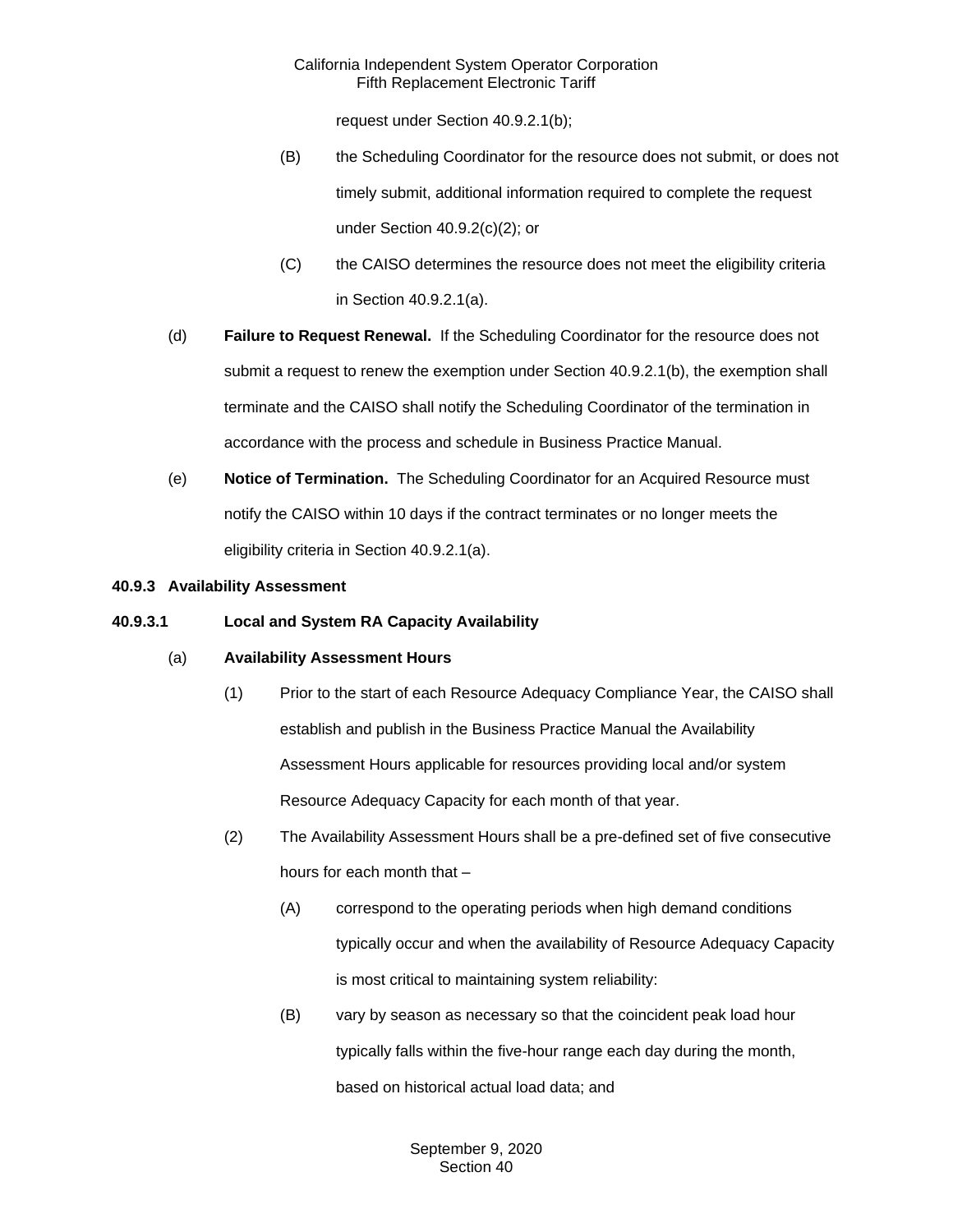request under Section 40.9.2.1(b);

(B) the Scheduling Coordinator for the resource does not submit, or does not timely submit, additional information required to complete the request under Section 40.9.2(c)(2); or

(C) the CAISO determines the resource does not meet the eligibility criteria in Section 40.9.2.1(a).

(d) **Failure to Request Renewal.** If the Scheduling Coordinator for the resource does not submit a request to renew the exemption under Section 40.9.2.1(b), the exemption shall terminate and the CAISO shall notify the Scheduling Coordinator of the termination in accordance with the process and schedule in Business Practice Manual.

(e) **Notice of Termination.** The Scheduling Coordinator for an Acquired Resource must notify the CAISO within 10 days if the contract terminates or no longer meets the eligibility criteria in Section 40.9.2.1(a).

**40.9.3 Availability Assessment**

**40.9.3.1 Local and System RA Capacity Availability**

(a) **Availability Assessment Hours**

(1) Prior to the start of each Resource Adequacy Compliance Year, the CAISO shall establish and publish in the Business Practice Manual the Availability Assessment Hours applicable for resources providing local and/or system Resource Adequacy Capacity for each month of that year.

(2) The Availability Assessment Hours shall be a pre-defined set of five consecutive hours for each month that –

(A) correspond to the operating periods when high demand conditions typically occur and when the availability of Resource Adequacy Capacity is most critical to maintaining system reliability:

(B) vary by season as necessary so that the coincident peak load hour typically falls within the five-hour range each day during the month, based on historical actual load data; and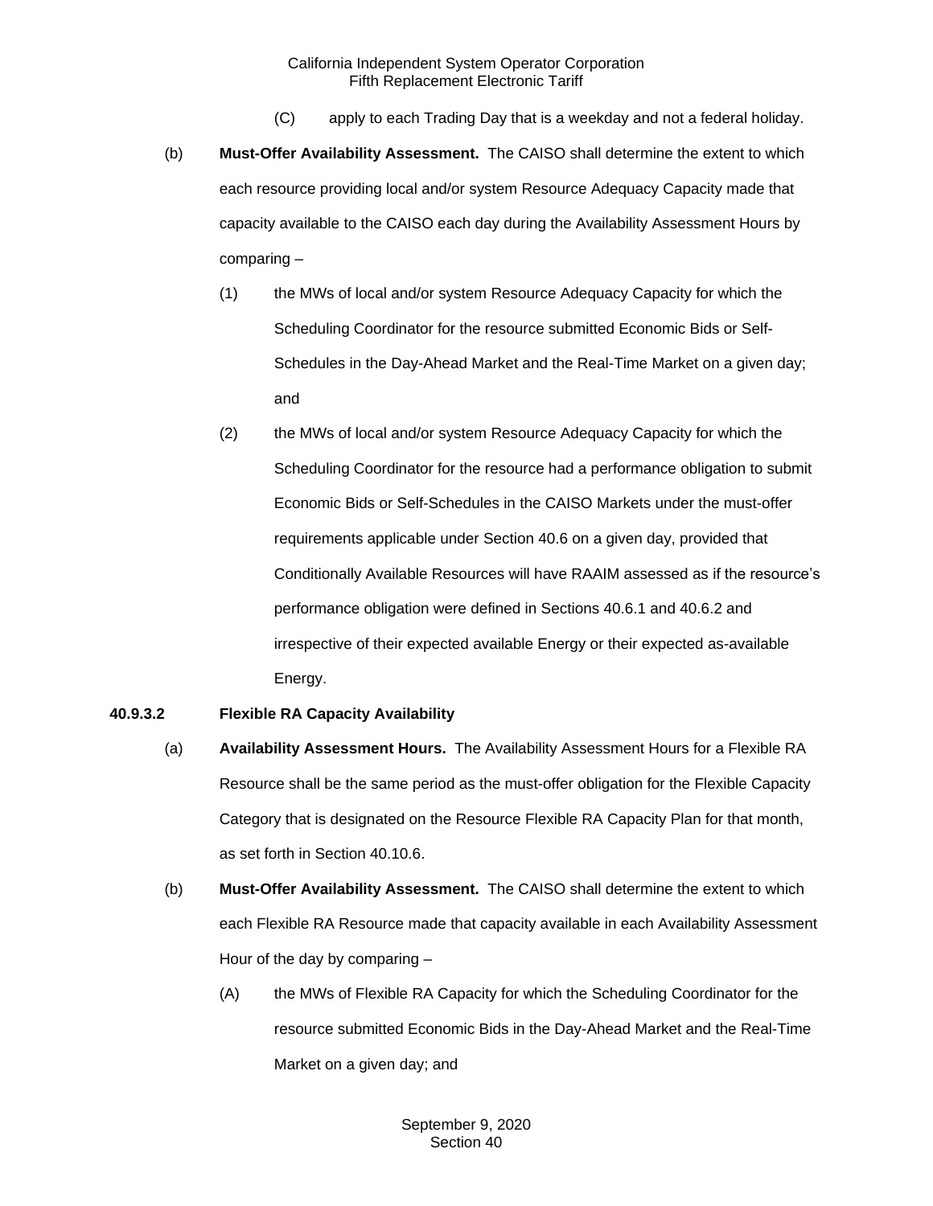(C) apply to each Trading Day that is a weekday and not a federal holiday.

(b) **Must-Offer Availability Assessment.** The CAISO shall determine the extent to which each resource providing local and/or system Resource Adequacy Capacity made that capacity available to the CAISO each day during the Availability Assessment Hours by comparing –

(1) the MWs of local and/or system Resource Adequacy Capacity for which the Scheduling Coordinator for the resource submitted Economic Bids or Self-Schedules in the Day-Ahead Market and the Real-Time Market on a given day; and

(2) the MWs of local and/or system Resource Adequacy Capacity for which the Scheduling Coordinator for the resource had a performance obligation to submit Economic Bids or Self-Schedules in the CAISO Markets under the must-offer requirements applicable under Section 40.6 on a given day, provided that Conditionally Available Resources will have RAAIM assessed as if the resource's performance obligation were defined in Sections 40.6.1 and 40.6.2 and irrespective of their expected available Energy or their expected as-available Energy.

**40.9.3.2 Flexible RA Capacity Availability**

(a) **Availability Assessment Hours.** The Availability Assessment Hours for a Flexible RA Resource shall be the same period as the must-offer obligation for the Flexible Capacity Category that is designated on the Resource Flexible RA Capacity Plan for that month, as set forth in Section 40.10.6.

(b) **Must-Offer Availability Assessment.** The CAISO shall determine the extent to which each Flexible RA Resource made that capacity available in each Availability Assessment Hour of the day by comparing –

(A) the MWs of Flexible RA Capacity for which the Scheduling Coordinator for the resource submitted Economic Bids in the Day-Ahead Market and the Real-Time Market on a given day; and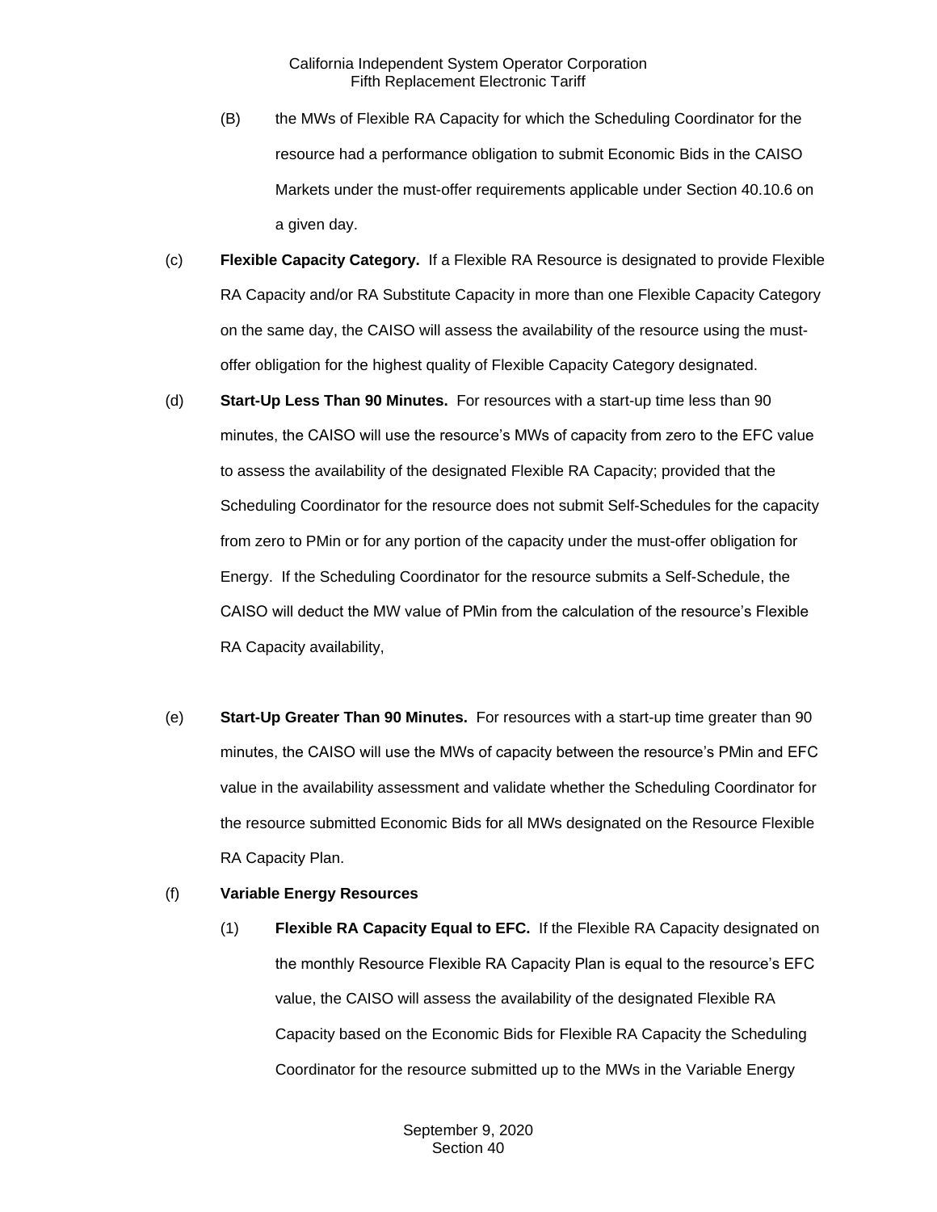(B) the MWs of Flexible RA Capacity for which the Scheduling Coordinator for the resource had a performance obligation to submit Economic Bids in the CAISO Markets under the must-offer requirements applicable under Section 40.10.6 on a given day.

(c) **Flexible Capacity Category.** If a Flexible RA Resource is designated to provide Flexible RA Capacity and/or RA Substitute Capacity in more than one Flexible Capacity Category on the same day, the CAISO will assess the availability of the resource using the must-offer obligation for the highest quality of Flexible Capacity Category designated.

(d) **Start-Up Less Than 90 Minutes.** For resources with a start-up time less than 90 minutes, the CAISO will use the resource's MWs of capacity from zero to the EFC value to assess the availability of the designated Flexible RA Capacity; provided that the Scheduling Coordinator for the resource does not submit Self-Schedules for the capacity from zero to PMin or for any portion of the capacity under the must-offer obligation for Energy. If the Scheduling Coordinator for the resource submits a Self-Schedule, the CAISO will deduct the MW value of PMin from the calculation of the resource's Flexible RA Capacity availability,

(e) **Start-Up Greater Than 90 Minutes.** For resources with a start-up time greater than 90 minutes, the CAISO will use the MWs of capacity between the resource's PMin and EFC value in the availability assessment and validate whether the Scheduling Coordinator for the resource submitted Economic Bids for all MWs designated on the Resource Flexible RA Capacity Plan.

(f) **Variable Energy Resources**

(1) **Flexible RA Capacity Equal to EFC.** If the Flexible RA Capacity designated on the monthly Resource Flexible RA Capacity Plan is equal to the resource's EFC value, the CAISO will assess the availability of the designated Flexible RA Capacity based on the Economic Bids for Flexible RA Capacity the Scheduling Coordinator for the resource submitted up to the MWs in the Variable Energy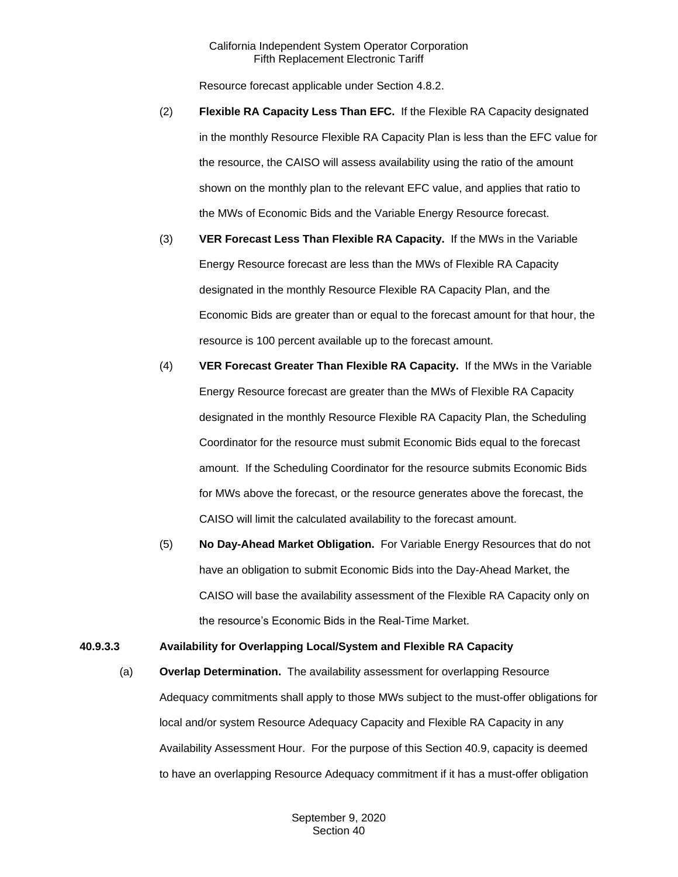Resource forecast applicable under Section 4.8.2.

(2) **Flexible RA Capacity Less Than EFC.** If the Flexible RA Capacity designated in the monthly Resource Flexible RA Capacity Plan is less than the EFC value for the resource, the CAISO will assess availability using the ratio of the amount shown on the monthly plan to the relevant EFC value, and applies that ratio to the MWs of Economic Bids and the Variable Energy Resource forecast.

(3) **VER Forecast Less Than Flexible RA Capacity.** If the MWs in the Variable Energy Resource forecast are less than the MWs of Flexible RA Capacity designated in the monthly Resource Flexible RA Capacity Plan, and the Economic Bids are greater than or equal to the forecast amount for that hour, the resource is 100 percent available up to the forecast amount.

(4) **VER Forecast Greater Than Flexible RA Capacity.** If the MWs in the Variable Energy Resource forecast are greater than the MWs of Flexible RA Capacity designated in the monthly Resource Flexible RA Capacity Plan, the Scheduling Coordinator for the resource must submit Economic Bids equal to the forecast amount. If the Scheduling Coordinator for the resource submits Economic Bids for MWs above the forecast, or the resource generates above the forecast, the CAISO will limit the calculated availability to the forecast amount.

(5) **No Day-Ahead Market Obligation.** For Variable Energy Resources that do not have an obligation to submit Economic Bids into the Day-Ahead Market, the CAISO will base the availability assessment of the Flexible RA Capacity only on the resource's Economic Bids in the Real-Time Market.

**40.9.3.3 Availability for Overlapping Local/System and Flexible RA Capacity**

(a) **Overlap Determination.** The availability assessment for overlapping Resource Adequacy commitments shall apply to those MWs subject to the must-offer obligations for local and/or system Resource Adequacy Capacity and Flexible RA Capacity in any Availability Assessment Hour. For the purpose of this Section 40.9, capacity is deemed to have an overlapping Resource Adequacy commitment if it has a must-offer obligation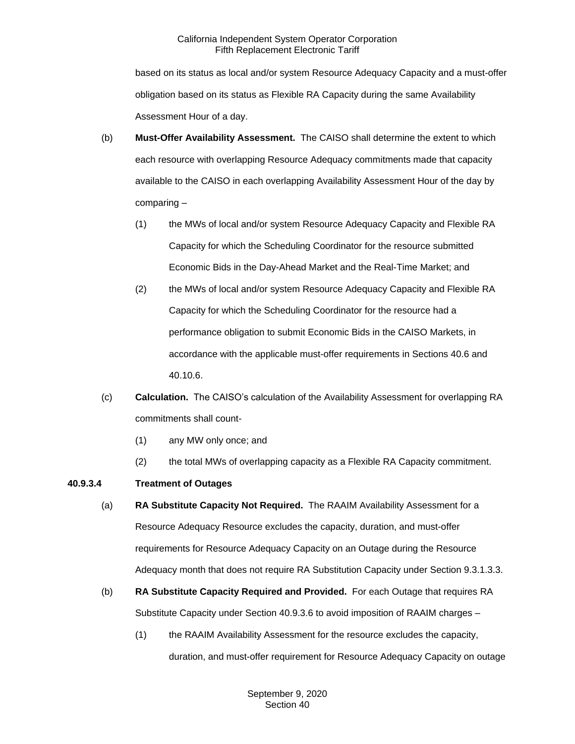based on its status as local and/or system Resource Adequacy Capacity and a must-offer obligation based on its status as Flexible RA Capacity during the same Availability Assessment Hour of a day.

(b) **Must-Offer Availability Assessment.** The CAISO shall determine the extent to which each resource with overlapping Resource Adequacy commitments made that capacity available to the CAISO in each overlapping Availability Assessment Hour of the day by comparing –

(1) the MWs of local and/or system Resource Adequacy Capacity and Flexible RA Capacity for which the Scheduling Coordinator for the resource submitted Economic Bids in the Day-Ahead Market and the Real-Time Market; and

(2) the MWs of local and/or system Resource Adequacy Capacity and Flexible RA Capacity for which the Scheduling Coordinator for the resource had a performance obligation to submit Economic Bids in the CAISO Markets, in accordance with the applicable must-offer requirements in Sections 40.6 and 40.10.6.

(c) **Calculation.** The CAISO's calculation of the Availability Assessment for overlapping RA commitments shall count-

(1) any MW only once; and

(2) the total MWs of overlapping capacity as a Flexible RA Capacity commitment.

**40.9.3.4 Treatment of Outages**

(a) **RA Substitute Capacity Not Required.** The RAAIM Availability Assessment for a Resource Adequacy Resource excludes the capacity, duration, and must-offer requirements for Resource Adequacy Capacity on an Outage during the Resource Adequacy month that does not require RA Substitution Capacity under Section 9.3.1.3.3.

(b) **RA Substitute Capacity Required and Provided.** For each Outage that requires RA Substitute Capacity under Section 40.9.3.6 to avoid imposition of RAAIM charges –

(1) the RAAIM Availability Assessment for the resource excludes the capacity, duration, and must-offer requirement for Resource Adequacy Capacity on outage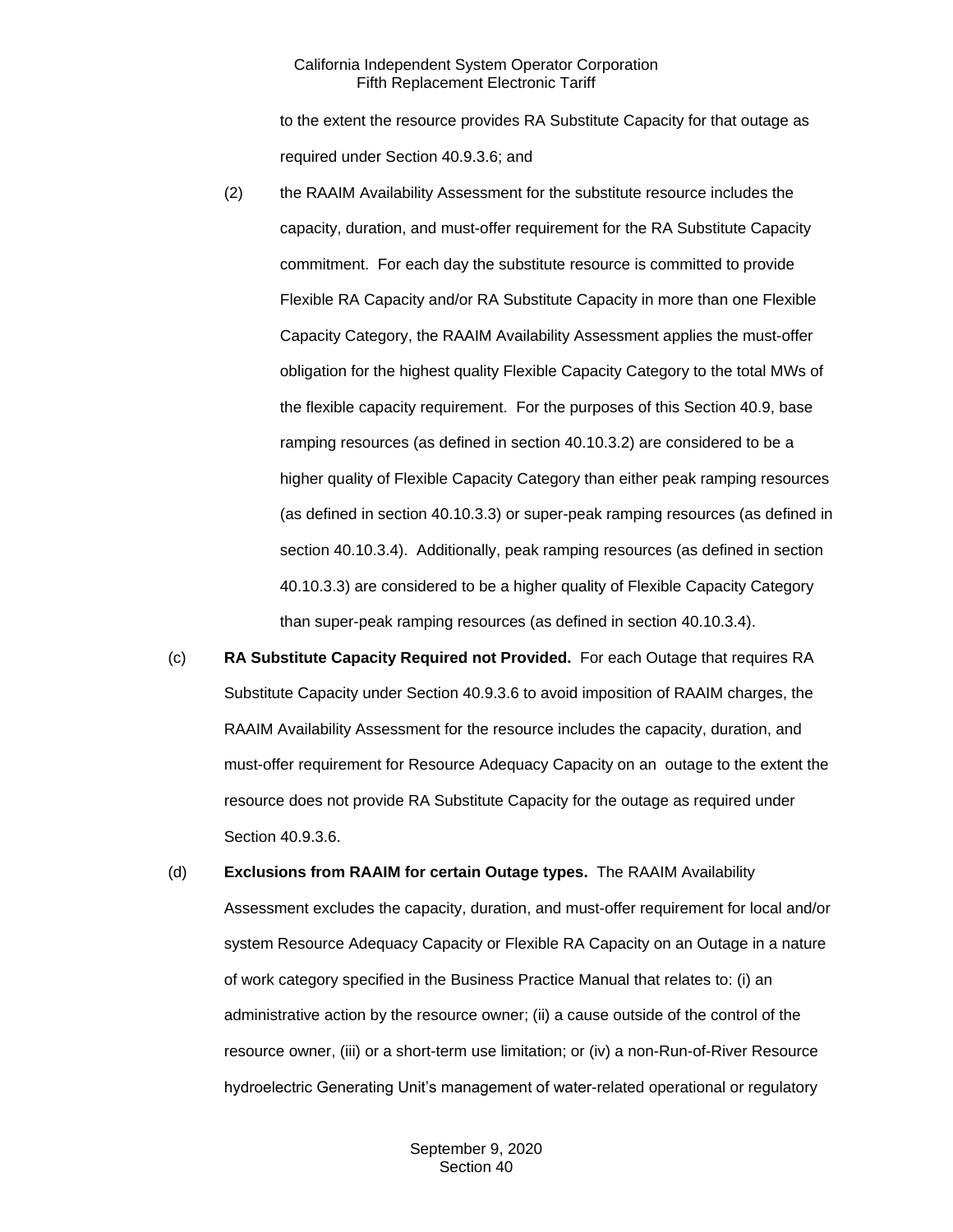to the extent the resource provides RA Substitute Capacity for that outage as required under Section 40.9.3.6; and

(2) the RAAIM Availability Assessment for the substitute resource includes the capacity, duration, and must-offer requirement for the RA Substitute Capacity commitment. For each day the substitute resource is committed to provide Flexible RA Capacity and/or RA Substitute Capacity in more than one Flexible Capacity Category, the RAAIM Availability Assessment applies the must-offer obligation for the highest quality Flexible Capacity Category to the total MWs of the flexible capacity requirement. For the purposes of this Section 40.9, base ramping resources (as defined in section 40.10.3.2) are considered to be a higher quality of Flexible Capacity Category than either peak ramping resources (as defined in section 40.10.3.3) or super-peak ramping resources (as defined in section 40.10.3.4). Additionally, peak ramping resources (as defined in section 40.10.3.3) are considered to be a higher quality of Flexible Capacity Category than super-peak ramping resources (as defined in section 40.10.3.4).

(c) **RA Substitute Capacity Required not Provided.** For each Outage that requires RA Substitute Capacity under Section 40.9.3.6 to avoid imposition of RAAIM charges, the RAAIM Availability Assessment for the resource includes the capacity, duration, and must-offer requirement for Resource Adequacy Capacity on an outage to the extent the resource does not provide RA Substitute Capacity for the outage as required under Section 40.9.3.6.

(d) **Exclusions from RAAIM for certain Outage types.** The RAAIM Availability Assessment excludes the capacity, duration, and must-offer requirement for local and/or system Resource Adequacy Capacity or Flexible RA Capacity on an Outage in a nature of work category specified in the Business Practice Manual that relates to: (i) an administrative action by the resource owner; (ii) a cause outside of the control of the resource owner, (iii) or a short-term use limitation; or (iv) a non-Run-of-River Resource hydroelectric Generating Unit's management of water-related operational or regulatory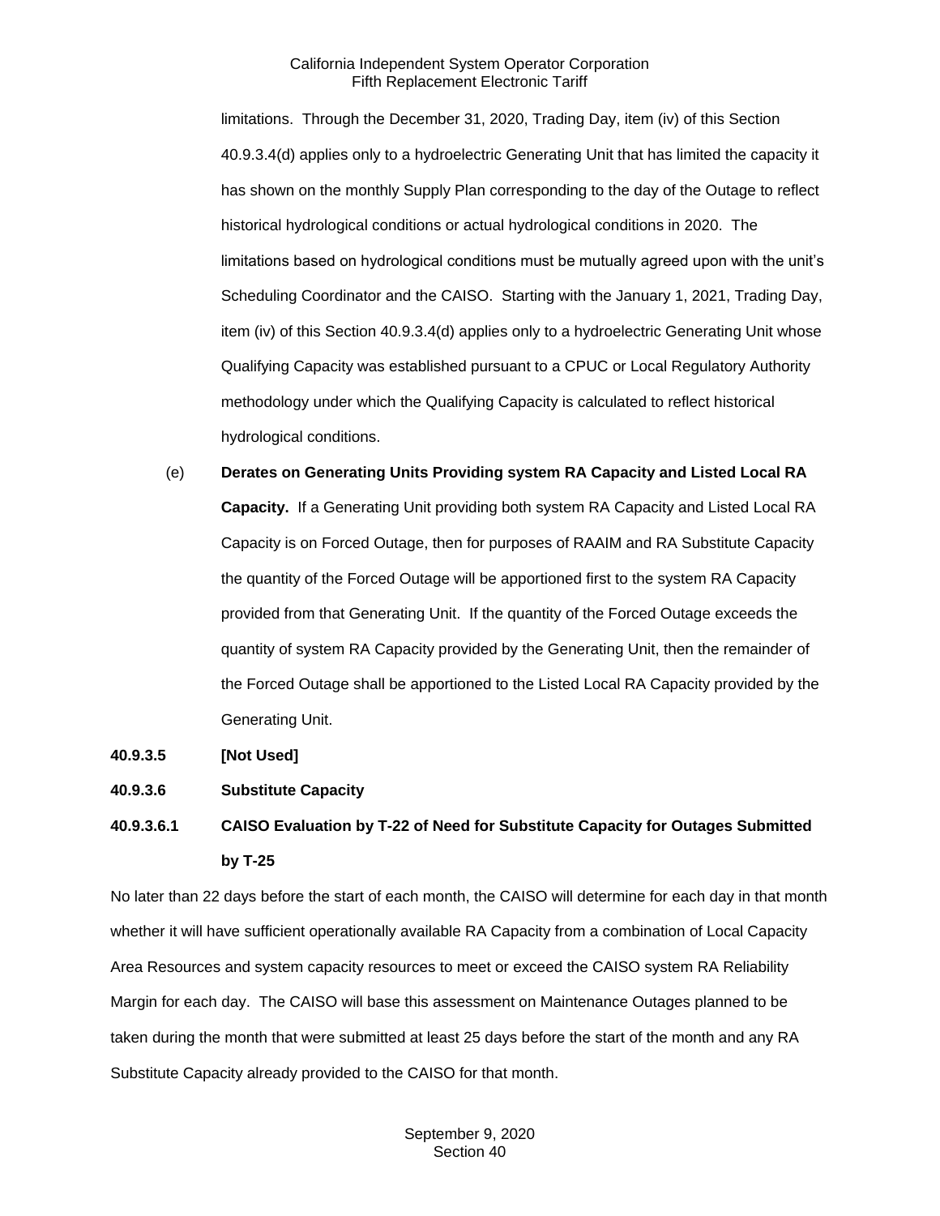limitations. Through the December 31, 2020, Trading Day, item (iv) of this Section 40.9.3.4(d) applies only to a hydroelectric Generating Unit that has limited the capacity it has shown on the monthly Supply Plan corresponding to the day of the Outage to reflect historical hydrological conditions or actual hydrological conditions in 2020. The limitations based on hydrological conditions must be mutually agreed upon with the unit's Scheduling Coordinator and the CAISO. Starting with the January 1, 2021, Trading Day, item (iv) of this Section 40.9.3.4(d) applies only to a hydroelectric Generating Unit whose Qualifying Capacity was established pursuant to a CPUC or Local Regulatory Authority methodology under which the Qualifying Capacity is calculated to reflect historical hydrological conditions.

(e) **Derates on Generating Units Providing system RA Capacity and Listed Local RA Capacity.** If a Generating Unit providing both system RA Capacity and Listed Local RA Capacity is on Forced Outage, then for purposes of RAAIM and RA Substitute Capacity the quantity of the Forced Outage will be apportioned first to the system RA Capacity provided from that Generating Unit. If the quantity of the Forced Outage exceeds the quantity of system RA Capacity provided by the Generating Unit, then the remainder of the Forced Outage shall be apportioned to the Listed Local RA Capacity provided by the Generating Unit.

**40.9.3.5 [Not Used]**

**40.9.3.6 Substitute Capacity**

**40.9.3.6.1 CAISO Evaluation by T-22 of Need for Substitute Capacity for Outages Submitted by T-25**

No later than 22 days before the start of each month, the CAISO will determine for each day in that month whether it will have sufficient operationally available RA Capacity from a combination of Local Capacity Area Resources and system capacity resources to meet or exceed the CAISO system RA Reliability Margin for each day. The CAISO will base this assessment on Maintenance Outages planned to be taken during the month that were submitted at least 25 days before the start of the month and any RA Substitute Capacity already provided to the CAISO for that month.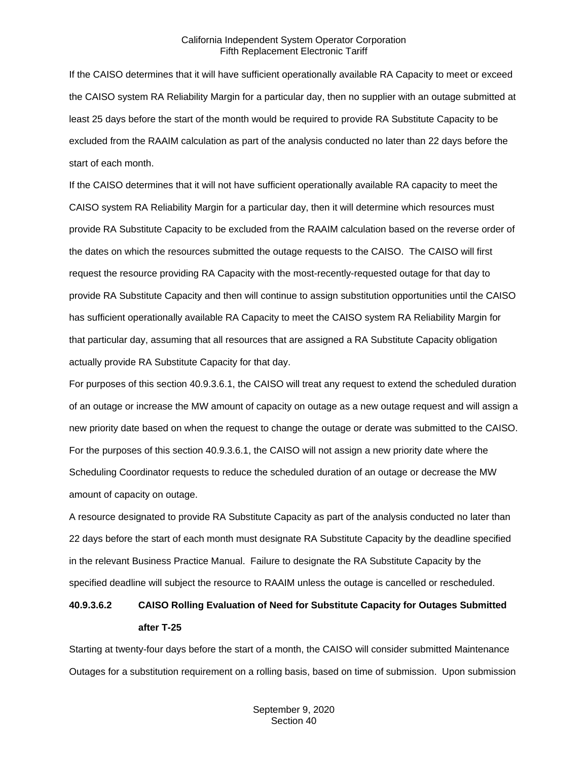If the CAISO determines that it will have sufficient operationally available RA Capacity to meet or exceed the CAISO system RA Reliability Margin for a particular day, then no supplier with an outage submitted at least 25 days before the start of the month would be required to provide RA Substitute Capacity to be excluded from the RAAIM calculation as part of the analysis conducted no later than 22 days before the start of each month.

If the CAISO determines that it will not have sufficient operationally available RA capacity to meet the CAISO system RA Reliability Margin for a particular day, then it will determine which resources must provide RA Substitute Capacity to be excluded from the RAAIM calculation based on the reverse order of the dates on which the resources submitted the outage requests to the CAISO. The CAISO will first request the resource providing RA Capacity with the most-recently-requested outage for that day to provide RA Substitute Capacity and then will continue to assign substitution opportunities until the CAISO has sufficient operationally available RA Capacity to meet the CAISO system RA Reliability Margin for that particular day, assuming that all resources that are assigned a RA Substitute Capacity obligation actually provide RA Substitute Capacity for that day.

For purposes of this section 40.9.3.6.1, the CAISO will treat any request to extend the scheduled duration of an outage or increase the MW amount of capacity on outage as a new outage request and will assign a new priority date based on when the request to change the outage or derate was submitted to the CAISO. For the purposes of this section 40.9.3.6.1, the CAISO will not assign a new priority date where the Scheduling Coordinator requests to reduce the scheduled duration of an outage or decrease the MW amount of capacity on outage.

A resource designated to provide RA Substitute Capacity as part of the analysis conducted no later than 22 days before the start of each month must designate RA Substitute Capacity by the deadline specified in the relevant Business Practice Manual. Failure to designate the RA Substitute Capacity by the specified deadline will subject the resource to RAAIM unless the outage is cancelled or rescheduled.

#### 40.9.3.6.2 CAISO Rolling Evaluation of Need for Substitute Capacity for Outages Submitted after T-25

Starting at twenty-four days before the start of a month, the CAISO will consider submitted Maintenance Outages for a substitution requirement on a rolling basis, based on time of submission. Upon submission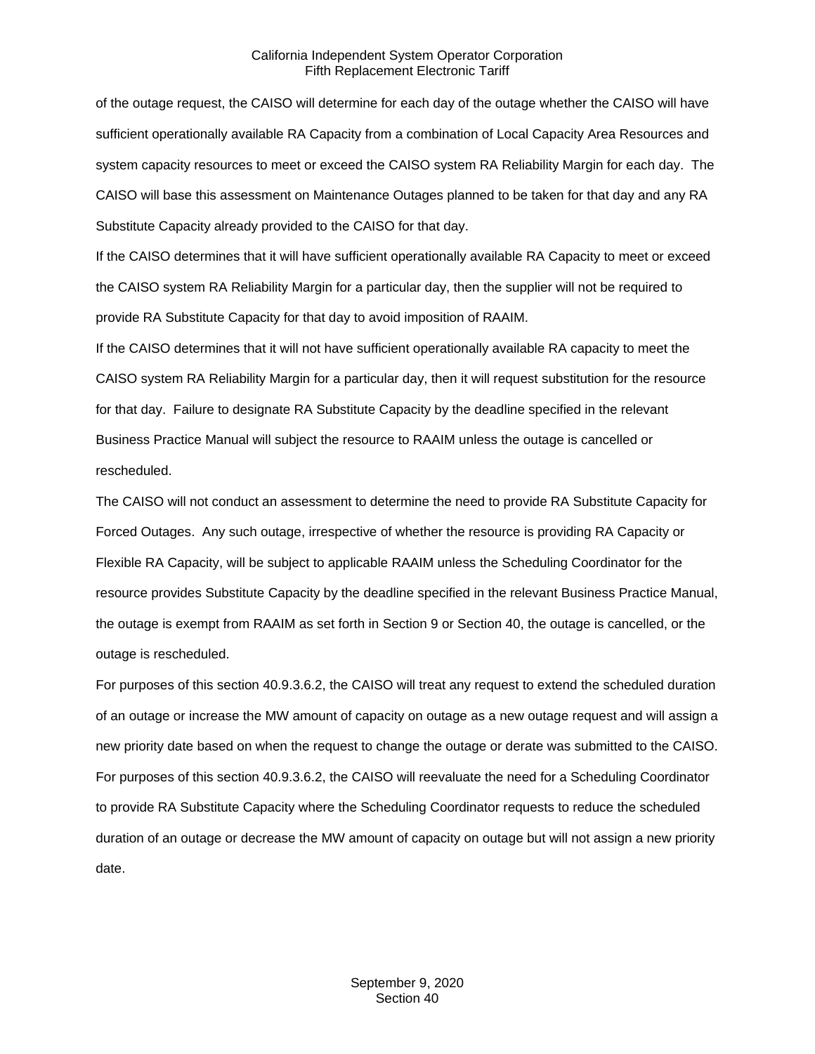of the outage request, the CAISO will determine for each day of the outage whether the CAISO will have sufficient operationally available RA Capacity from a combination of Local Capacity Area Resources and system capacity resources to meet or exceed the CAISO system RA Reliability Margin for each day. The CAISO will base this assessment on Maintenance Outages planned to be taken for that day and any RA Substitute Capacity already provided to the CAISO for that day.

If the CAISO determines that it will have sufficient operationally available RA Capacity to meet or exceed the CAISO system RA Reliability Margin for a particular day, then the supplier will not be required to provide RA Substitute Capacity for that day to avoid imposition of RAAIM.

If the CAISO determines that it will not have sufficient operationally available RA capacity to meet the CAISO system RA Reliability Margin for a particular day, then it will request substitution for the resource for that day. Failure to designate RA Substitute Capacity by the deadline specified in the relevant Business Practice Manual will subject the resource to RAAIM unless the outage is cancelled or rescheduled.

The CAISO will not conduct an assessment to determine the need to provide RA Substitute Capacity for Forced Outages. Any such outage, irrespective of whether the resource is providing RA Capacity or Flexible RA Capacity, will be subject to applicable RAAIM unless the Scheduling Coordinator for the resource provides Substitute Capacity by the deadline specified in the relevant Business Practice Manual, the outage is exempt from RAAIM as set forth in Section 9 or Section 40, the outage is cancelled, or the outage is rescheduled.

For purposes of this section 40.9.3.6.2, the CAISO will treat any request to extend the scheduled duration of an outage or increase the MW amount of capacity on outage as a new outage request and will assign a new priority date based on when the request to change the outage or derate was submitted to the CAISO.

For purposes of this section 40.9.3.6.2, the CAISO will reevaluate the need for a Scheduling Coordinator to provide RA Substitute Capacity where the Scheduling Coordinator requests to reduce the scheduled duration of an outage or decrease the MW amount of capacity on outage but will not assign a new priority date.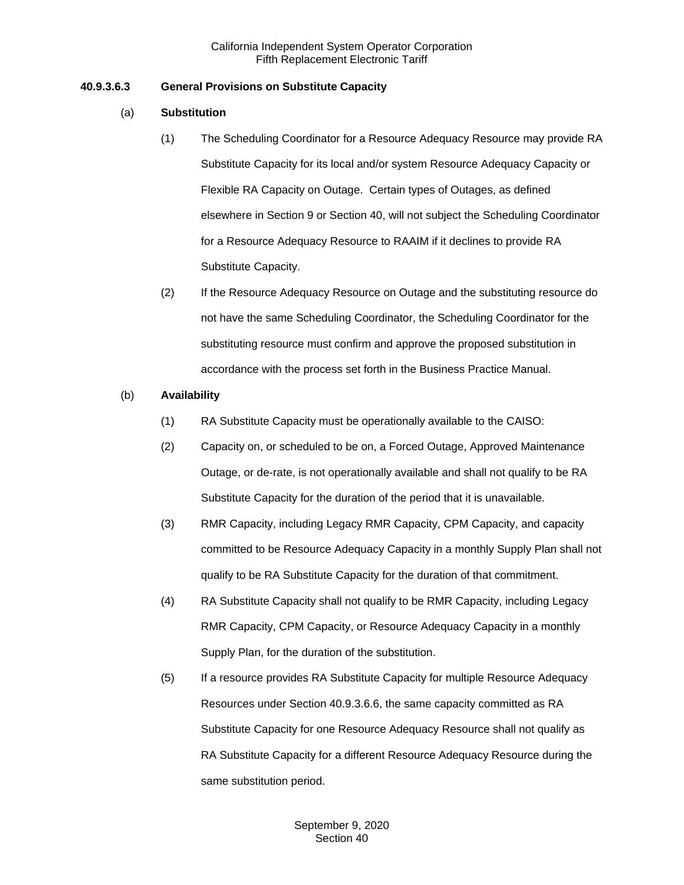### 40.9.3.6.3 General Provisions on Substitute Capacity

(a) **Substitution**

(1) The Scheduling Coordinator for a Resource Adequacy Resource may provide RA Substitute Capacity for its local and/or system Resource Adequacy Capacity or Flexible RA Capacity on Outage. Certain types of Outages, as defined elsewhere in Section 9 or Section 40, will not subject the Scheduling Coordinator for a Resource Adequacy Resource to RAAIM if it declines to provide RA Substitute Capacity.

(2) If the Resource Adequacy Resource on Outage and the substituting resource do not have the same Scheduling Coordinator, the Scheduling Coordinator for the substituting resource must confirm and approve the proposed substitution in accordance with the process set forth in the Business Practice Manual.

(b) **Availability**

(1) RA Substitute Capacity must be operationally available to the CAISO:

(2) Capacity on, or scheduled to be on, a Forced Outage, Approved Maintenance Outage, or de-rate, is not operationally available and shall not qualify to be RA Substitute Capacity for the duration of the period that it is unavailable.

(3) RMR Capacity, including Legacy RMR Capacity, CPM Capacity, and capacity committed to be Resource Adequacy Capacity in a monthly Supply Plan shall not qualify to be RA Substitute Capacity for the duration of that commitment.

(4) RA Substitute Capacity shall not qualify to be RMR Capacity, including Legacy RMR Capacity, CPM Capacity, or Resource Adequacy Capacity in a monthly Supply Plan, for the duration of the substitution.

(5) If a resource provides RA Substitute Capacity for multiple Resource Adequacy Resources under Section 40.9.3.6.6, the same capacity committed as RA Substitute Capacity for one Resource Adequacy Resource shall not qualify as RA Substitute Capacity for a different Resource Adequacy Resource during the same substitution period.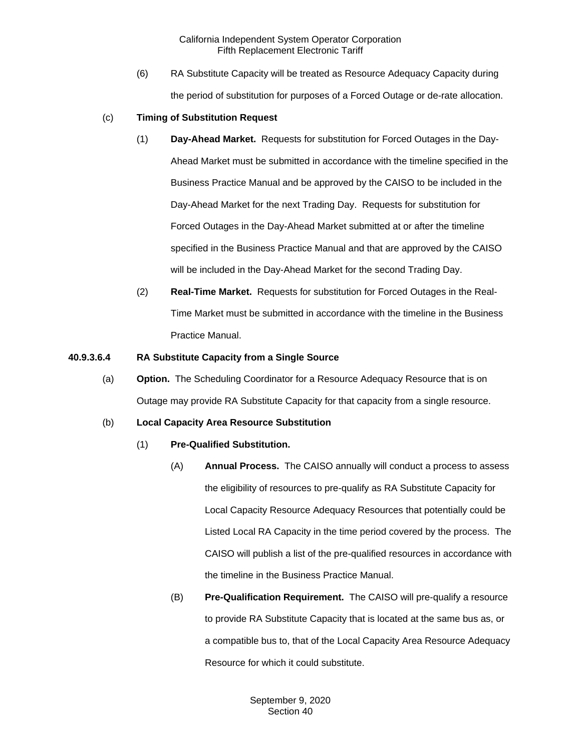(6) RA Substitute Capacity will be treated as Resource Adequacy Capacity during the period of substitution for purposes of a Forced Outage or de-rate allocation.

(c) **Timing of Substitution Request**

(1) **Day-Ahead Market.** Requests for substitution for Forced Outages in the Day-Ahead Market must be submitted in accordance with the timeline specified in the Business Practice Manual and be approved by the CAISO to be included in the Day-Ahead Market for the next Trading Day. Requests for substitution for Forced Outages in the Day-Ahead Market submitted at or after the timeline specified in the Business Practice Manual and that are approved by the CAISO will be included in the Day-Ahead Market for the second Trading Day.

(2) **Real-Time Market.** Requests for substitution for Forced Outages in the Real-Time Market must be submitted in accordance with the timeline in the Business Practice Manual.

**40.9.3.6.4 RA Substitute Capacity from a Single Source**

(a) **Option.** The Scheduling Coordinator for a Resource Adequacy Resource that is on Outage may provide RA Substitute Capacity for that capacity from a single resource.

(b) **Local Capacity Area Resource Substitution**

(1) **Pre-Qualified Substitution.**

(A) **Annual Process.** The CAISO annually will conduct a process to assess the eligibility of resources to pre-qualify as RA Substitute Capacity for Local Capacity Resource Adequacy Resources that potentially could be Listed Local RA Capacity in the time period covered by the process. The CAISO will publish a list of the pre-qualified resources in accordance with the timeline in the Business Practice Manual.

(B) **Pre-Qualification Requirement.** The CAISO will pre-qualify a resource to provide RA Substitute Capacity that is located at the same bus as, or a compatible bus to, that of the Local Capacity Area Resource Adequacy Resource for which it could substitute.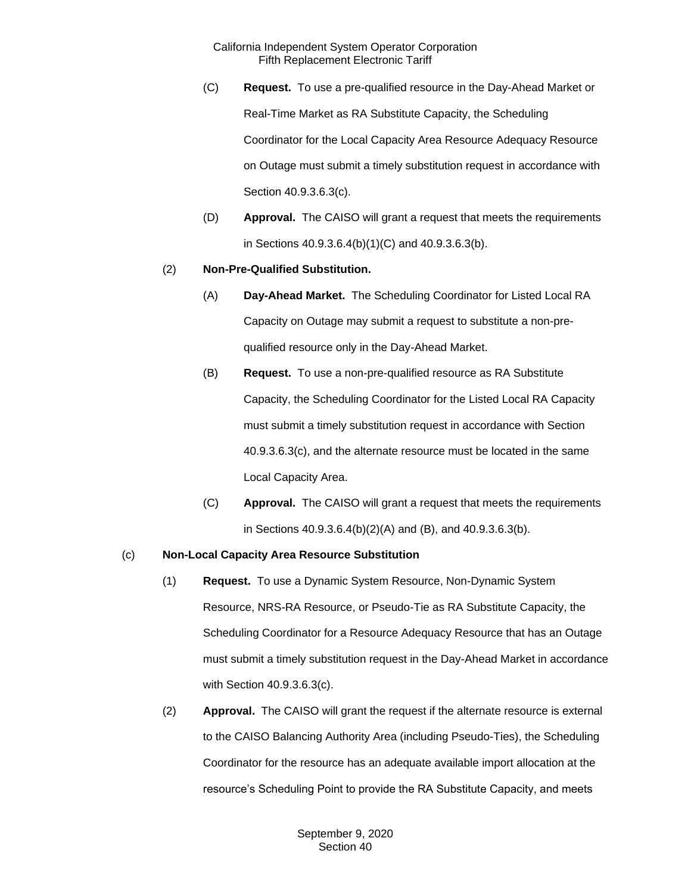(C) **Request.** To use a pre-qualified resource in the Day-Ahead Market or Real-Time Market as RA Substitute Capacity, the Scheduling Coordinator for the Local Capacity Area Resource Adequacy Resource on Outage must submit a timely substitution request in accordance with Section 40.9.3.6.3(c).

(D) **Approval.** The CAISO will grant a request that meets the requirements in Sections 40.9.3.6.4(b)(1)(C) and 40.9.3.6.3(b).

(2) **Non-Pre-Qualified Substitution.**

(A) **Day-Ahead Market.** The Scheduling Coordinator for Listed Local RA Capacity on Outage may submit a request to substitute a non-pre-qualified resource only in the Day-Ahead Market.

(B) **Request.** To use a non-pre-qualified resource as RA Substitute Capacity, the Scheduling Coordinator for the Listed Local RA Capacity must submit a timely substitution request in accordance with Section 40.9.3.6.3(c), and the alternate resource must be located in the same Local Capacity Area.

(C) **Approval.** The CAISO will grant a request that meets the requirements in Sections 40.9.3.6.4(b)(2)(A) and (B), and 40.9.3.6.3(b).

(c) **Non-Local Capacity Area Resource Substitution**

(1) **Request.** To use a Dynamic System Resource, Non-Dynamic System Resource, NRS-RA Resource, or Pseudo-Tie as RA Substitute Capacity, the Scheduling Coordinator for a Resource Adequacy Resource that has an Outage must submit a timely substitution request in the Day-Ahead Market in accordance with Section 40.9.3.6.3(c).

(2) **Approval.** The CAISO will grant the request if the alternate resource is external to the CAISO Balancing Authority Area (including Pseudo-Ties), the Scheduling Coordinator for the resource has an adequate available import allocation at the resource's Scheduling Point to provide the RA Substitute Capacity, and meets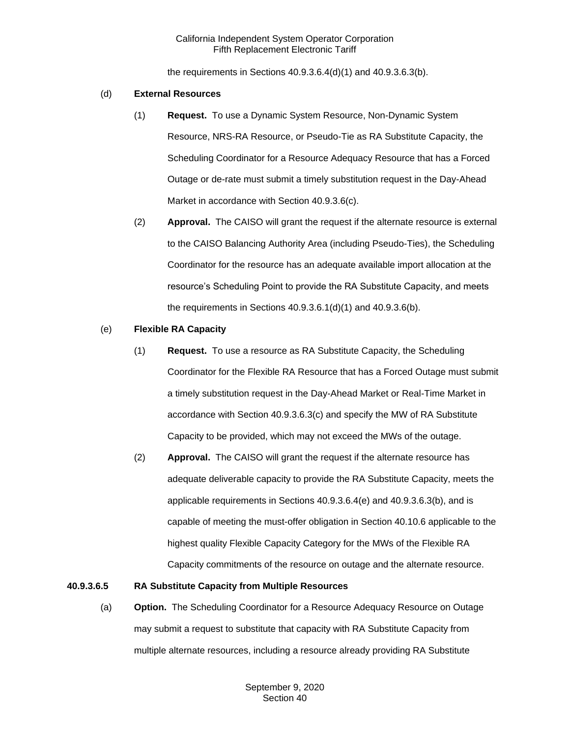the requirements in Sections 40.9.3.6.4(d)(1) and 40.9.3.6.3(b).

(d) **External Resources**

(1) **Request.** To use a Dynamic System Resource, Non-Dynamic System Resource, NRS-RA Resource, or Pseudo-Tie as RA Substitute Capacity, the Scheduling Coordinator for a Resource Adequacy Resource that has a Forced Outage or de-rate must submit a timely substitution request in the Day-Ahead Market in accordance with Section 40.9.3.6(c).

(2) **Approval.** The CAISO will grant the request if the alternate resource is external to the CAISO Balancing Authority Area (including Pseudo-Ties), the Scheduling Coordinator for the resource has an adequate available import allocation at the resource's Scheduling Point to provide the RA Substitute Capacity, and meets the requirements in Sections 40.9.3.6.1(d)(1) and 40.9.3.6(b).

(e) **Flexible RA Capacity**

(1) **Request.** To use a resource as RA Substitute Capacity, the Scheduling Coordinator for the Flexible RA Resource that has a Forced Outage must submit a timely substitution request in the Day-Ahead Market or Real-Time Market in accordance with Section 40.9.3.6.3(c) and specify the MW of RA Substitute Capacity to be provided, which may not exceed the MWs of the outage.

(2) **Approval.** The CAISO will grant the request if the alternate resource has adequate deliverable capacity to provide the RA Substitute Capacity, meets the applicable requirements in Sections 40.9.3.6.4(e) and 40.9.3.6.3(b), and is capable of meeting the must-offer obligation in Section 40.10.6 applicable to the highest quality Flexible Capacity Category for the MWs of the Flexible RA Capacity commitments of the resource on outage and the alternate resource.

**40.9.3.6.5 RA Substitute Capacity from Multiple Resources**

(a) **Option.** The Scheduling Coordinator for a Resource Adequacy Resource on Outage may submit a request to substitute that capacity with RA Substitute Capacity from multiple alternate resources, including a resource already providing RA Substitute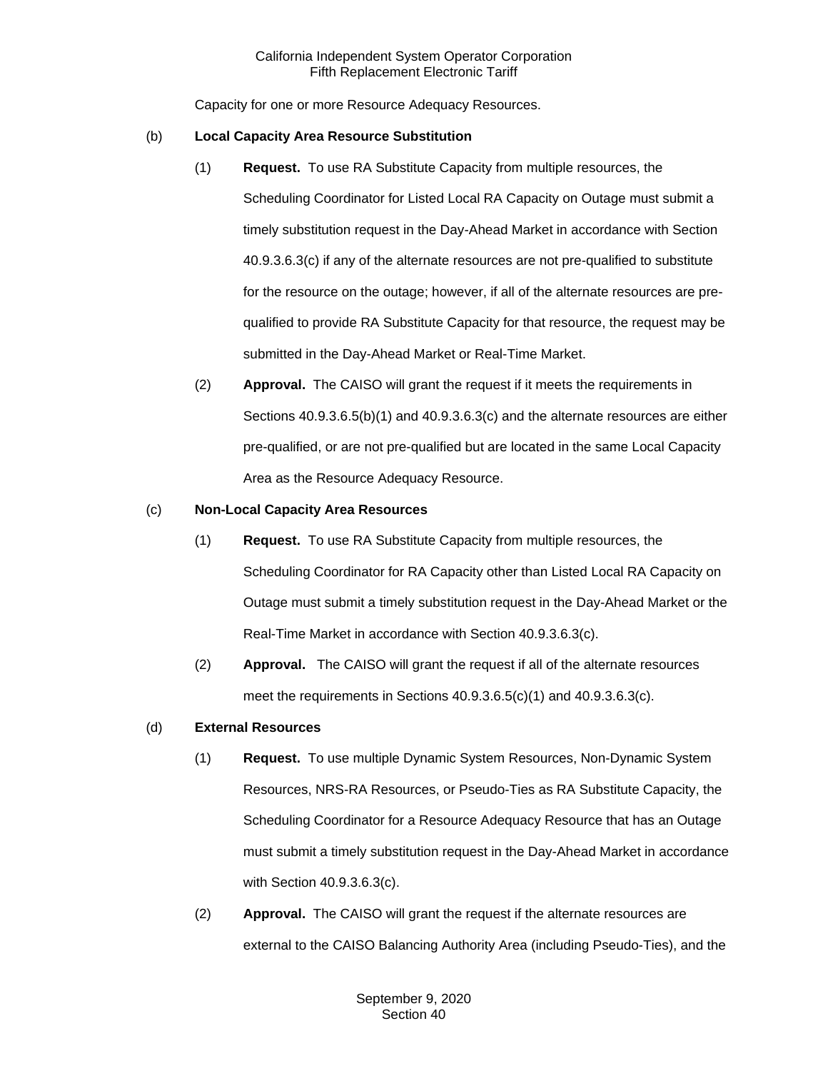Capacity for one or more Resource Adequacy Resources.

(b) **Local Capacity Area Resource Substitution**

(1) **Request.** To use RA Substitute Capacity from multiple resources, the Scheduling Coordinator for Listed Local RA Capacity on Outage must submit a timely substitution request in the Day-Ahead Market in accordance with Section 40.9.3.6.3(c) if any of the alternate resources are not pre-qualified to substitute for the resource on the outage; however, if all of the alternate resources are pre-qualified to provide RA Substitute Capacity for that resource, the request may be submitted in the Day-Ahead Market or Real-Time Market.

(2) **Approval.** The CAISO will grant the request if it meets the requirements in Sections 40.9.3.6.5(b)(1) and 40.9.3.6.3(c) and the alternate resources are either pre-qualified, or are not pre-qualified but are located in the same Local Capacity Area as the Resource Adequacy Resource.

(c) **Non-Local Capacity Area Resources**

(1) **Request.** To use RA Substitute Capacity from multiple resources, the Scheduling Coordinator for RA Capacity other than Listed Local RA Capacity on Outage must submit a timely substitution request in the Day-Ahead Market or the Real-Time Market in accordance with Section 40.9.3.6.3(c).

(2) **Approval.** The CAISO will grant the request if all of the alternate resources meet the requirements in Sections 40.9.3.6.5(c)(1) and 40.9.3.6.3(c).

(d) **External Resources**

(1) **Request.** To use multiple Dynamic System Resources, Non-Dynamic System Resources, NRS-RA Resources, or Pseudo-Ties as RA Substitute Capacity, the Scheduling Coordinator for a Resource Adequacy Resource that has an Outage must submit a timely substitution request in the Day-Ahead Market in accordance with Section 40.9.3.6.3(c).

(2) **Approval.** The CAISO will grant the request if the alternate resources are external to the CAISO Balancing Authority Area (including Pseudo-Ties), and the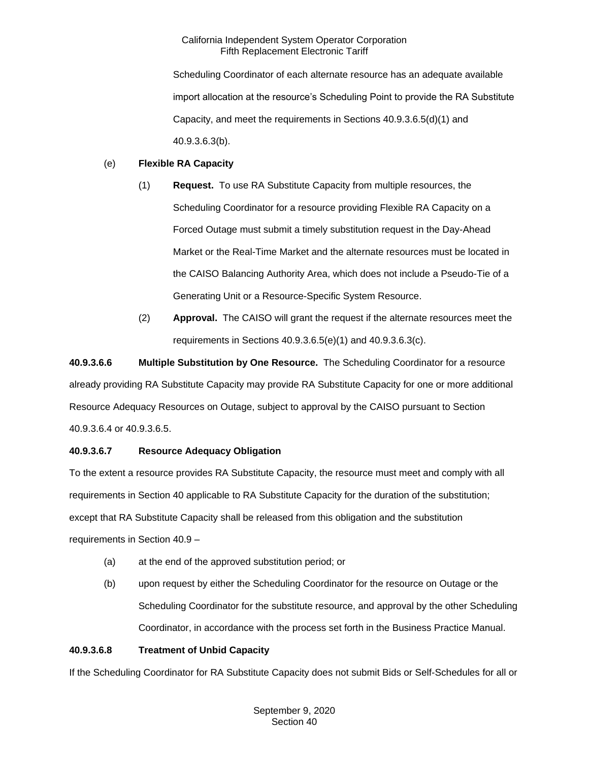Scheduling Coordinator of each alternate resource has an adequate available import allocation at the resource's Scheduling Point to provide the RA Substitute Capacity, and meet the requirements in Sections 40.9.3.6.5(d)(1) and 40.9.3.6.3(b).

(e) **Flexible RA Capacity**

(1) **Request.** To use RA Substitute Capacity from multiple resources, the Scheduling Coordinator for a resource providing Flexible RA Capacity on a Forced Outage must submit a timely substitution request in the Day-Ahead Market or the Real-Time Market and the alternate resources must be located in the CAISO Balancing Authority Area, which does not include a Pseudo-Tie of a Generating Unit or a Resource-Specific System Resource.

(2) **Approval.** The CAISO will grant the request if the alternate resources meet the requirements in Sections 40.9.3.6.5(e)(1) and 40.9.3.6.3(c).

**40.9.3.6.6 Multiple Substitution by One Resource.** The Scheduling Coordinator for a resource already providing RA Substitute Capacity may provide RA Substitute Capacity for one or more additional Resource Adequacy Resources on Outage, subject to approval by the CAISO pursuant to Section 40.9.3.6.4 or 40.9.3.6.5.

**40.9.3.6.7 Resource Adequacy Obligation**

To the extent a resource provides RA Substitute Capacity, the resource must meet and comply with all requirements in Section 40 applicable to RA Substitute Capacity for the duration of the substitution; except that RA Substitute Capacity shall be released from this obligation and the substitution requirements in Section 40.9 –

(a) at the end of the approved substitution period; or

(b) upon request by either the Scheduling Coordinator for the resource on Outage or the Scheduling Coordinator for the substitute resource, and approval by the other Scheduling Coordinator, in accordance with the process set forth in the Business Practice Manual.

**40.9.3.6.8 Treatment of Unbid Capacity**

If the Scheduling Coordinator for RA Substitute Capacity does not submit Bids or Self-Schedules for all or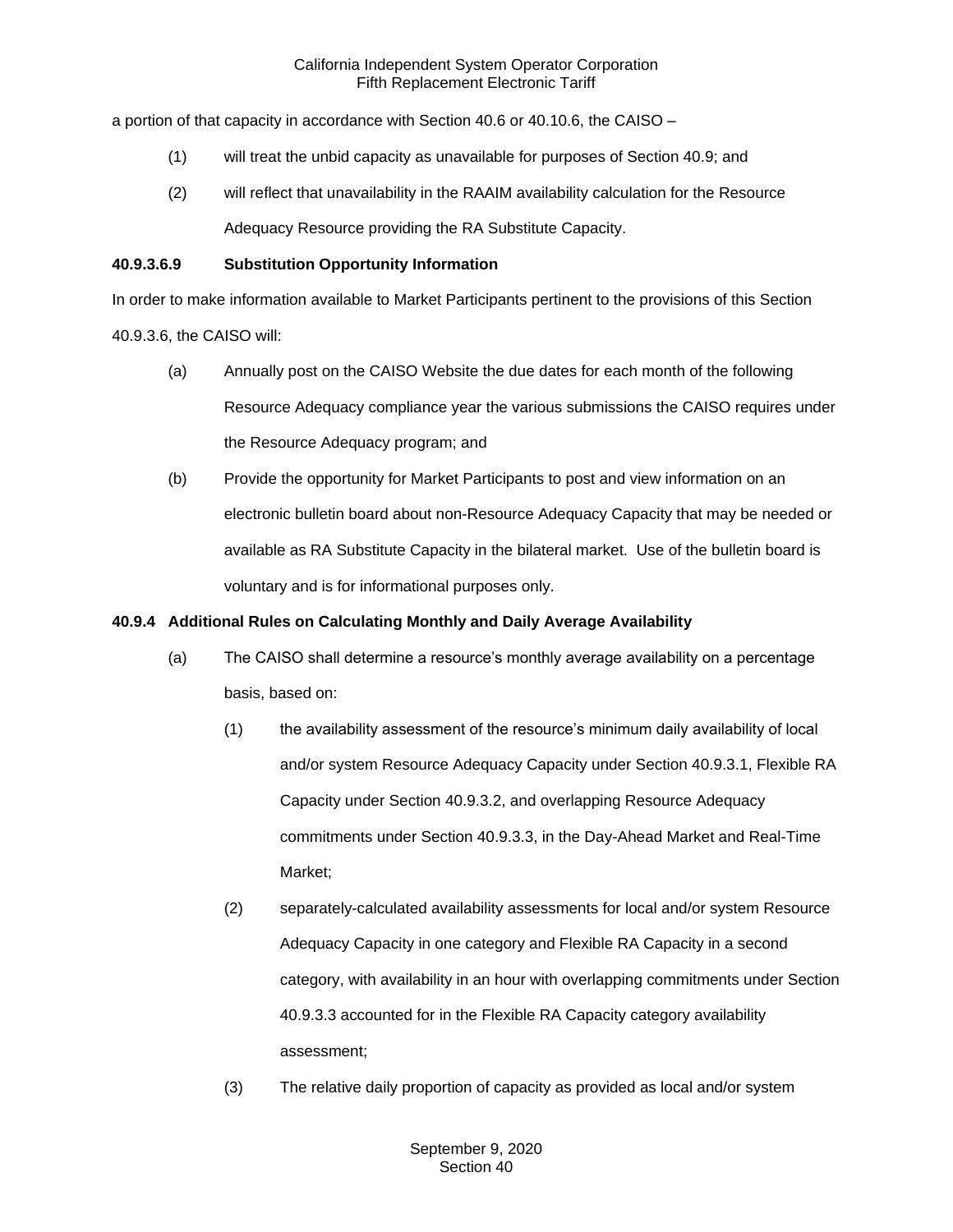a portion of that capacity in accordance with Section 40.6 or 40.10.6, the CAISO –

(1) will treat the unbid capacity as unavailable for purposes of Section 40.9; and

(2) will reflect that unavailability in the RAAIM availability calculation for the Resource Adequacy Resource providing the RA Substitute Capacity.

**40.9.3.6.9 Substitution Opportunity Information**

In order to make information available to Market Participants pertinent to the provisions of this Section 40.9.3.6, the CAISO will:

(a) Annually post on the CAISO Website the due dates for each month of the following Resource Adequacy compliance year the various submissions the CAISO requires under the Resource Adequacy program; and

(b) Provide the opportunity for Market Participants to post and view information on an electronic bulletin board about non-Resource Adequacy Capacity that may be needed or available as RA Substitute Capacity in the bilateral market. Use of the bulletin board is voluntary and is for informational purposes only.

**40.9.4 Additional Rules on Calculating Monthly and Daily Average Availability**

(a) The CAISO shall determine a resource's monthly average availability on a percentage basis, based on:

(1) the availability assessment of the resource's minimum daily availability of local and/or system Resource Adequacy Capacity under Section 40.9.3.1, Flexible RA Capacity under Section 40.9.3.2, and overlapping Resource Adequacy commitments under Section 40.9.3.3, in the Day-Ahead Market and Real-Time Market;

(2) separately-calculated availability assessments for local and/or system Resource Adequacy Capacity in one category and Flexible RA Capacity in a second category, with availability in an hour with overlapping commitments under Section 40.9.3.3 accounted for in the Flexible RA Capacity category availability assessment;

(3) The relative daily proportion of capacity as provided as local and/or system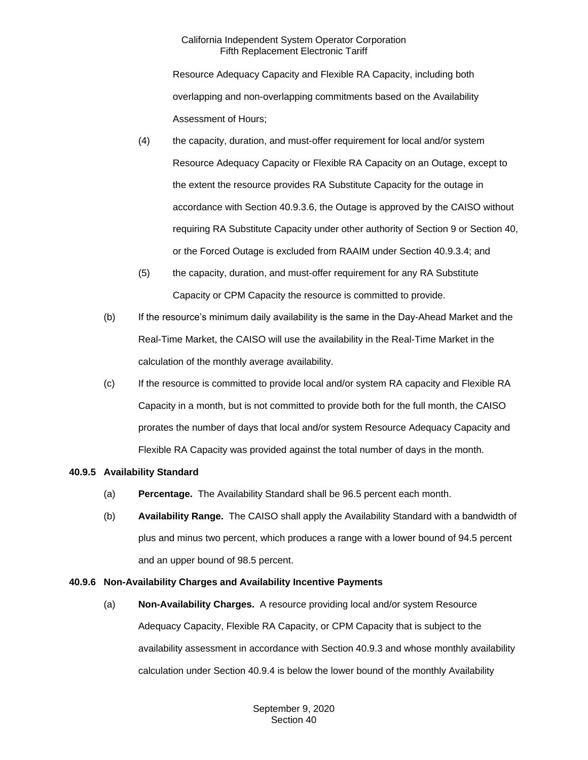Resource Adequacy Capacity and Flexible RA Capacity, including both overlapping and non-overlapping commitments based on the Availability Assessment of Hours;

(4) the capacity, duration, and must-offer requirement for local and/or system Resource Adequacy Capacity or Flexible RA Capacity on an Outage, except to the extent the resource provides RA Substitute Capacity for the outage in accordance with Section 40.9.3.6, the Outage is approved by the CAISO without requiring RA Substitute Capacity under other authority of Section 9 or Section 40, or the Forced Outage is excluded from RAAIM under Section 40.9.3.4; and

(5) the capacity, duration, and must-offer requirement for any RA Substitute Capacity or CPM Capacity the resource is committed to provide.

(b) If the resource's minimum daily availability is the same in the Day-Ahead Market and the Real-Time Market, the CAISO will use the availability in the Real-Time Market in the calculation of the monthly average availability.

(c) If the resource is committed to provide local and/or system RA capacity and Flexible RA Capacity in a month, but is not committed to provide both for the full month, the CAISO prorates the number of days that local and/or system Resource Adequacy Capacity and Flexible RA Capacity was provided against the total number of days in the month.

**40.9.5 Availability Standard**

(a) **Percentage.** The Availability Standard shall be 96.5 percent each month.

(b) **Availability Range.** The CAISO shall apply the Availability Standard with a bandwidth of plus and minus two percent, which produces a range with a lower bound of 94.5 percent and an upper bound of 98.5 percent.

**40.9.6 Non-Availability Charges and Availability Incentive Payments**

(a) **Non-Availability Charges.** A resource providing local and/or system Resource Adequacy Capacity, Flexible RA Capacity, or CPM Capacity that is subject to the availability assessment in accordance with Section 40.9.3 and whose monthly availability calculation under Section 40.9.4 is below the lower bound of the monthly Availability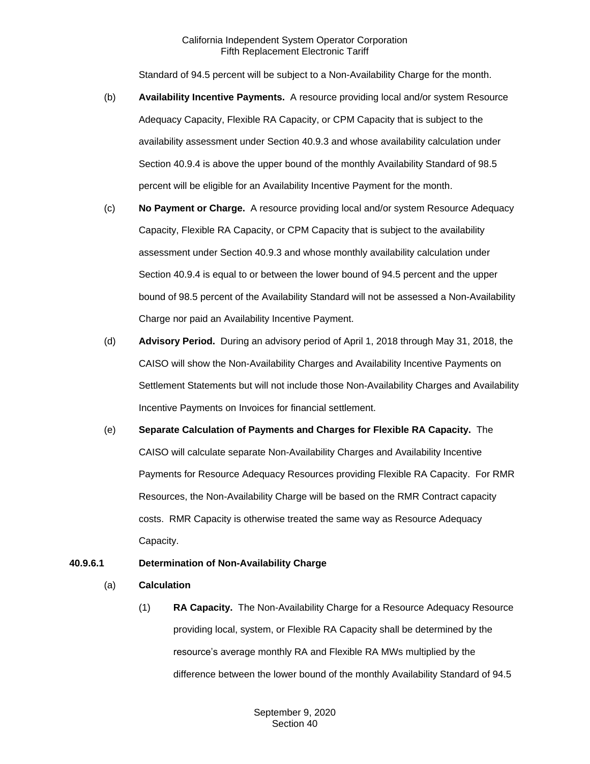Standard of 94.5 percent will be subject to a Non-Availability Charge for the month.

(b) **Availability Incentive Payments.** A resource providing local and/or system Resource Adequacy Capacity, Flexible RA Capacity, or CPM Capacity that is subject to the availability assessment under Section 40.9.3 and whose availability calculation under Section 40.9.4 is above the upper bound of the monthly Availability Standard of 98.5 percent will be eligible for an Availability Incentive Payment for the month.

(c) **No Payment or Charge.** A resource providing local and/or system Resource Adequacy Capacity, Flexible RA Capacity, or CPM Capacity that is subject to the availability assessment under Section 40.9.3 and whose monthly availability calculation under Section 40.9.4 is equal to or between the lower bound of 94.5 percent and the upper bound of 98.5 percent of the Availability Standard will not be assessed a Non-Availability Charge nor paid an Availability Incentive Payment.

(d) **Advisory Period.** During an advisory period of April 1, 2018 through May 31, 2018, the CAISO will show the Non-Availability Charges and Availability Incentive Payments on Settlement Statements but will not include those Non-Availability Charges and Availability Incentive Payments on Invoices for financial settlement.

(e) **Separate Calculation of Payments and Charges for Flexible RA Capacity.** The CAISO will calculate separate Non-Availability Charges and Availability Incentive Payments for Resource Adequacy Resources providing Flexible RA Capacity. For RMR Resources, the Non-Availability Charge will be based on the RMR Contract capacity costs. RMR Capacity is otherwise treated the same way as Resource Adequacy Capacity.

**40.9.6.1 Determination of Non-Availability Charge**

(a) **Calculation**

(1) **RA Capacity.** The Non-Availability Charge for a Resource Adequacy Resource providing local, system, or Flexible RA Capacity shall be determined by the resource's average monthly RA and Flexible RA MWs multiplied by the difference between the lower bound of the monthly Availability Standard of 94.5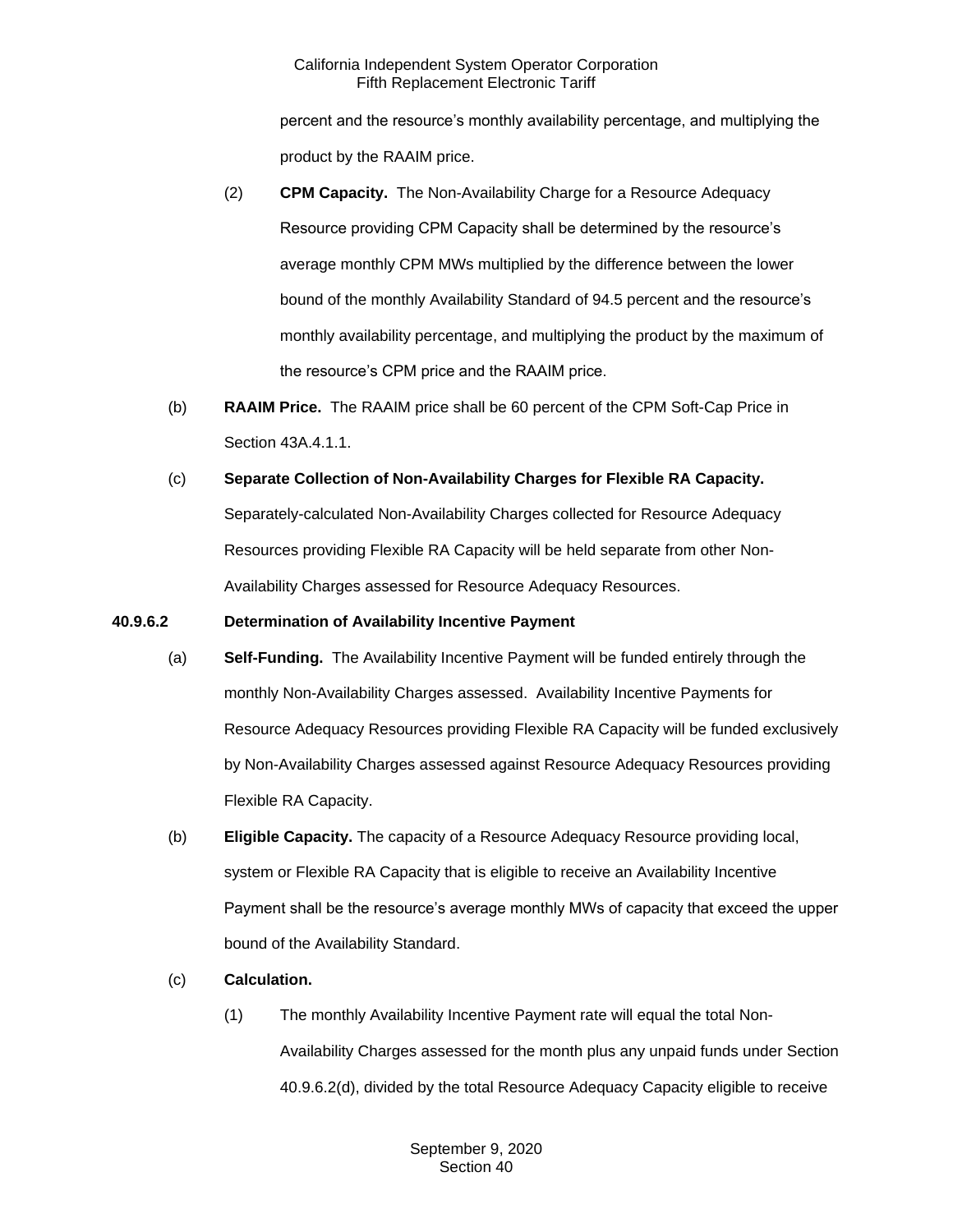percent and the resource's monthly availability percentage, and multiplying the product by the RAAIM price.

(2) **CPM Capacity.** The Non-Availability Charge for a Resource Adequacy Resource providing CPM Capacity shall be determined by the resource's average monthly CPM MWs multiplied by the difference between the lower bound of the monthly Availability Standard of 94.5 percent and the resource's monthly availability percentage, and multiplying the product by the maximum of the resource's CPM price and the RAAIM price.

(b) **RAAIM Price.** The RAAIM price shall be 60 percent of the CPM Soft-Cap Price in Section 43A.4.1.1.

(c) **Separate Collection of Non-Availability Charges for Flexible RA Capacity.** Separately-calculated Non-Availability Charges collected for Resource Adequacy Resources providing Flexible RA Capacity will be held separate from other Non-Availability Charges assessed for Resource Adequacy Resources.

**40.9.6.2 Determination of Availability Incentive Payment**

(a) **Self-Funding.** The Availability Incentive Payment will be funded entirely through the monthly Non-Availability Charges assessed. Availability Incentive Payments for Resource Adequacy Resources providing Flexible RA Capacity will be funded exclusively by Non-Availability Charges assessed against Resource Adequacy Resources providing Flexible RA Capacity.

(b) **Eligible Capacity.** The capacity of a Resource Adequacy Resource providing local, system or Flexible RA Capacity that is eligible to receive an Availability Incentive Payment shall be the resource's average monthly MWs of capacity that exceed the upper bound of the Availability Standard.

(c) **Calculation.**

(1) The monthly Availability Incentive Payment rate will equal the total Non-Availability Charges assessed for the month plus any unpaid funds under Section 40.9.6.2(d), divided by the total Resource Adequacy Capacity eligible to receive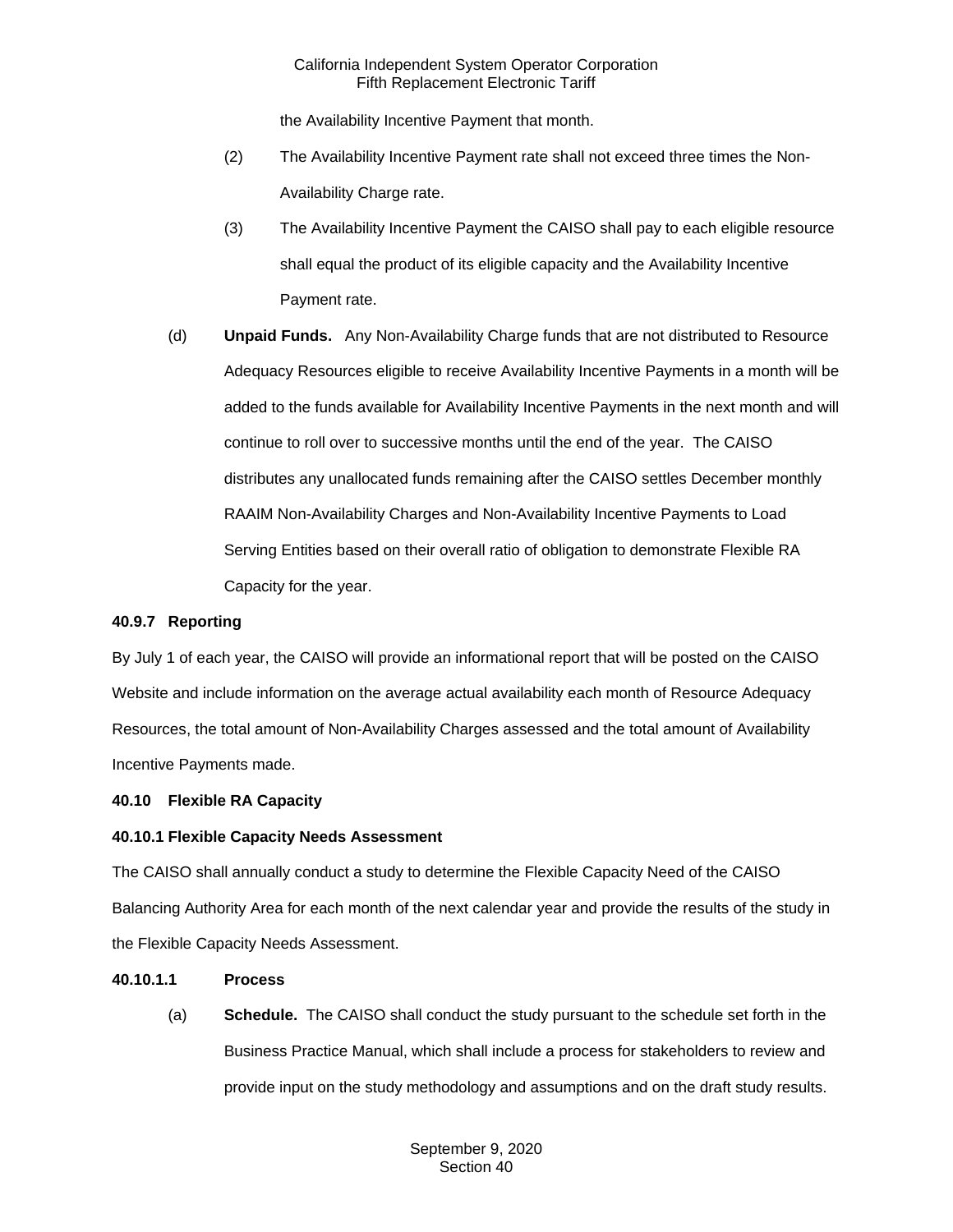the Availability Incentive Payment that month.

(2) The Availability Incentive Payment rate shall not exceed three times the Non-Availability Charge rate.

(3) The Availability Incentive Payment the CAISO shall pay to each eligible resource shall equal the product of its eligible capacity and the Availability Incentive Payment rate.

(d) **Unpaid Funds.** Any Non-Availability Charge funds that are not distributed to Resource Adequacy Resources eligible to receive Availability Incentive Payments in a month will be added to the funds available for Availability Incentive Payments in the next month and will continue to roll over to successive months until the end of the year. The CAISO distributes any unallocated funds remaining after the CAISO settles December monthly RAAIM Non-Availability Charges and Non-Availability Incentive Payments to Load Serving Entities based on their overall ratio of obligation to demonstrate Flexible RA Capacity for the year.

**40.9.7 Reporting**

By July 1 of each year, the CAISO will provide an informational report that will be posted on the CAISO Website and include information on the average actual availability each month of Resource Adequacy Resources, the total amount of Non-Availability Charges assessed and the total amount of Availability Incentive Payments made.

**40.10 Flexible RA Capacity**

**40.10.1 Flexible Capacity Needs Assessment**

The CAISO shall annually conduct a study to determine the Flexible Capacity Need of the CAISO Balancing Authority Area for each month of the next calendar year and provide the results of the study in the Flexible Capacity Needs Assessment.

**40.10.1.1 Process**

(a) **Schedule.** The CAISO shall conduct the study pursuant to the schedule set forth in the Business Practice Manual, which shall include a process for stakeholders to review and provide input on the study methodology and assumptions and on the draft study results.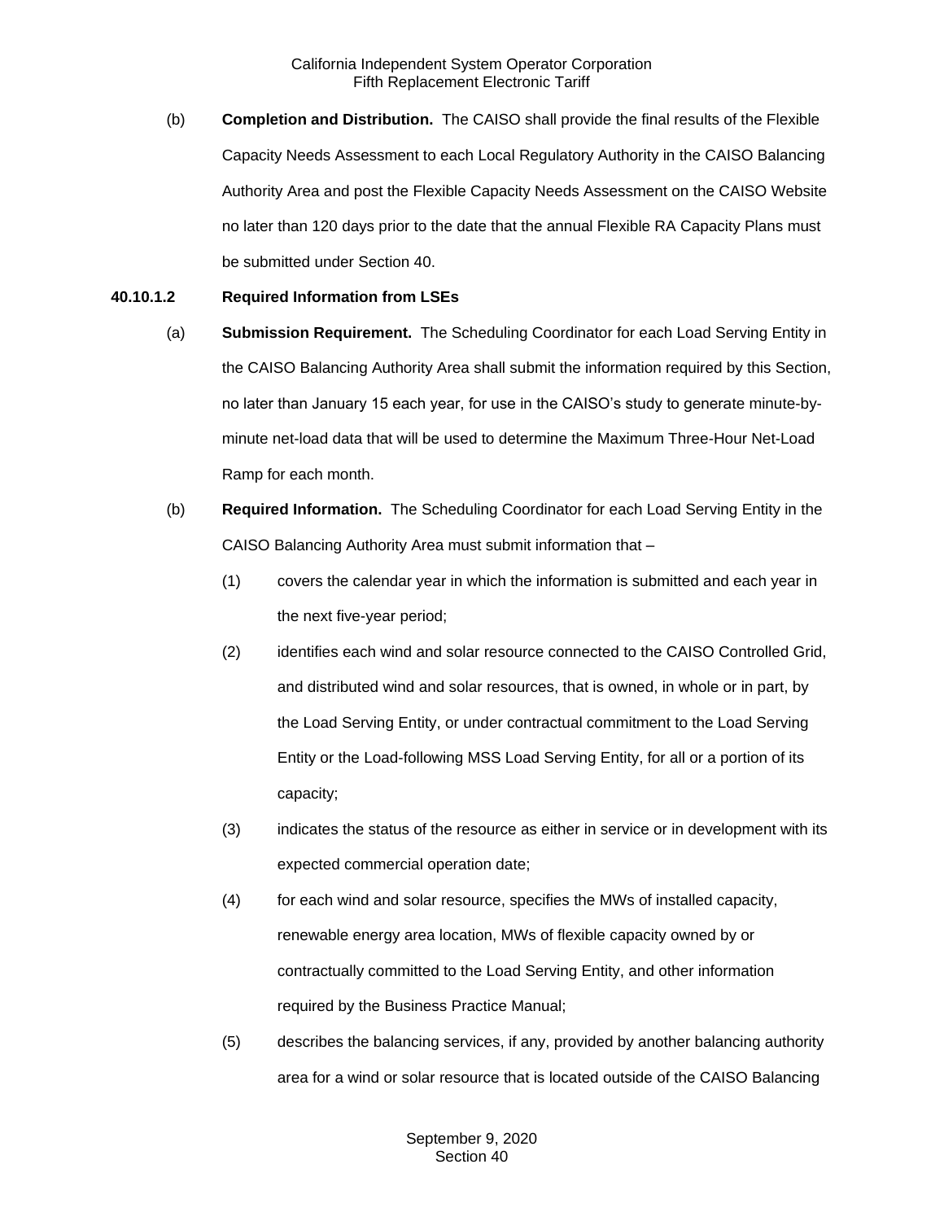(b) **Completion and Distribution.** The CAISO shall provide the final results of the Flexible Capacity Needs Assessment to each Local Regulatory Authority in the CAISO Balancing Authority Area and post the Flexible Capacity Needs Assessment on the CAISO Website no later than 120 days prior to the date that the annual Flexible RA Capacity Plans must be submitted under Section 40.

**40.10.1.2 Required Information from LSEs**

(a) **Submission Requirement.** The Scheduling Coordinator for each Load Serving Entity in the CAISO Balancing Authority Area shall submit the information required by this Section, no later than January 15 each year, for use in the CAISO's study to generate minute-by-minute net-load data that will be used to determine the Maximum Three-Hour Net-Load Ramp for each month.

(b) **Required Information.** The Scheduling Coordinator for each Load Serving Entity in the CAISO Balancing Authority Area must submit information that –

(1) covers the calendar year in which the information is submitted and each year in the next five-year period;

(2) identifies each wind and solar resource connected to the CAISO Controlled Grid, and distributed wind and solar resources, that is owned, in whole or in part, by the Load Serving Entity, or under contractual commitment to the Load Serving Entity or the Load-following MSS Load Serving Entity, for all or a portion of its capacity;

(3) indicates the status of the resource as either in service or in development with its expected commercial operation date;

(4) for each wind and solar resource, specifies the MWs of installed capacity, renewable energy area location, MWs of flexible capacity owned by or contractually committed to the Load Serving Entity, and other information required by the Business Practice Manual;

(5) describes the balancing services, if any, provided by another balancing authority area for a wind or solar resource that is located outside of the CAISO Balancing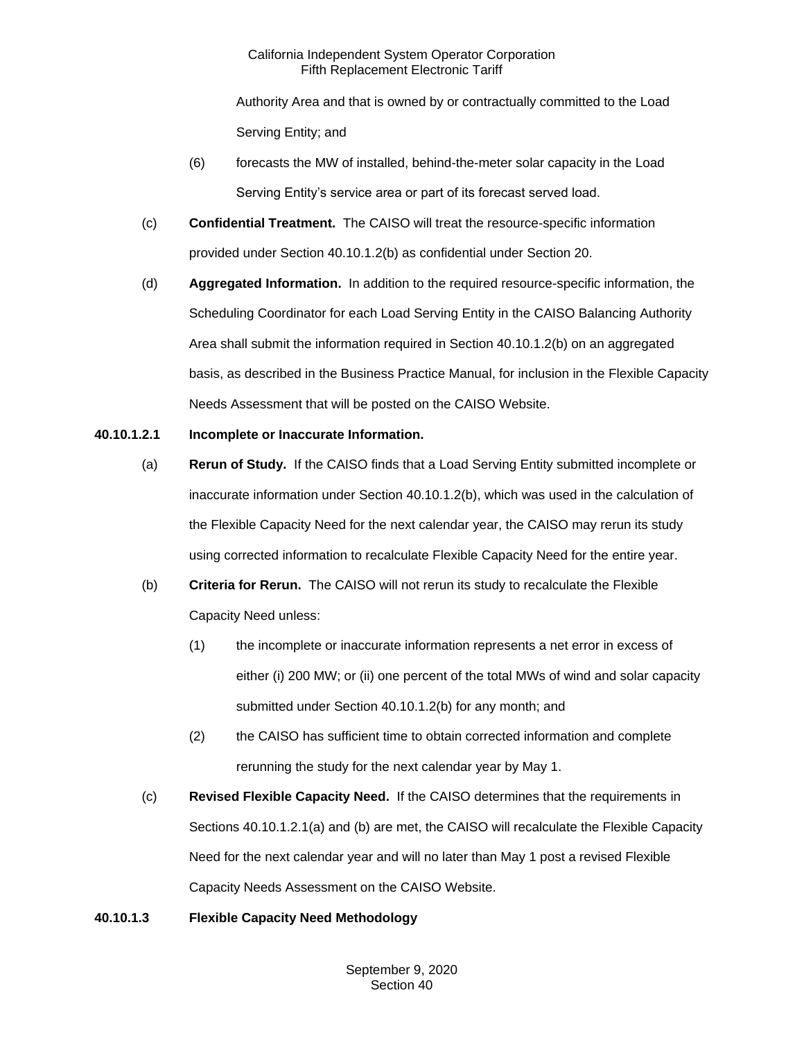Authority Area and that is owned by or contractually committed to the Load Serving Entity; and

(6) forecasts the MW of installed, behind-the-meter solar capacity in the Load Serving Entity's service area or part of its forecast served load.

(c) **Confidential Treatment.** The CAISO will treat the resource-specific information provided under Section 40.10.1.2(b) as confidential under Section 20.

(d) **Aggregated Information.** In addition to the required resource-specific information, the Scheduling Coordinator for each Load Serving Entity in the CAISO Balancing Authority Area shall submit the information required in Section 40.10.1.2(b) on an aggregated basis, as described in the Business Practice Manual, for inclusion in the Flexible Capacity Needs Assessment that will be posted on the CAISO Website.

**40.10.1.2.1 Incomplete or Inaccurate Information.**

(a) **Rerun of Study.** If the CAISO finds that a Load Serving Entity submitted incomplete or inaccurate information under Section 40.10.1.2(b), which was used in the calculation of the Flexible Capacity Need for the next calendar year, the CAISO may rerun its study using corrected information to recalculate Flexible Capacity Need for the entire year.

(b) **Criteria for Rerun.** The CAISO will not rerun its study to recalculate the Flexible Capacity Need unless:

(1) the incomplete or inaccurate information represents a net error in excess of either (i) 200 MW; or (ii) one percent of the total MWs of wind and solar capacity submitted under Section 40.10.1.2(b) for any month; and

(2) the CAISO has sufficient time to obtain corrected information and complete rerunning the study for the next calendar year by May 1.

(c) **Revised Flexible Capacity Need.** If the CAISO determines that the requirements in Sections 40.10.1.2.1(a) and (b) are met, the CAISO will recalculate the Flexible Capacity Need for the next calendar year and will no later than May 1 post a revised Flexible Capacity Needs Assessment on the CAISO Website.

**40.10.1.3 Flexible Capacity Need Methodology**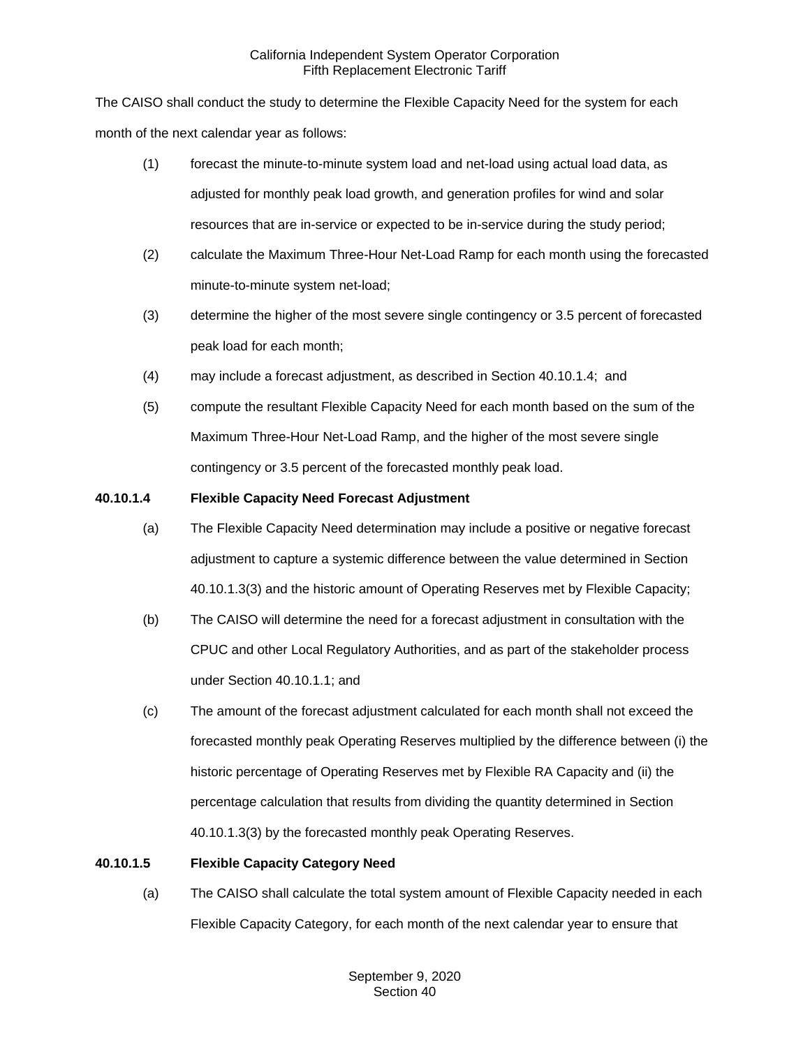The CAISO shall conduct the study to determine the Flexible Capacity Need for the system for each month of the next calendar year as follows:

(1) forecast the minute-to-minute system load and net-load using actual load data, as adjusted for monthly peak load growth, and generation profiles for wind and solar resources that are in-service or expected to be in-service during the study period;

(2) calculate the Maximum Three-Hour Net-Load Ramp for each month using the forecasted minute-to-minute system net-load;

(3) determine the higher of the most severe single contingency or 3.5 percent of forecasted peak load for each month;

(4) may include a forecast adjustment, as described in Section 40.10.1.4; and

(5) compute the resultant Flexible Capacity Need for each month based on the sum of the Maximum Three-Hour Net-Load Ramp, and the higher of the most severe single contingency or 3.5 percent of the forecasted monthly peak load.

**40.10.1.4 Flexible Capacity Need Forecast Adjustment**

(a) The Flexible Capacity Need determination may include a positive or negative forecast adjustment to capture a systemic difference between the value determined in Section 40.10.1.3(3) and the historic amount of Operating Reserves met by Flexible Capacity;

(b) The CAISO will determine the need for a forecast adjustment in consultation with the CPUC and other Local Regulatory Authorities, and as part of the stakeholder process under Section 40.10.1.1; and

(c) The amount of the forecast adjustment calculated for each month shall not exceed the forecasted monthly peak Operating Reserves multiplied by the difference between (i) the historic percentage of Operating Reserves met by Flexible RA Capacity and (ii) the percentage calculation that results from dividing the quantity determined in Section 40.10.1.3(3) by the forecasted monthly peak Operating Reserves.

**40.10.1.5 Flexible Capacity Category Need**

(a) The CAISO shall calculate the total system amount of Flexible Capacity needed in each Flexible Capacity Category, for each month of the next calendar year to ensure that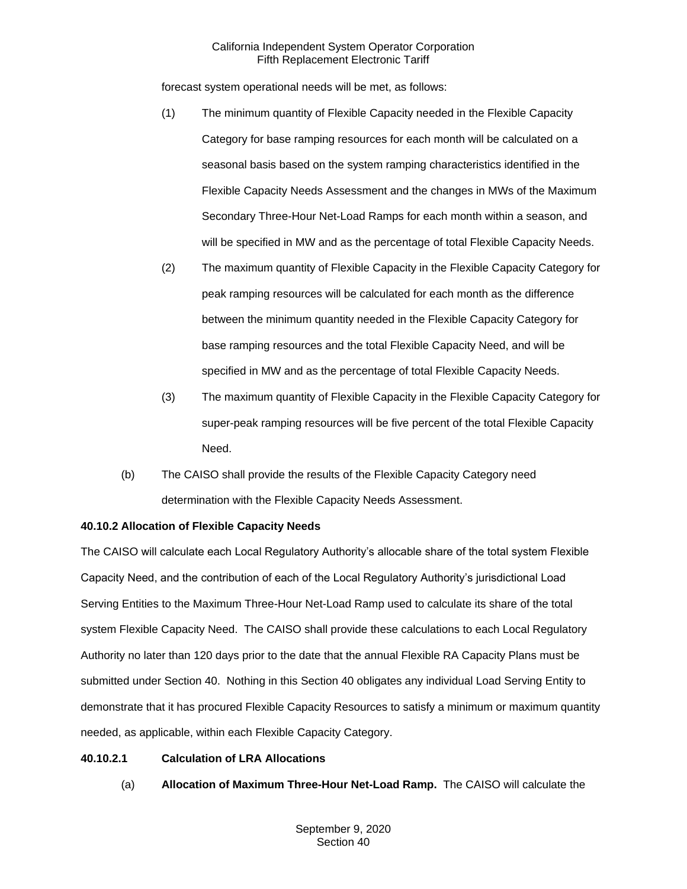forecast system operational needs will be met, as follows:

(1) The minimum quantity of Flexible Capacity needed in the Flexible Capacity Category for base ramping resources for each month will be calculated on a seasonal basis based on the system ramping characteristics identified in the Flexible Capacity Needs Assessment and the changes in MWs of the Maximum Secondary Three-Hour Net-Load Ramps for each month within a season, and will be specified in MW and as the percentage of total Flexible Capacity Needs.

(2) The maximum quantity of Flexible Capacity in the Flexible Capacity Category for peak ramping resources will be calculated for each month as the difference between the minimum quantity needed in the Flexible Capacity Category for base ramping resources and the total Flexible Capacity Need, and will be specified in MW and as the percentage of total Flexible Capacity Needs.

(3) The maximum quantity of Flexible Capacity in the Flexible Capacity Category for super-peak ramping resources will be five percent of the total Flexible Capacity Need.

(b) The CAISO shall provide the results of the Flexible Capacity Category need determination with the Flexible Capacity Needs Assessment.

**40.10.2 Allocation of Flexible Capacity Needs**

The CAISO will calculate each Local Regulatory Authority's allocable share of the total system Flexible Capacity Need, and the contribution of each of the Local Regulatory Authority's jurisdictional Load Serving Entities to the Maximum Three-Hour Net-Load Ramp used to calculate its share of the total system Flexible Capacity Need. The CAISO shall provide these calculations to each Local Regulatory Authority no later than 120 days prior to the date that the annual Flexible RA Capacity Plans must be submitted under Section 40. Nothing in this Section 40 obligates any individual Load Serving Entity to demonstrate that it has procured Flexible Capacity Resources to satisfy a minimum or maximum quantity needed, as applicable, within each Flexible Capacity Category.

**40.10.2.1 Calculation of LRA Allocations**

(a) **Allocation of Maximum Three-Hour Net-Load Ramp.** The CAISO will calculate the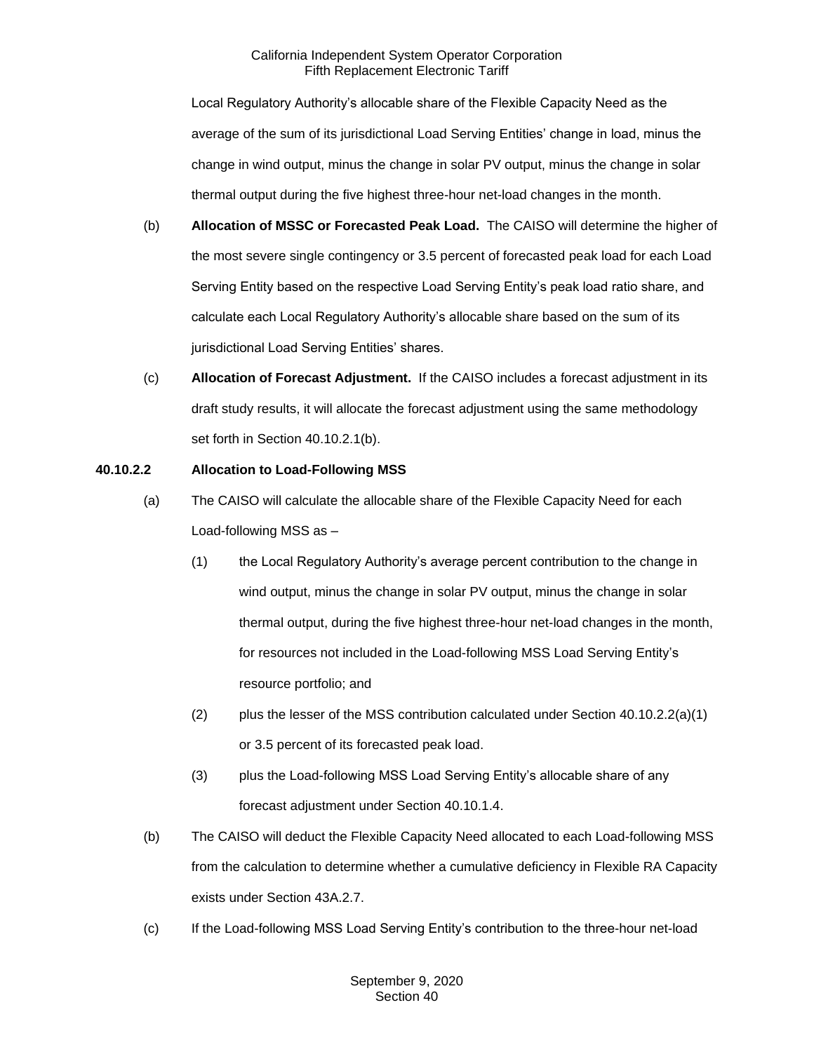Local Regulatory Authority's allocable share of the Flexible Capacity Need as the average of the sum of its jurisdictional Load Serving Entities' change in load, minus the change in wind output, minus the change in solar PV output, minus the change in solar thermal output during the five highest three-hour net-load changes in the month.

(b) **Allocation of MSSC or Forecasted Peak Load.** The CAISO will determine the higher of the most severe single contingency or 3.5 percent of forecasted peak load for each Load Serving Entity based on the respective Load Serving Entity's peak load ratio share, and calculate each Local Regulatory Authority's allocable share based on the sum of its jurisdictional Load Serving Entities' shares.

(c) **Allocation of Forecast Adjustment.** If the CAISO includes a forecast adjustment in its draft study results, it will allocate the forecast adjustment using the same methodology set forth in Section 40.10.2.1(b).

**40.10.2.2 Allocation to Load-Following MSS**

(a) The CAISO will calculate the allocable share of the Flexible Capacity Need for each Load-following MSS as –

(1) the Local Regulatory Authority's average percent contribution to the change in wind output, minus the change in solar PV output, minus the change in solar thermal output, during the five highest three-hour net-load changes in the month, for resources not included in the Load-following MSS Load Serving Entity's resource portfolio; and

(2) plus the lesser of the MSS contribution calculated under Section 40.10.2.2(a)(1) or 3.5 percent of its forecasted peak load.

(3) plus the Load-following MSS Load Serving Entity's allocable share of any forecast adjustment under Section 40.10.1.4.

(b) The CAISO will deduct the Flexible Capacity Need allocated to each Load-following MSS from the calculation to determine whether a cumulative deficiency in Flexible RA Capacity exists under Section 43A.2.7.

(c) If the Load-following MSS Load Serving Entity's contribution to the three-hour net-load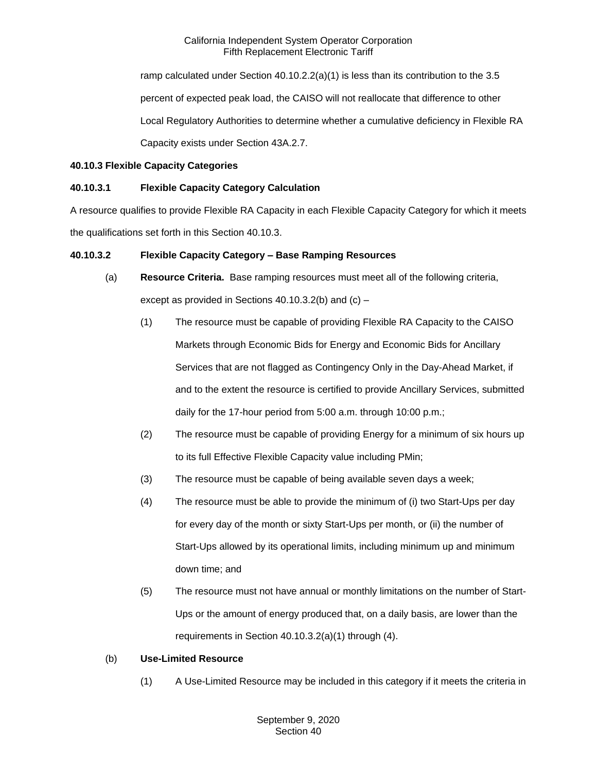ramp calculated under Section 40.10.2.2(a)(1) is less than its contribution to the 3.5 percent of expected peak load, the CAISO will not reallocate that difference to other Local Regulatory Authorities to determine whether a cumulative deficiency in Flexible RA Capacity exists under Section 43A.2.7.

**40.10.3 Flexible Capacity Categories**

**40.10.3.1 Flexible Capacity Category Calculation**

A resource qualifies to provide Flexible RA Capacity in each Flexible Capacity Category for which it meets the qualifications set forth in this Section 40.10.3.

**40.10.3.2 Flexible Capacity Category – Base Ramping Resources**

(a) **Resource Criteria.** Base ramping resources must meet all of the following criteria, except as provided in Sections 40.10.3.2(b) and (c) –

(1) The resource must be capable of providing Flexible RA Capacity to the CAISO Markets through Economic Bids for Energy and Economic Bids for Ancillary Services that are not flagged as Contingency Only in the Day-Ahead Market, if and to the extent the resource is certified to provide Ancillary Services, submitted daily for the 17-hour period from 5:00 a.m. through 10:00 p.m.;

(2) The resource must be capable of providing Energy for a minimum of six hours up to its full Effective Flexible Capacity value including PMin;

(3) The resource must be capable of being available seven days a week;

(4) The resource must be able to provide the minimum of (i) two Start-Ups per day for every day of the month or sixty Start-Ups per month, or (ii) the number of Start-Ups allowed by its operational limits, including minimum up and minimum down time; and

(5) The resource must not have annual or monthly limitations on the number of Start-Ups or the amount of energy produced that, on a daily basis, are lower than the requirements in Section 40.10.3.2(a)(1) through (4).

(b) **Use-Limited Resource**

(1) A Use-Limited Resource may be included in this category if it meets the criteria in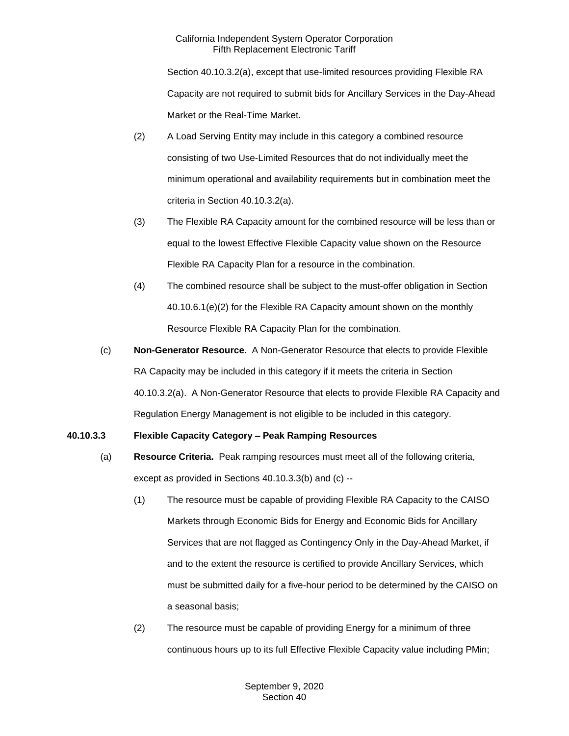Section 40.10.3.2(a), except that use-limited resources providing Flexible RA Capacity are not required to submit bids for Ancillary Services in the Day-Ahead Market or the Real-Time Market.

(2) A Load Serving Entity may include in this category a combined resource consisting of two Use-Limited Resources that do not individually meet the minimum operational and availability requirements but in combination meet the criteria in Section 40.10.3.2(a).

(3) The Flexible RA Capacity amount for the combined resource will be less than or equal to the lowest Effective Flexible Capacity value shown on the Resource Flexible RA Capacity Plan for a resource in the combination.

(4) The combined resource shall be subject to the must-offer obligation in Section 40.10.6.1(e)(2) for the Flexible RA Capacity amount shown on the monthly Resource Flexible RA Capacity Plan for the combination.

(c) **Non-Generator Resource.** A Non-Generator Resource that elects to provide Flexible RA Capacity may be included in this category if it meets the criteria in Section 40.10.3.2(a). A Non-Generator Resource that elects to provide Flexible RA Capacity and Regulation Energy Management is not eligible to be included in this category.

**40.10.3.3 Flexible Capacity Category – Peak Ramping Resources**

(a) **Resource Criteria.** Peak ramping resources must meet all of the following criteria, except as provided in Sections 40.10.3.3(b) and (c) --

(1) The resource must be capable of providing Flexible RA Capacity to the CAISO Markets through Economic Bids for Energy and Economic Bids for Ancillary Services that are not flagged as Contingency Only in the Day-Ahead Market, if and to the extent the resource is certified to provide Ancillary Services, which must be submitted daily for a five-hour period to be determined by the CAISO on a seasonal basis;

(2) The resource must be capable of providing Energy for a minimum of three continuous hours up to its full Effective Flexible Capacity value including PMin;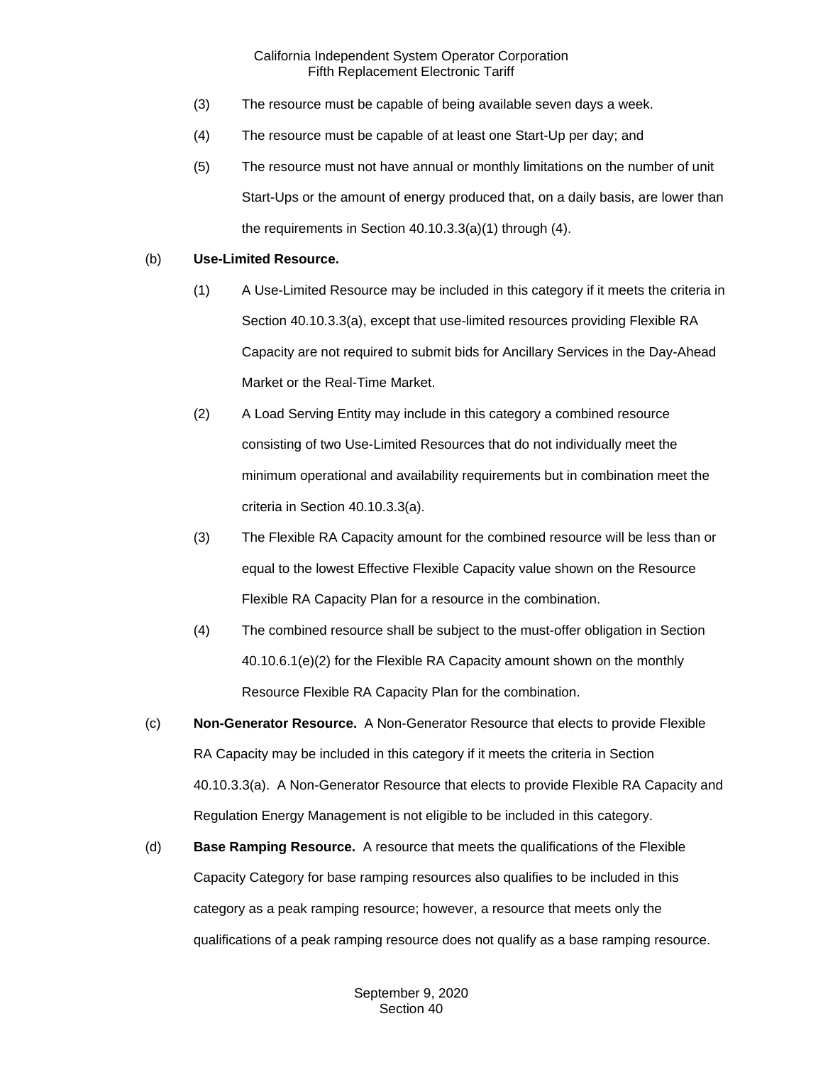(3) The resource must be capable of being available seven days a week.

(4) The resource must be capable of at least one Start-Up per day; and

(5) The resource must not have annual or monthly limitations on the number of unit Start-Ups or the amount of energy produced that, on a daily basis, are lower than the requirements in Section 40.10.3.3(a)(1) through (4).

(b) **Use-Limited Resource.**

(1) A Use-Limited Resource may be included in this category if it meets the criteria in Section 40.10.3.3(a), except that use-limited resources providing Flexible RA Capacity are not required to submit bids for Ancillary Services in the Day-Ahead Market or the Real-Time Market.

(2) A Load Serving Entity may include in this category a combined resource consisting of two Use-Limited Resources that do not individually meet the minimum operational and availability requirements but in combination meet the criteria in Section 40.10.3.3(a).

(3) The Flexible RA Capacity amount for the combined resource will be less than or equal to the lowest Effective Flexible Capacity value shown on the Resource Flexible RA Capacity Plan for a resource in the combination.

(4) The combined resource shall be subject to the must-offer obligation in Section 40.10.6.1(e)(2) for the Flexible RA Capacity amount shown on the monthly Resource Flexible RA Capacity Plan for the combination.

(c) **Non-Generator Resource.** A Non-Generator Resource that elects to provide Flexible RA Capacity may be included in this category if it meets the criteria in Section 40.10.3.3(a). A Non-Generator Resource that elects to provide Flexible RA Capacity and Regulation Energy Management is not eligible to be included in this category.

(d) **Base Ramping Resource.** A resource that meets the qualifications of the Flexible Capacity Category for base ramping resources also qualifies to be included in this category as a peak ramping resource; however, a resource that meets only the qualifications of a peak ramping resource does not qualify as a base ramping resource.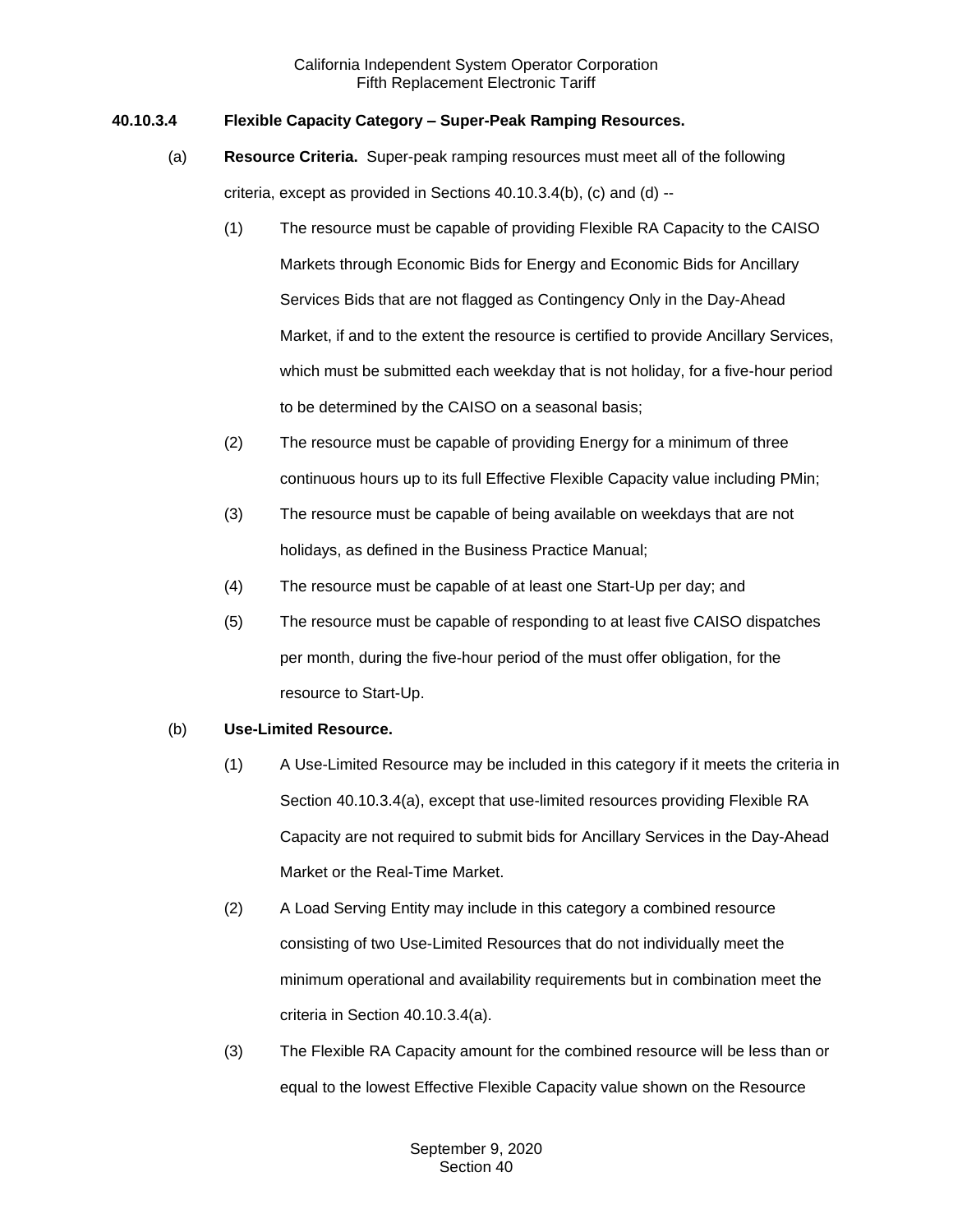**40.10.3.4 Flexible Capacity Category – Super-Peak Ramping Resources.**

(a) **Resource Criteria.** Super-peak ramping resources must meet all of the following criteria, except as provided in Sections 40.10.3.4(b), (c) and (d) --

(1) The resource must be capable of providing Flexible RA Capacity to the CAISO Markets through Economic Bids for Energy and Economic Bids for Ancillary Services Bids that are not flagged as Contingency Only in the Day-Ahead Market, if and to the extent the resource is certified to provide Ancillary Services, which must be submitted each weekday that is not holiday, for a five-hour period to be determined by the CAISO on a seasonal basis;

(2) The resource must be capable of providing Energy for a minimum of three continuous hours up to its full Effective Flexible Capacity value including PMin;

(3) The resource must be capable of being available on weekdays that are not holidays, as defined in the Business Practice Manual;

(4) The resource must be capable of at least one Start-Up per day; and

(5) The resource must be capable of responding to at least five CAISO dispatches per month, during the five-hour period of the must offer obligation, for the resource to Start-Up.

(b) **Use-Limited Resource.**

(1) A Use-Limited Resource may be included in this category if it meets the criteria in Section 40.10.3.4(a), except that use-limited resources providing Flexible RA Capacity are not required to submit bids for Ancillary Services in the Day-Ahead Market or the Real-Time Market.

(2) A Load Serving Entity may include in this category a combined resource consisting of two Use-Limited Resources that do not individually meet the minimum operational and availability requirements but in combination meet the criteria in Section 40.10.3.4(a).

(3) The Flexible RA Capacity amount for the combined resource will be less than or equal to the lowest Effective Flexible Capacity value shown on the Resource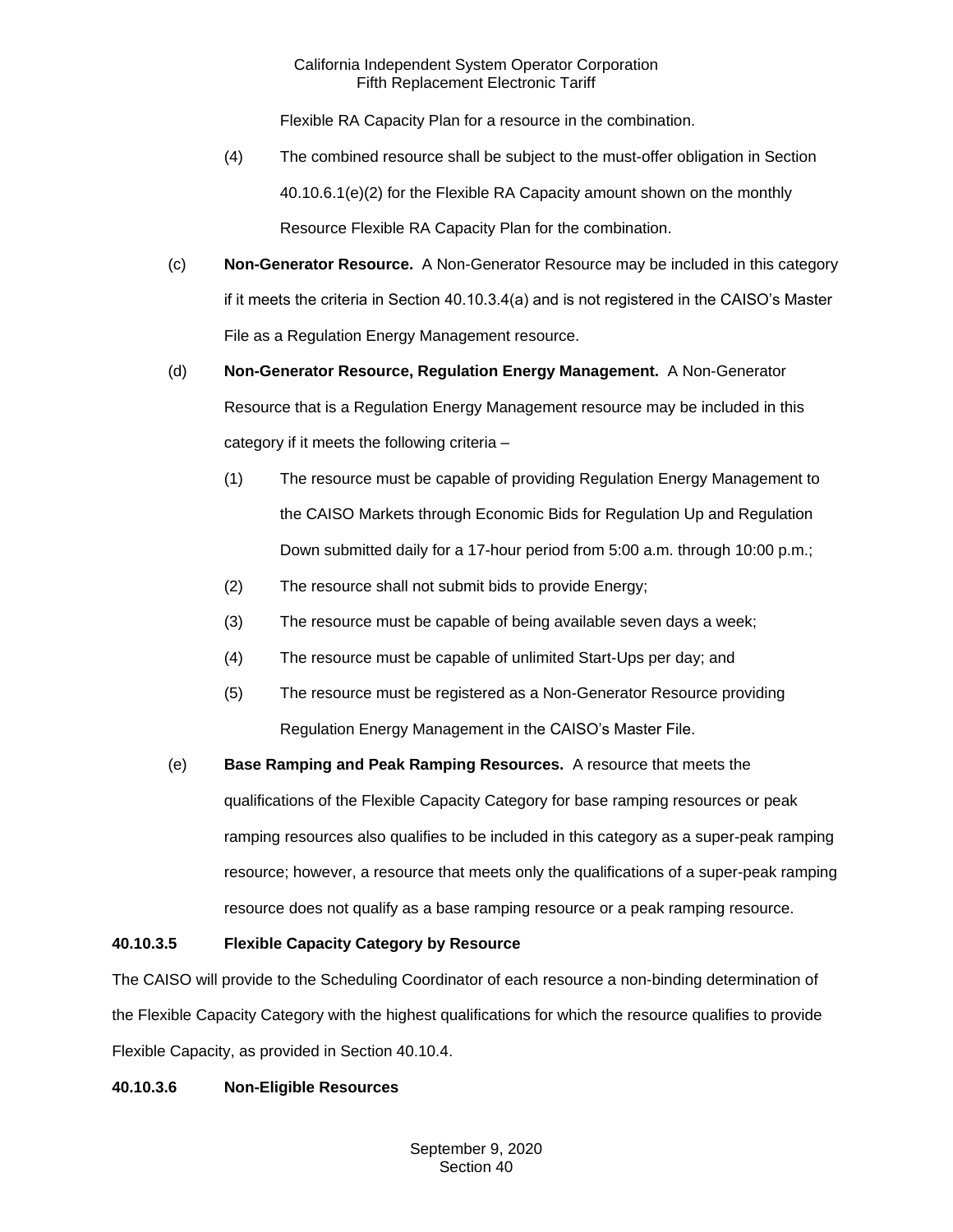Flexible RA Capacity Plan for a resource in the combination.

(4) The combined resource shall be subject to the must-offer obligation in Section 40.10.6.1(e)(2) for the Flexible RA Capacity amount shown on the monthly Resource Flexible RA Capacity Plan for the combination.

(c) **Non-Generator Resource.** A Non-Generator Resource may be included in this category if it meets the criteria in Section 40.10.3.4(a) and is not registered in the CAISO's Master File as a Regulation Energy Management resource.

(d) **Non-Generator Resource, Regulation Energy Management.** A Non-Generator Resource that is a Regulation Energy Management resource may be included in this category if it meets the following criteria –

(1) The resource must be capable of providing Regulation Energy Management to the CAISO Markets through Economic Bids for Regulation Up and Regulation Down submitted daily for a 17-hour period from 5:00 a.m. through 10:00 p.m.;

(2) The resource shall not submit bids to provide Energy;

(3) The resource must be capable of being available seven days a week;

(4) The resource must be capable of unlimited Start-Ups per day; and

(5) The resource must be registered as a Non-Generator Resource providing Regulation Energy Management in the CAISO's Master File.

(e) **Base Ramping and Peak Ramping Resources.** A resource that meets the qualifications of the Flexible Capacity Category for base ramping resources or peak ramping resources also qualifies to be included in this category as a super-peak ramping resource; however, a resource that meets only the qualifications of a super-peak ramping resource does not qualify as a base ramping resource or a peak ramping resource.

**40.10.3.5 Flexible Capacity Category by Resource**

The CAISO will provide to the Scheduling Coordinator of each resource a non-binding determination of the Flexible Capacity Category with the highest qualifications for which the resource qualifies to provide Flexible Capacity, as provided in Section 40.10.4.

**40.10.3.6 Non-Eligible Resources**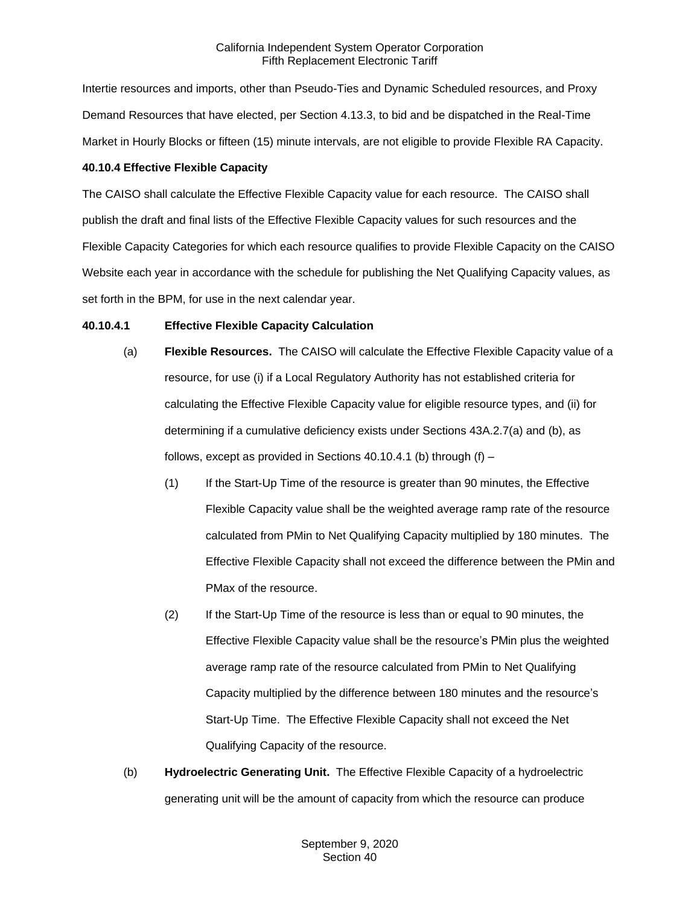Intertie resources and imports, other than Pseudo-Ties and Dynamic Scheduled resources, and Proxy Demand Resources that have elected, per Section 4.13.3, to bid and be dispatched in the Real-Time Market in Hourly Blocks or fifteen (15) minute intervals, are not eligible to provide Flexible RA Capacity.

**40.10.4 Effective Flexible Capacity**

The CAISO shall calculate the Effective Flexible Capacity value for each resource. The CAISO shall publish the draft and final lists of the Effective Flexible Capacity values for such resources and the Flexible Capacity Categories for which each resource qualifies to provide Flexible Capacity on the CAISO Website each year in accordance with the schedule for publishing the Net Qualifying Capacity values, as set forth in the BPM, for use in the next calendar year.

**40.10.4.1 Effective Flexible Capacity Calculation**

(a) **Flexible Resources.** The CAISO will calculate the Effective Flexible Capacity value of a resource, for use (i) if a Local Regulatory Authority has not established criteria for calculating the Effective Flexible Capacity value for eligible resource types, and (ii) for determining if a cumulative deficiency exists under Sections 43A.2.7(a) and (b), as follows, except as provided in Sections 40.10.4.1 (b) through (f) –

(1) If the Start-Up Time of the resource is greater than 90 minutes, the Effective Flexible Capacity value shall be the weighted average ramp rate of the resource calculated from PMin to Net Qualifying Capacity multiplied by 180 minutes. The Effective Flexible Capacity shall not exceed the difference between the PMin and PMax of the resource.

(2) If the Start-Up Time of the resource is less than or equal to 90 minutes, the Effective Flexible Capacity value shall be the resource's PMin plus the weighted average ramp rate of the resource calculated from PMin to Net Qualifying Capacity multiplied by the difference between 180 minutes and the resource's Start-Up Time. The Effective Flexible Capacity shall not exceed the Net Qualifying Capacity of the resource.

(b) **Hydroelectric Generating Unit.** The Effective Flexible Capacity of a hydroelectric generating unit will be the amount of capacity from which the resource can produce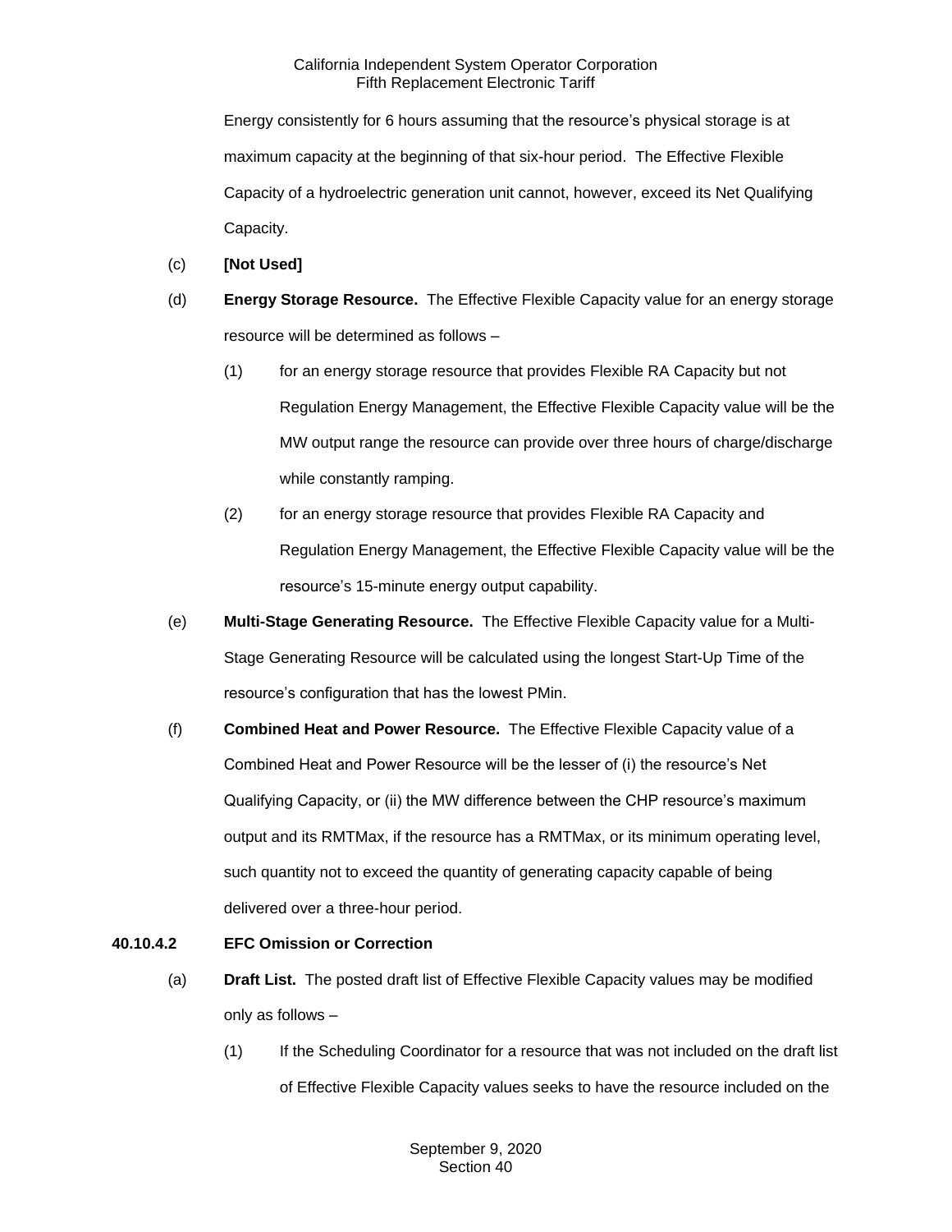Energy consistently for 6 hours assuming that the resource's physical storage is at maximum capacity at the beginning of that six-hour period. The Effective Flexible Capacity of a hydroelectric generation unit cannot, however, exceed its Net Qualifying Capacity.

(c) **[Not Used]**

(d) **Energy Storage Resource.** The Effective Flexible Capacity value for an energy storage resource will be determined as follows –

(1) for an energy storage resource that provides Flexible RA Capacity but not Regulation Energy Management, the Effective Flexible Capacity value will be the MW output range the resource can provide over three hours of charge/discharge while constantly ramping.

(2) for an energy storage resource that provides Flexible RA Capacity and Regulation Energy Management, the Effective Flexible Capacity value will be the resource's 15-minute energy output capability.

(e) **Multi-Stage Generating Resource.** The Effective Flexible Capacity value for a Multi-Stage Generating Resource will be calculated using the longest Start-Up Time of the resource's configuration that has the lowest PMin.

(f) **Combined Heat and Power Resource.** The Effective Flexible Capacity value of a Combined Heat and Power Resource will be the lesser of (i) the resource's Net Qualifying Capacity, or (ii) the MW difference between the CHP resource's maximum output and its RMTMax, if the resource has a RMTMax, or its minimum operating level, such quantity not to exceed the quantity of generating capacity capable of being delivered over a three-hour period.

**40.10.4.2 EFC Omission or Correction**

(a) **Draft List.** The posted draft list of Effective Flexible Capacity values may be modified only as follows –

(1) If the Scheduling Coordinator for a resource that was not included on the draft list of Effective Flexible Capacity values seeks to have the resource included on the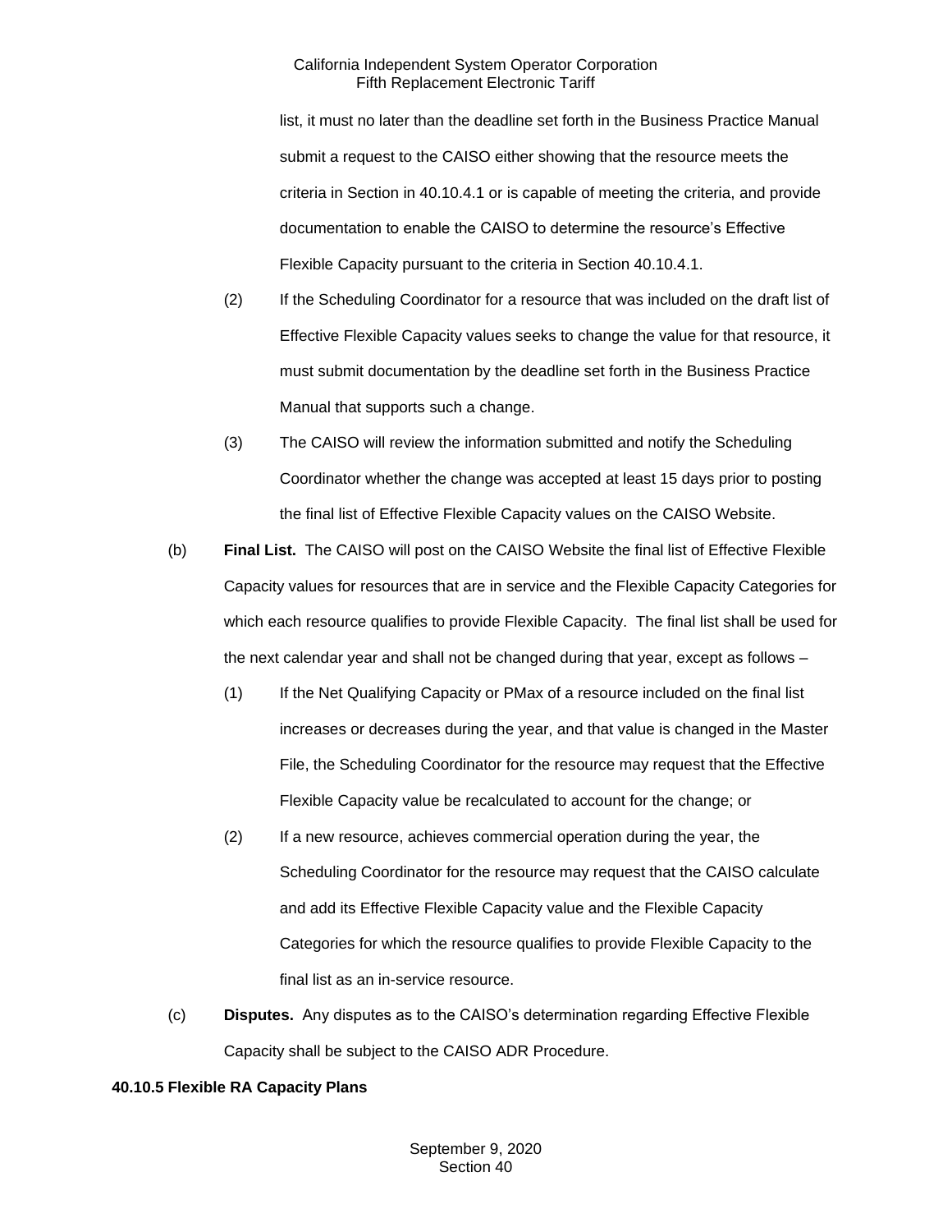list, it must no later than the deadline set forth in the Business Practice Manual submit a request to the CAISO either showing that the resource meets the criteria in Section in 40.10.4.1 or is capable of meeting the criteria, and provide documentation to enable the CAISO to determine the resource's Effective Flexible Capacity pursuant to the criteria in Section 40.10.4.1.

(2) If the Scheduling Coordinator for a resource that was included on the draft list of Effective Flexible Capacity values seeks to change the value for that resource, it must submit documentation by the deadline set forth in the Business Practice Manual that supports such a change.

(3) The CAISO will review the information submitted and notify the Scheduling Coordinator whether the change was accepted at least 15 days prior to posting the final list of Effective Flexible Capacity values on the CAISO Website.

(b) **Final List.** The CAISO will post on the CAISO Website the final list of Effective Flexible Capacity values for resources that are in service and the Flexible Capacity Categories for which each resource qualifies to provide Flexible Capacity. The final list shall be used for the next calendar year and shall not be changed during that year, except as follows –

(1) If the Net Qualifying Capacity or PMax of a resource included on the final list increases or decreases during the year, and that value is changed in the Master File, the Scheduling Coordinator for the resource may request that the Effective Flexible Capacity value be recalculated to account for the change; or

(2) If a new resource, achieves commercial operation during the year, the Scheduling Coordinator for the resource may request that the CAISO calculate and add its Effective Flexible Capacity value and the Flexible Capacity Categories for which the resource qualifies to provide Flexible Capacity to the final list as an in-service resource.

(c) **Disputes.** Any disputes as to the CAISO's determination regarding Effective Flexible Capacity shall be subject to the CAISO ADR Procedure.

**40.10.5 Flexible RA Capacity Plans**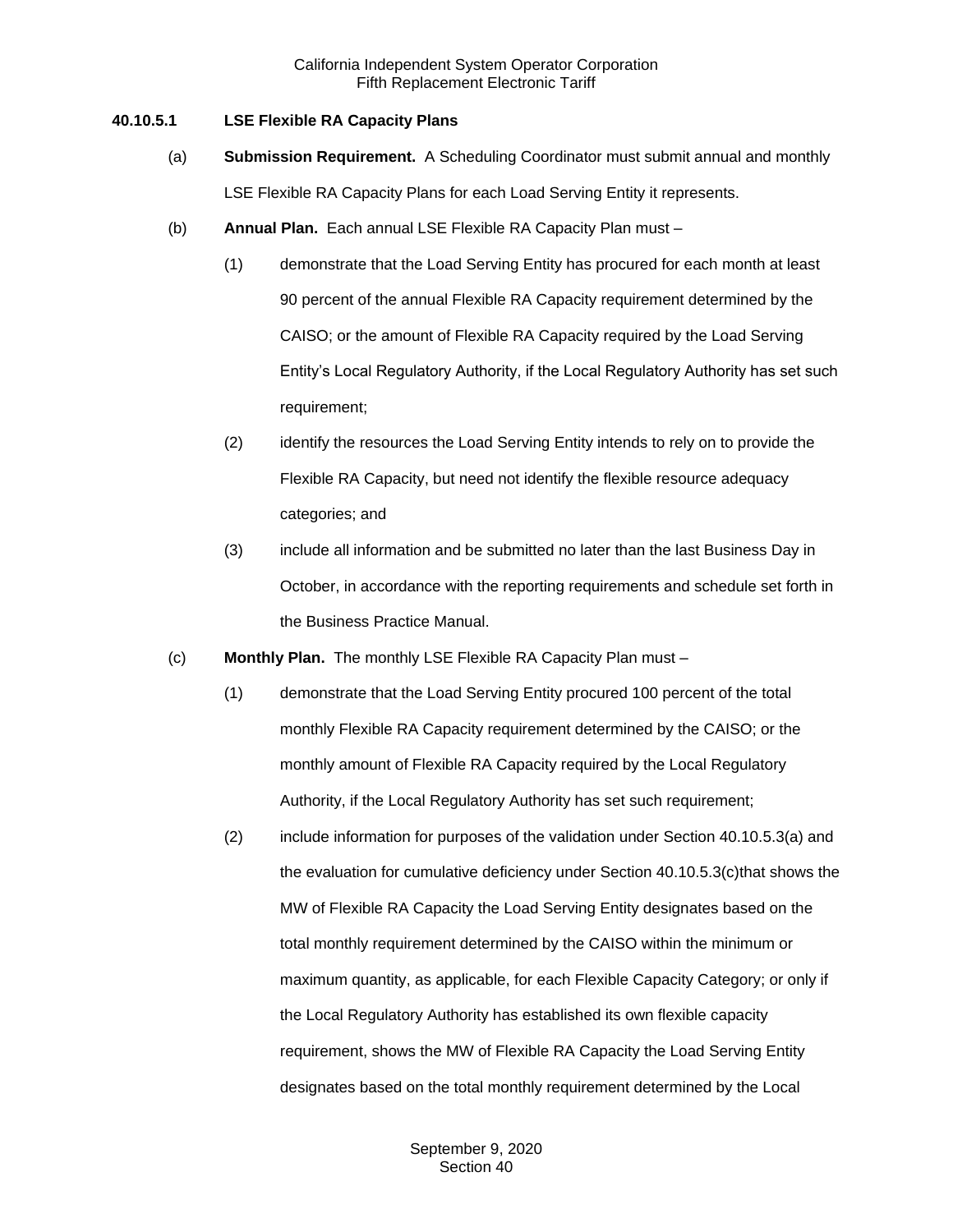### 40.10.5.1 LSE Flexible RA Capacity Plans

(a) **Submission Requirement.** A Scheduling Coordinator must submit annual and monthly LSE Flexible RA Capacity Plans for each Load Serving Entity it represents.

(b) **Annual Plan.** Each annual LSE Flexible RA Capacity Plan must –

(1) demonstrate that the Load Serving Entity has procured for each month at least 90 percent of the annual Flexible RA Capacity requirement determined by the CAISO; or the amount of Flexible RA Capacity required by the Load Serving Entity's Local Regulatory Authority, if the Local Regulatory Authority has set such requirement;

(2) identify the resources the Load Serving Entity intends to rely on to provide the Flexible RA Capacity, but need not identify the flexible resource adequacy categories; and

(3) include all information and be submitted no later than the last Business Day in October, in accordance with the reporting requirements and schedule set forth in the Business Practice Manual.

(c) **Monthly Plan.** The monthly LSE Flexible RA Capacity Plan must –

(1) demonstrate that the Load Serving Entity procured 100 percent of the total monthly Flexible RA Capacity requirement determined by the CAISO; or the monthly amount of Flexible RA Capacity required by the Local Regulatory Authority, if the Local Regulatory Authority has set such requirement;

(2) include information for purposes of the validation under Section 40.10.5.3(a) and the evaluation for cumulative deficiency under Section 40.10.5.3(c)that shows the MW of Flexible RA Capacity the Load Serving Entity designates based on the total monthly requirement determined by the CAISO within the minimum or maximum quantity, as applicable, for each Flexible Capacity Category; or only if the Local Regulatory Authority has established its own flexible capacity requirement, shows the MW of Flexible RA Capacity the Load Serving Entity designates based on the total monthly requirement determined by the Local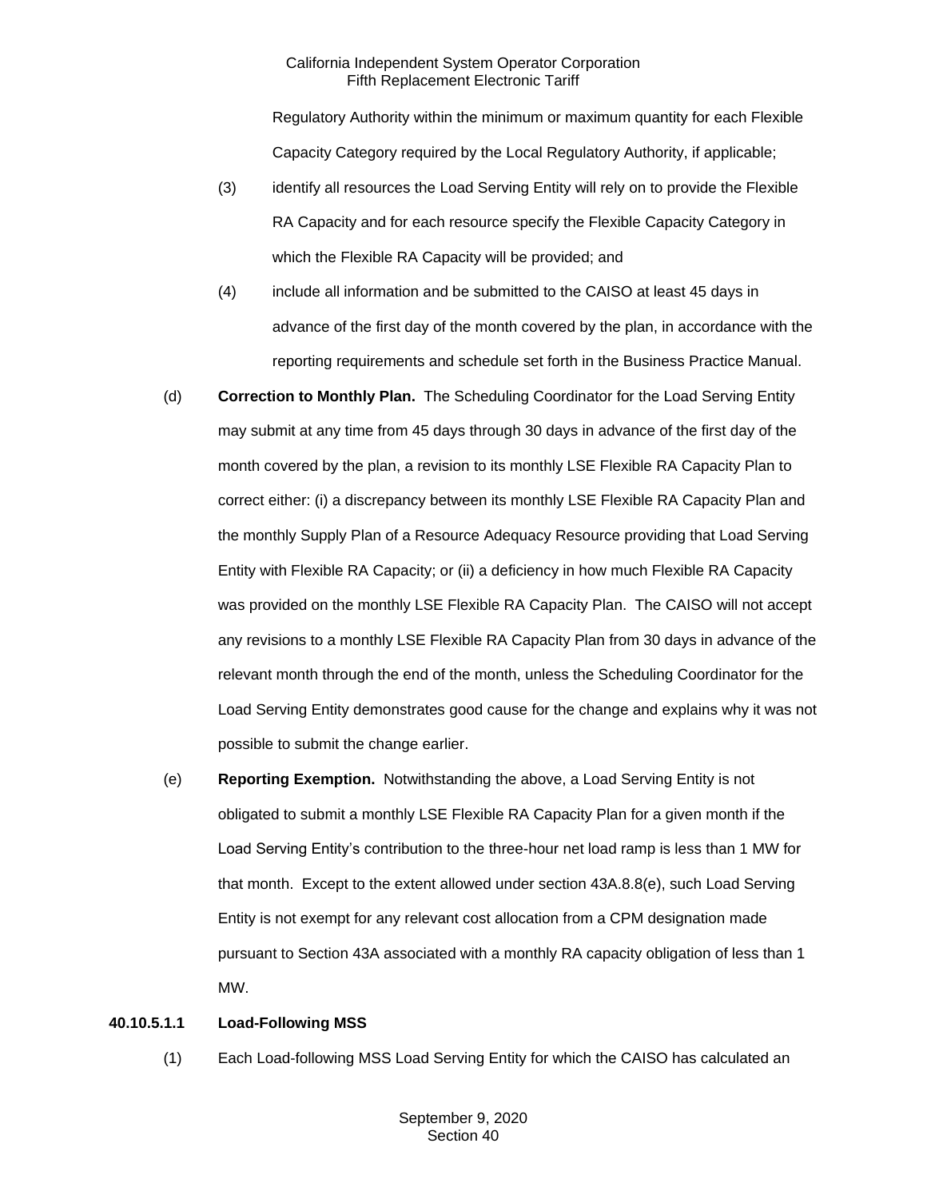Regulatory Authority within the minimum or maximum quantity for each Flexible Capacity Category required by the Local Regulatory Authority, if applicable;

(3) identify all resources the Load Serving Entity will rely on to provide the Flexible RA Capacity and for each resource specify the Flexible Capacity Category in which the Flexible RA Capacity will be provided; and

(4) include all information and be submitted to the CAISO at least 45 days in advance of the first day of the month covered by the plan, in accordance with the reporting requirements and schedule set forth in the Business Practice Manual.

(d) **Correction to Monthly Plan.** The Scheduling Coordinator for the Load Serving Entity may submit at any time from 45 days through 30 days in advance of the first day of the month covered by the plan, a revision to its monthly LSE Flexible RA Capacity Plan to correct either: (i) a discrepancy between its monthly LSE Flexible RA Capacity Plan and the monthly Supply Plan of a Resource Adequacy Resource providing that Load Serving Entity with Flexible RA Capacity; or (ii) a deficiency in how much Flexible RA Capacity was provided on the monthly LSE Flexible RA Capacity Plan. The CAISO will not accept any revisions to a monthly LSE Flexible RA Capacity Plan from 30 days in advance of the relevant month through the end of the month, unless the Scheduling Coordinator for the Load Serving Entity demonstrates good cause for the change and explains why it was not possible to submit the change earlier.

(e) **Reporting Exemption.** Notwithstanding the above, a Load Serving Entity is not obligated to submit a monthly LSE Flexible RA Capacity Plan for a given month if the Load Serving Entity's contribution to the three-hour net load ramp is less than 1 MW for that month. Except to the extent allowed under section 43A.8.8(e), such Load Serving Entity is not exempt for any relevant cost allocation from a CPM designation made pursuant to Section 43A associated with a monthly RA capacity obligation of less than 1 MW.

**40.10.5.1.1 Load-Following MSS**

(1) Each Load-following MSS Load Serving Entity for which the CAISO has calculated an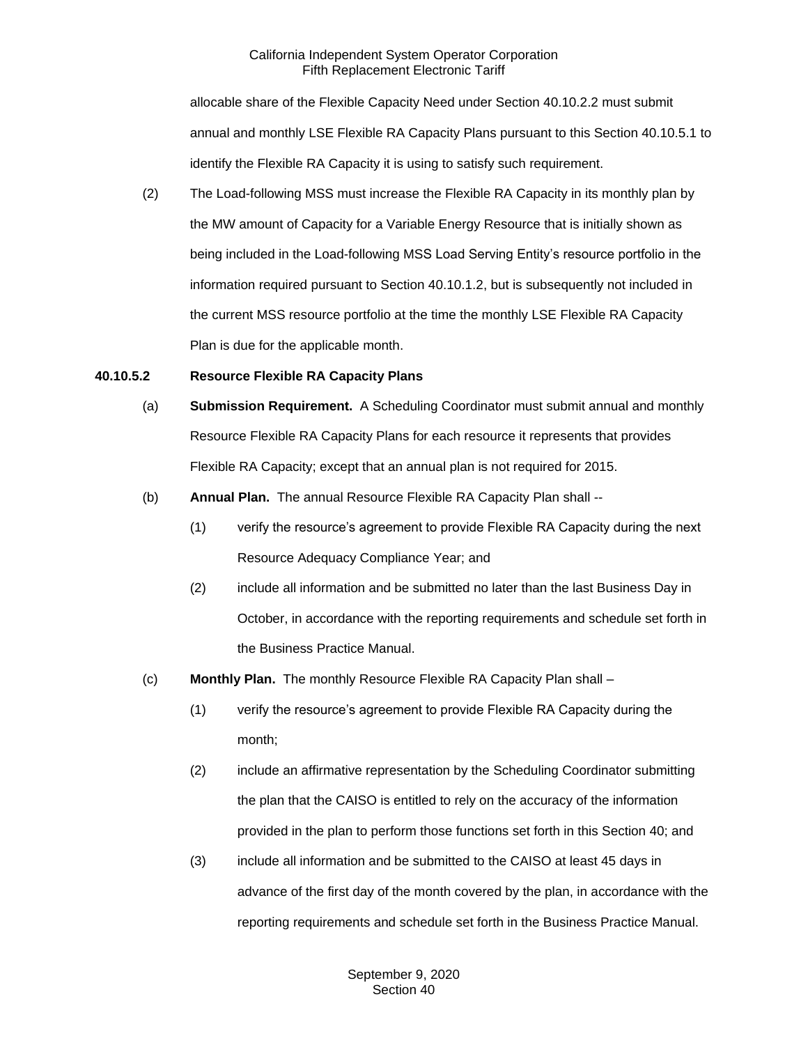allocable share of the Flexible Capacity Need under Section 40.10.2.2 must submit annual and monthly LSE Flexible RA Capacity Plans pursuant to this Section 40.10.5.1 to identify the Flexible RA Capacity it is using to satisfy such requirement.

(2) The Load-following MSS must increase the Flexible RA Capacity in its monthly plan by the MW amount of Capacity for a Variable Energy Resource that is initially shown as being included in the Load-following MSS Load Serving Entity's resource portfolio in the information required pursuant to Section 40.10.1.2, but is subsequently not included in the current MSS resource portfolio at the time the monthly LSE Flexible RA Capacity Plan is due for the applicable month.

**40.10.5.2 Resource Flexible RA Capacity Plans**

(a) **Submission Requirement.** A Scheduling Coordinator must submit annual and monthly Resource Flexible RA Capacity Plans for each resource it represents that provides Flexible RA Capacity; except that an annual plan is not required for 2015.

(b) **Annual Plan.** The annual Resource Flexible RA Capacity Plan shall --

(1) verify the resource's agreement to provide Flexible RA Capacity during the next Resource Adequacy Compliance Year; and

(2) include all information and be submitted no later than the last Business Day in October, in accordance with the reporting requirements and schedule set forth in the Business Practice Manual.

(c) **Monthly Plan.** The monthly Resource Flexible RA Capacity Plan shall –

(1) verify the resource's agreement to provide Flexible RA Capacity during the month;

(2) include an affirmative representation by the Scheduling Coordinator submitting the plan that the CAISO is entitled to rely on the accuracy of the information provided in the plan to perform those functions set forth in this Section 40; and

(3) include all information and be submitted to the CAISO at least 45 days in advance of the first day of the month covered by the plan, in accordance with the reporting requirements and schedule set forth in the Business Practice Manual.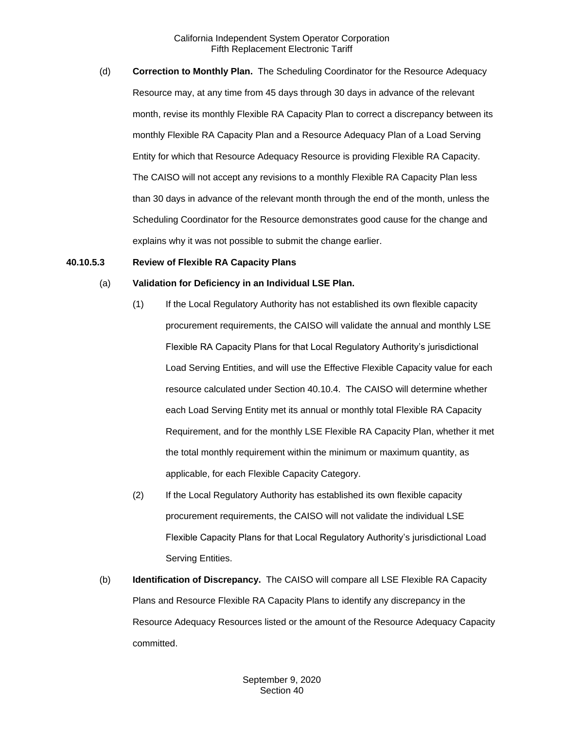(d) **Correction to Monthly Plan.** The Scheduling Coordinator for the Resource Adequacy Resource may, at any time from 45 days through 30 days in advance of the relevant month, revise its monthly Flexible RA Capacity Plan to correct a discrepancy between its monthly Flexible RA Capacity Plan and a Resource Adequacy Plan of a Load Serving Entity for which that Resource Adequacy Resource is providing Flexible RA Capacity. The CAISO will not accept any revisions to a monthly Flexible RA Capacity Plan less than 30 days in advance of the relevant month through the end of the month, unless the Scheduling Coordinator for the Resource demonstrates good cause for the change and explains why it was not possible to submit the change earlier.

**40.10.5.3 Review of Flexible RA Capacity Plans**

(a) **Validation for Deficiency in an Individual LSE Plan.**

(1) If the Local Regulatory Authority has not established its own flexible capacity procurement requirements, the CAISO will validate the annual and monthly LSE Flexible RA Capacity Plans for that Local Regulatory Authority's jurisdictional Load Serving Entities, and will use the Effective Flexible Capacity value for each resource calculated under Section 40.10.4. The CAISO will determine whether each Load Serving Entity met its annual or monthly total Flexible RA Capacity Requirement, and for the monthly LSE Flexible RA Capacity Plan, whether it met the total monthly requirement within the minimum or maximum quantity, as applicable, for each Flexible Capacity Category.

(2) If the Local Regulatory Authority has established its own flexible capacity procurement requirements, the CAISO will not validate the individual LSE Flexible Capacity Plans for that Local Regulatory Authority's jurisdictional Load Serving Entities.

(b) **Identification of Discrepancy.** The CAISO will compare all LSE Flexible RA Capacity Plans and Resource Flexible RA Capacity Plans to identify any discrepancy in the Resource Adequacy Resources listed or the amount of the Resource Adequacy Capacity committed.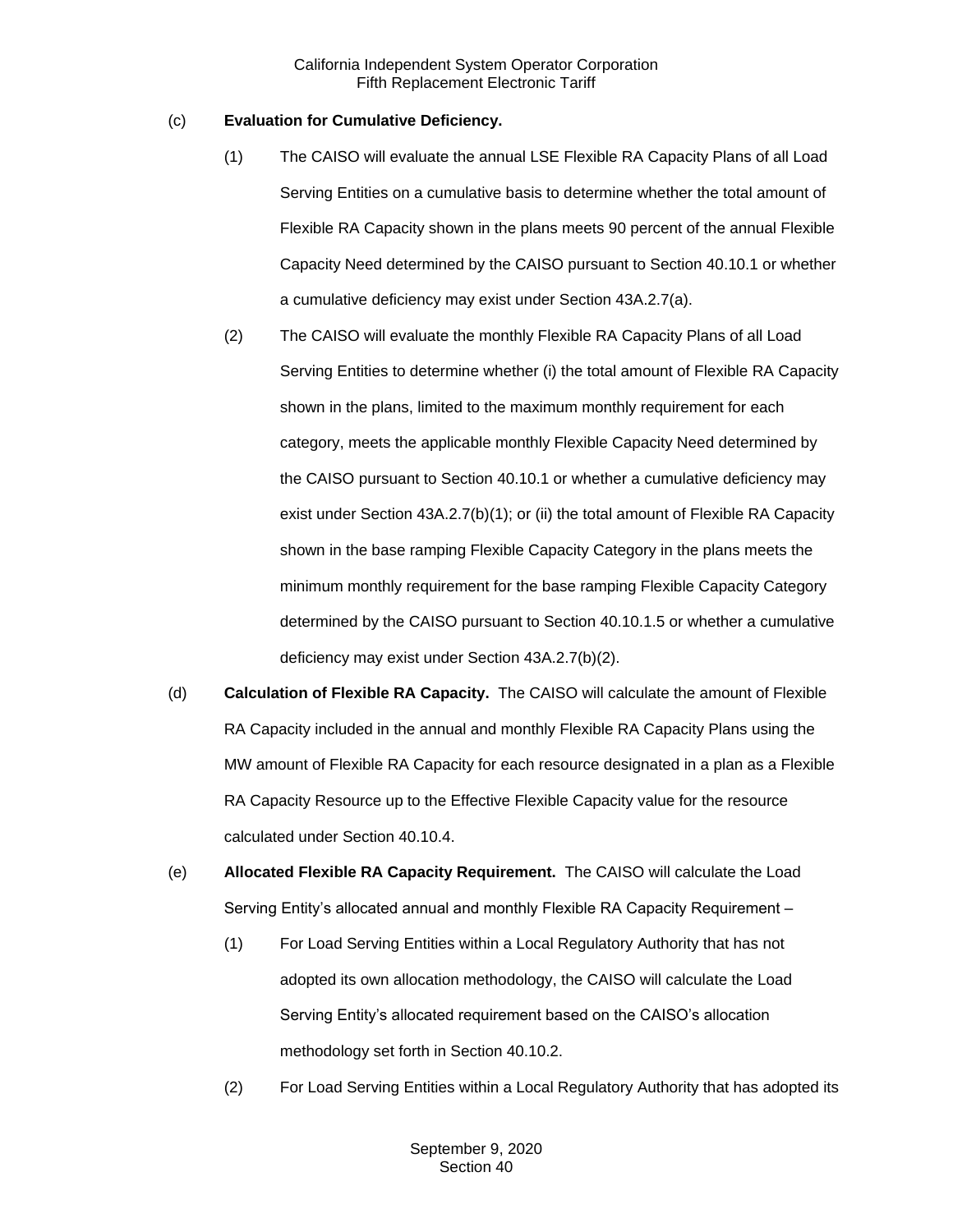(c) **Evaluation for Cumulative Deficiency.**

(1) The CAISO will evaluate the annual LSE Flexible RA Capacity Plans of all Load Serving Entities on a cumulative basis to determine whether the total amount of Flexible RA Capacity shown in the plans meets 90 percent of the annual Flexible Capacity Need determined by the CAISO pursuant to Section 40.10.1 or whether a cumulative deficiency may exist under Section 43A.2.7(a).

(2) The CAISO will evaluate the monthly Flexible RA Capacity Plans of all Load Serving Entities to determine whether (i) the total amount of Flexible RA Capacity shown in the plans, limited to the maximum monthly requirement for each category, meets the applicable monthly Flexible Capacity Need determined by the CAISO pursuant to Section 40.10.1 or whether a cumulative deficiency may exist under Section 43A.2.7(b)(1); or (ii) the total amount of Flexible RA Capacity shown in the base ramping Flexible Capacity Category in the plans meets the minimum monthly requirement for the base ramping Flexible Capacity Category determined by the CAISO pursuant to Section 40.10.1.5 or whether a cumulative deficiency may exist under Section 43A.2.7(b)(2).

(d) **Calculation of Flexible RA Capacity.** The CAISO will calculate the amount of Flexible RA Capacity included in the annual and monthly Flexible RA Capacity Plans using the MW amount of Flexible RA Capacity for each resource designated in a plan as a Flexible RA Capacity Resource up to the Effective Flexible Capacity value for the resource calculated under Section 40.10.4.

(e) **Allocated Flexible RA Capacity Requirement.** The CAISO will calculate the Load Serving Entity's allocated annual and monthly Flexible RA Capacity Requirement –

(1) For Load Serving Entities within a Local Regulatory Authority that has not adopted its own allocation methodology, the CAISO will calculate the Load Serving Entity's allocated requirement based on the CAISO's allocation methodology set forth in Section 40.10.2.

(2) For Load Serving Entities within a Local Regulatory Authority that has adopted its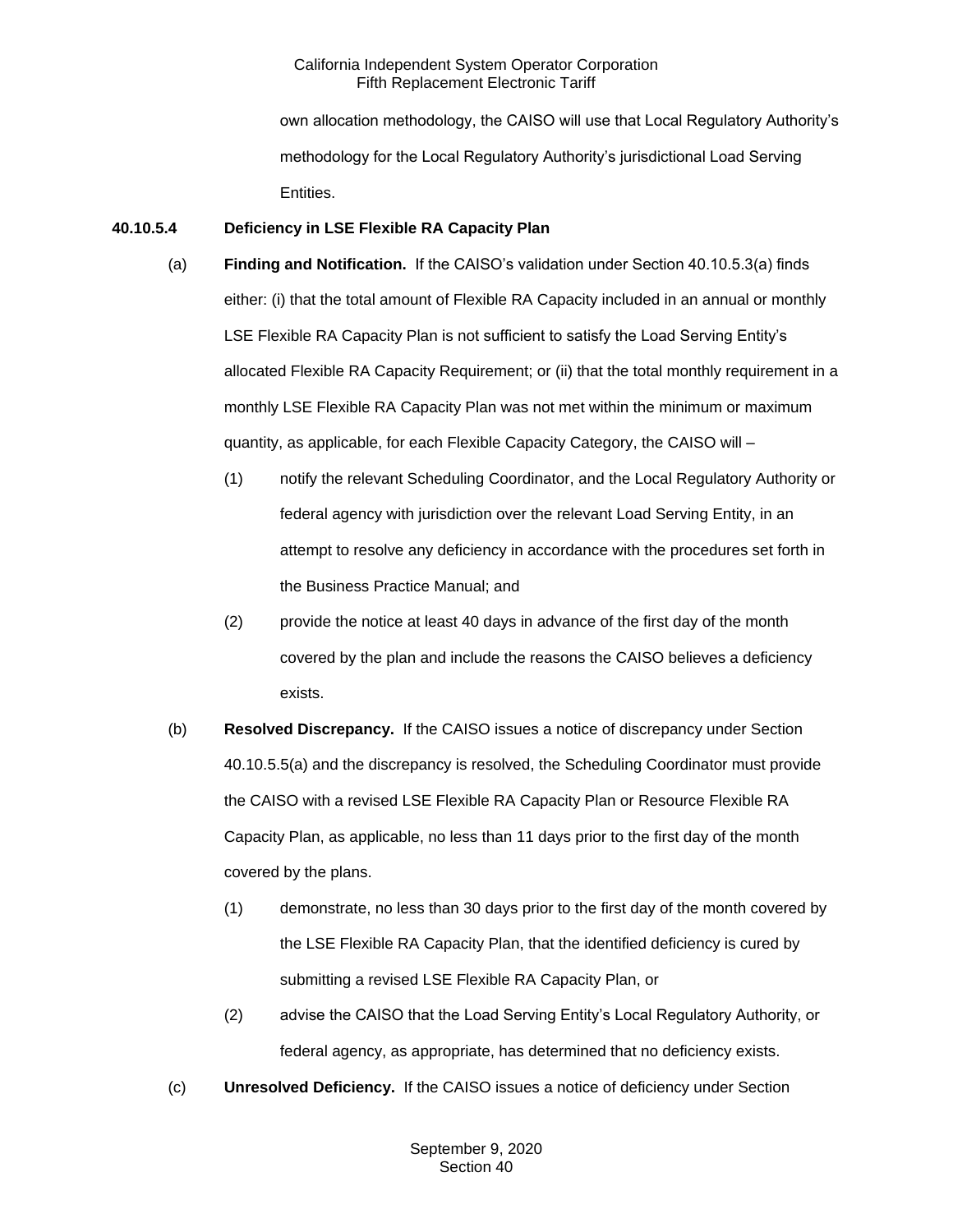own allocation methodology, the CAISO will use that Local Regulatory Authority's methodology for the Local Regulatory Authority's jurisdictional Load Serving Entities.

**40.10.5.4 Deficiency in LSE Flexible RA Capacity Plan**

(a) **Finding and Notification.** If the CAISO's validation under Section 40.10.5.3(a) finds either: (i) that the total amount of Flexible RA Capacity included in an annual or monthly LSE Flexible RA Capacity Plan is not sufficient to satisfy the Load Serving Entity's allocated Flexible RA Capacity Requirement; or (ii) that the total monthly requirement in a monthly LSE Flexible RA Capacity Plan was not met within the minimum or maximum quantity, as applicable, for each Flexible Capacity Category, the CAISO will –

(1) notify the relevant Scheduling Coordinator, and the Local Regulatory Authority or federal agency with jurisdiction over the relevant Load Serving Entity, in an attempt to resolve any deficiency in accordance with the procedures set forth in the Business Practice Manual; and

(2) provide the notice at least 40 days in advance of the first day of the month covered by the plan and include the reasons the CAISO believes a deficiency exists.

(b) **Resolved Discrepancy.** If the CAISO issues a notice of discrepancy under Section 40.10.5.5(a) and the discrepancy is resolved, the Scheduling Coordinator must provide the CAISO with a revised LSE Flexible RA Capacity Plan or Resource Flexible RA Capacity Plan, as applicable, no less than 11 days prior to the first day of the month covered by the plans.

(1) demonstrate, no less than 30 days prior to the first day of the month covered by the LSE Flexible RA Capacity Plan, that the identified deficiency is cured by submitting a revised LSE Flexible RA Capacity Plan, or

(2) advise the CAISO that the Load Serving Entity's Local Regulatory Authority, or federal agency, as appropriate, has determined that no deficiency exists.

(c) **Unresolved Deficiency.** If the CAISO issues a notice of deficiency under Section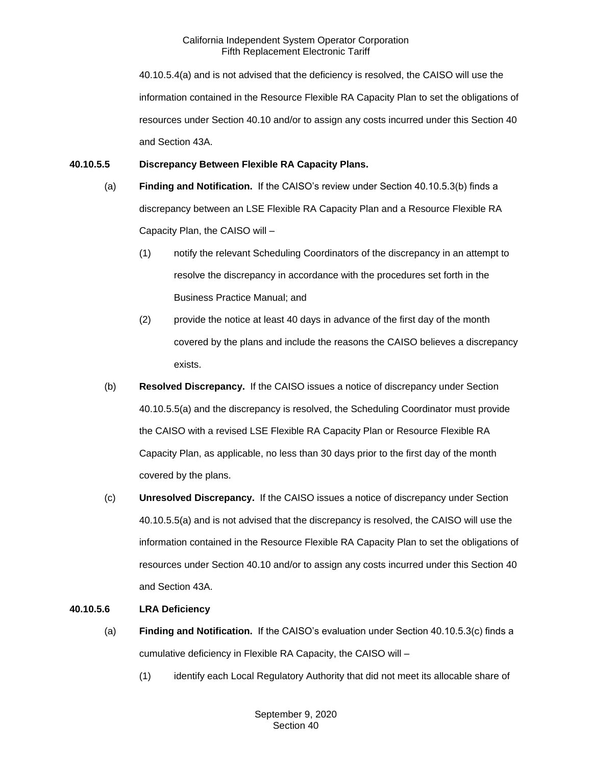40.10.5.4(a) and is not advised that the deficiency is resolved, the CAISO will use the information contained in the Resource Flexible RA Capacity Plan to set the obligations of resources under Section 40.10 and/or to assign any costs incurred under this Section 40 and Section 43A.

**40.10.5.5 Discrepancy Between Flexible RA Capacity Plans.**

(a) **Finding and Notification.** If the CAISO's review under Section 40.10.5.3(b) finds a discrepancy between an LSE Flexible RA Capacity Plan and a Resource Flexible RA Capacity Plan, the CAISO will –

(1) notify the relevant Scheduling Coordinators of the discrepancy in an attempt to resolve the discrepancy in accordance with the procedures set forth in the Business Practice Manual; and

(2) provide the notice at least 40 days in advance of the first day of the month covered by the plans and include the reasons the CAISO believes a discrepancy exists.

(b) **Resolved Discrepancy.** If the CAISO issues a notice of discrepancy under Section 40.10.5.5(a) and the discrepancy is resolved, the Scheduling Coordinator must provide the CAISO with a revised LSE Flexible RA Capacity Plan or Resource Flexible RA Capacity Plan, as applicable, no less than 30 days prior to the first day of the month covered by the plans.

(c) **Unresolved Discrepancy.** If the CAISO issues a notice of discrepancy under Section 40.10.5.5(a) and is not advised that the discrepancy is resolved, the CAISO will use the information contained in the Resource Flexible RA Capacity Plan to set the obligations of resources under Section 40.10 and/or to assign any costs incurred under this Section 40 and Section 43A.

**40.10.5.6 LRA Deficiency**

(a) **Finding and Notification.** If the CAISO's evaluation under Section 40.10.5.3(c) finds a cumulative deficiency in Flexible RA Capacity, the CAISO will –

(1) identify each Local Regulatory Authority that did not meet its allocable share of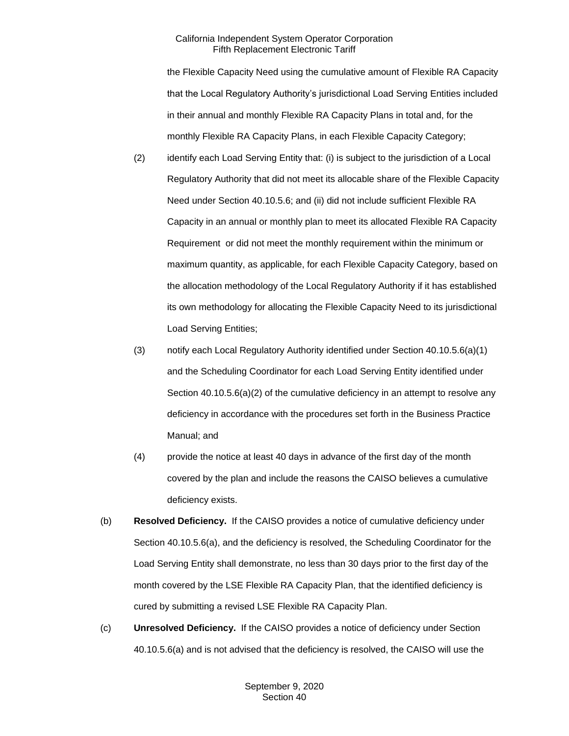the Flexible Capacity Need using the cumulative amount of Flexible RA Capacity that the Local Regulatory Authority's jurisdictional Load Serving Entities included in their annual and monthly Flexible RA Capacity Plans in total and, for the monthly Flexible RA Capacity Plans, in each Flexible Capacity Category;

(2) identify each Load Serving Entity that: (i) is subject to the jurisdiction of a Local Regulatory Authority that did not meet its allocable share of the Flexible Capacity Need under Section 40.10.5.6; and (ii) did not include sufficient Flexible RA Capacity in an annual or monthly plan to meet its allocated Flexible RA Capacity Requirement or did not meet the monthly requirement within the minimum or maximum quantity, as applicable, for each Flexible Capacity Category, based on the allocation methodology of the Local Regulatory Authority if it has established its own methodology for allocating the Flexible Capacity Need to its jurisdictional Load Serving Entities;

(3) notify each Local Regulatory Authority identified under Section 40.10.5.6(a)(1) and the Scheduling Coordinator for each Load Serving Entity identified under Section 40.10.5.6(a)(2) of the cumulative deficiency in an attempt to resolve any deficiency in accordance with the procedures set forth in the Business Practice Manual; and

(4) provide the notice at least 40 days in advance of the first day of the month covered by the plan and include the reasons the CAISO believes a cumulative deficiency exists.

(b) **Resolved Deficiency.** If the CAISO provides a notice of cumulative deficiency under Section 40.10.5.6(a), and the deficiency is resolved, the Scheduling Coordinator for the Load Serving Entity shall demonstrate, no less than 30 days prior to the first day of the month covered by the LSE Flexible RA Capacity Plan, that the identified deficiency is cured by submitting a revised LSE Flexible RA Capacity Plan.

(c) **Unresolved Deficiency.** If the CAISO provides a notice of deficiency under Section 40.10.5.6(a) and is not advised that the deficiency is resolved, the CAISO will use the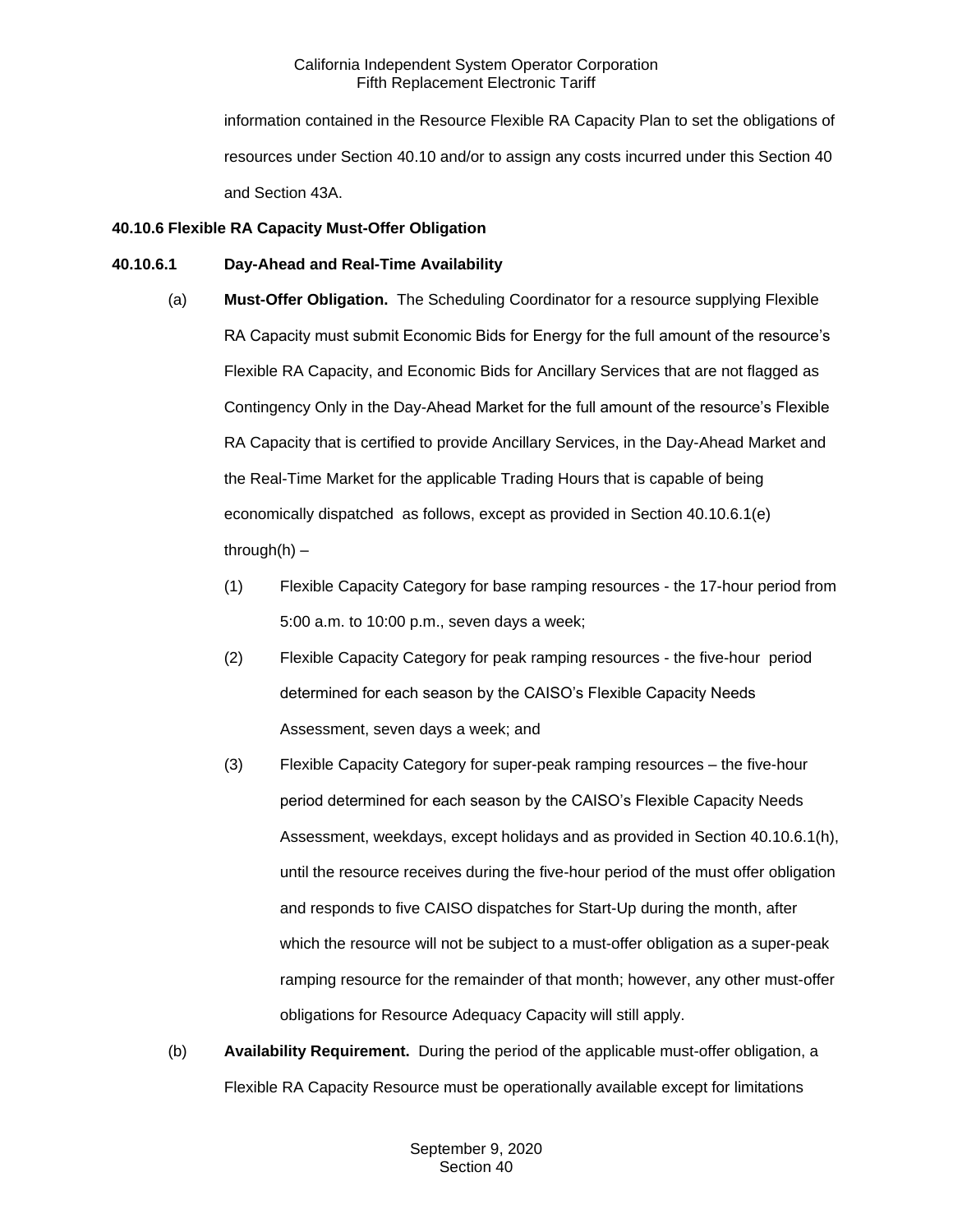information contained in the Resource Flexible RA Capacity Plan to set the obligations of resources under Section 40.10 and/or to assign any costs incurred under this Section 40 and Section 43A.

**40.10.6 Flexible RA Capacity Must-Offer Obligation**

**40.10.6.1 Day-Ahead and Real-Time Availability**

(a) **Must-Offer Obligation.** The Scheduling Coordinator for a resource supplying Flexible RA Capacity must submit Economic Bids for Energy for the full amount of the resource's Flexible RA Capacity, and Economic Bids for Ancillary Services that are not flagged as Contingency Only in the Day-Ahead Market for the full amount of the resource's Flexible RA Capacity that is certified to provide Ancillary Services, in the Day-Ahead Market and the Real-Time Market for the applicable Trading Hours that is capable of being economically dispatched as follows, except as provided in Section 40.10.6.1(e) through(h) –

(1) Flexible Capacity Category for base ramping resources - the 17-hour period from 5:00 a.m. to 10:00 p.m., seven days a week;

(2) Flexible Capacity Category for peak ramping resources - the five-hour period determined for each season by the CAISO's Flexible Capacity Needs Assessment, seven days a week; and

(3) Flexible Capacity Category for super-peak ramping resources – the five-hour period determined for each season by the CAISO's Flexible Capacity Needs Assessment, weekdays, except holidays and as provided in Section 40.10.6.1(h), until the resource receives during the five-hour period of the must offer obligation and responds to five CAISO dispatches for Start-Up during the month, after which the resource will not be subject to a must-offer obligation as a super-peak ramping resource for the remainder of that month; however, any other must-offer obligations for Resource Adequacy Capacity will still apply.

(b) **Availability Requirement.** During the period of the applicable must-offer obligation, a Flexible RA Capacity Resource must be operationally available except for limitations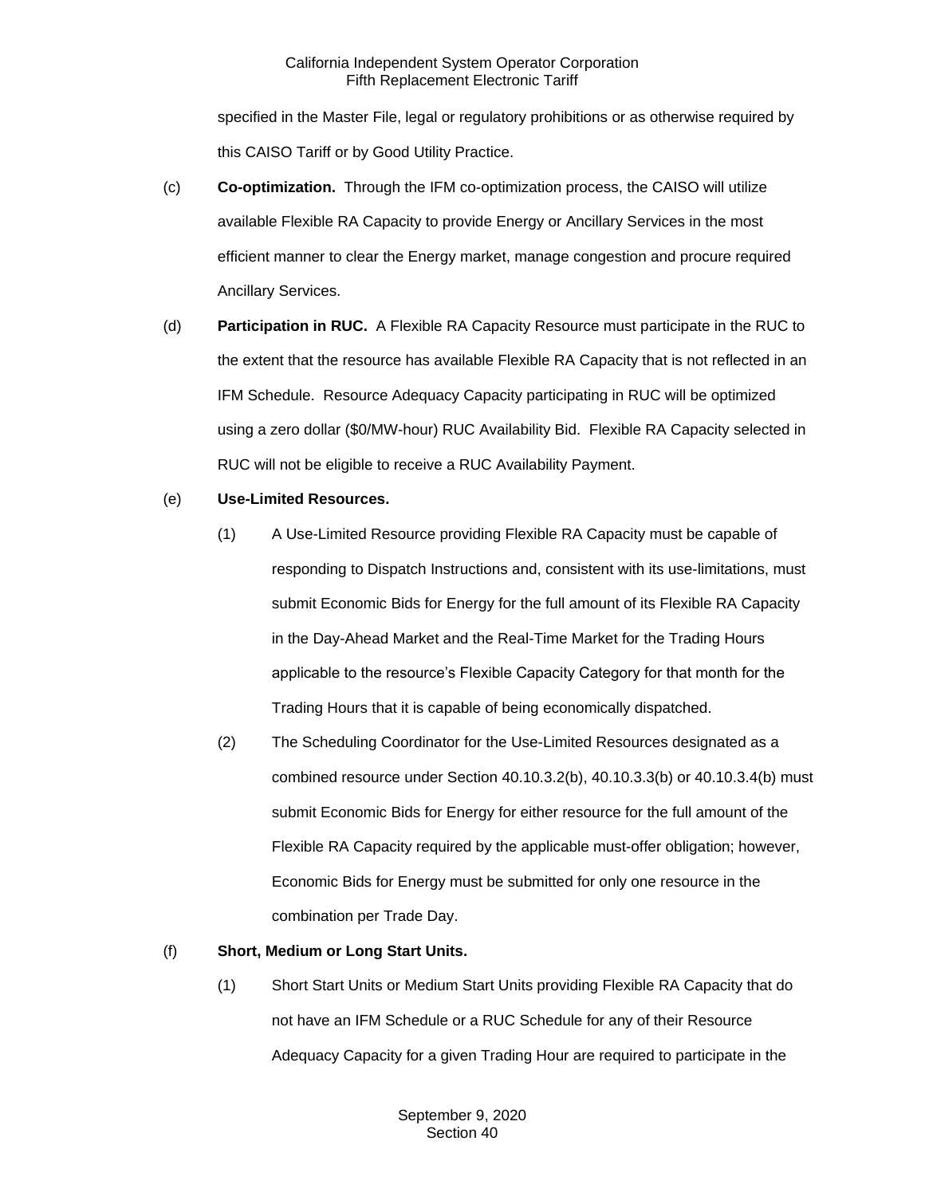specified in the Master File, legal or regulatory prohibitions or as otherwise required by this CAISO Tariff or by Good Utility Practice.

(c) **Co-optimization.** Through the IFM co-optimization process, the CAISO will utilize available Flexible RA Capacity to provide Energy or Ancillary Services in the most efficient manner to clear the Energy market, manage congestion and procure required Ancillary Services.

(d) **Participation in RUC.** A Flexible RA Capacity Resource must participate in the RUC to the extent that the resource has available Flexible RA Capacity that is not reflected in an IFM Schedule. Resource Adequacy Capacity participating in RUC will be optimized using a zero dollar ($0/MW-hour) RUC Availability Bid. Flexible RA Capacity selected in RUC will not be eligible to receive a RUC Availability Payment.

(e) **Use-Limited Resources.**

(1) A Use-Limited Resource providing Flexible RA Capacity must be capable of responding to Dispatch Instructions and, consistent with its use-limitations, must submit Economic Bids for Energy for the full amount of its Flexible RA Capacity in the Day-Ahead Market and the Real-Time Market for the Trading Hours applicable to the resource's Flexible Capacity Category for that month for the Trading Hours that it is capable of being economically dispatched.

(2) The Scheduling Coordinator for the Use-Limited Resources designated as a combined resource under Section 40.10.3.2(b), 40.10.3.3(b) or 40.10.3.4(b) must submit Economic Bids for Energy for either resource for the full amount of the Flexible RA Capacity required by the applicable must-offer obligation; however, Economic Bids for Energy must be submitted for only one resource in the combination per Trade Day.

(f) **Short, Medium or Long Start Units.**

(1) Short Start Units or Medium Start Units providing Flexible RA Capacity that do not have an IFM Schedule or a RUC Schedule for any of their Resource Adequacy Capacity for a given Trading Hour are required to participate in the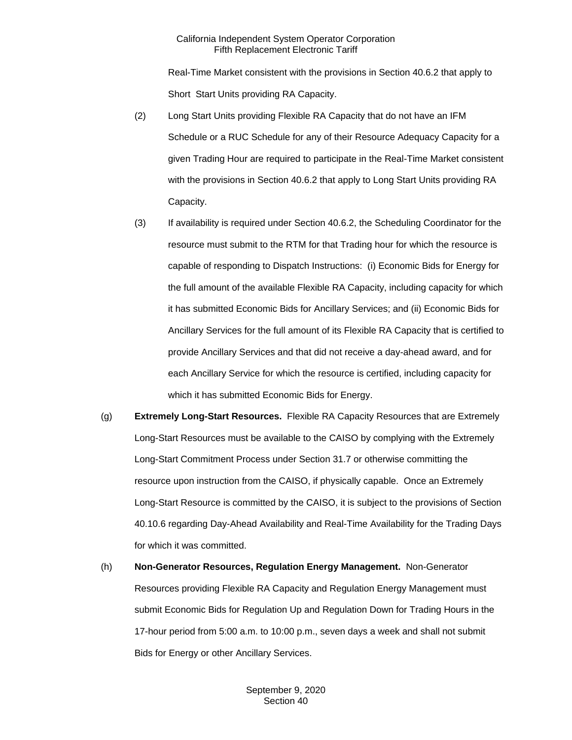Real-Time Market consistent with the provisions in Section 40.6.2 that apply to Short Start Units providing RA Capacity.

(2) Long Start Units providing Flexible RA Capacity that do not have an IFM Schedule or a RUC Schedule for any of their Resource Adequacy Capacity for a given Trading Hour are required to participate in the Real-Time Market consistent with the provisions in Section 40.6.2 that apply to Long Start Units providing RA Capacity.

(3) If availability is required under Section 40.6.2, the Scheduling Coordinator for the resource must submit to the RTM for that Trading hour for which the resource is capable of responding to Dispatch Instructions: (i) Economic Bids for Energy for the full amount of the available Flexible RA Capacity, including capacity for which it has submitted Economic Bids for Ancillary Services; and (ii) Economic Bids for Ancillary Services for the full amount of its Flexible RA Capacity that is certified to provide Ancillary Services and that did not receive a day-ahead award, and for each Ancillary Service for which the resource is certified, including capacity for which it has submitted Economic Bids for Energy.

(g) **Extremely Long-Start Resources.** Flexible RA Capacity Resources that are Extremely Long-Start Resources must be available to the CAISO by complying with the Extremely Long-Start Commitment Process under Section 31.7 or otherwise committing the resource upon instruction from the CAISO, if physically capable. Once an Extremely Long-Start Resource is committed by the CAISO, it is subject to the provisions of Section 40.10.6 regarding Day-Ahead Availability and Real-Time Availability for the Trading Days for which it was committed.

(h) **Non-Generator Resources, Regulation Energy Management.** Non-Generator Resources providing Flexible RA Capacity and Regulation Energy Management must submit Economic Bids for Regulation Up and Regulation Down for Trading Hours in the 17-hour period from 5:00 a.m. to 10:00 p.m., seven days a week and shall not submit Bids for Energy or other Ancillary Services.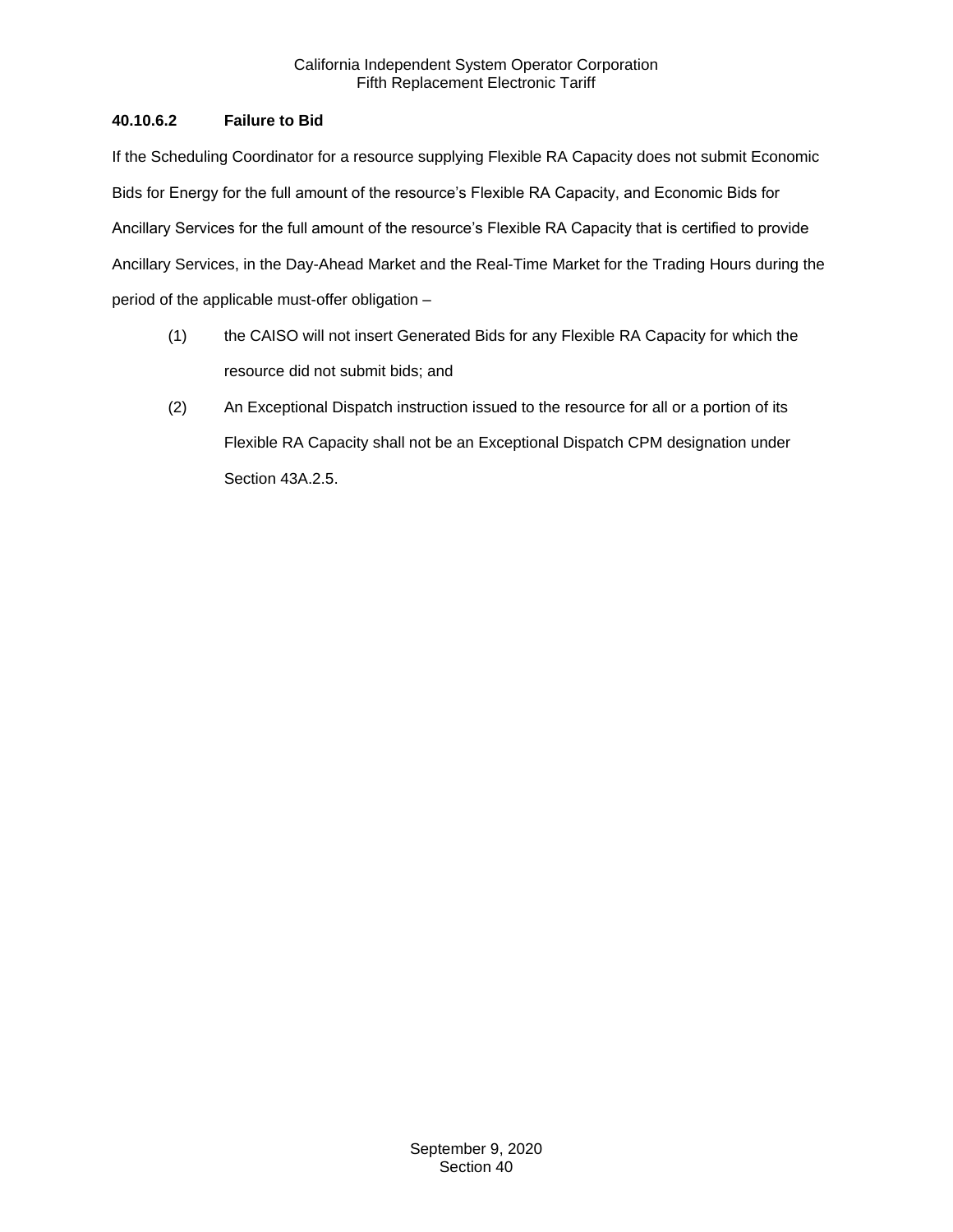### 40.10.6.2 Failure to Bid

If the Scheduling Coordinator for a resource supplying Flexible RA Capacity does not submit Economic Bids for Energy for the full amount of the resource's Flexible RA Capacity, and Economic Bids for Ancillary Services for the full amount of the resource's Flexible RA Capacity that is certified to provide Ancillary Services, in the Day-Ahead Market and the Real-Time Market for the Trading Hours during the period of the applicable must-offer obligation –

(1) the CAISO will not insert Generated Bids for any Flexible RA Capacity for which the resource did not submit bids; and

(2) An Exceptional Dispatch instruction issued to the resource for all or a portion of its Flexible RA Capacity shall not be an Exceptional Dispatch CPM designation under Section 43A.2.5.